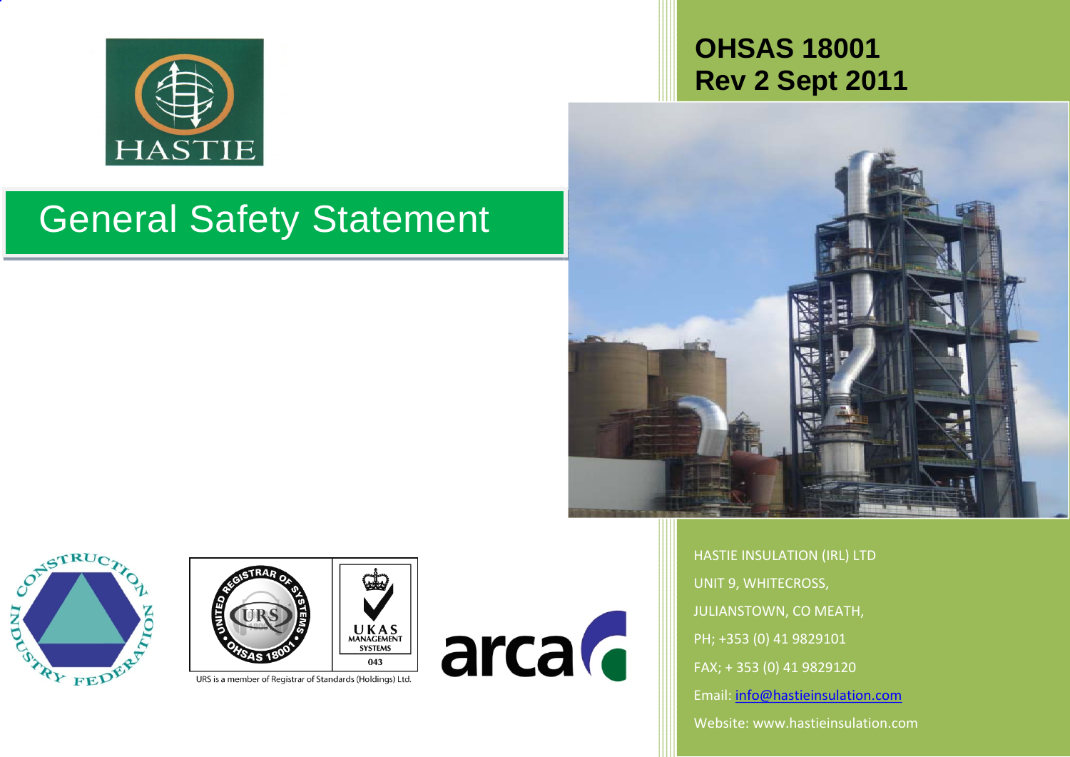# General Safety Statement

**OHSAS 18001**
**Rev 2 Sept 2011**

HASTIE INSULATION (IRL) LTD
UNIT 9, WHITECROSS,
JULIANSTOWN, CO MEATH,
PH; +353 (0) 41 9829101
FAX; + 353 (0) 41 9829120
Email: info@hastieinsulation.com
Website: www.hastieinsulation.com

URS is a member of Registrar of Standards (Holdings) Ltd.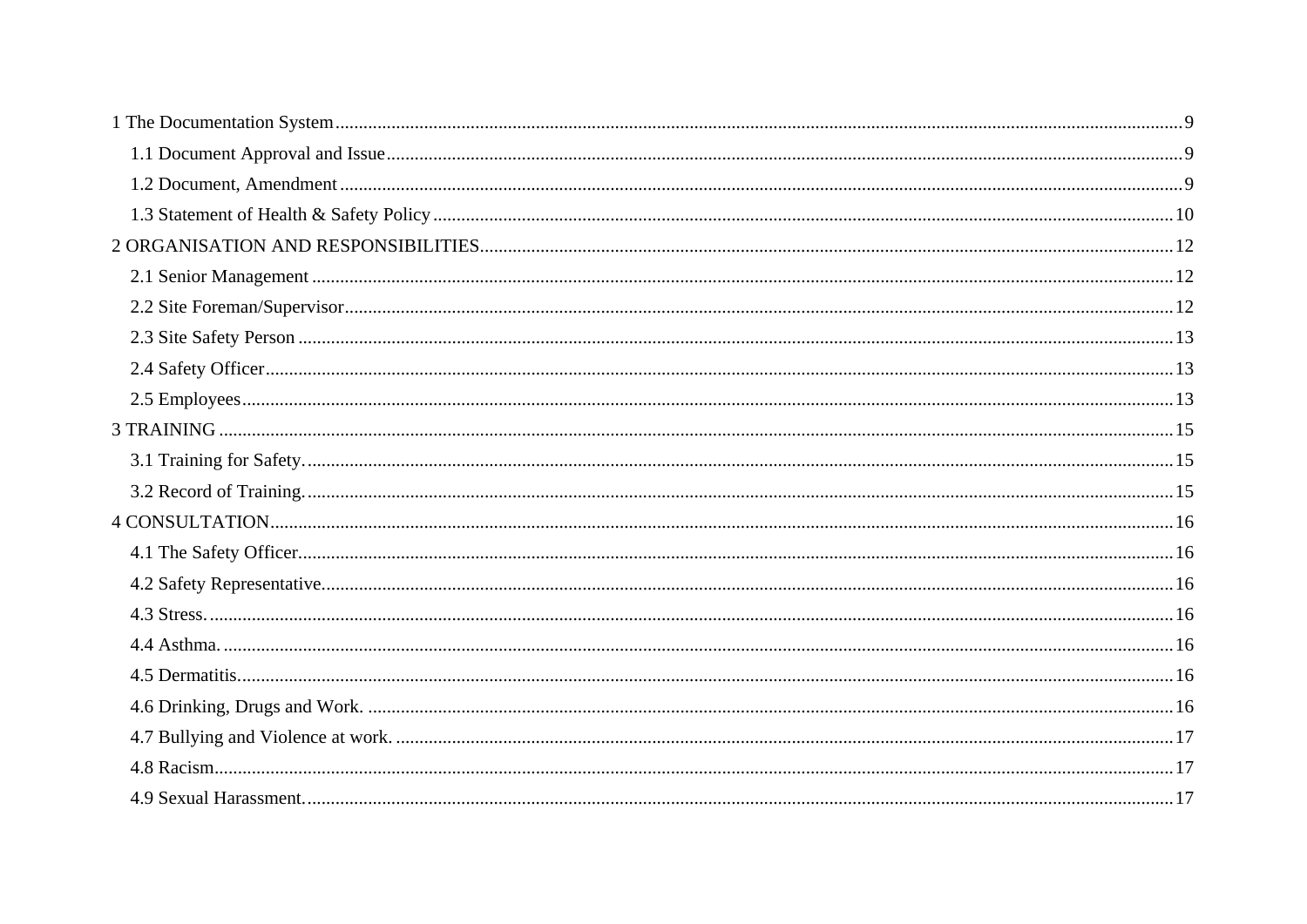1 The Documentation System ........................................................ 9

 1.1 Document Approval and Issue ........................................................ 9

 1.2 Document, Amendment ........................................................ 9

 1.3 Statement of Health & Safety Policy ........................................................ 10

2 ORGANISATION AND RESPONSIBILITIES ........................................................ 12

 2.1 Senior Management ........................................................ 12

 2.2 Site Foreman/Supervisor ........................................................ 12

 2.3 Site Safety Person ........................................................ 13

 2.4 Safety Officer ........................................................ 13

 2.5 Employees ........................................................ 13

3 TRAINING ........................................................ 15

 3.1 Training for Safety. ........................................................ 15

 3.2 Record of Training. ........................................................ 15

4 CONSULTATION ........................................................ 16

 4.1 The Safety Officer. ........................................................ 16

 4.2 Safety Representative. ........................................................ 16

 4.3 Stress. ........................................................ 16

 4.4 Asthma. ........................................................ 16

 4.5 Dermatitis. ........................................................ 16

 4.6 Drinking, Drugs and Work. ........................................................ 16

 4.7 Bullying and Violence at work. ........................................................ 17

 4.8 Racism ........................................................ 17

 4.9 Sexual Harassment. ........................................................ 17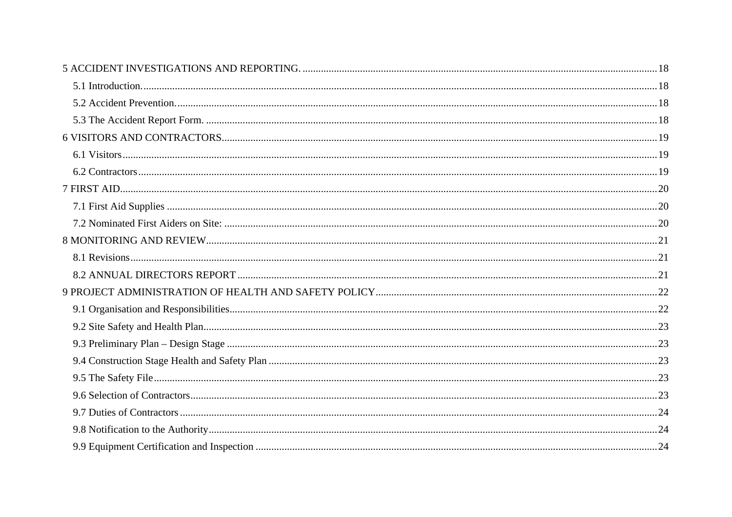5 ACCIDENT INVESTIGATIONS AND REPORTING. ..... 18

5.1 Introduction. ..... 18

5.2 Accident Prevention. ..... 18

5.3 The Accident Report Form. ..... 18

6 VISITORS AND CONTRACTORS ..... 19

6.1 Visitors ..... 19

6.2 Contractors ..... 19

7 FIRST AID ..... 20

7.1 First Aid Supplies ..... 20

7.2 Nominated First Aiders on Site: ..... 20

8 MONITORING AND REVIEW ..... 21

8.1 Revisions ..... 21

8.2 ANNUAL DIRECTORS REPORT ..... 21

9 PROJECT ADMINISTRATION OF HEALTH AND SAFETY POLICY ..... 22

9.1 Organisation and Responsibilities ..... 22

9.2 Site Safety and Health Plan ..... 23

9.3 Preliminary Plan – Design Stage ..... 23

9.4 Construction Stage Health and Safety Plan ..... 23

9.5 The Safety File ..... 23

9.6 Selection of Contractors ..... 23

9.7 Duties of Contractors ..... 24

9.8 Notification to the Authority ..... 24

9.9 Equipment Certification and Inspection ..... 24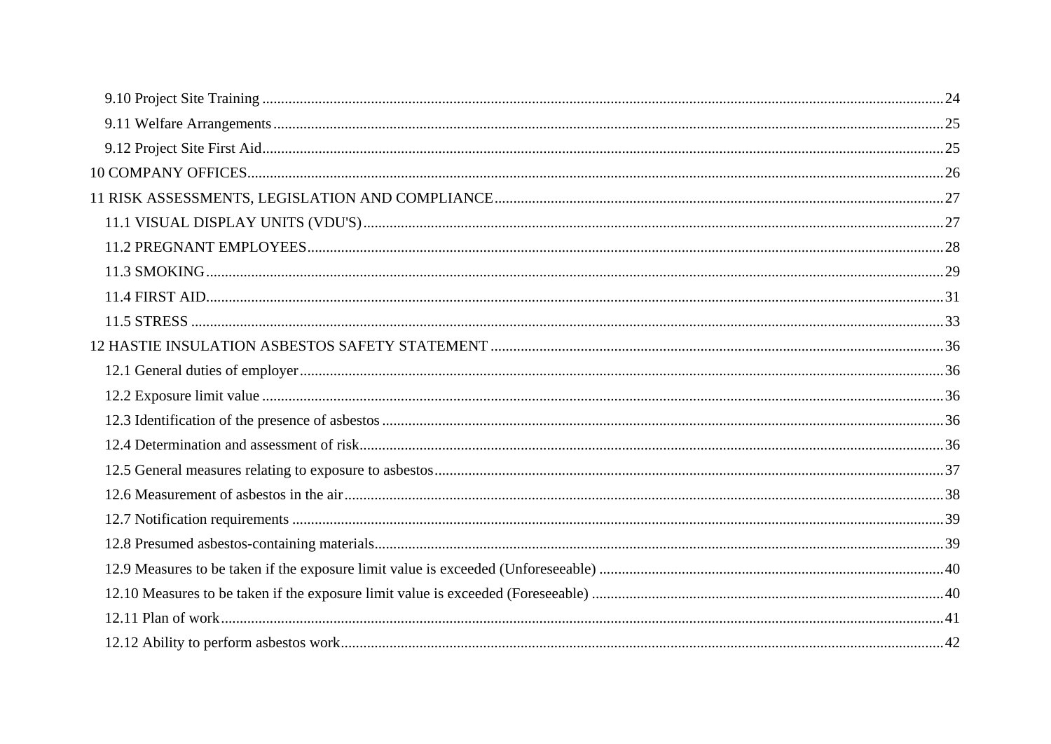9.10 Project Site Training ........................................................................................................................................................ 24

9.11 Welfare Arrangements ........................................................................................................................................................ 25

9.12 Project Site First Aid ........................................................................................................................................................ 25

10 COMPANY OFFICES ........................................................................................................................................................ 26

11 RISK ASSESSMENTS, LEGISLATION AND COMPLIANCE ........................................................................................................................................................ 27

11.1 VISUAL DISPLAY UNITS (VDU'S) ........................................................................................................................................................ 27

11.2 PREGNANT EMPLOYEES ........................................................................................................................................................ 28

11.3 SMOKING ........................................................................................................................................................ 29

11.4 FIRST AID ........................................................................................................................................................ 31

11.5 STRESS ........................................................................................................................................................ 33

12 HASTIE INSULATION ASBESTOS SAFETY STATEMENT ........................................................................................................................................................ 36

12.1 General duties of employer ........................................................................................................................................................ 36

12.2 Exposure limit value ........................................................................................................................................................ 36

12.3 Identification of the presence of asbestos ........................................................................................................................................................ 36

12.4 Determination and assessment of risk ........................................................................................................................................................ 36

12.5 General measures relating to exposure to asbestos ........................................................................................................................................................ 37

12.6 Measurement of asbestos in the air ........................................................................................................................................................ 38

12.7 Notification requirements ........................................................................................................................................................ 39

12.8 Presumed asbestos-containing materials ........................................................................................................................................................ 39

12.9 Measures to be taken if the exposure limit value is exceeded (Unforeseeable) ........................................................................................................................................................ 40

12.10 Measures to be taken if the exposure limit value is exceeded (Foreseeable) ........................................................................................................................................................ 40

12.11 Plan of work ........................................................................................................................................................ 41

12.12 Ability to perform asbestos work ........................................................................................................................................................ 42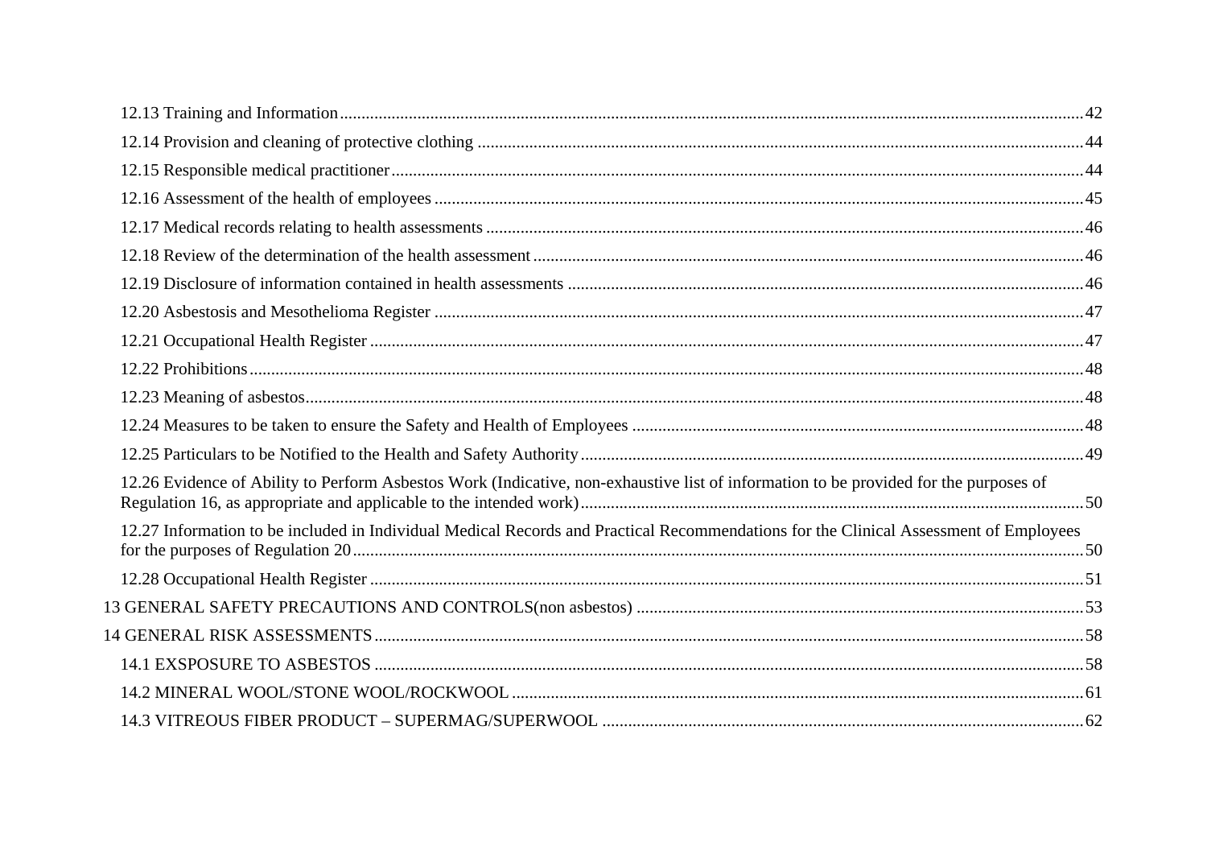12.13 Training and Information ..... 42

12.14 Provision and cleaning of protective clothing ..... 44

12.15 Responsible medical practitioner ..... 44

12.16 Assessment of the health of employees ..... 45

12.17 Medical records relating to health assessments ..... 46

12.18 Review of the determination of the health assessment ..... 46

12.19 Disclosure of information contained in health assessments ..... 46

12.20 Asbestosis and Mesothelioma Register ..... 47

12.21 Occupational Health Register ..... 47

12.22 Prohibitions ..... 48

12.23 Meaning of asbestos ..... 48

12.24 Measures to be taken to ensure the Safety and Health of Employees ..... 48

12.25 Particulars to be Notified to the Health and Safety Authority ..... 49

12.26 Evidence of Ability to Perform Asbestos Work (Indicative, non-exhaustive list of information to be provided for the purposes of Regulation 16, as appropriate and applicable to the intended work) ..... 50

12.27 Information to be included in Individual Medical Records and Practical Recommendations for the Clinical Assessment of Employees for the purposes of Regulation 20 ..... 50

12.28 Occupational Health Register ..... 51

13 GENERAL SAFETY PRECAUTIONS AND CONTROLS(non asbestos) ..... 53

14 GENERAL RISK ASSESSMENTS ..... 58

14.1 EXSPOSURE TO ASBESTOS ..... 58

14.2 MINERAL WOOL/STONE WOOL/ROCKWOOL ..... 61

14.3 VITREOUS FIBER PRODUCT – SUPERMAG/SUPERWOOL ..... 62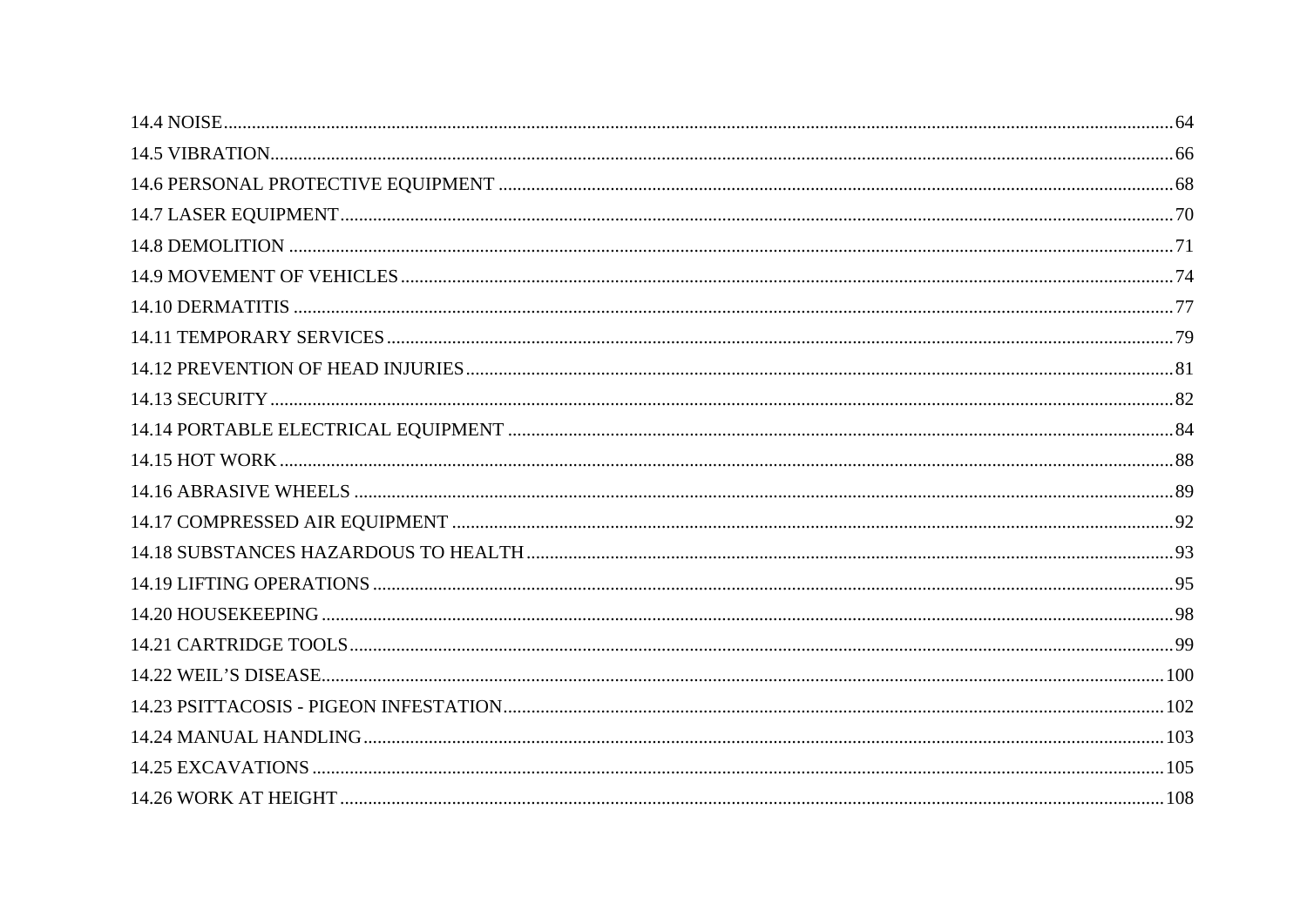14.4 NOISE ..... 64
14.5 VIBRATION ..... 66
14.6 PERSONAL PROTECTIVE EQUIPMENT ..... 68
14.7 LASER EQUIPMENT ..... 70
14.8 DEMOLITION ..... 71
14.9 MOVEMENT OF VEHICLES ..... 74
14.10 DERMATITIS ..... 77
14.11 TEMPORARY SERVICES ..... 79
14.12 PREVENTION OF HEAD INJURIES ..... 81
14.13 SECURITY ..... 82
14.14 PORTABLE ELECTRICAL EQUIPMENT ..... 84
14.15 HOT WORK ..... 88
14.16 ABRASIVE WHEELS ..... 89
14.17 COMPRESSED AIR EQUIPMENT ..... 92
14.18 SUBSTANCES HAZARDOUS TO HEALTH ..... 93
14.19 LIFTING OPERATIONS ..... 95
14.20 HOUSEKEEPING ..... 98
14.21 CARTRIDGE TOOLS ..... 99
14.22 WEIL'S DISEASE ..... 100
14.23 PSITTACOSIS - PIGEON INFESTATION ..... 102
14.24 MANUAL HANDLING ..... 103
14.25 EXCAVATIONS ..... 105
14.26 WORK AT HEIGHT ..... 108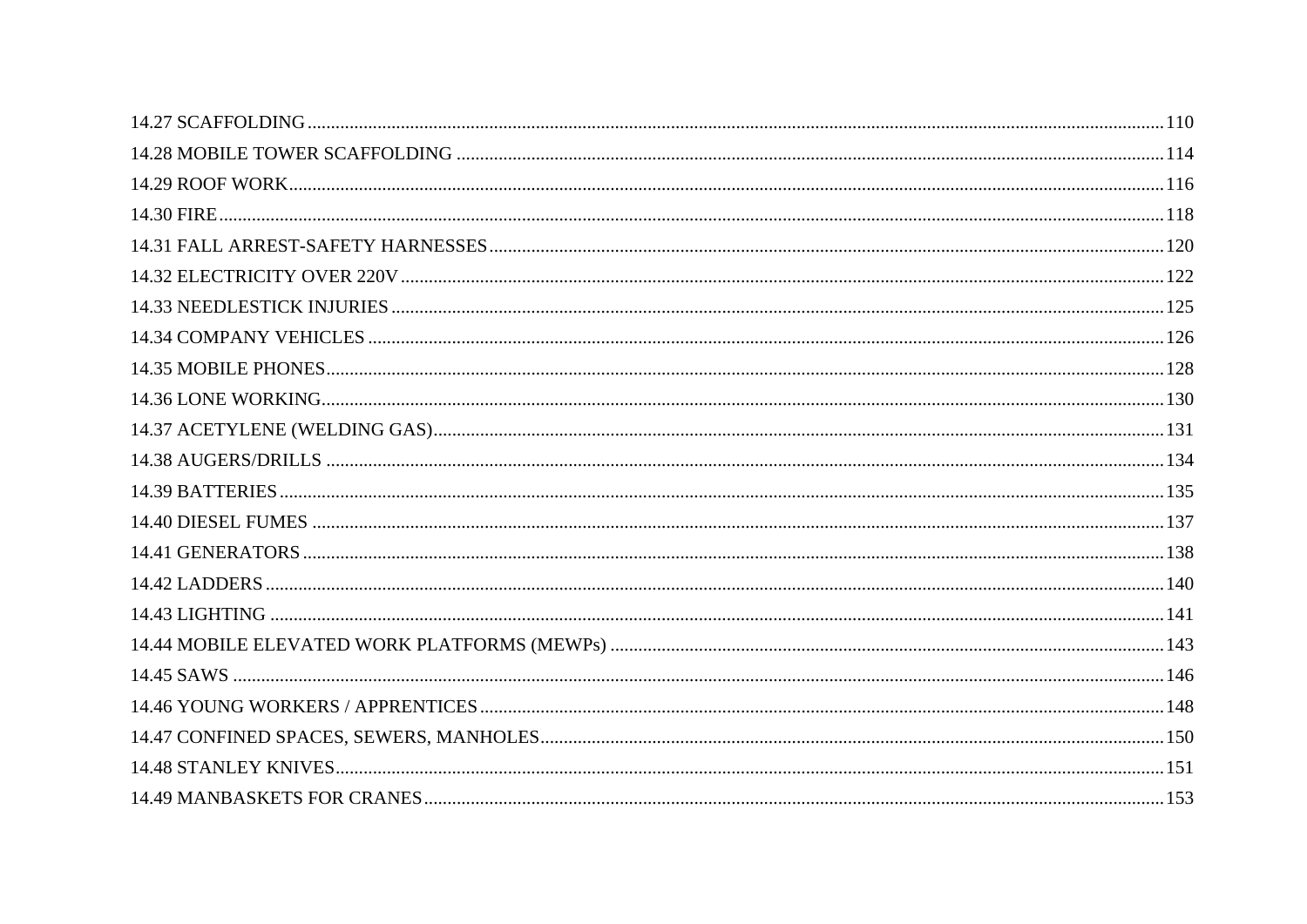14.27 SCAFFOLDING ........................................................................................................................................... 110
14.28 MOBILE TOWER SCAFFOLDING ........................................................................................................ 114
14.29 ROOF WORK ....................................................................................................................................... 116
14.30 FIRE ..................................................................................................................................................... 118
14.31 FALL ARREST-SAFETY HARNESSES ................................................................................................ 120
14.32 ELECTRICITY OVER 220V ................................................................................................................. 122
14.33 NEEDLESTICK INJURIES ................................................................................................................... 125
14.34 COMPANY VEHICLES ........................................................................................................................ 126
14.35 MOBILE PHONES ................................................................................................................................ 128
14.36 LONE WORKING ................................................................................................................................. 130
14.37 ACETYLENE (WELDING GAS) ............................................................................................................ 131
14.38 AUGERS/DRILLS ................................................................................................................................ 134
14.39 BATTERIES ......................................................................................................................................... 135
14.40 DIESEL FUMES ................................................................................................................................... 137
14.41 GENERATORS ..................................................................................................................................... 138
14.42 LADDERS ............................................................................................................................................ 140
14.43 LIGHTING ............................................................................................................................................ 141
14.44 MOBILE ELEVATED WORK PLATFORMS (MEWPs) ........................................................................... 143
14.45 SAWS ................................................................................................................................................... 146
14.46 YOUNG WORKERS / APPRENTICES ................................................................................................. 148
14.47 CONFINED SPACES, SEWERS, MANHOLES ...................................................................................... 150
14.48 STANLEY KNIVES ............................................................................................................................... 151
14.49 MANBASKETS FOR CRANES .............................................................................................................. 153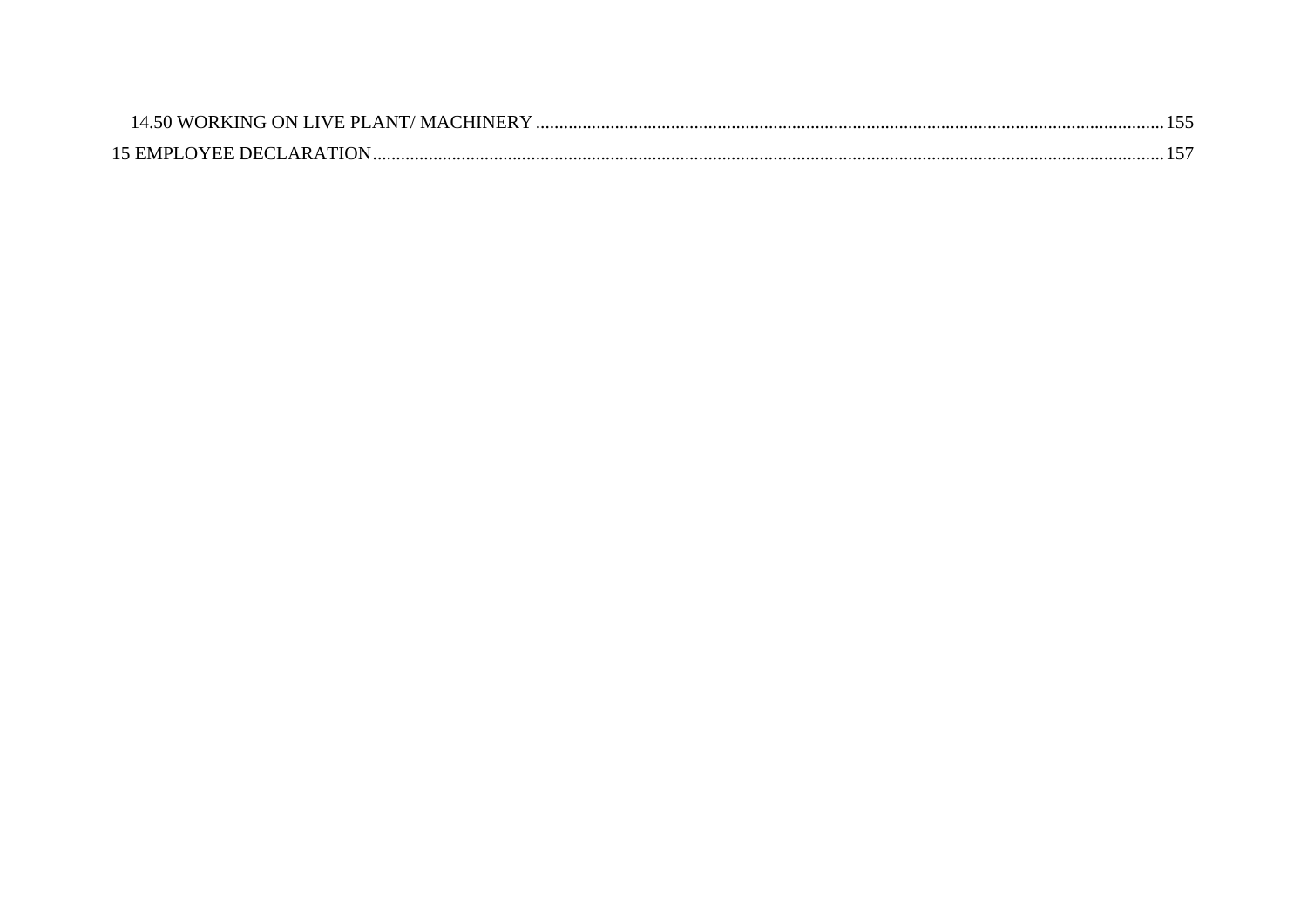14.50 WORKING ON LIVE PLANT/ MACHINERY ........................................................................................................................................155

15 EMPLOYEE DECLARATION..........................................................................................................................................................157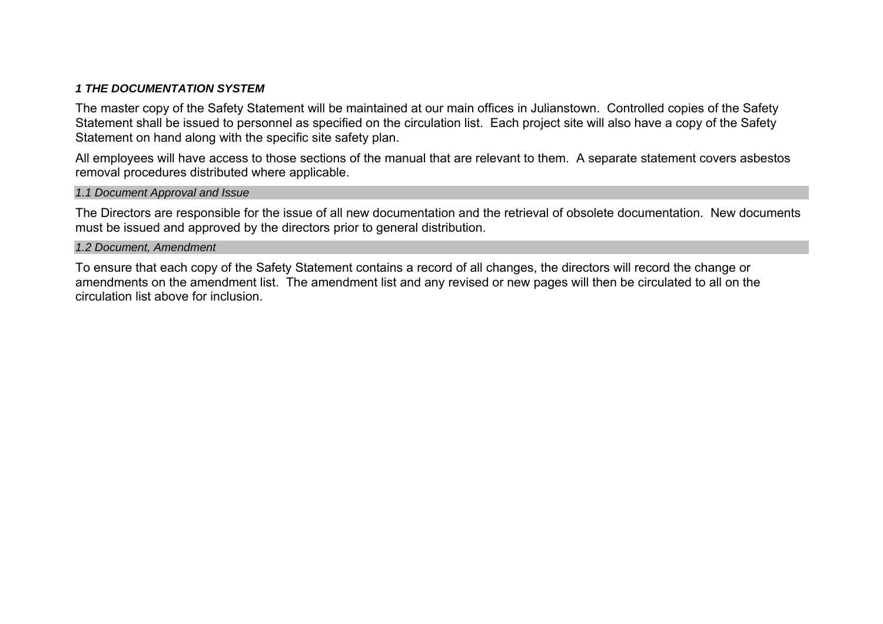## ***1 THE DOCUMENTATION SYSTEM***

The master copy of the Safety Statement will be maintained at our main offices in Julianstown. Controlled copies of the Safety Statement shall be issued to personnel as specified on the circulation list. Each project site will also have a copy of the Safety Statement on hand along with the specific site safety plan.

All employees will have access to those sections of the manual that are relevant to them. A separate statement covers asbestos removal procedures distributed where applicable.

### *1.1 Document Approval and Issue*

The Directors are responsible for the issue of all new documentation and the retrieval of obsolete documentation. New documents must be issued and approved by the directors prior to general distribution.

### *1.2 Document, Amendment*

To ensure that each copy of the Safety Statement contains a record of all changes, the directors will record the change or amendments on the amendment list. The amendment list and any revised or new pages will then be circulated to all on the circulation list above for inclusion.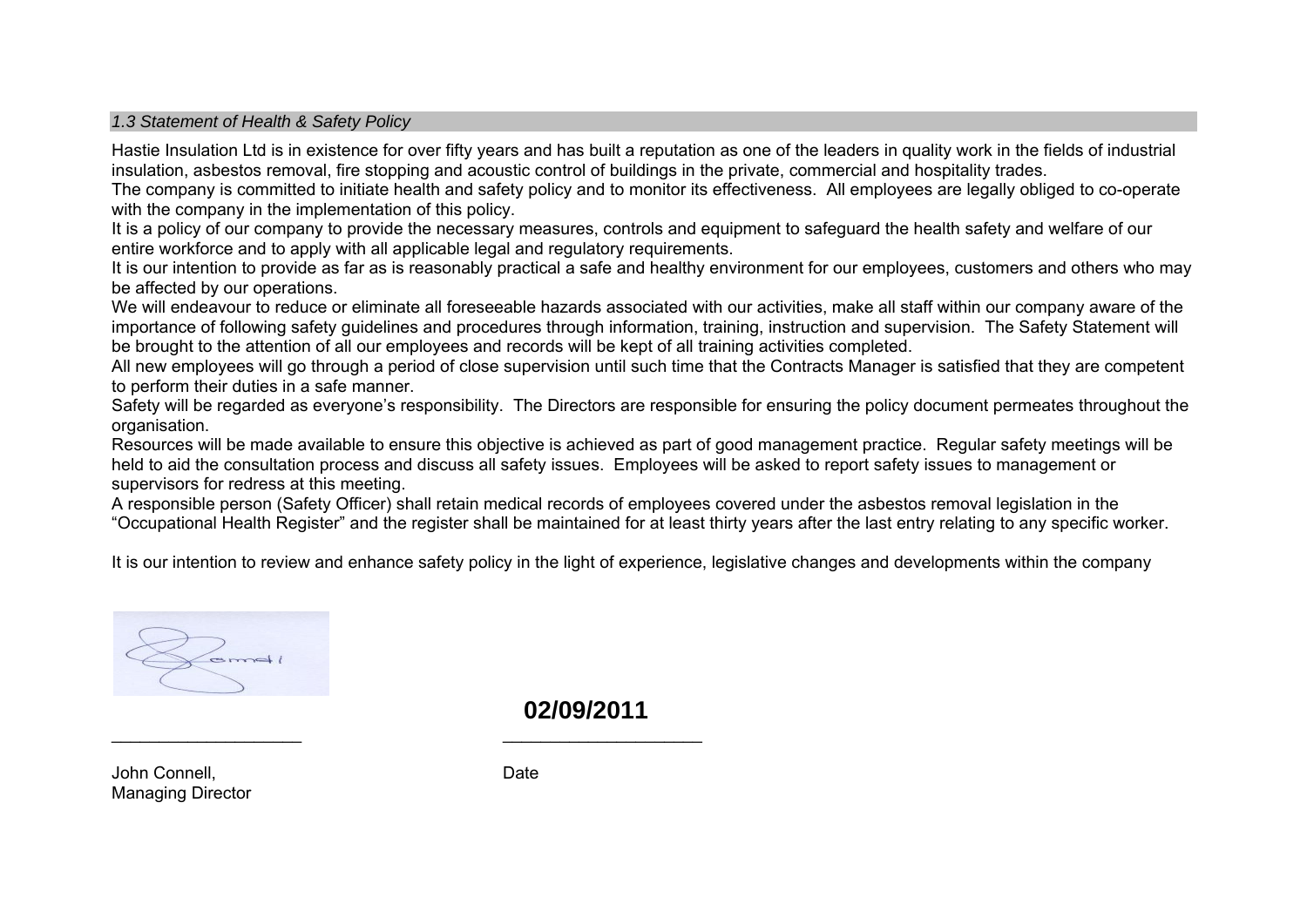*1.3 Statement of Health & Safety Policy*

Hastie Insulation Ltd is in existence for over fifty years and has built a reputation as one of the leaders in quality work in the fields of industrial insulation, asbestos removal, fire stopping and acoustic control of buildings in the private, commercial and hospitality trades.
The company is committed to initiate health and safety policy and to monitor its effectiveness. All employees are legally obliged to co-operate with the company in the implementation of this policy.
It is a policy of our company to provide the necessary measures, controls and equipment to safeguard the health safety and welfare of our entire workforce and to apply with all applicable legal and regulatory requirements.
It is our intention to provide as far as is reasonably practical a safe and healthy environment for our employees, customers and others who may be affected by our operations.
We will endeavour to reduce or eliminate all foreseeable hazards associated with our activities, make all staff within our company aware of the importance of following safety guidelines and procedures through information, training, instruction and supervision. The Safety Statement will be brought to the attention of all our employees and records will be kept of all training activities completed.
All new employees will go through a period of close supervision until such time that the Contracts Manager is satisfied that they are competent to perform their duties in a safe manner.
Safety will be regarded as everyone's responsibility. The Directors are responsible for ensuring the policy document permeates throughout the organisation.
Resources will be made available to ensure this objective is achieved as part of good management practice. Regular safety meetings will be held to aid the consultation process and discuss all safety issues. Employees will be asked to report safety issues to management or supervisors for redress at this meeting.
A responsible person (Safety Officer) shall retain medical records of employees covered under the asbestos removal legislation in the "Occupational Health Register" and the register shall be maintained for at least thirty years after the last entry relating to any specific worker.

It is our intention to review and enhance safety policy in the light of experience, legislative changes and developments within the company

**02/09/2011**

\_\_\_\_\_\_\_\_\_\_\_\_\_\_\_\_\_\_\_\_ \_\_\_\_\_\_\_\_\_\_\_\_\_\_\_\_\_\_\_\_

John Connell,
Managing Director

Date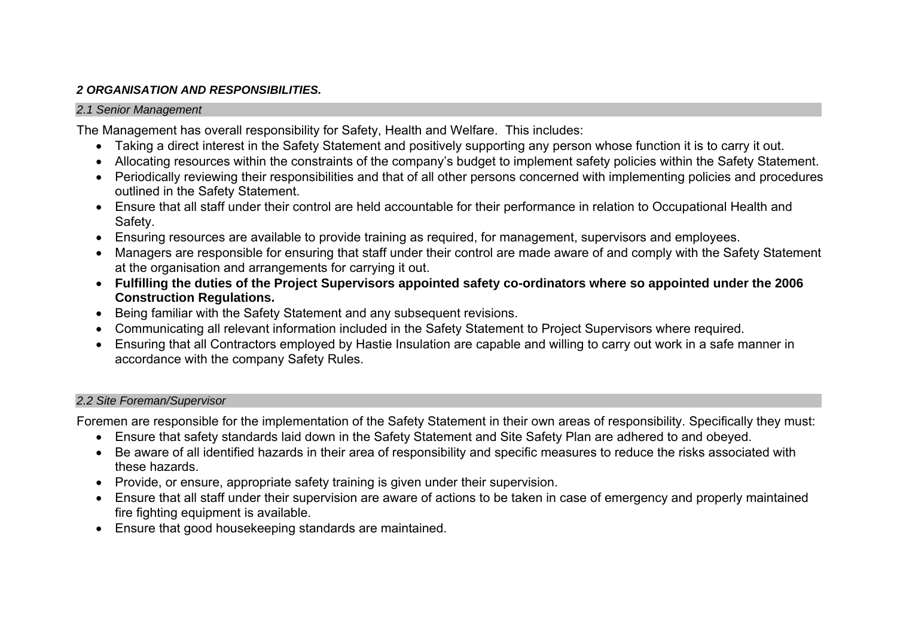## ***2 ORGANISATION AND RESPONSIBILITIES.***

### *2.1 Senior Management*

The Management has overall responsibility for Safety, Health and Welfare. This includes:

- Taking a direct interest in the Safety Statement and positively supporting any person whose function it is to carry it out.
- Allocating resources within the constraints of the company's budget to implement safety policies within the Safety Statement.
- Periodically reviewing their responsibilities and that of all other persons concerned with implementing policies and procedures outlined in the Safety Statement.
- Ensure that all staff under their control are held accountable for their performance in relation to Occupational Health and Safety.
- Ensuring resources are available to provide training as required, for management, supervisors and employees.
- Managers are responsible for ensuring that staff under their control are made aware of and comply with the Safety Statement at the organisation and arrangements for carrying it out.
- **Fulfilling the duties of the Project Supervisors appointed safety co-ordinators where so appointed under the 2006 Construction Regulations.**
- Being familiar with the Safety Statement and any subsequent revisions.
- Communicating all relevant information included in the Safety Statement to Project Supervisors where required.
- Ensuring that all Contractors employed by Hastie Insulation are capable and willing to carry out work in a safe manner in accordance with the company Safety Rules.

### *2.2 Site Foreman/Supervisor*

Foremen are responsible for the implementation of the Safety Statement in their own areas of responsibility. Specifically they must:

- Ensure that safety standards laid down in the Safety Statement and Site Safety Plan are adhered to and obeyed.
- Be aware of all identified hazards in their area of responsibility and specific measures to reduce the risks associated with these hazards.
- Provide, or ensure, appropriate safety training is given under their supervision.
- Ensure that all staff under their supervision are aware of actions to be taken in case of emergency and properly maintained fire fighting equipment is available.
- Ensure that good housekeeping standards are maintained.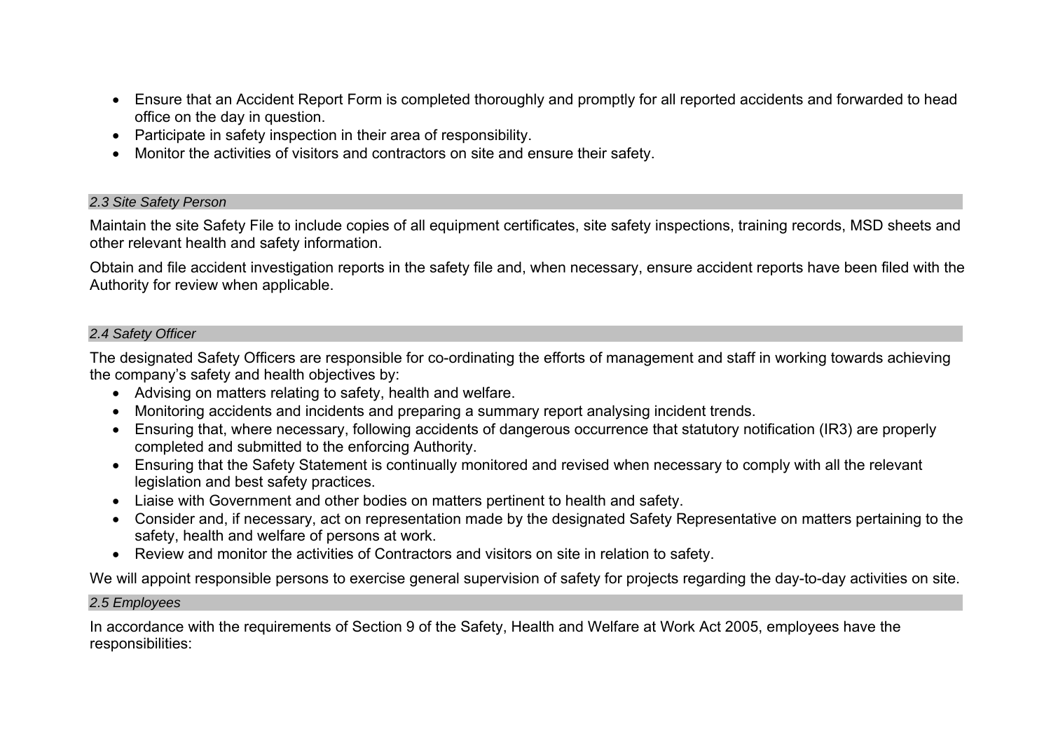- Ensure that an Accident Report Form is completed thoroughly and promptly for all reported accidents and forwarded to head office on the day in question.
- Participate in safety inspection in their area of responsibility.
- Monitor the activities of visitors and contractors on site and ensure their safety.

### *2.3 Site Safety Person*

Maintain the site Safety File to include copies of all equipment certificates, site safety inspections, training records, MSD sheets and other relevant health and safety information.

Obtain and file accident investigation reports in the safety file and, when necessary, ensure accident reports have been filed with the Authority for review when applicable.

### *2.4 Safety Officer*

The designated Safety Officers are responsible for co-ordinating the efforts of management and staff in working towards achieving the company's safety and health objectives by:

- Advising on matters relating to safety, health and welfare.
- Monitoring accidents and incidents and preparing a summary report analysing incident trends.
- Ensuring that, where necessary, following accidents of dangerous occurrence that statutory notification (IR3) are properly completed and submitted to the enforcing Authority.
- Ensuring that the Safety Statement is continually monitored and revised when necessary to comply with all the relevant legislation and best safety practices.
- Liaise with Government and other bodies on matters pertinent to health and safety.
- Consider and, if necessary, act on representation made by the designated Safety Representative on matters pertaining to the safety, health and welfare of persons at work.
- Review and monitor the activities of Contractors and visitors on site in relation to safety.

We will appoint responsible persons to exercise general supervision of safety for projects regarding the day-to-day activities on site.

### *2.5 Employees*

In accordance with the requirements of Section 9 of the Safety, Health and Welfare at Work Act 2005, employees have the responsibilities: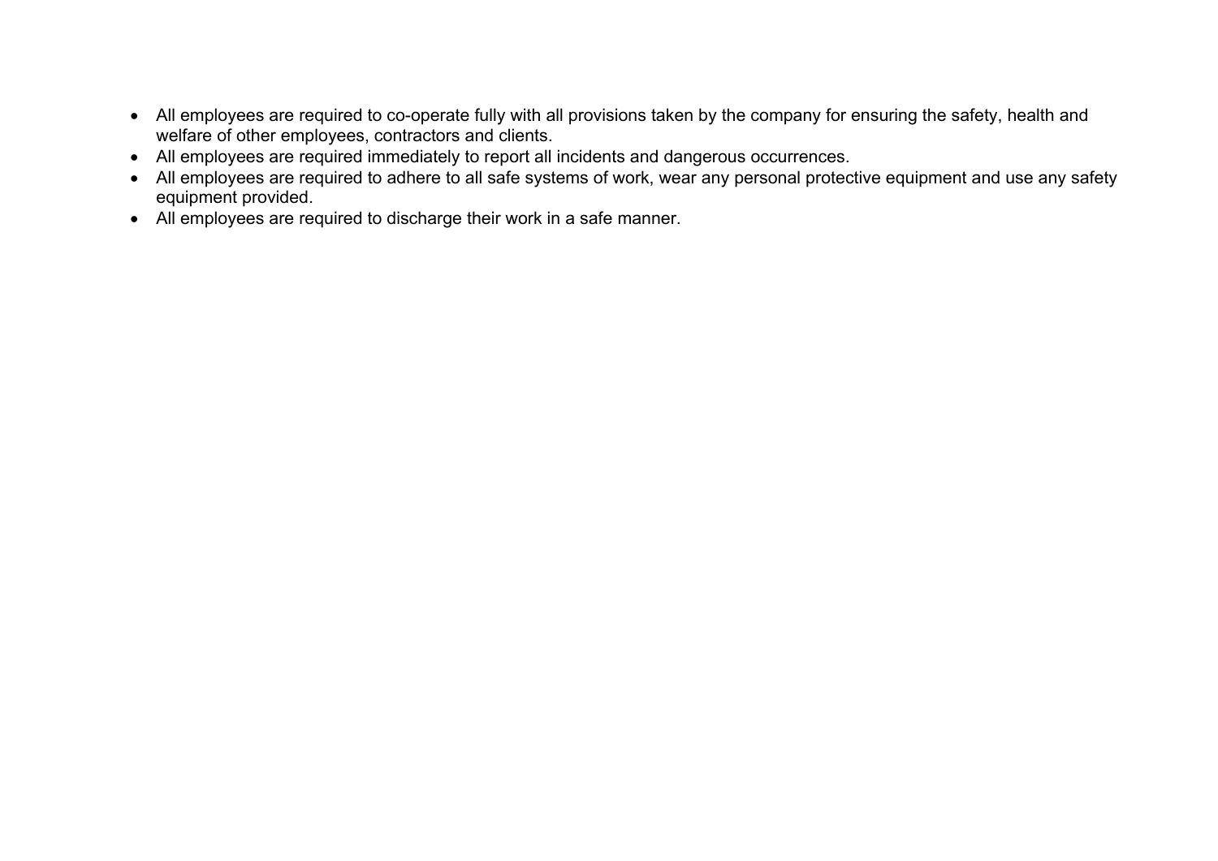- All employees are required to co-operate fully with all provisions taken by the company for ensuring the safety, health and welfare of other employees, contractors and clients.
- All employees are required immediately to report all incidents and dangerous occurrences.
- All employees are required to adhere to all safe systems of work, wear any personal protective equipment and use any safety equipment provided.
- All employees are required to discharge their work in a safe manner.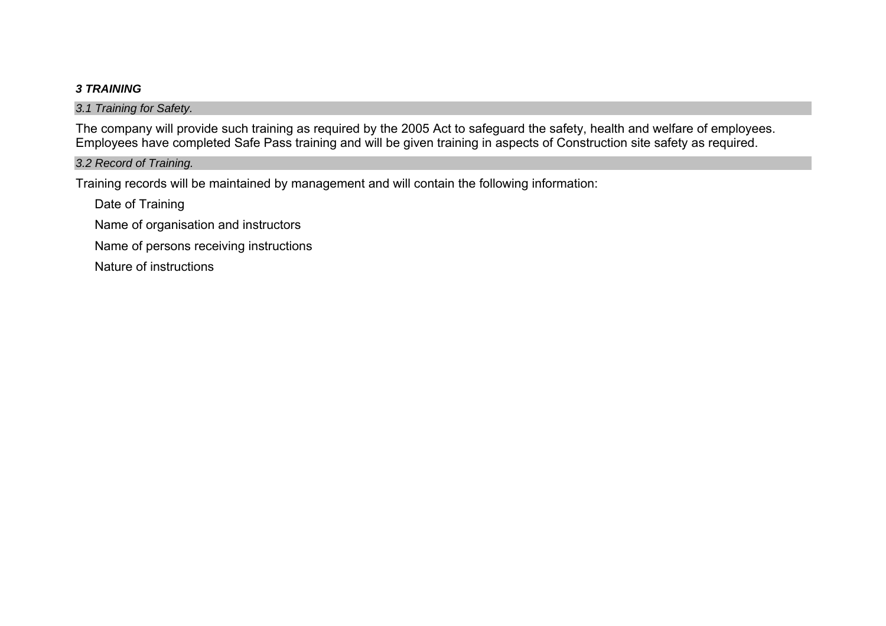## ***3 TRAINING***

### *3.1 Training for Safety.*

The company will provide such training as required by the 2005 Act to safeguard the safety, health and welfare of employees. Employees have completed Safe Pass training and will be given training in aspects of Construction site safety as required.

### *3.2 Record of Training.*

Training records will be maintained by management and will contain the following information:

- Date of Training
- Name of organisation and instructors
- Name of persons receiving instructions
- Nature of instructions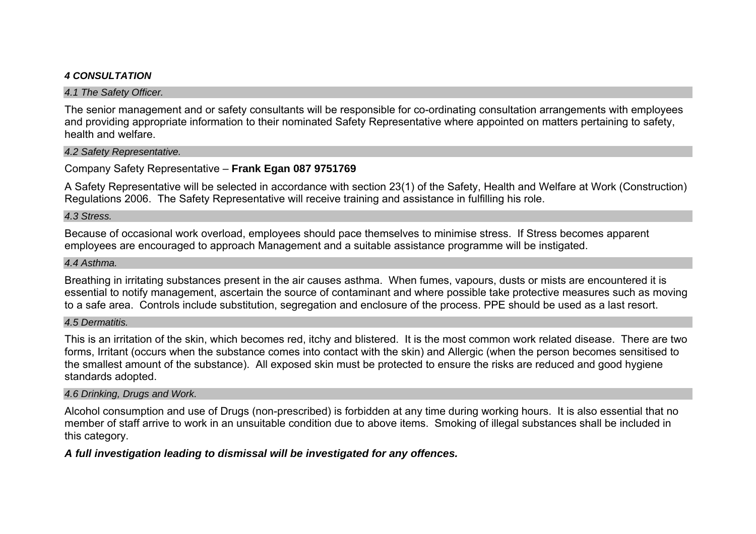#### ***4 CONSULTATION***

*4.1 The Safety Officer.*

The senior management and or safety consultants will be responsible for co-ordinating consultation arrangements with employees and providing appropriate information to their nominated Safety Representative where appointed on matters pertaining to safety, health and welfare.

*4.2 Safety Representative.*

Company Safety Representative – **Frank Egan 087 9751769**

A Safety Representative will be selected in accordance with section 23(1) of the Safety, Health and Welfare at Work (Construction) Regulations 2006. The Safety Representative will receive training and assistance in fulfilling his role.

*4.3 Stress.*

Because of occasional work overload, employees should pace themselves to minimise stress. If Stress becomes apparent employees are encouraged to approach Management and a suitable assistance programme will be instigated.

*4.4 Asthma.*

Breathing in irritating substances present in the air causes asthma. When fumes, vapours, dusts or mists are encountered it is essential to notify management, ascertain the source of contaminant and where possible take protective measures such as moving to a safe area. Controls include substitution, segregation and enclosure of the process. PPE should be used as a last resort.

*4.5 Dermatitis.*

This is an irritation of the skin, which becomes red, itchy and blistered. It is the most common work related disease. There are two forms, Irritant (occurs when the substance comes into contact with the skin) and Allergic (when the person becomes sensitised to the smallest amount of the substance). All exposed skin must be protected to ensure the risks are reduced and good hygiene standards adopted.

*4.6 Drinking, Drugs and Work.*

Alcohol consumption and use of Drugs (non-prescribed) is forbidden at any time during working hours. It is also essential that no member of staff arrive to work in an unsuitable condition due to above items. Smoking of illegal substances shall be included in this category.

***A full investigation leading to dismissal will be investigated for any offences.***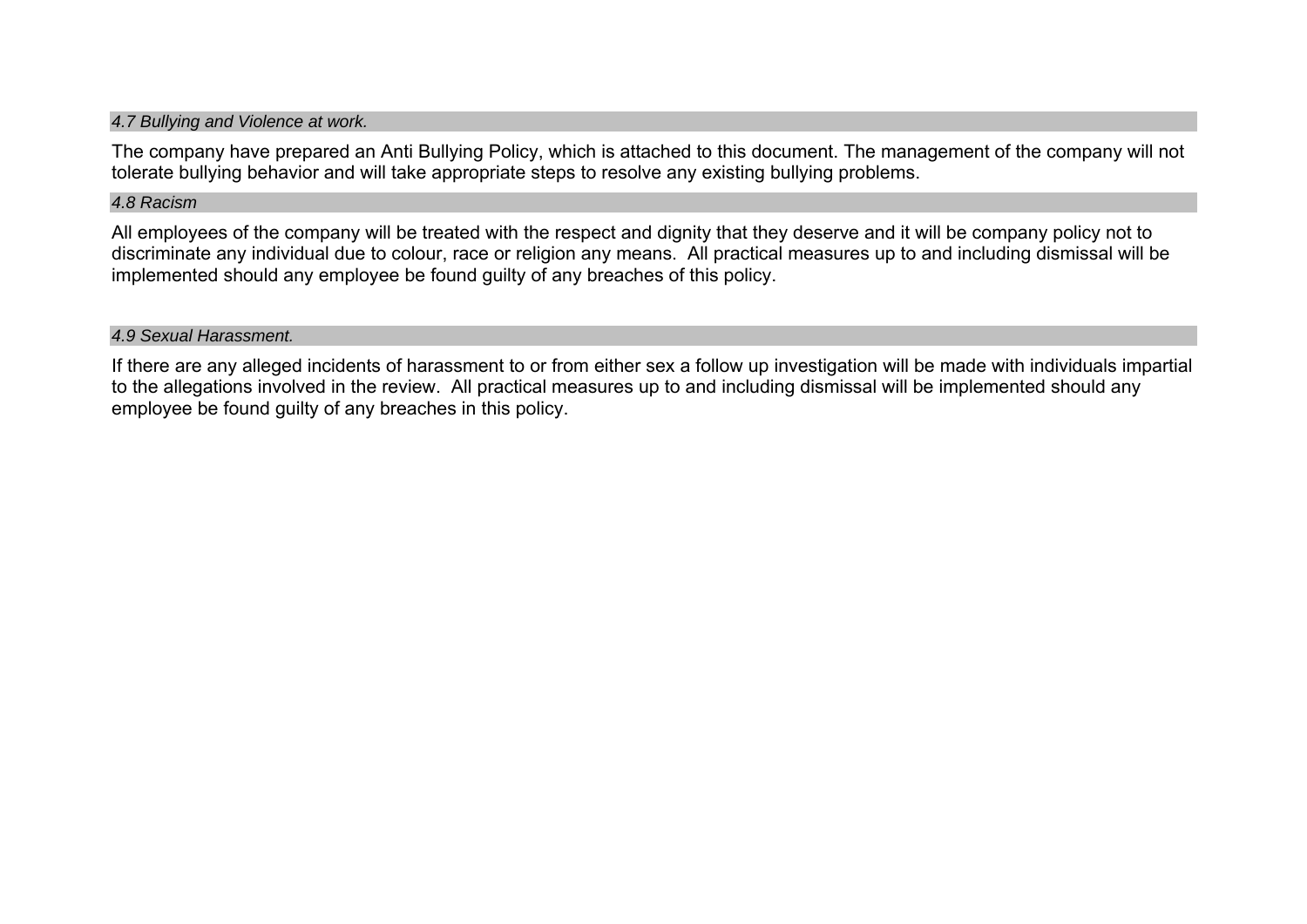### *4.7 Bullying and Violence at work.*

The company have prepared an Anti Bullying Policy, which is attached to this document. The management of the company will not tolerate bullying behavior and will take appropriate steps to resolve any existing bullying problems.

### *4.8 Racism*

All employees of the company will be treated with the respect and dignity that they deserve and it will be company policy not to discriminate any individual due to colour, race or religion any means. All practical measures up to and including dismissal will be implemented should any employee be found guilty of any breaches of this policy.

### *4.9 Sexual Harassment.*

If there are any alleged incidents of harassment to or from either sex a follow up investigation will be made with individuals impartial to the allegations involved in the review. All practical measures up to and including dismissal will be implemented should any employee be found guilty of any breaches in this policy.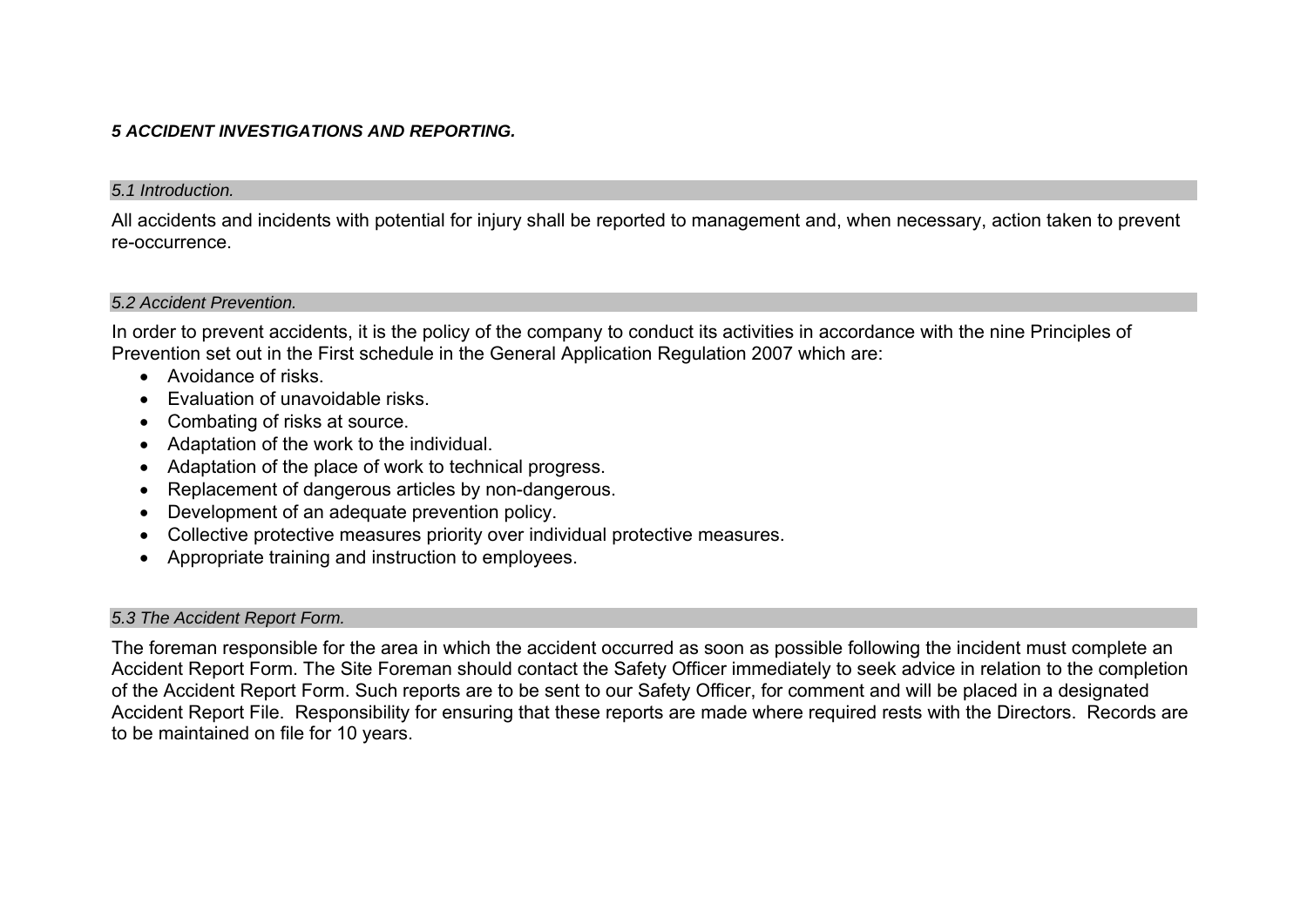## *5 ACCIDENT INVESTIGATIONS AND REPORTING.*

### *5.1 Introduction.*

All accidents and incidents with potential for injury shall be reported to management and, when necessary, action taken to prevent re-occurrence.

### *5.2 Accident Prevention.*

In order to prevent accidents, it is the policy of the company to conduct its activities in accordance with the nine Principles of Prevention set out in the First schedule in the General Application Regulation 2007 which are:

- Avoidance of risks.
- Evaluation of unavoidable risks.
- Combating of risks at source.
- Adaptation of the work to the individual.
- Adaptation of the place of work to technical progress.
- Replacement of dangerous articles by non-dangerous.
- Development of an adequate prevention policy.
- Collective protective measures priority over individual protective measures.
- Appropriate training and instruction to employees.

### *5.3 The Accident Report Form.*

The foreman responsible for the area in which the accident occurred as soon as possible following the incident must complete an Accident Report Form. The Site Foreman should contact the Safety Officer immediately to seek advice in relation to the completion of the Accident Report Form. Such reports are to be sent to our Safety Officer, for comment and will be placed in a designated Accident Report File. Responsibility for ensuring that these reports are made where required rests with the Directors. Records are to be maintained on file for 10 years.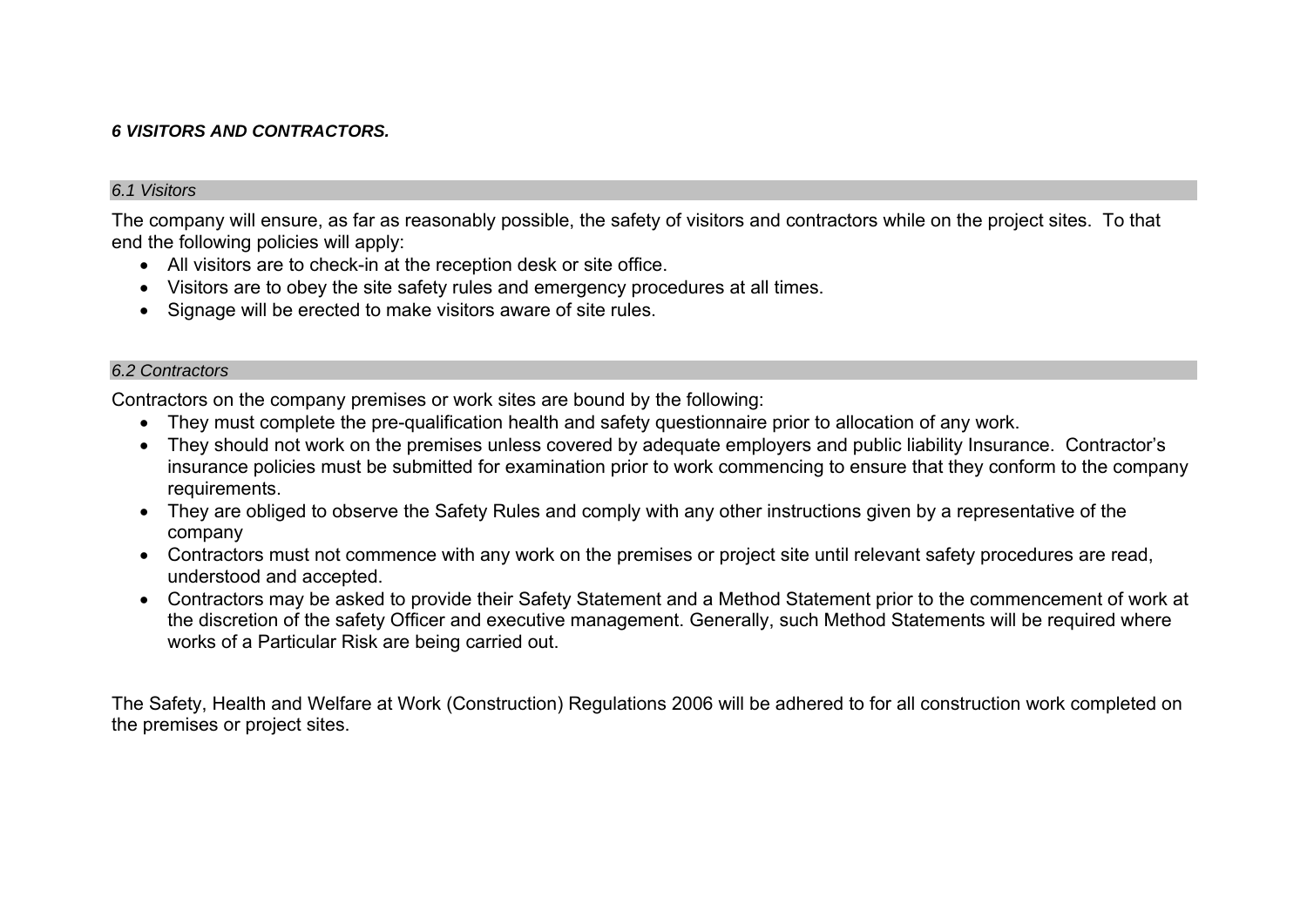## *6 VISITORS AND CONTRACTORS.*

### *6.1 Visitors*

The company will ensure, as far as reasonably possible, the safety of visitors and contractors while on the project sites. To that end the following policies will apply:

- All visitors are to check-in at the reception desk or site office.
- Visitors are to obey the site safety rules and emergency procedures at all times.
- Signage will be erected to make visitors aware of site rules.

### *6.2 Contractors*

Contractors on the company premises or work sites are bound by the following:

- They must complete the pre-qualification health and safety questionnaire prior to allocation of any work.
- They should not work on the premises unless covered by adequate employers and public liability Insurance. Contractor's insurance policies must be submitted for examination prior to work commencing to ensure that they conform to the company requirements.
- They are obliged to observe the Safety Rules and comply with any other instructions given by a representative of the company
- Contractors must not commence with any work on the premises or project site until relevant safety procedures are read, understood and accepted.
- Contractors may be asked to provide their Safety Statement and a Method Statement prior to the commencement of work at the discretion of the safety Officer and executive management. Generally, such Method Statements will be required where works of a Particular Risk are being carried out.

The Safety, Health and Welfare at Work (Construction) Regulations 2006 will be adhered to for all construction work completed on the premises or project sites.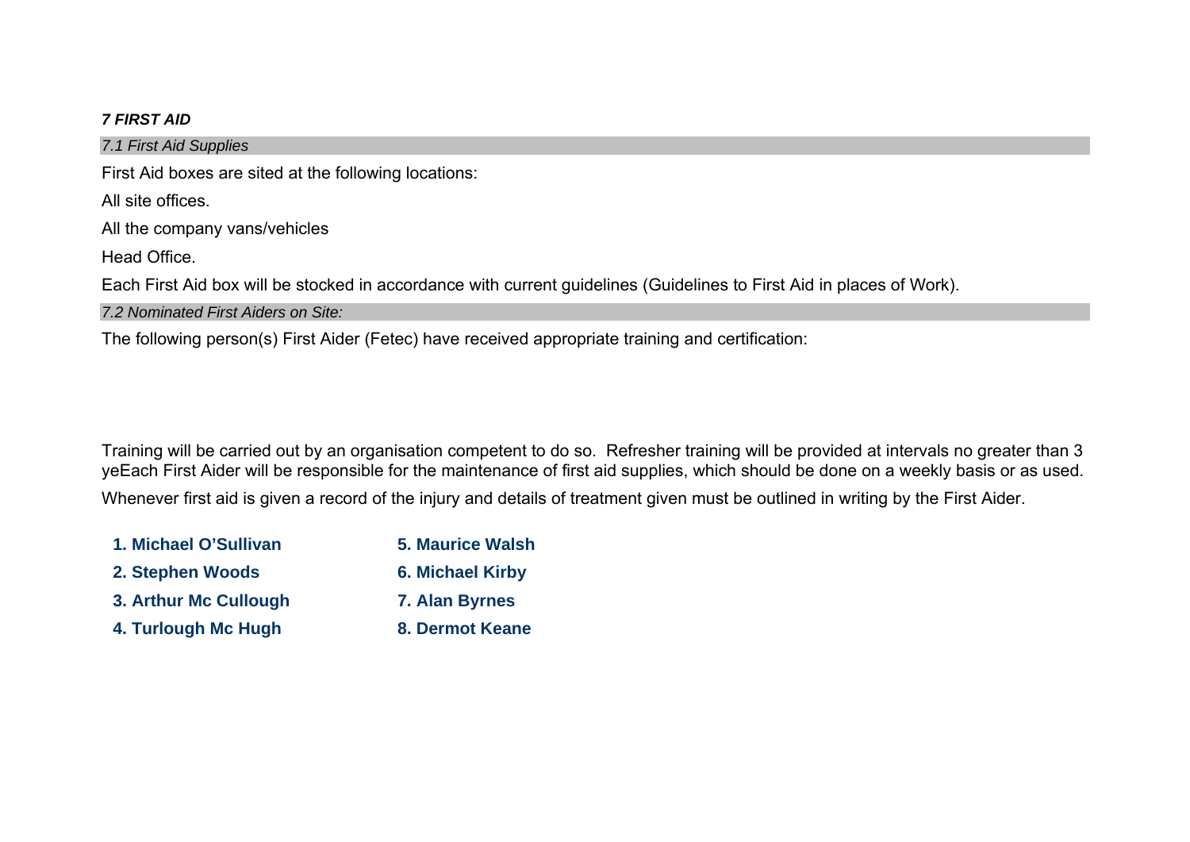***7 FIRST AID***

*7.1 First Aid Supplies*

First Aid boxes are sited at the following locations:

All site offices.

All the company vans/vehicles

Head Office.

Each First Aid box will be stocked in accordance with current guidelines (Guidelines to First Aid in places of Work).

*7.2 Nominated First Aiders on Site:*

The following person(s) First Aider (Fetec) have received appropriate training and certification:

Training will be carried out by an organisation competent to do so. Refresher training will be provided at intervals no greater than 3 yeEach First Aider will be responsible for the maintenance of first aid supplies, which should be done on a weekly basis or as used.

Whenever first aid is given a record of the injury and details of treatment given must be outlined in writing by the First Aider.

1. **Michael O'Sullivan**
2. **Stephen Woods**
3. **Arthur Mc Cullough**
4. **Turlough Mc Hugh**
5. **Maurice Walsh**
6. **Michael Kirby**
7. **Alan Byrnes**
8. **Dermot Keane**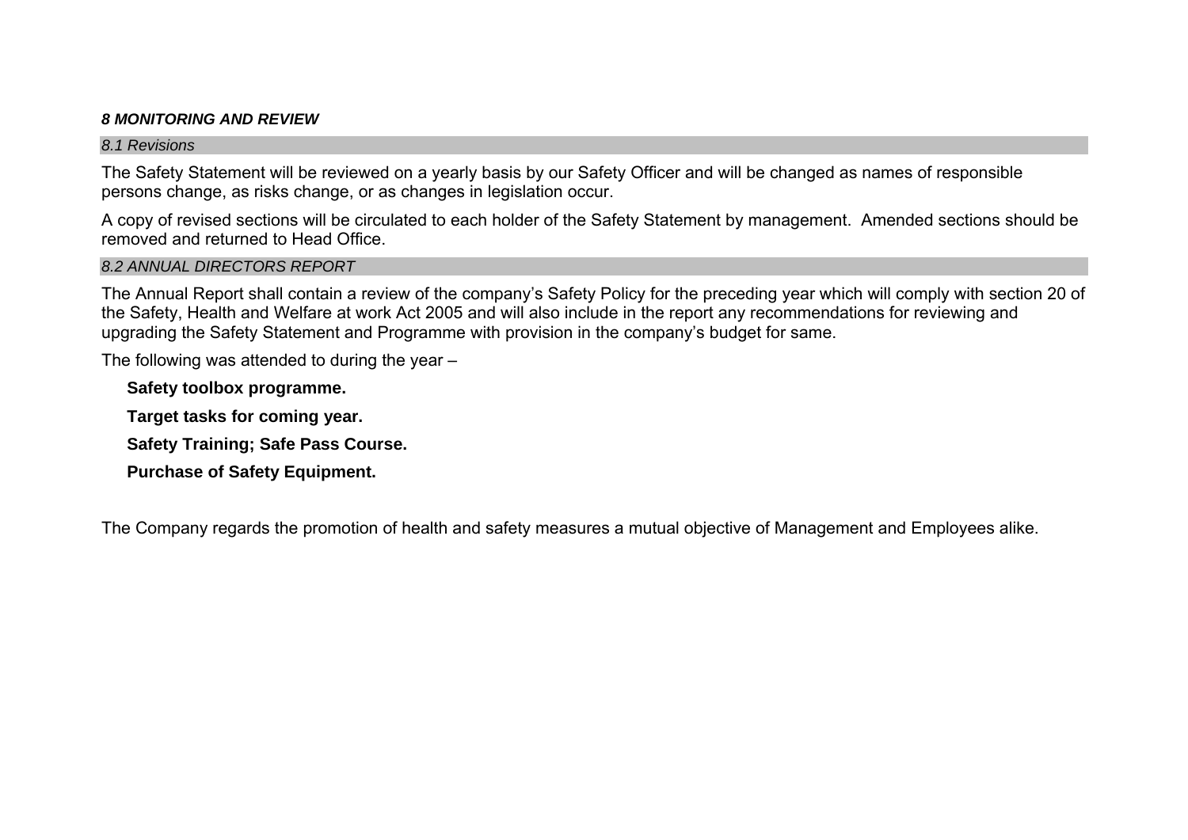## *8 MONITORING AND REVIEW*

### *8.1 Revisions*

The Safety Statement will be reviewed on a yearly basis by our Safety Officer and will be changed as names of responsible persons change, as risks change, or as changes in legislation occur.

A copy of revised sections will be circulated to each holder of the Safety Statement by management. Amended sections should be removed and returned to Head Office.

### *8.2 ANNUAL DIRECTORS REPORT*

The Annual Report shall contain a review of the company's Safety Policy for the preceding year which will comply with section 20 of the Safety, Health and Welfare at work Act 2005 and will also include in the report any recommendations for reviewing and upgrading the Safety Statement and Programme with provision in the company's budget for same.

The following was attended to during the year –

**Safety toolbox programme.**

**Target tasks for coming year.**

**Safety Training; Safe Pass Course.**

**Purchase of Safety Equipment.**

The Company regards the promotion of health and safety measures a mutual objective of Management and Employees alike.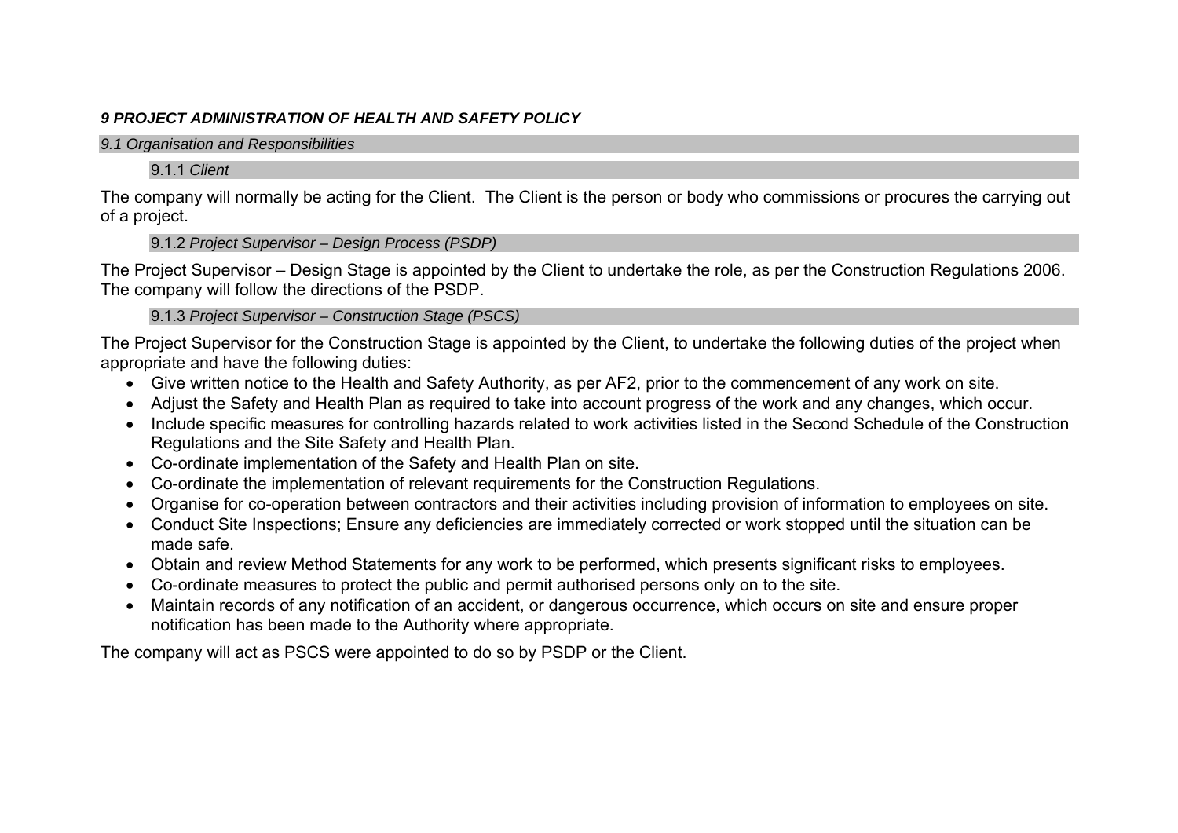# *9 PROJECT ADMINISTRATION OF HEALTH AND SAFETY POLICY*

## *9.1 Organisation and Responsibilities*

### 9.1.1 *Client*

The company will normally be acting for the Client. The Client is the person or body who commissions or procures the carrying out of a project.

### 9.1.2 *Project Supervisor – Design Process (PSDP)*

The Project Supervisor – Design Stage is appointed by the Client to undertake the role, as per the Construction Regulations 2006. The company will follow the directions of the PSDP.

### 9.1.3 *Project Supervisor – Construction Stage (PSCS)*

The Project Supervisor for the Construction Stage is appointed by the Client, to undertake the following duties of the project when appropriate and have the following duties:

- Give written notice to the Health and Safety Authority, as per AF2, prior to the commencement of any work on site.
- Adjust the Safety and Health Plan as required to take into account progress of the work and any changes, which occur.
- Include specific measures for controlling hazards related to work activities listed in the Second Schedule of the Construction Regulations and the Site Safety and Health Plan.
- Co-ordinate implementation of the Safety and Health Plan on site.
- Co-ordinate the implementation of relevant requirements for the Construction Regulations.
- Organise for co-operation between contractors and their activities including provision of information to employees on site.
- Conduct Site Inspections; Ensure any deficiencies are immediately corrected or work stopped until the situation can be made safe.
- Obtain and review Method Statements for any work to be performed, which presents significant risks to employees.
- Co-ordinate measures to protect the public and permit authorised persons only on to the site.
- Maintain records of any notification of an accident, or dangerous occurrence, which occurs on site and ensure proper notification has been made to the Authority where appropriate.

The company will act as PSCS were appointed to do so by PSDP or the Client.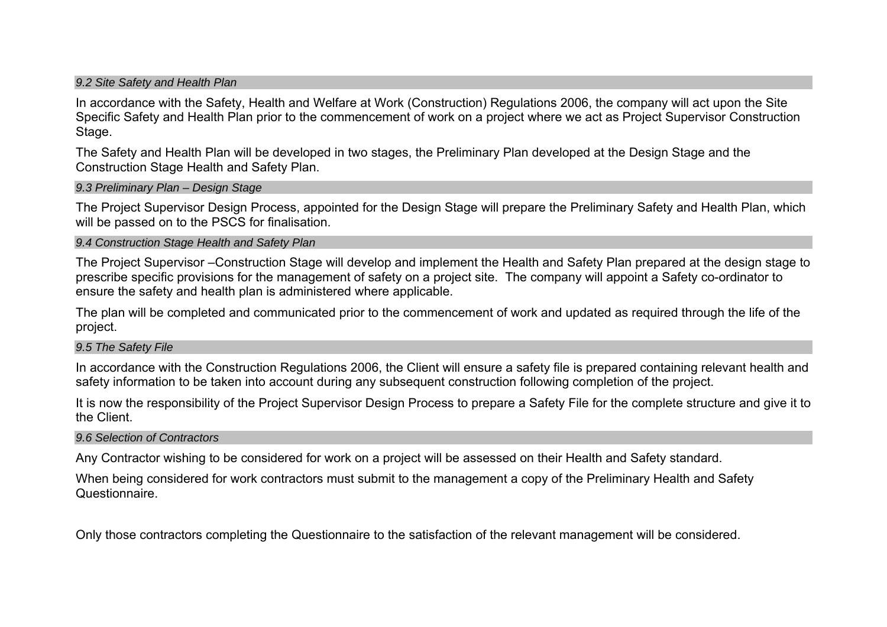### *9.2 Site Safety and Health Plan*

In accordance with the Safety, Health and Welfare at Work (Construction) Regulations 2006, the company will act upon the Site Specific Safety and Health Plan prior to the commencement of work on a project where we act as Project Supervisor Construction Stage.

The Safety and Health Plan will be developed in two stages, the Preliminary Plan developed at the Design Stage and the Construction Stage Health and Safety Plan.

### *9.3 Preliminary Plan – Design Stage*

The Project Supervisor Design Process, appointed for the Design Stage will prepare the Preliminary Safety and Health Plan, which will be passed on to the PSCS for finalisation.

### *9.4 Construction Stage Health and Safety Plan*

The Project Supervisor –Construction Stage will develop and implement the Health and Safety Plan prepared at the design stage to prescribe specific provisions for the management of safety on a project site. The company will appoint a Safety co-ordinator to ensure the safety and health plan is administered where applicable.

The plan will be completed and communicated prior to the commencement of work and updated as required through the life of the project.

### *9.5 The Safety File*

In accordance with the Construction Regulations 2006, the Client will ensure a safety file is prepared containing relevant health and safety information to be taken into account during any subsequent construction following completion of the project.

It is now the responsibility of the Project Supervisor Design Process to prepare a Safety File for the complete structure and give it to the Client.

### *9.6 Selection of Contractors*

Any Contractor wishing to be considered for work on a project will be assessed on their Health and Safety standard.

When being considered for work contractors must submit to the management a copy of the Preliminary Health and Safety Questionnaire.

Only those contractors completing the Questionnaire to the satisfaction of the relevant management will be considered.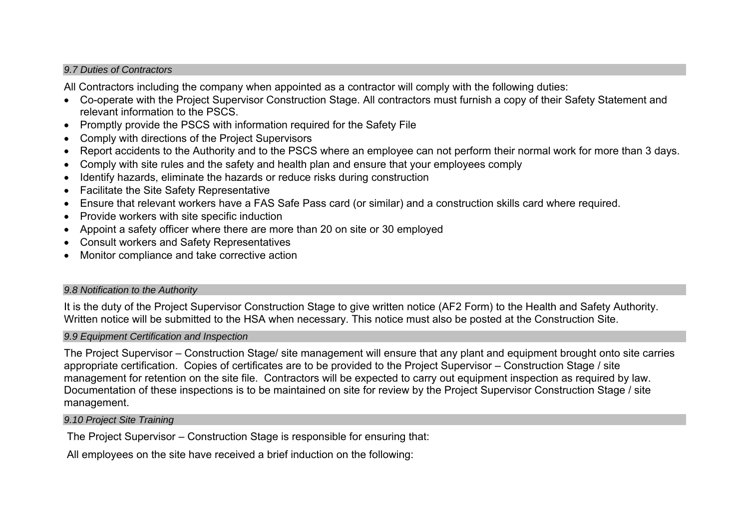### *9.7 Duties of Contractors*

All Contractors including the company when appointed as a contractor will comply with the following duties:

- Co-operate with the Project Supervisor Construction Stage. All contractors must furnish a copy of their Safety Statement and relevant information to the PSCS.
- Promptly provide the PSCS with information required for the Safety File
- Comply with directions of the Project Supervisors
- Report accidents to the Authority and to the PSCS where an employee can not perform their normal work for more than 3 days.
- Comply with site rules and the safety and health plan and ensure that your employees comply
- Identify hazards, eliminate the hazards or reduce risks during construction
- Facilitate the Site Safety Representative
- Ensure that relevant workers have a FAS Safe Pass card (or similar) and a construction skills card where required.
- Provide workers with site specific induction
- Appoint a safety officer where there are more than 20 on site or 30 employed
- Consult workers and Safety Representatives
- Monitor compliance and take corrective action

### *9.8 Notification to the Authority*

It is the duty of the Project Supervisor Construction Stage to give written notice (AF2 Form) to the Health and Safety Authority. Written notice will be submitted to the HSA when necessary. This notice must also be posted at the Construction Site.

### *9.9 Equipment Certification and Inspection*

The Project Supervisor – Construction Stage/ site management will ensure that any plant and equipment brought onto site carries appropriate certification. Copies of certificates are to be provided to the Project Supervisor – Construction Stage / site management for retention on the site file. Contractors will be expected to carry out equipment inspection as required by law. Documentation of these inspections is to be maintained on site for review by the Project Supervisor Construction Stage / site management.

### *9.10 Project Site Training*

The Project Supervisor – Construction Stage is responsible for ensuring that:

All employees on the site have received a brief induction on the following: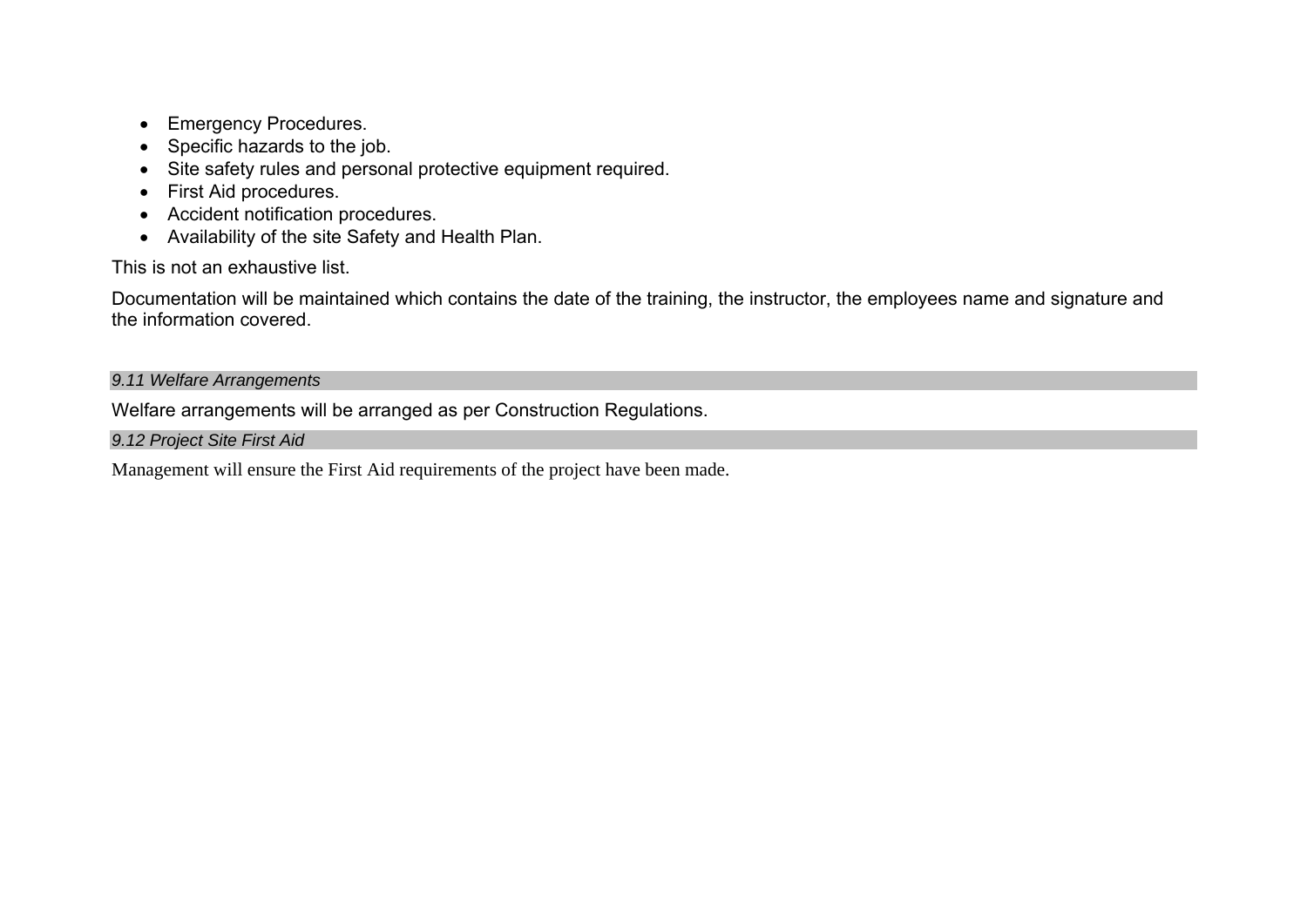- Emergency Procedures.
- Specific hazards to the job.
- Site safety rules and personal protective equipment required.
- First Aid procedures.
- Accident notification procedures.
- Availability of the site Safety and Health Plan.

This is not an exhaustive list.

Documentation will be maintained which contains the date of the training, the instructor, the employees name and signature and the information covered.

### *9.11 Welfare Arrangements*

Welfare arrangements will be arranged as per Construction Regulations.

### *9.12 Project Site First Aid*

Management will ensure the First Aid requirements of the project have been made.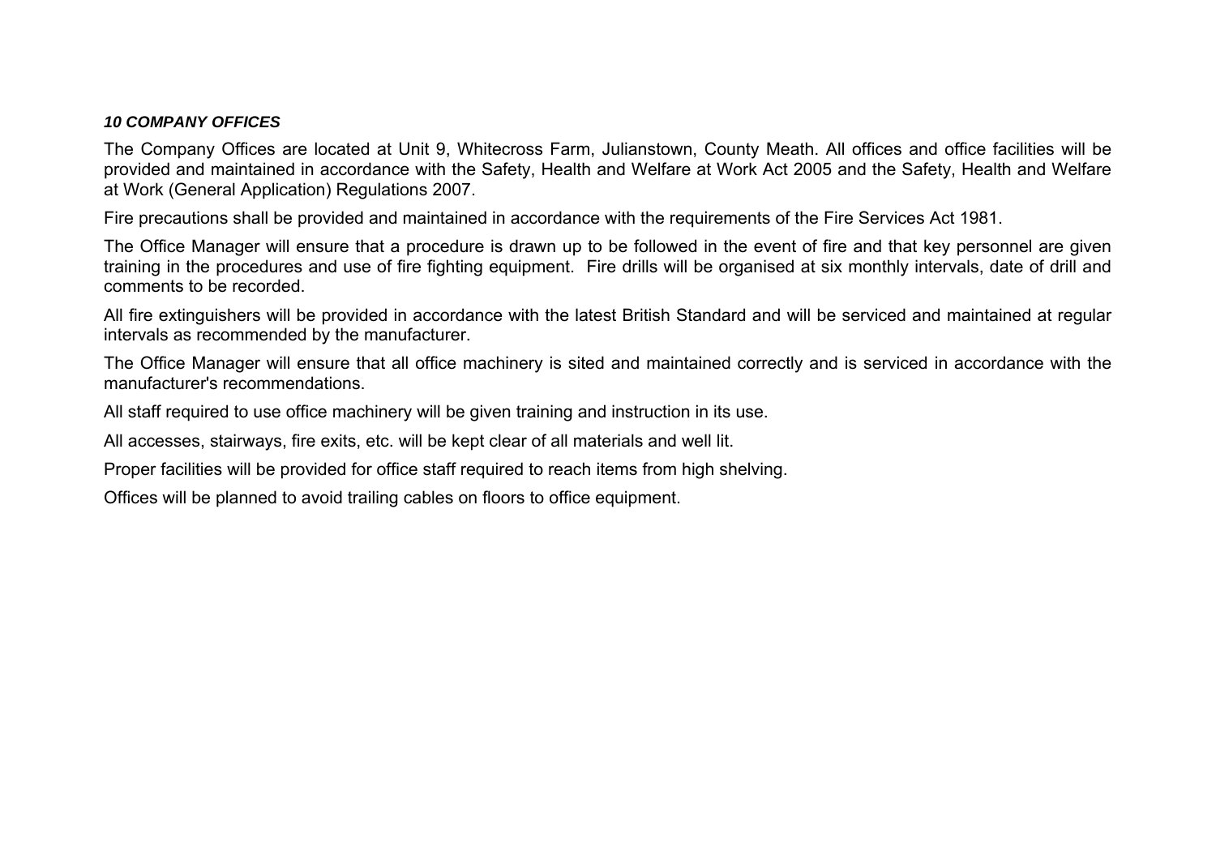### ***10 COMPANY OFFICES***

The Company Offices are located at Unit 9, Whitecross Farm, Julianstown, County Meath. All offices and office facilities will be provided and maintained in accordance with the Safety, Health and Welfare at Work Act 2005 and the Safety, Health and Welfare at Work (General Application) Regulations 2007.

Fire precautions shall be provided and maintained in accordance with the requirements of the Fire Services Act 1981.

The Office Manager will ensure that a procedure is drawn up to be followed in the event of fire and that key personnel are given training in the procedures and use of fire fighting equipment. Fire drills will be organised at six monthly intervals, date of drill and comments to be recorded.

All fire extinguishers will be provided in accordance with the latest British Standard and will be serviced and maintained at regular intervals as recommended by the manufacturer.

The Office Manager will ensure that all office machinery is sited and maintained correctly and is serviced in accordance with the manufacturer's recommendations.

All staff required to use office machinery will be given training and instruction in its use.

All accesses, stairways, fire exits, etc. will be kept clear of all materials and well lit.

Proper facilities will be provided for office staff required to reach items from high shelving.

Offices will be planned to avoid trailing cables on floors to office equipment.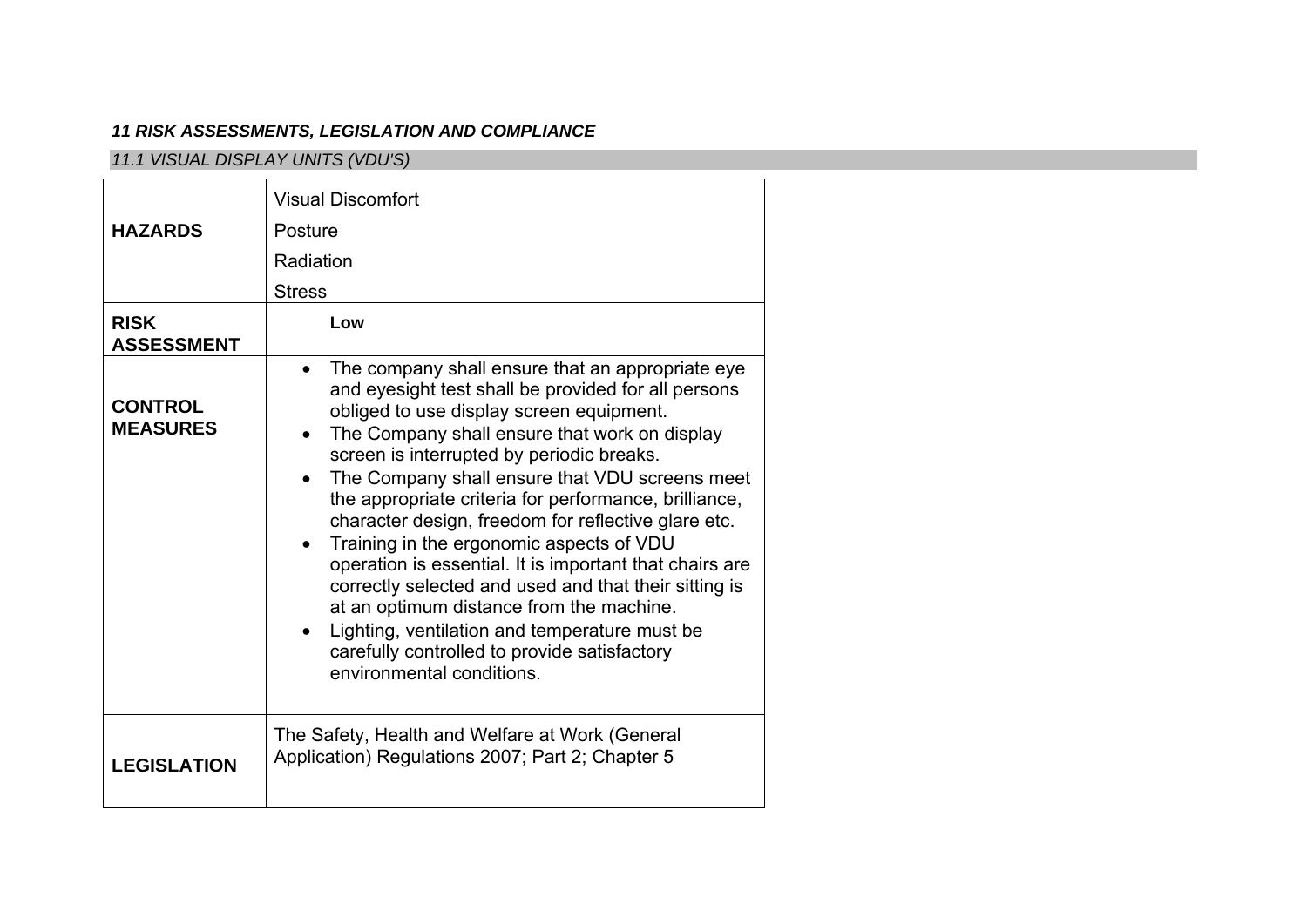***11 RISK ASSESSMENTS, LEGISLATION AND COMPLIANCE***

*11.1 VISUAL DISPLAY UNITS (VDU'S)*

| | |
|---|---|
| **HAZARDS** | Visual Discomfort<br>Posture<br>Radiation<br>Stress |
| **RISK ASSESSMENT** | **Low** |
| **CONTROL MEASURES** | • The company shall ensure that an appropriate eye and eyesight test shall be provided for all persons obliged to use display screen equipment.<br>• The Company shall ensure that work on display screen is interrupted by periodic breaks.<br>• The Company shall ensure that VDU screens meet the appropriate criteria for performance, brilliance, character design, freedom for reflective glare etc.<br>• Training in the ergonomic aspects of VDU operation is essential. It is important that chairs are correctly selected and used and that their sitting is at an optimum distance from the machine.<br>• Lighting, ventilation and temperature must be carefully controlled to provide satisfactory environmental conditions. |
| **LEGISLATION** | The Safety, Health and Welfare at Work (General Application) Regulations 2007; Part 2; Chapter 5 |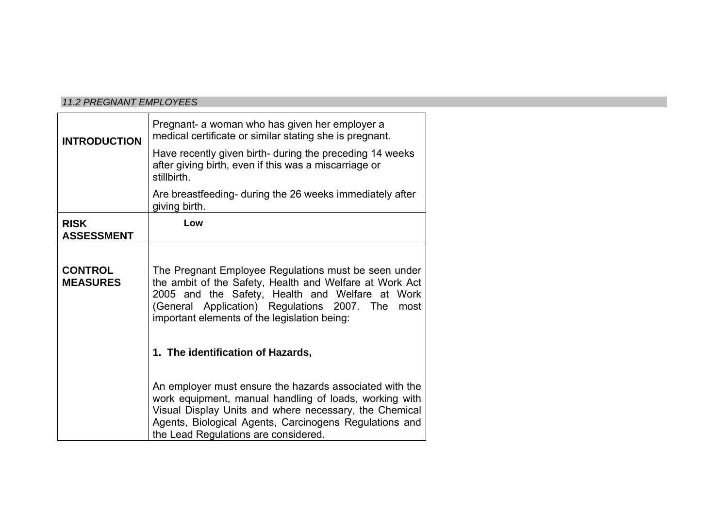*11.2 PREGNANT EMPLOYEES*

| | |
|---|---|
| **INTRODUCTION** | Pregnant- a woman who has given her employer a medical certificate or similar stating she is pregnant.<br><br>Have recently given birth- during the preceding 14 weeks after giving birth, even if this was a miscarriage or stillbirth.<br><br>Are breastfeeding- during the 26 weeks immediately after giving birth. |
| **RISK ASSESSMENT** | **Low** |
| **CONTROL MEASURES** | The Pregnant Employee Regulations must be seen under the ambit of the Safety, Health and Welfare at Work Act 2005 and the Safety, Health and Welfare at Work (General Application) Regulations 2007. The most important elements of the legislation being:<br><br>**1. The identification of Hazards,**<br><br>An employer must ensure the hazards associated with the work equipment, manual handling of loads, working with Visual Display Units and where necessary, the Chemical Agents, Biological Agents, Carcinogens Regulations and the Lead Regulations are considered. |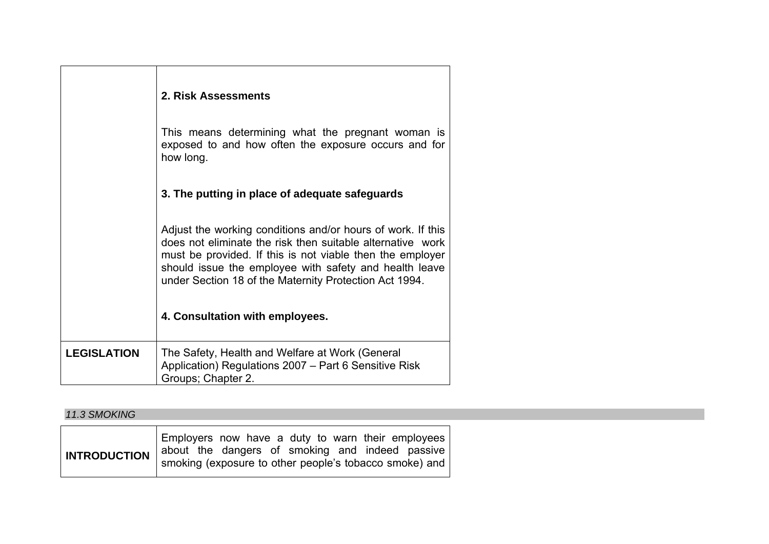| | |
|---|---|
| | **2. Risk Assessments**<br><br>This means determining what the pregnant woman is exposed to and how often the exposure occurs and for how long.<br><br>**3. The putting in place of adequate safeguards**<br><br>Adjust the working conditions and/or hours of work. If this does not eliminate the risk then suitable alternative work must be provided. If this is not viable then the employer should issue the employee with safety and health leave under Section 18 of the Maternity Protection Act 1994.<br><br>**4. Consultation with employees.** |
| **LEGISLATION** | The Safety, Health and Welfare at Work (General Application) Regulations 2007 – Part 6 Sensitive Risk Groups; Chapter 2. |

*11.3 SMOKING*

| | |
|---|---|
| **INTRODUCTION** | Employers now have a duty to warn their employees about the dangers of smoking and indeed passive smoking (exposure to other people's tobacco smoke) and |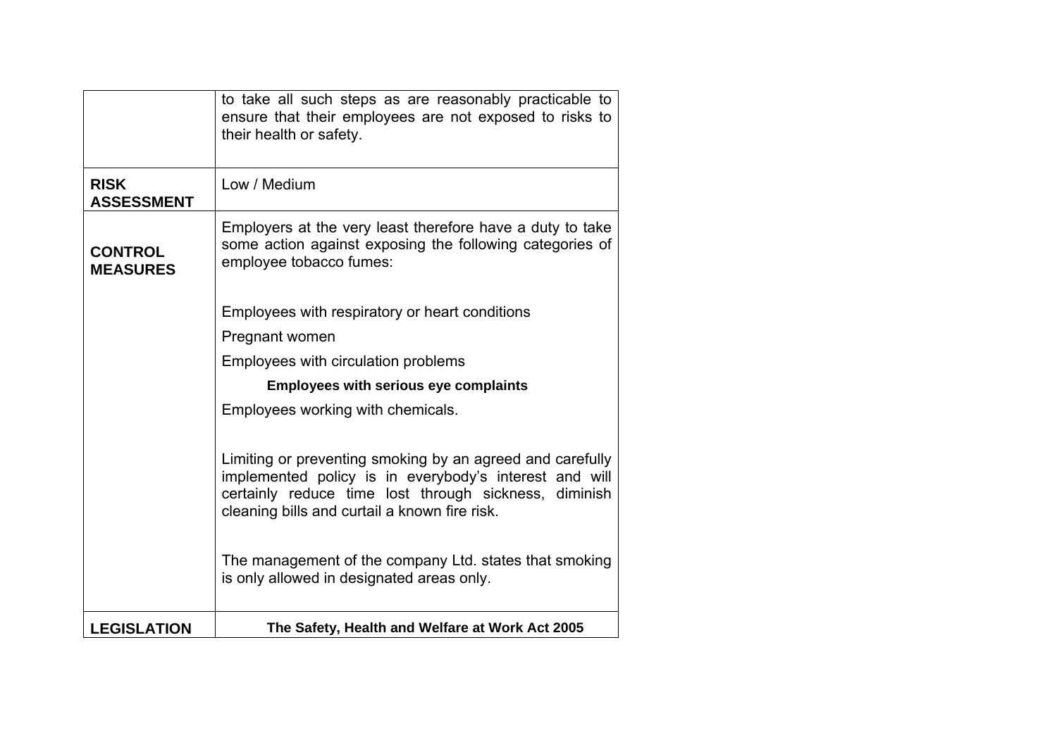| | |
|---|---|
| | to take all such steps as are reasonably practicable to ensure that their employees are not exposed to risks to their health or safety. |
| **RISK ASSESSMENT** | Low / Medium |
| **CONTROL MEASURES** | Employers at the very least therefore have a duty to take some action against exposing the following categories of employee tobacco fumes:<br><br>Employees with respiratory or heart conditions<br>Pregnant women<br>Employees with circulation problems<br>**Employees with serious eye complaints**<br>Employees working with chemicals.<br><br>Limiting or preventing smoking by an agreed and carefully implemented policy is in everybody's interest and will certainly reduce time lost through sickness, diminish cleaning bills and curtail a known fire risk.<br><br>The management of the company Ltd. states that smoking is only allowed in designated areas only. |
| **LEGISLATION** | **The Safety, Health and Welfare at Work Act 2005** |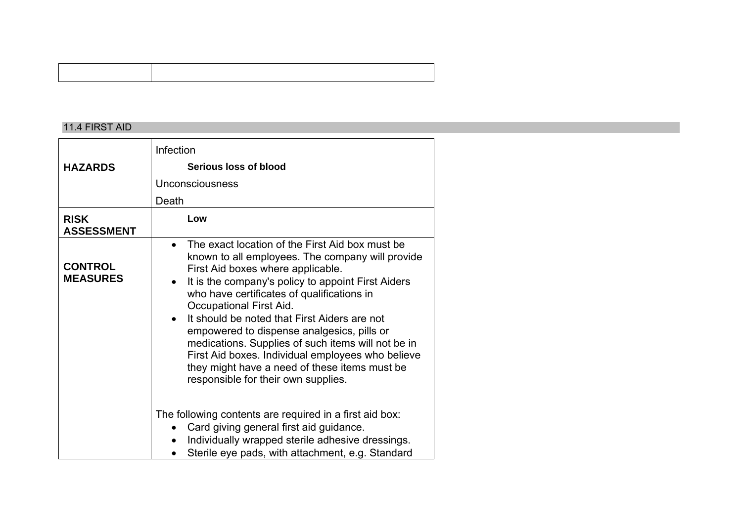| | |
|---|---|
| | |

## 11.4 FIRST AID

| | |
|---|---|
| **HAZARDS** | Infection<br>**Serious loss of blood**<br>Unconsciousness<br>Death |
| **RISK ASSESSMENT** | **Low** |
| **CONTROL MEASURES** | • The exact location of the First Aid box must be known to all employees. The company will provide First Aid boxes where applicable.<br>• It is the company's policy to appoint First Aiders who have certificates of qualifications in Occupational First Aid.<br>• It should be noted that First Aiders are not empowered to dispense analgesics, pills or medications. Supplies of such items will not be in First Aid boxes. Individual employees who believe they might have a need of these items must be responsible for their own supplies.<br><br>The following contents are required in a first aid box:<br>• Card giving general first aid guidance.<br>• Individually wrapped sterile adhesive dressings.<br>• Sterile eye pads, with attachment, e.g. Standard |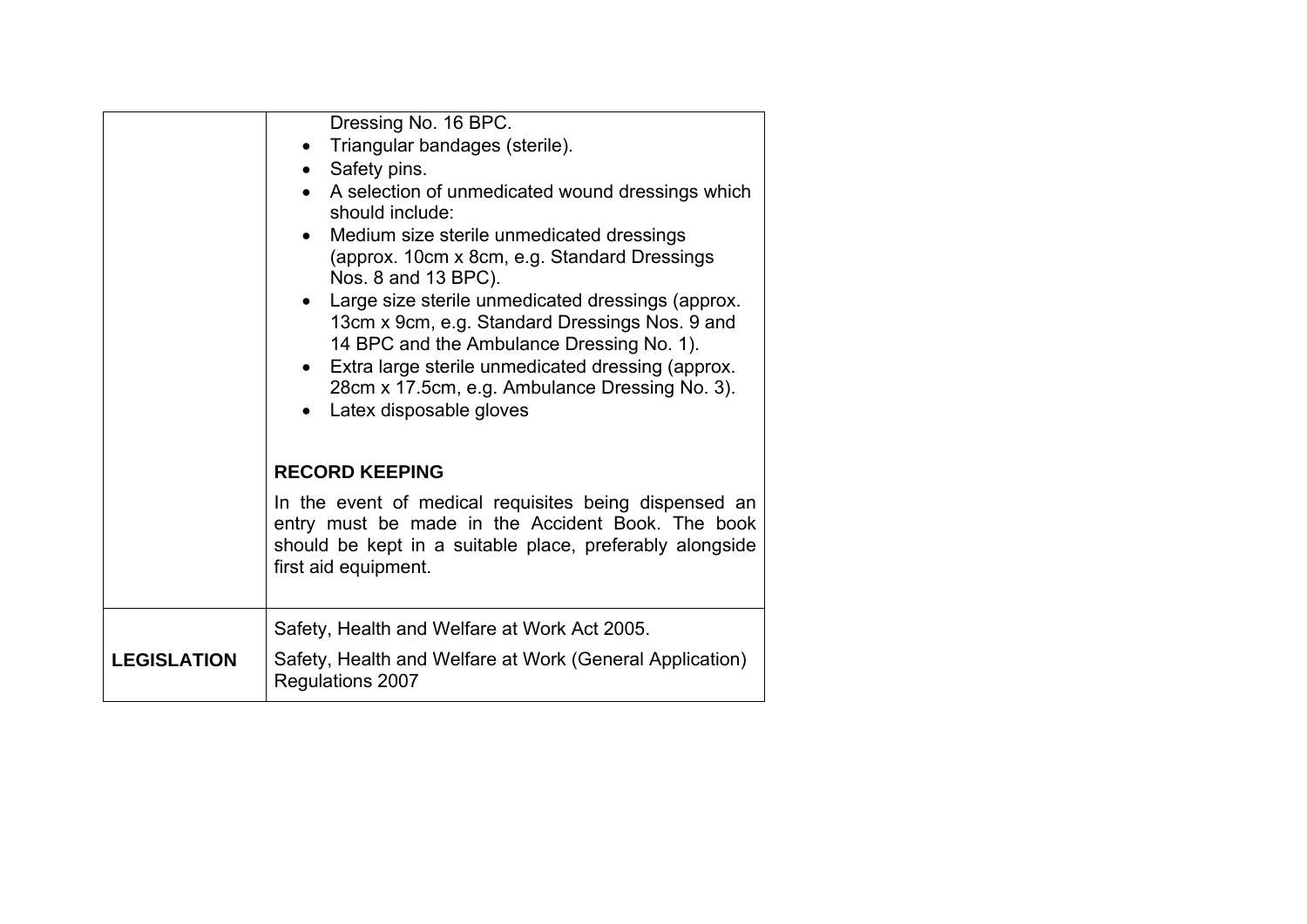| | |
|---|---|
| | Dressing No. 16 BPC.<br>• Triangular bandages (sterile).<br>• Safety pins.<br>• A selection of unmedicated wound dressings which should include:<br>• Medium size sterile unmedicated dressings (approx. 10cm x 8cm, e.g. Standard Dressings Nos. 8 and 13 BPC).<br>• Large size sterile unmedicated dressings (approx. 13cm x 9cm, e.g. Standard Dressings Nos. 9 and 14 BPC and the Ambulance Dressing No. 1).<br>• Extra large sterile unmedicated dressing (approx. 28cm x 17.5cm, e.g. Ambulance Dressing No. 3).<br>• Latex disposable gloves<br><br>**RECORD KEEPING**<br><br>In the event of medical requisites being dispensed an entry must be made in the Accident Book. The book should be kept in a suitable place, preferably alongside first aid equipment. |
| **LEGISLATION** | Safety, Health and Welfare at Work Act 2005.<br><br>Safety, Health and Welfare at Work (General Application) Regulations 2007 |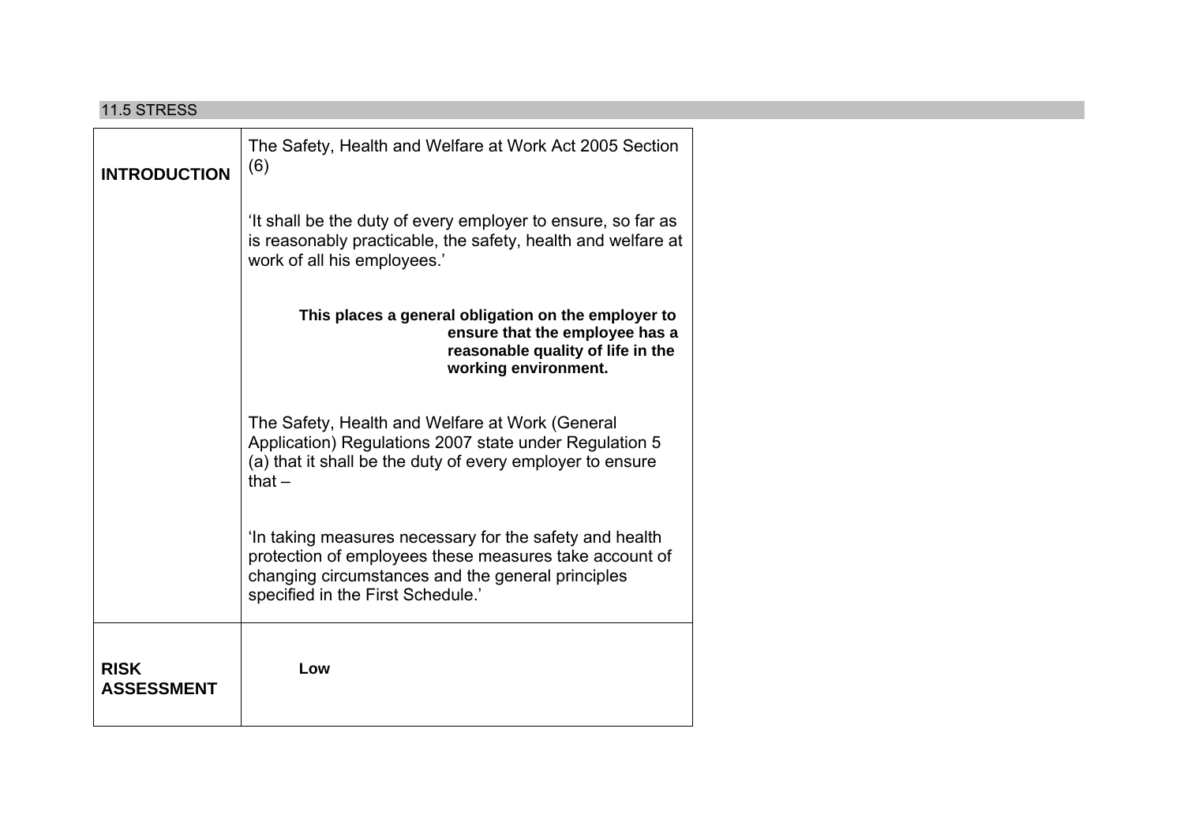## 11.5 STRESS

| | |
|---|---|
| **INTRODUCTION** | The Safety, Health and Welfare at Work Act 2005 Section (6)<br><br>'It shall be the duty of every employer to ensure, so far as is reasonably practicable, the safety, health and welfare at work of all his employees.'<br><br>**This places a general obligation on the employer to ensure that the employee has a reasonable quality of life in the working environment.**<br><br>The Safety, Health and Welfare at Work (General Application) Regulations 2007 state under Regulation 5 (a) that it shall be the duty of every employer to ensure that –<br><br>'In taking measures necessary for the safety and health protection of employees these measures take account of changing circumstances and the general principles specified in the First Schedule.' |
| **RISK ASSESSMENT** | **Low** |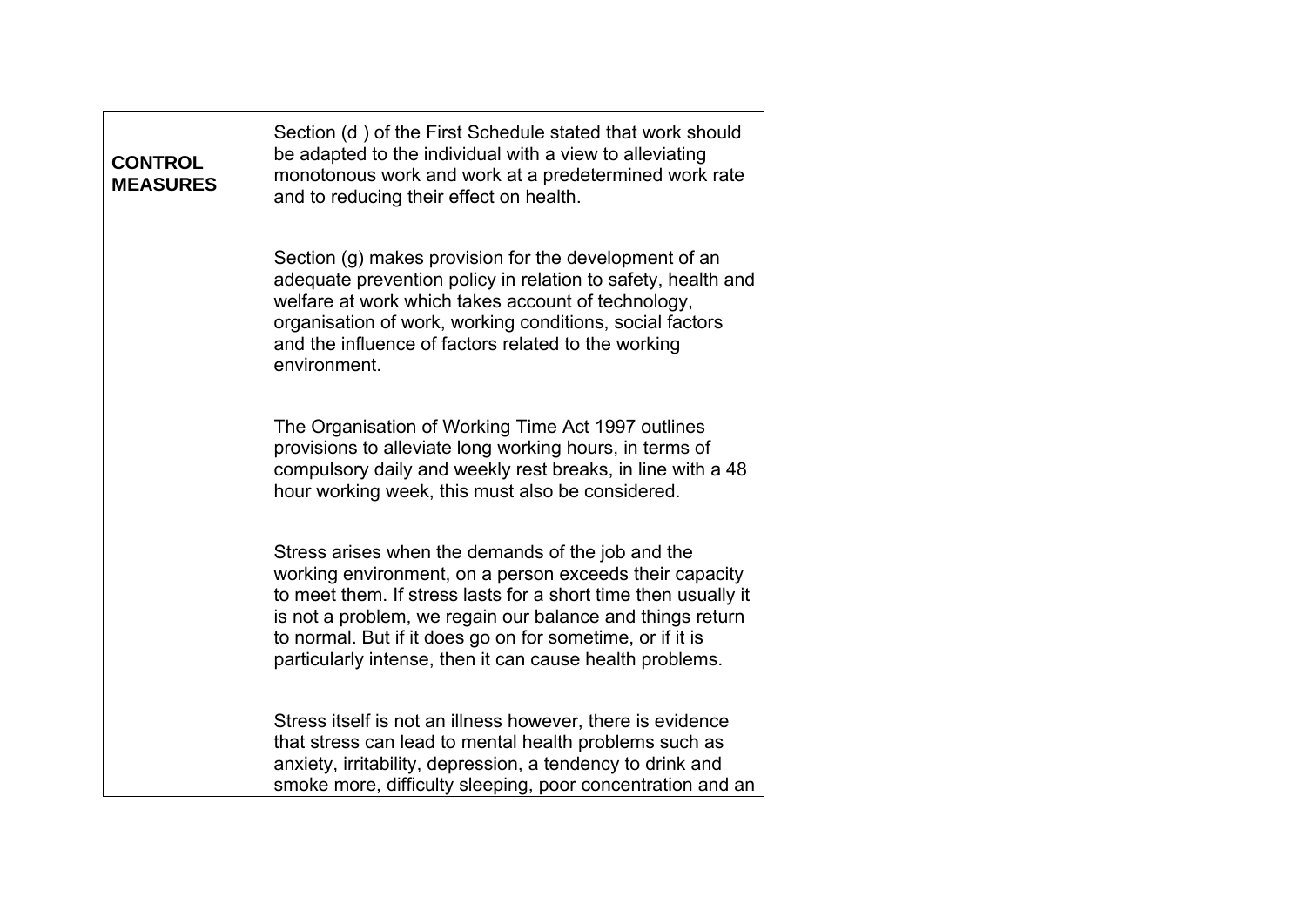| | |
|---|---|
| **CONTROL MEASURES** | Section (d ) of the First Schedule stated that work should be adapted to the individual with a view to alleviating monotonous work and work at a predetermined work rate and to reducing their effect on health.<br><br>Section (g) makes provision for the development of an adequate prevention policy in relation to safety, health and welfare at work which takes account of technology, organisation of work, working conditions, social factors and the influence of factors related to the working environment.<br><br>The Organisation of Working Time Act 1997 outlines provisions to alleviate long working hours, in terms of compulsory daily and weekly rest breaks, in line with a 48 hour working week, this must also be considered.<br><br>Stress arises when the demands of the job and the working environment, on a person exceeds their capacity to meet them. If stress lasts for a short time then usually it is not a problem, we regain our balance and things return to normal. But if it does go on for sometime, or if it is particularly intense, then it can cause health problems.<br><br>Stress itself is not an illness however, there is evidence that stress can lead to mental health problems such as anxiety, irritability, depression, a tendency to drink and smoke more, difficulty sleeping, poor concentration and an |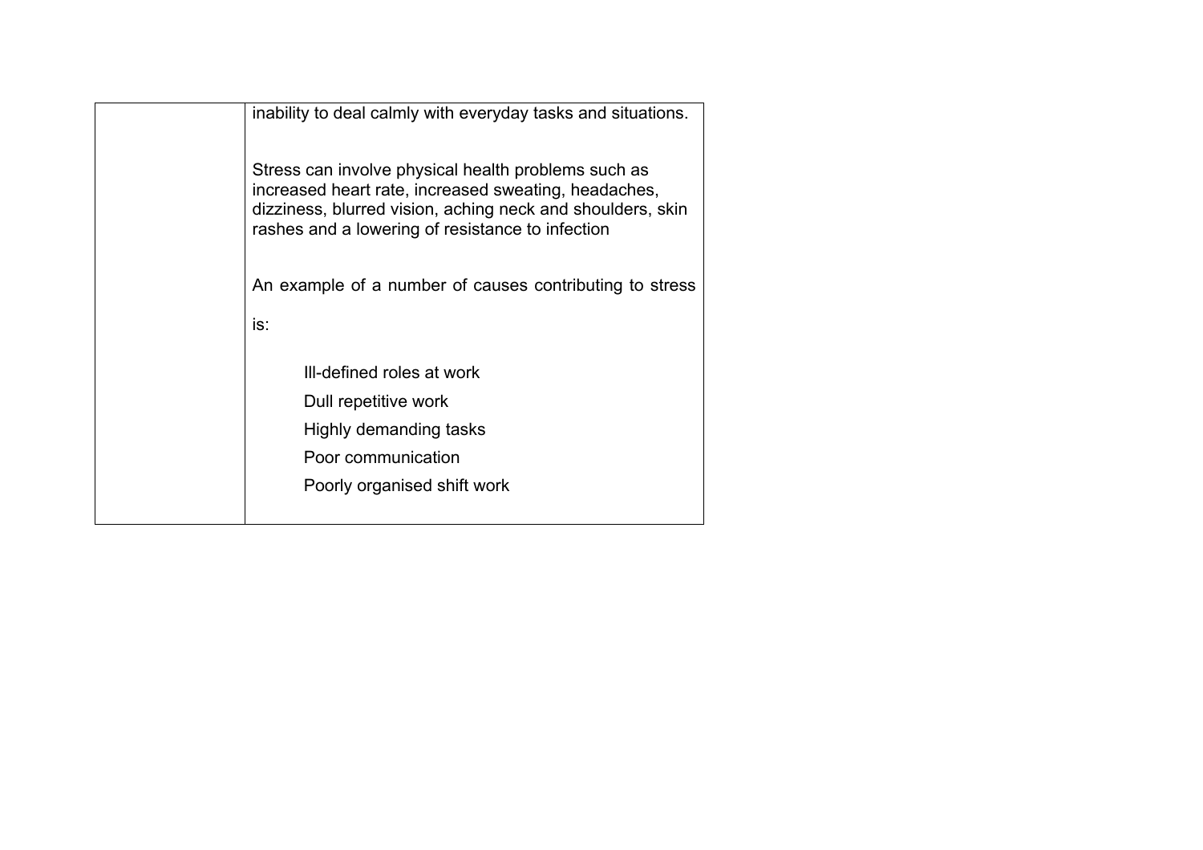| | |
|---|---|
| | inability to deal calmly with everyday tasks and situations.<br><br>Stress can involve physical health problems such as increased heart rate, increased sweating, headaches, dizziness, blurred vision, aching neck and shoulders, skin rashes and a lowering of resistance to infection<br><br>An example of a number of causes contributing to stress is:<br><br>Ill-defined roles at work<br>Dull repetitive work<br>Highly demanding tasks<br>Poor communication<br>Poorly organised shift work |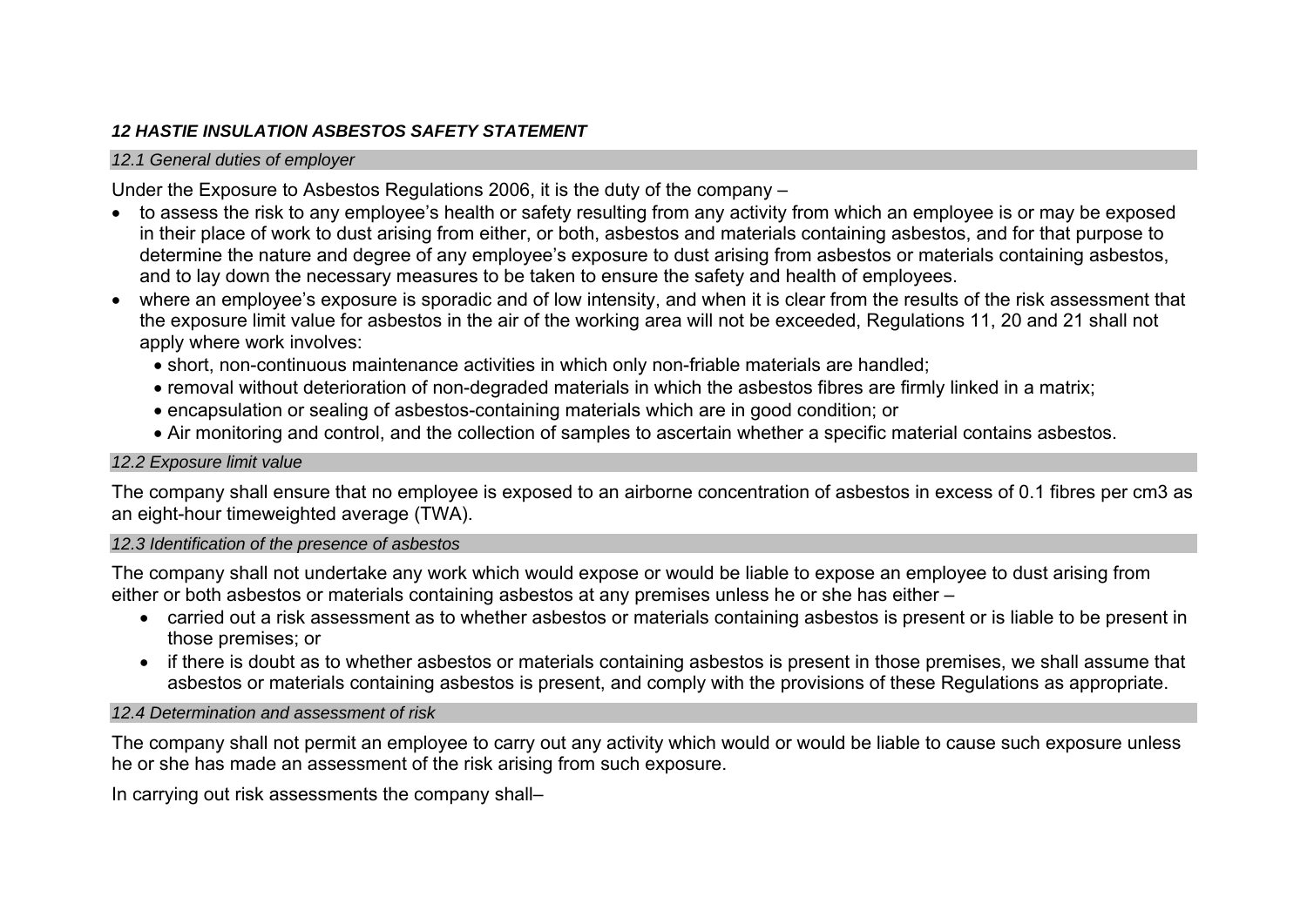## *12 HASTIE INSULATION ASBESTOS SAFETY STATEMENT*

### *12.1 General duties of employer*

Under the Exposure to Asbestos Regulations 2006, it is the duty of the company –

- to assess the risk to any employee's health or safety resulting from any activity from which an employee is or may be exposed in their place of work to dust arising from either, or both, asbestos and materials containing asbestos, and for that purpose to determine the nature and degree of any employee's exposure to dust arising from asbestos or materials containing asbestos, and to lay down the necessary measures to be taken to ensure the safety and health of employees.
- where an employee's exposure is sporadic and of low intensity, and when it is clear from the results of the risk assessment that the exposure limit value for asbestos in the air of the working area will not be exceeded, Regulations 11, 20 and 21 shall not apply where work involves:
  - short, non-continuous maintenance activities in which only non-friable materials are handled;
  - removal without deterioration of non-degraded materials in which the asbestos fibres are firmly linked in a matrix;
  - encapsulation or sealing of asbestos-containing materials which are in good condition; or
  - Air monitoring and control, and the collection of samples to ascertain whether a specific material contains asbestos.

### *12.2 Exposure limit value*

The company shall ensure that no employee is exposed to an airborne concentration of asbestos in excess of 0.1 fibres per cm3 as an eight-hour timeweighted average (TWA).

### *12.3 Identification of the presence of asbestos*

The company shall not undertake any work which would expose or would be liable to expose an employee to dust arising from either or both asbestos or materials containing asbestos at any premises unless he or she has either –

- carried out a risk assessment as to whether asbestos or materials containing asbestos is present or is liable to be present in those premises; or
- if there is doubt as to whether asbestos or materials containing asbestos is present in those premises, we shall assume that asbestos or materials containing asbestos is present, and comply with the provisions of these Regulations as appropriate.

### *12.4 Determination and assessment of risk*

The company shall not permit an employee to carry out any activity which would or would be liable to cause such exposure unless he or she has made an assessment of the risk arising from such exposure.

In carrying out risk assessments the company shall–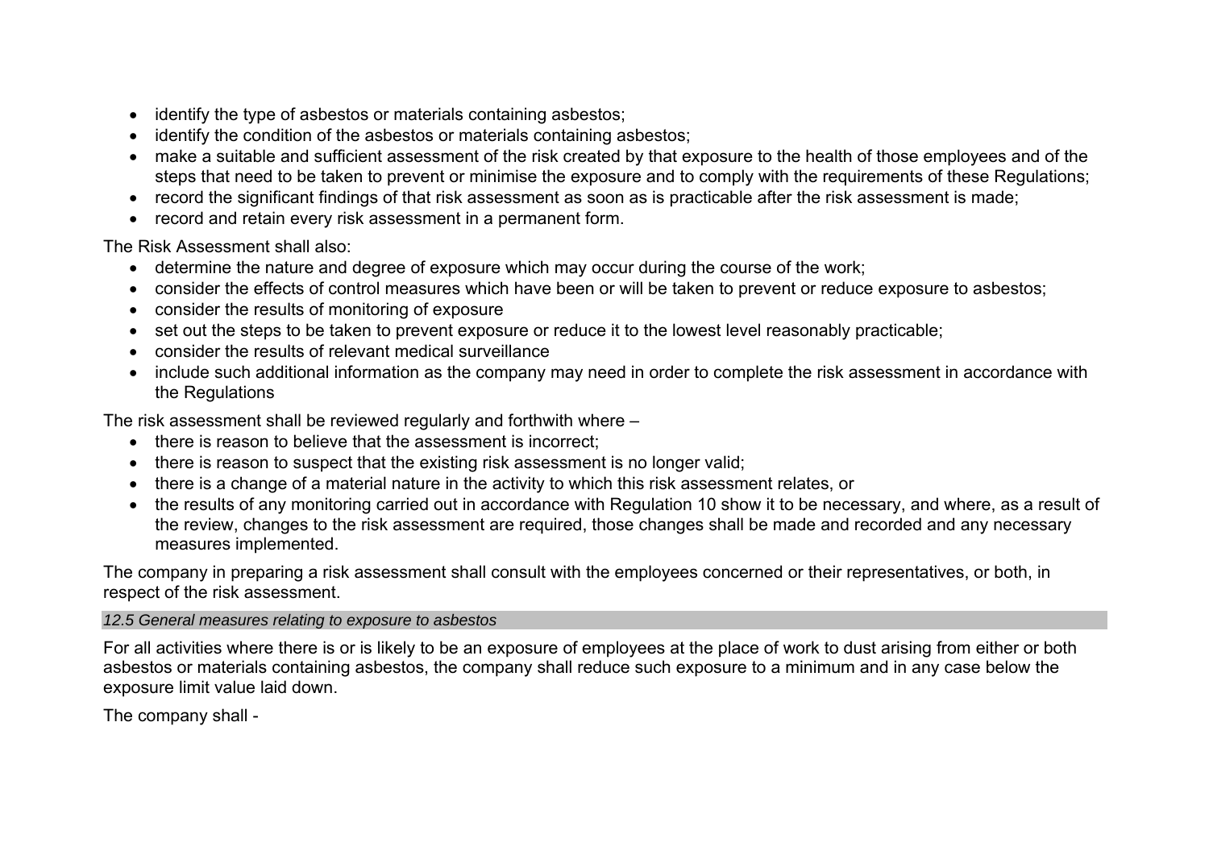- identify the type of asbestos or materials containing asbestos;
- identify the condition of the asbestos or materials containing asbestos;
- make a suitable and sufficient assessment of the risk created by that exposure to the health of those employees and of the steps that need to be taken to prevent or minimise the exposure and to comply with the requirements of these Regulations;
- record the significant findings of that risk assessment as soon as is practicable after the risk assessment is made;
- record and retain every risk assessment in a permanent form.

The Risk Assessment shall also:

- determine the nature and degree of exposure which may occur during the course of the work;
- consider the effects of control measures which have been or will be taken to prevent or reduce exposure to asbestos;
- consider the results of monitoring of exposure
- set out the steps to be taken to prevent exposure or reduce it to the lowest level reasonably practicable;
- consider the results of relevant medical surveillance
- include such additional information as the company may need in order to complete the risk assessment in accordance with the Regulations

The risk assessment shall be reviewed regularly and forthwith where –

- there is reason to believe that the assessment is incorrect;
- there is reason to suspect that the existing risk assessment is no longer valid;
- there is a change of a material nature in the activity to which this risk assessment relates, or
- the results of any monitoring carried out in accordance with Regulation 10 show it to be necessary, and where, as a result of the review, changes to the risk assessment are required, those changes shall be made and recorded and any necessary measures implemented.

The company in preparing a risk assessment shall consult with the employees concerned or their representatives, or both, in respect of the risk assessment.

### *12.5 General measures relating to exposure to asbestos*

For all activities where there is or is likely to be an exposure of employees at the place of work to dust arising from either or both asbestos or materials containing asbestos, the company shall reduce such exposure to a minimum and in any case below the exposure limit value laid down.

The company shall -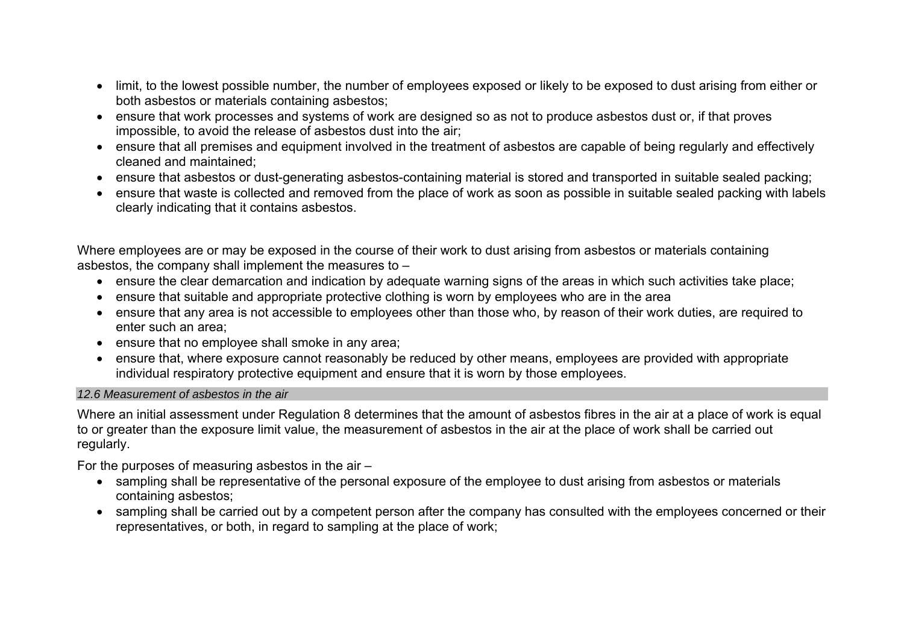- limit, to the lowest possible number, the number of employees exposed or likely to be exposed to dust arising from either or both asbestos or materials containing asbestos;
- ensure that work processes and systems of work are designed so as not to produce asbestos dust or, if that proves impossible, to avoid the release of asbestos dust into the air;
- ensure that all premises and equipment involved in the treatment of asbestos are capable of being regularly and effectively cleaned and maintained;
- ensure that asbestos or dust-generating asbestos-containing material is stored and transported in suitable sealed packing;
- ensure that waste is collected and removed from the place of work as soon as possible in suitable sealed packing with labels clearly indicating that it contains asbestos.

Where employees are or may be exposed in the course of their work to dust arising from asbestos or materials containing asbestos, the company shall implement the measures to –

- ensure the clear demarcation and indication by adequate warning signs of the areas in which such activities take place;
- ensure that suitable and appropriate protective clothing is worn by employees who are in the area
- ensure that any area is not accessible to employees other than those who, by reason of their work duties, are required to enter such an area;
- ensure that no employee shall smoke in any area;
- ensure that, where exposure cannot reasonably be reduced by other means, employees are provided with appropriate individual respiratory protective equipment and ensure that it is worn by those employees.

### *12.6 Measurement of asbestos in the air*

Where an initial assessment under Regulation 8 determines that the amount of asbestos fibres in the air at a place of work is equal to or greater than the exposure limit value, the measurement of asbestos in the air at the place of work shall be carried out regularly.

For the purposes of measuring asbestos in the air –

- sampling shall be representative of the personal exposure of the employee to dust arising from asbestos or materials containing asbestos;
- sampling shall be carried out by a competent person after the company has consulted with the employees concerned or their representatives, or both, in regard to sampling at the place of work;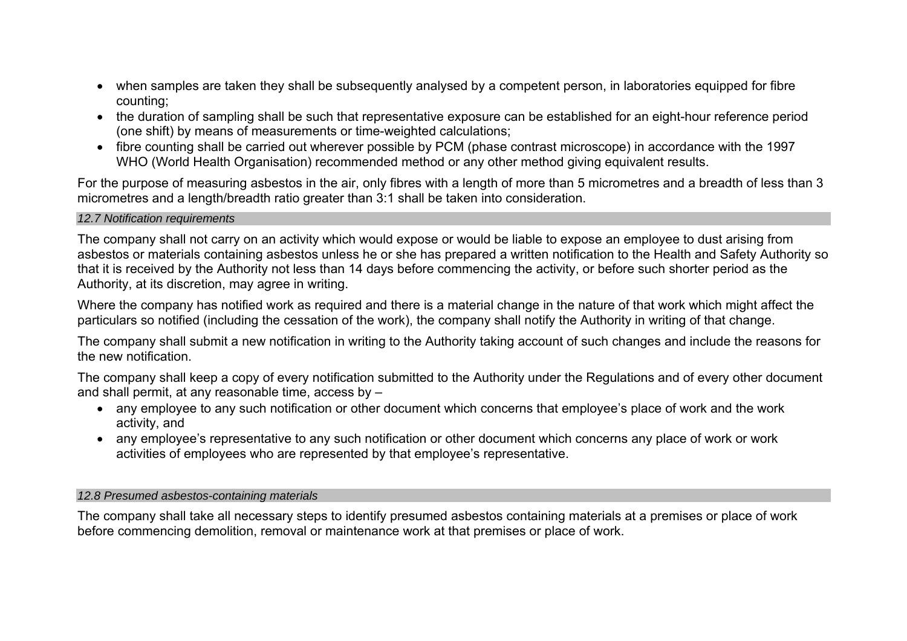- when samples are taken they shall be subsequently analysed by a competent person, in laboratories equipped for fibre counting;
- the duration of sampling shall be such that representative exposure can be established for an eight-hour reference period (one shift) by means of measurements or time-weighted calculations;
- fibre counting shall be carried out wherever possible by PCM (phase contrast microscope) in accordance with the 1997 WHO (World Health Organisation) recommended method or any other method giving equivalent results.

For the purpose of measuring asbestos in the air, only fibres with a length of more than 5 micrometres and a breadth of less than 3 micrometres and a length/breadth ratio greater than 3:1 shall be taken into consideration.

### *12.7 Notification requirements*

The company shall not carry on an activity which would expose or would be liable to expose an employee to dust arising from asbestos or materials containing asbestos unless he or she has prepared a written notification to the Health and Safety Authority so that it is received by the Authority not less than 14 days before commencing the activity, or before such shorter period as the Authority, at its discretion, may agree in writing.

Where the company has notified work as required and there is a material change in the nature of that work which might affect the particulars so notified (including the cessation of the work), the company shall notify the Authority in writing of that change.

The company shall submit a new notification in writing to the Authority taking account of such changes and include the reasons for the new notification.

The company shall keep a copy of every notification submitted to the Authority under the Regulations and of every other document and shall permit, at any reasonable time, access by –

- any employee to any such notification or other document which concerns that employee's place of work and the work activity, and
- any employee's representative to any such notification or other document which concerns any place of work or work activities of employees who are represented by that employee's representative.

### *12.8 Presumed asbestos-containing materials*

The company shall take all necessary steps to identify presumed asbestos containing materials at a premises or place of work before commencing demolition, removal or maintenance work at that premises or place of work.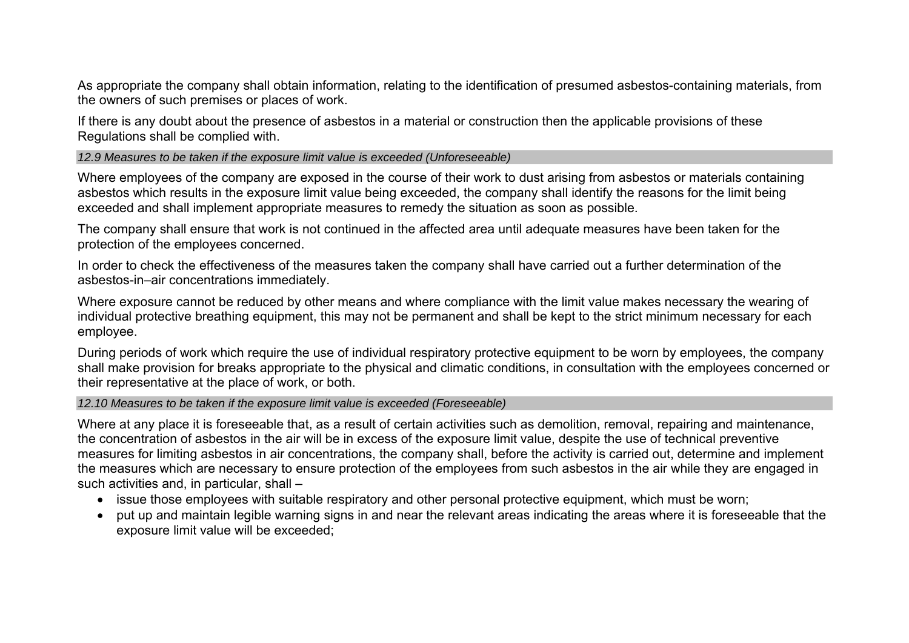As appropriate the company shall obtain information, relating to the identification of presumed asbestos-containing materials, from the owners of such premises or places of work.

If there is any doubt about the presence of asbestos in a material or construction then the applicable provisions of these Regulations shall be complied with.

### *12.9 Measures to be taken if the exposure limit value is exceeded (Unforeseeable)*

Where employees of the company are exposed in the course of their work to dust arising from asbestos or materials containing asbestos which results in the exposure limit value being exceeded, the company shall identify the reasons for the limit being exceeded and shall implement appropriate measures to remedy the situation as soon as possible.

The company shall ensure that work is not continued in the affected area until adequate measures have been taken for the protection of the employees concerned.

In order to check the effectiveness of the measures taken the company shall have carried out a further determination of the asbestos-in–air concentrations immediately.

Where exposure cannot be reduced by other means and where compliance with the limit value makes necessary the wearing of individual protective breathing equipment, this may not be permanent and shall be kept to the strict minimum necessary for each employee.

During periods of work which require the use of individual respiratory protective equipment to be worn by employees, the company shall make provision for breaks appropriate to the physical and climatic conditions, in consultation with the employees concerned or their representative at the place of work, or both.

### *12.10 Measures to be taken if the exposure limit value is exceeded (Foreseeable)*

Where at any place it is foreseeable that, as a result of certain activities such as demolition, removal, repairing and maintenance, the concentration of asbestos in the air will be in excess of the exposure limit value, despite the use of technical preventive measures for limiting asbestos in air concentrations, the company shall, before the activity is carried out, determine and implement the measures which are necessary to ensure protection of the employees from such asbestos in the air while they are engaged in such activities and, in particular, shall –

- issue those employees with suitable respiratory and other personal protective equipment, which must be worn;
- put up and maintain legible warning signs in and near the relevant areas indicating the areas where it is foreseeable that the exposure limit value will be exceeded;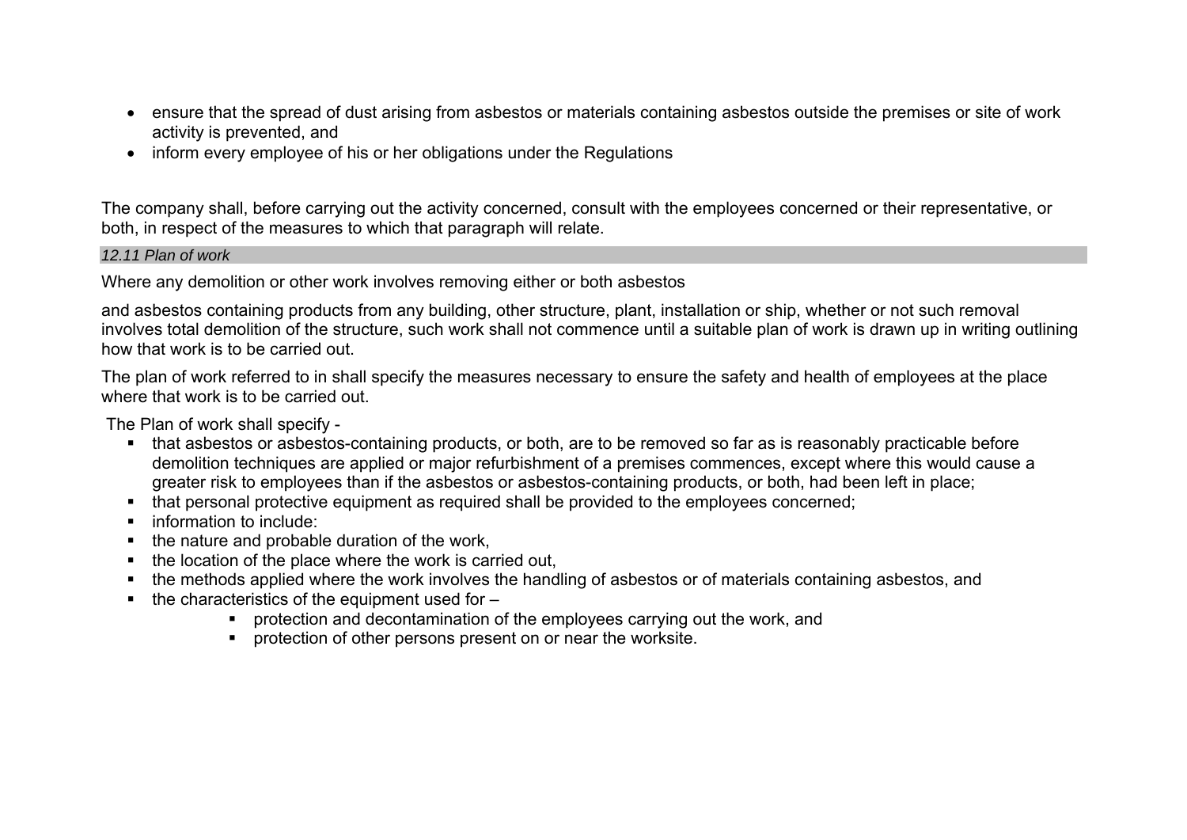- ensure that the spread of dust arising from asbestos or materials containing asbestos outside the premises or site of work activity is prevented, and
- inform every employee of his or her obligations under the Regulations

The company shall, before carrying out the activity concerned, consult with the employees concerned or their representative, or both, in respect of the measures to which that paragraph will relate.

### *12.11 Plan of work*

Where any demolition or other work involves removing either or both asbestos

and asbestos containing products from any building, other structure, plant, installation or ship, whether or not such removal involves total demolition of the structure, such work shall not commence until a suitable plan of work is drawn up in writing outlining how that work is to be carried out.

The plan of work referred to in shall specify the measures necessary to ensure the safety and health of employees at the place where that work is to be carried out.

The Plan of work shall specify -

- that asbestos or asbestos-containing products, or both, are to be removed so far as is reasonably practicable before demolition techniques are applied or major refurbishment of a premises commences, except where this would cause a greater risk to employees than if the asbestos or asbestos-containing products, or both, had been left in place;
- that personal protective equipment as required shall be provided to the employees concerned;
- information to include:
- the nature and probable duration of the work,
- the location of the place where the work is carried out,
- the methods applied where the work involves the handling of asbestos or of materials containing asbestos, and
- the characteristics of the equipment used for –
    - protection and decontamination of the employees carrying out the work, and
    - protection of other persons present on or near the worksite.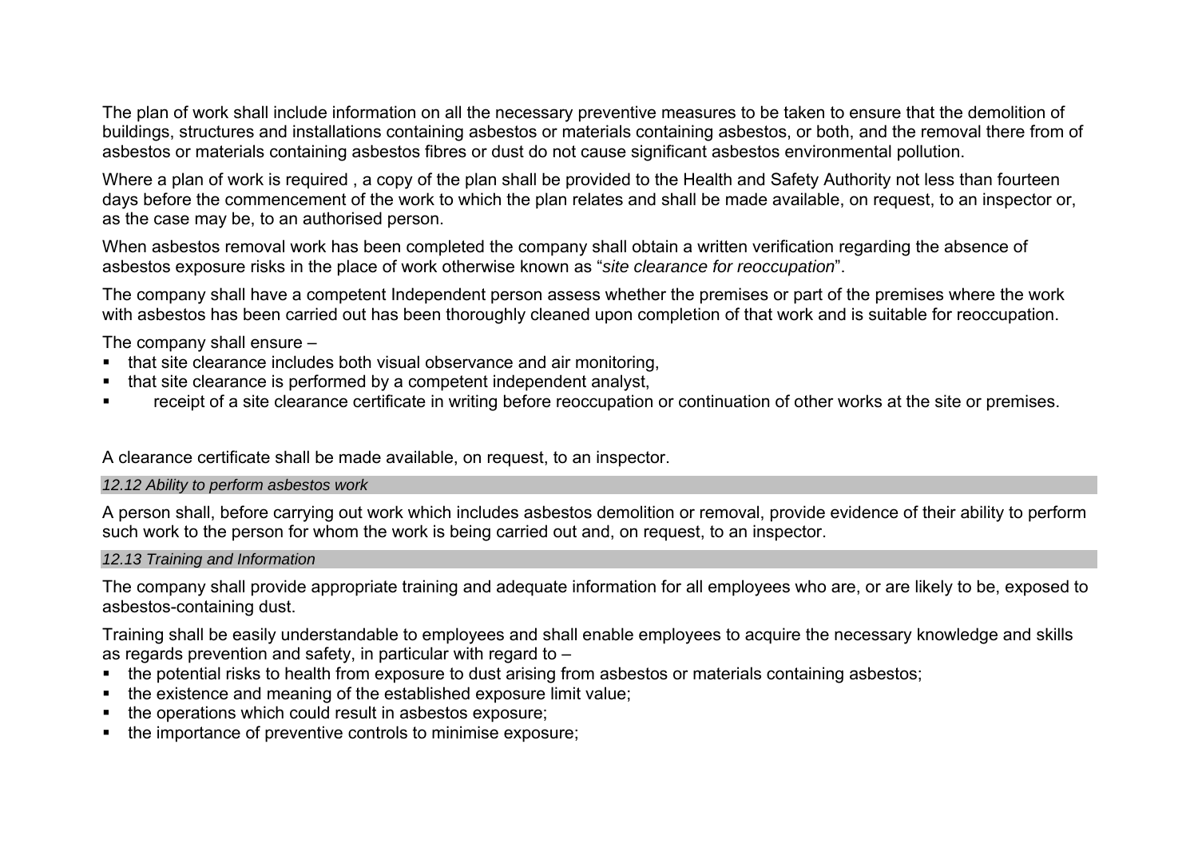The plan of work shall include information on all the necessary preventive measures to be taken to ensure that the demolition of buildings, structures and installations containing asbestos or materials containing asbestos, or both, and the removal there from of asbestos or materials containing asbestos fibres or dust do not cause significant asbestos environmental pollution.

Where a plan of work is required , a copy of the plan shall be provided to the Health and Safety Authority not less than fourteen days before the commencement of the work to which the plan relates and shall be made available, on request, to an inspector or, as the case may be, to an authorised person.

When asbestos removal work has been completed the company shall obtain a written verification regarding the absence of asbestos exposure risks in the place of work otherwise known as "*site clearance for reoccupation*".

The company shall have a competent Independent person assess whether the premises or part of the premises where the work with asbestos has been carried out has been thoroughly cleaned upon completion of that work and is suitable for reoccupation.

The company shall ensure –

- that site clearance includes both visual observance and air monitoring,
- that site clearance is performed by a competent independent analyst,
- receipt of a site clearance certificate in writing before reoccupation or continuation of other works at the site or premises.

A clearance certificate shall be made available, on request, to an inspector.

###### *12.12 Ability to perform asbestos work*

A person shall, before carrying out work which includes asbestos demolition or removal, provide evidence of their ability to perform such work to the person for whom the work is being carried out and, on request, to an inspector.

###### *12.13 Training and Information*

The company shall provide appropriate training and adequate information for all employees who are, or are likely to be, exposed to asbestos-containing dust.

Training shall be easily understandable to employees and shall enable employees to acquire the necessary knowledge and skills as regards prevention and safety, in particular with regard to –

- the potential risks to health from exposure to dust arising from asbestos or materials containing asbestos;
- the existence and meaning of the established exposure limit value;
- the operations which could result in asbestos exposure;
- the importance of preventive controls to minimise exposure;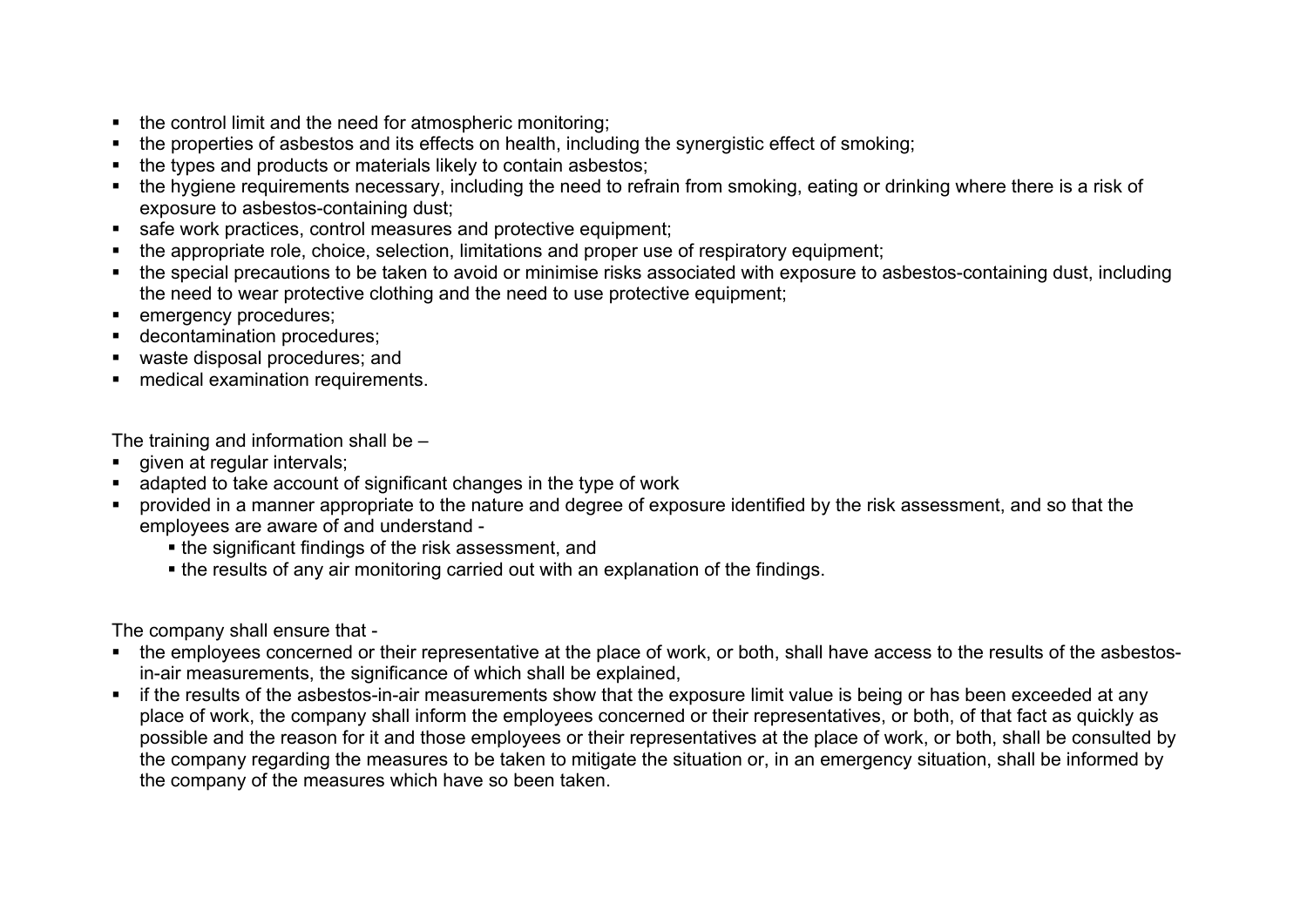- the control limit and the need for atmospheric monitoring;
- the properties of asbestos and its effects on health, including the synergistic effect of smoking;
- the types and products or materials likely to contain asbestos;
- the hygiene requirements necessary, including the need to refrain from smoking, eating or drinking where there is a risk of exposure to asbestos-containing dust;
- safe work practices, control measures and protective equipment;
- the appropriate role, choice, selection, limitations and proper use of respiratory equipment;
- the special precautions to be taken to avoid or minimise risks associated with exposure to asbestos-containing dust, including the need to wear protective clothing and the need to use protective equipment;
- emergency procedures;
- decontamination procedures;
- waste disposal procedures; and
- medical examination requirements.

The training and information shall be –

- given at regular intervals;
- adapted to take account of significant changes in the type of work
- provided in a manner appropriate to the nature and degree of exposure identified by the risk assessment, and so that the employees are aware of and understand -
  - the significant findings of the risk assessment, and
  - the results of any air monitoring carried out with an explanation of the findings.

The company shall ensure that -

- the employees concerned or their representative at the place of work, or both, shall have access to the results of the asbestos-in-air measurements, the significance of which shall be explained,
- if the results of the asbestos-in-air measurements show that the exposure limit value is being or has been exceeded at any place of work, the company shall inform the employees concerned or their representatives, or both, of that fact as quickly as possible and the reason for it and those employees or their representatives at the place of work, or both, shall be consulted by the company regarding the measures to be taken to mitigate the situation or, in an emergency situation, shall be informed by the company of the measures which have so been taken.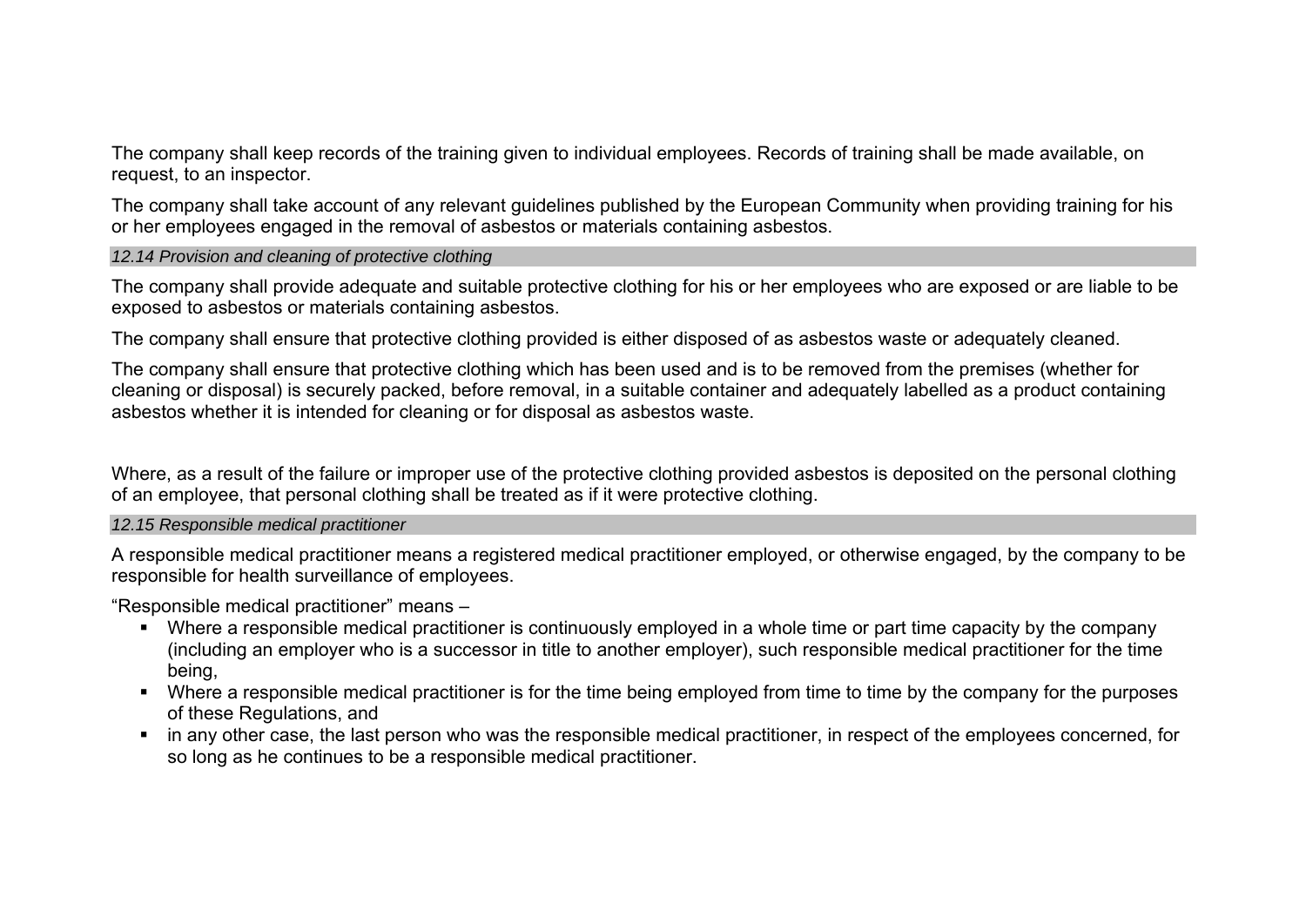The company shall keep records of the training given to individual employees. Records of training shall be made available, on request, to an inspector.

The company shall take account of any relevant guidelines published by the European Community when providing training for his or her employees engaged in the removal of asbestos or materials containing asbestos.

### *12.14 Provision and cleaning of protective clothing*

The company shall provide adequate and suitable protective clothing for his or her employees who are exposed or are liable to be exposed to asbestos or materials containing asbestos.

The company shall ensure that protective clothing provided is either disposed of as asbestos waste or adequately cleaned.

The company shall ensure that protective clothing which has been used and is to be removed from the premises (whether for cleaning or disposal) is securely packed, before removal, in a suitable container and adequately labelled as a product containing asbestos whether it is intended for cleaning or for disposal as asbestos waste.

Where, as a result of the failure or improper use of the protective clothing provided asbestos is deposited on the personal clothing of an employee, that personal clothing shall be treated as if it were protective clothing.

### *12.15 Responsible medical practitioner*

A responsible medical practitioner means a registered medical practitioner employed, or otherwise engaged, by the company to be responsible for health surveillance of employees.

"Responsible medical practitioner" means –

- Where a responsible medical practitioner is continuously employed in a whole time or part time capacity by the company (including an employer who is a successor in title to another employer), such responsible medical practitioner for the time being,
- Where a responsible medical practitioner is for the time being employed from time to time by the company for the purposes of these Regulations, and
- in any other case, the last person who was the responsible medical practitioner, in respect of the employees concerned, for so long as he continues to be a responsible medical practitioner.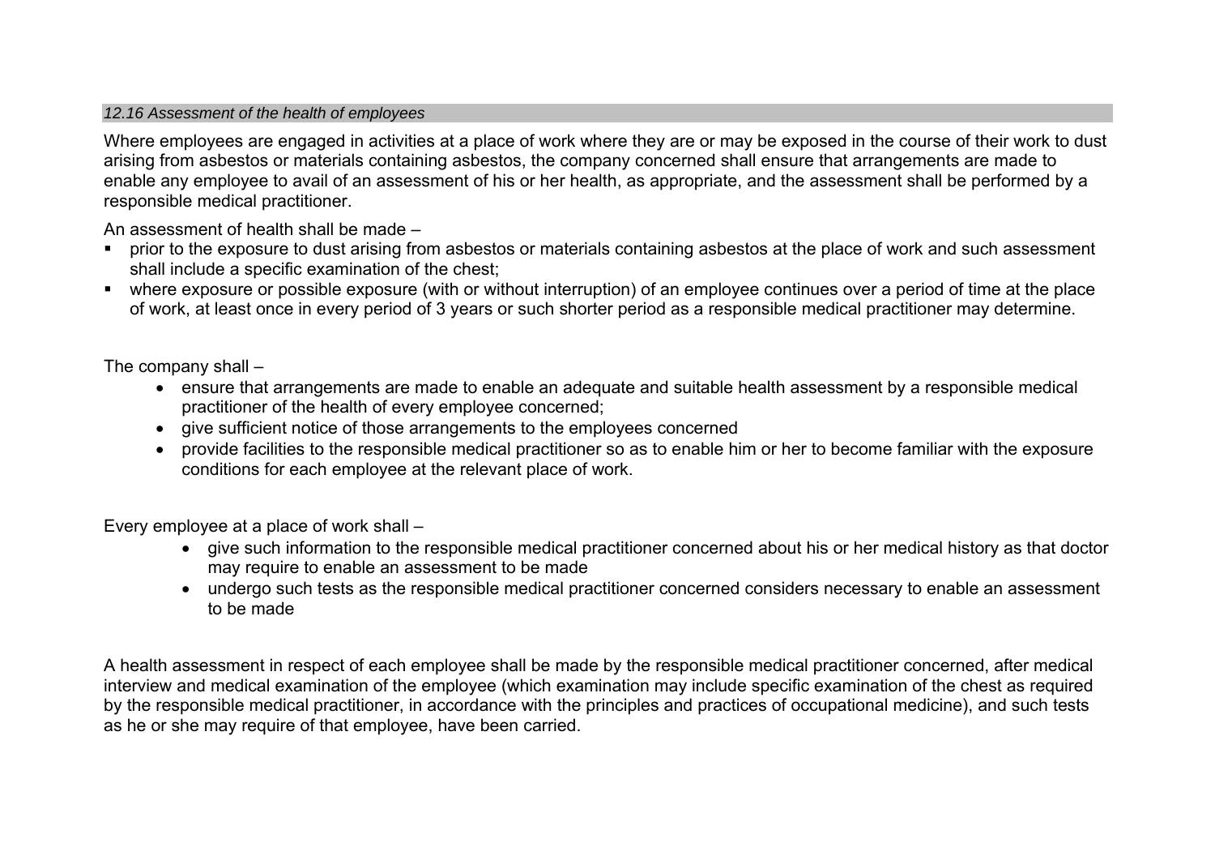### *12.16 Assessment of the health of employees*

Where employees are engaged in activities at a place of work where they are or may be exposed in the course of their work to dust arising from asbestos or materials containing asbestos, the company concerned shall ensure that arrangements are made to enable any employee to avail of an assessment of his or her health, as appropriate, and the assessment shall be performed by a responsible medical practitioner.

An assessment of health shall be made –

- prior to the exposure to dust arising from asbestos or materials containing asbestos at the place of work and such assessment shall include a specific examination of the chest;
- where exposure or possible exposure (with or without interruption) of an employee continues over a period of time at the place of work, at least once in every period of 3 years or such shorter period as a responsible medical practitioner may determine.

The company shall –

- ensure that arrangements are made to enable an adequate and suitable health assessment by a responsible medical practitioner of the health of every employee concerned;
- give sufficient notice of those arrangements to the employees concerned
- provide facilities to the responsible medical practitioner so as to enable him or her to become familiar with the exposure conditions for each employee at the relevant place of work.

Every employee at a place of work shall –

- give such information to the responsible medical practitioner concerned about his or her medical history as that doctor may require to enable an assessment to be made
- undergo such tests as the responsible medical practitioner concerned considers necessary to enable an assessment to be made

A health assessment in respect of each employee shall be made by the responsible medical practitioner concerned, after medical interview and medical examination of the employee (which examination may include specific examination of the chest as required by the responsible medical practitioner, in accordance with the principles and practices of occupational medicine), and such tests as he or she may require of that employee, have been carried.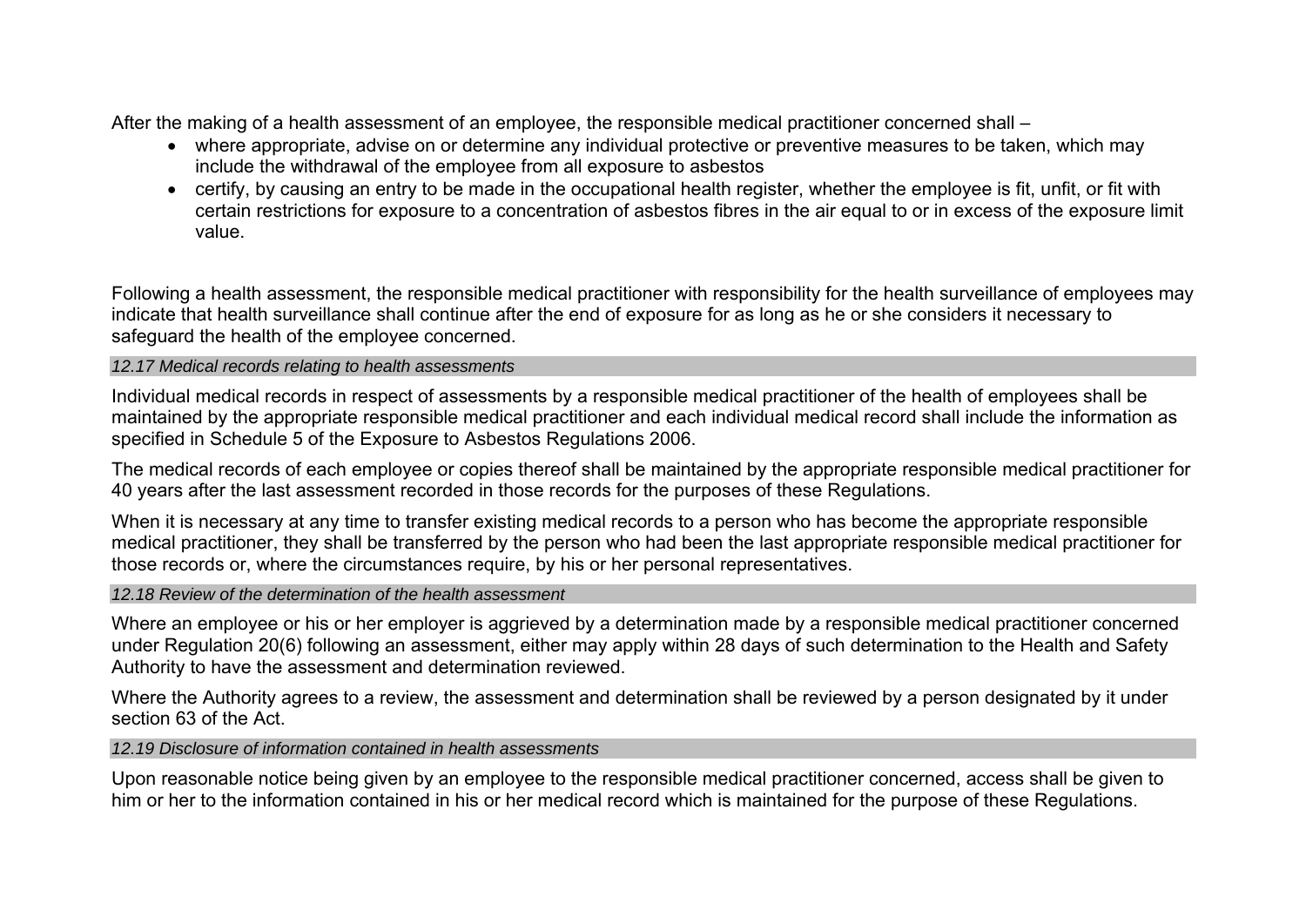After the making of a health assessment of an employee, the responsible medical practitioner concerned shall –

- where appropriate, advise on or determine any individual protective or preventive measures to be taken, which may include the withdrawal of the employee from all exposure to asbestos
- certify, by causing an entry to be made in the occupational health register, whether the employee is fit, unfit, or fit with certain restrictions for exposure to a concentration of asbestos fibres in the air equal to or in excess of the exposure limit value.

Following a health assessment, the responsible medical practitioner with responsibility for the health surveillance of employees may indicate that health surveillance shall continue after the end of exposure for as long as he or she considers it necessary to safeguard the health of the employee concerned.

### *12.17 Medical records relating to health assessments*

Individual medical records in respect of assessments by a responsible medical practitioner of the health of employees shall be maintained by the appropriate responsible medical practitioner and each individual medical record shall include the information as specified in Schedule 5 of the Exposure to Asbestos Regulations 2006.

The medical records of each employee or copies thereof shall be maintained by the appropriate responsible medical practitioner for 40 years after the last assessment recorded in those records for the purposes of these Regulations.

When it is necessary at any time to transfer existing medical records to a person who has become the appropriate responsible medical practitioner, they shall be transferred by the person who had been the last appropriate responsible medical practitioner for those records or, where the circumstances require, by his or her personal representatives.

### *12.18 Review of the determination of the health assessment*

Where an employee or his or her employer is aggrieved by a determination made by a responsible medical practitioner concerned under Regulation 20(6) following an assessment, either may apply within 28 days of such determination to the Health and Safety Authority to have the assessment and determination reviewed.

Where the Authority agrees to a review, the assessment and determination shall be reviewed by a person designated by it under section 63 of the Act.

### *12.19 Disclosure of information contained in health assessments*

Upon reasonable notice being given by an employee to the responsible medical practitioner concerned, access shall be given to him or her to the information contained in his or her medical record which is maintained for the purpose of these Regulations.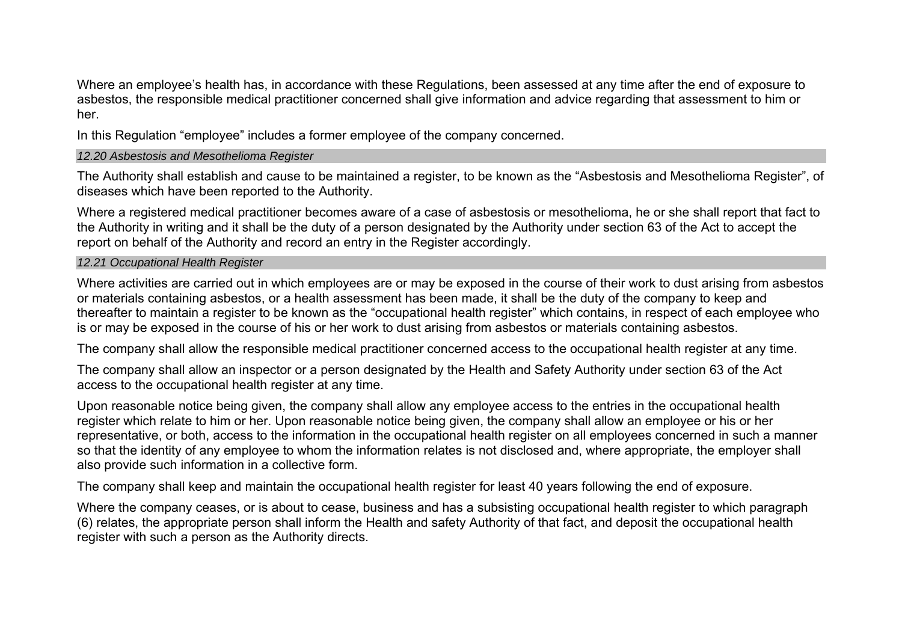Where an employee's health has, in accordance with these Regulations, been assessed at any time after the end of exposure to asbestos, the responsible medical practitioner concerned shall give information and advice regarding that assessment to him or her.

In this Regulation "employee" includes a former employee of the company concerned.

### *12.20 Asbestosis and Mesothelioma Register*

The Authority shall establish and cause to be maintained a register, to be known as the "Asbestosis and Mesothelioma Register", of diseases which have been reported to the Authority.

Where a registered medical practitioner becomes aware of a case of asbestosis or mesothelioma, he or she shall report that fact to the Authority in writing and it shall be the duty of a person designated by the Authority under section 63 of the Act to accept the report on behalf of the Authority and record an entry in the Register accordingly.

### *12.21 Occupational Health Register*

Where activities are carried out in which employees are or may be exposed in the course of their work to dust arising from asbestos or materials containing asbestos, or a health assessment has been made, it shall be the duty of the company to keep and thereafter to maintain a register to be known as the "occupational health register" which contains, in respect of each employee who is or may be exposed in the course of his or her work to dust arising from asbestos or materials containing asbestos.

The company shall allow the responsible medical practitioner concerned access to the occupational health register at any time.

The company shall allow an inspector or a person designated by the Health and Safety Authority under section 63 of the Act access to the occupational health register at any time.

Upon reasonable notice being given, the company shall allow any employee access to the entries in the occupational health register which relate to him or her. Upon reasonable notice being given, the company shall allow an employee or his or her representative, or both, access to the information in the occupational health register on all employees concerned in such a manner so that the identity of any employee to whom the information relates is not disclosed and, where appropriate, the employer shall also provide such information in a collective form.

The company shall keep and maintain the occupational health register for least 40 years following the end of exposure.

Where the company ceases, or is about to cease, business and has a subsisting occupational health register to which paragraph (6) relates, the appropriate person shall inform the Health and safety Authority of that fact, and deposit the occupational health register with such a person as the Authority directs.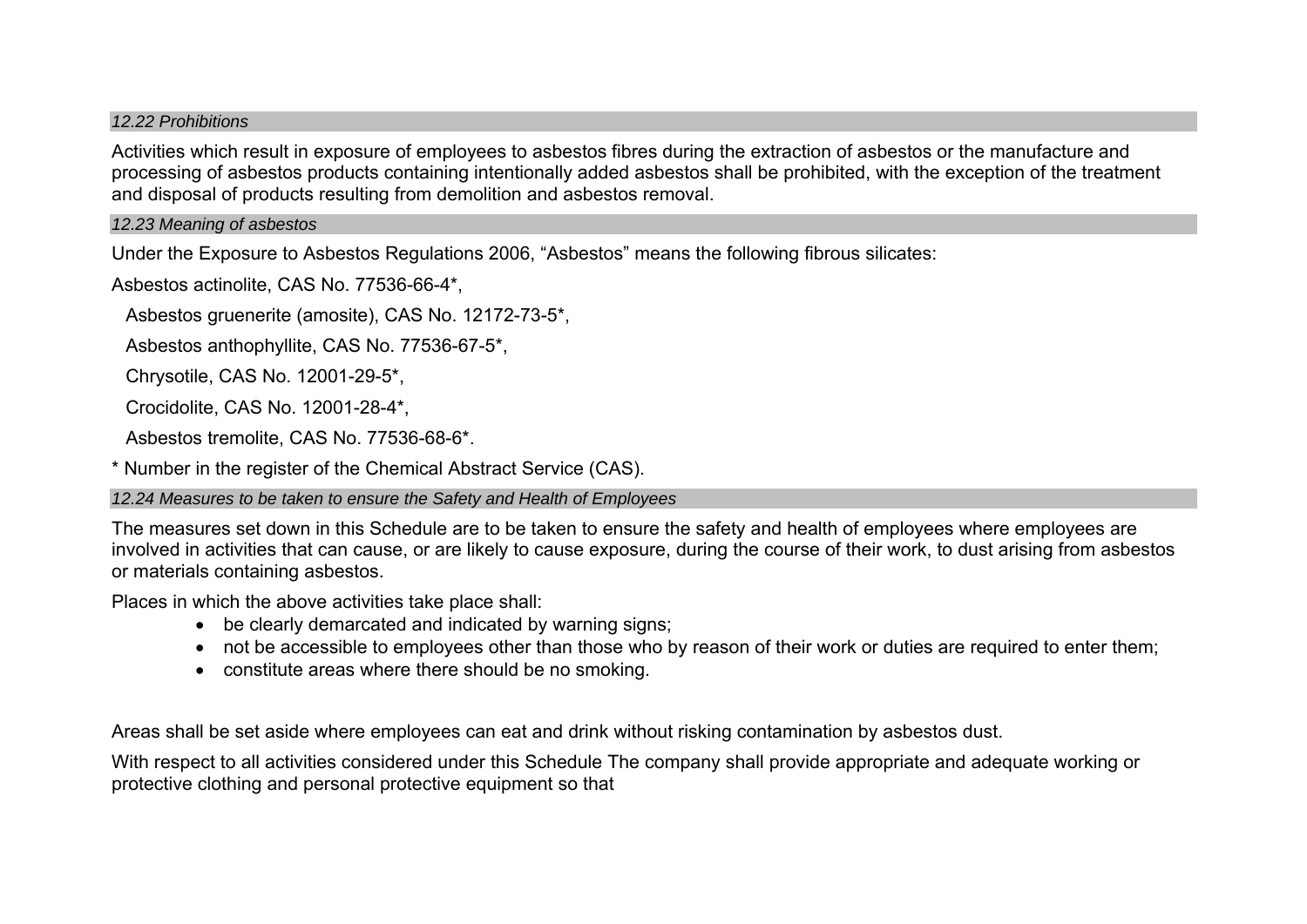### *12.22 Prohibitions*

Activities which result in exposure of employees to asbestos fibres during the extraction of asbestos or the manufacture and processing of asbestos products containing intentionally added asbestos shall be prohibited, with the exception of the treatment and disposal of products resulting from demolition and asbestos removal.

### *12.23 Meaning of asbestos*

Under the Exposure to Asbestos Regulations 2006, "Asbestos" means the following fibrous silicates:

Asbestos actinolite, CAS No. 77536-66-4*,

Asbestos gruenerite (amosite), CAS No. 12172-73-5*,

Asbestos anthophyllite, CAS No. 77536-67-5*,

Chrysotile, CAS No. 12001-29-5*,

Crocidolite, CAS No. 12001-28-4*,

Asbestos tremolite, CAS No. 77536-68-6*.

* Number in the register of the Chemical Abstract Service (CAS).

### *12.24 Measures to be taken to ensure the Safety and Health of Employees*

The measures set down in this Schedule are to be taken to ensure the safety and health of employees where employees are involved in activities that can cause, or are likely to cause exposure, during the course of their work, to dust arising from asbestos or materials containing asbestos.

Places in which the above activities take place shall:

- be clearly demarcated and indicated by warning signs;
- not be accessible to employees other than those who by reason of their work or duties are required to enter them;
- constitute areas where there should be no smoking.

Areas shall be set aside where employees can eat and drink without risking contamination by asbestos dust.

With respect to all activities considered under this Schedule The company shall provide appropriate and adequate working or protective clothing and personal protective equipment so that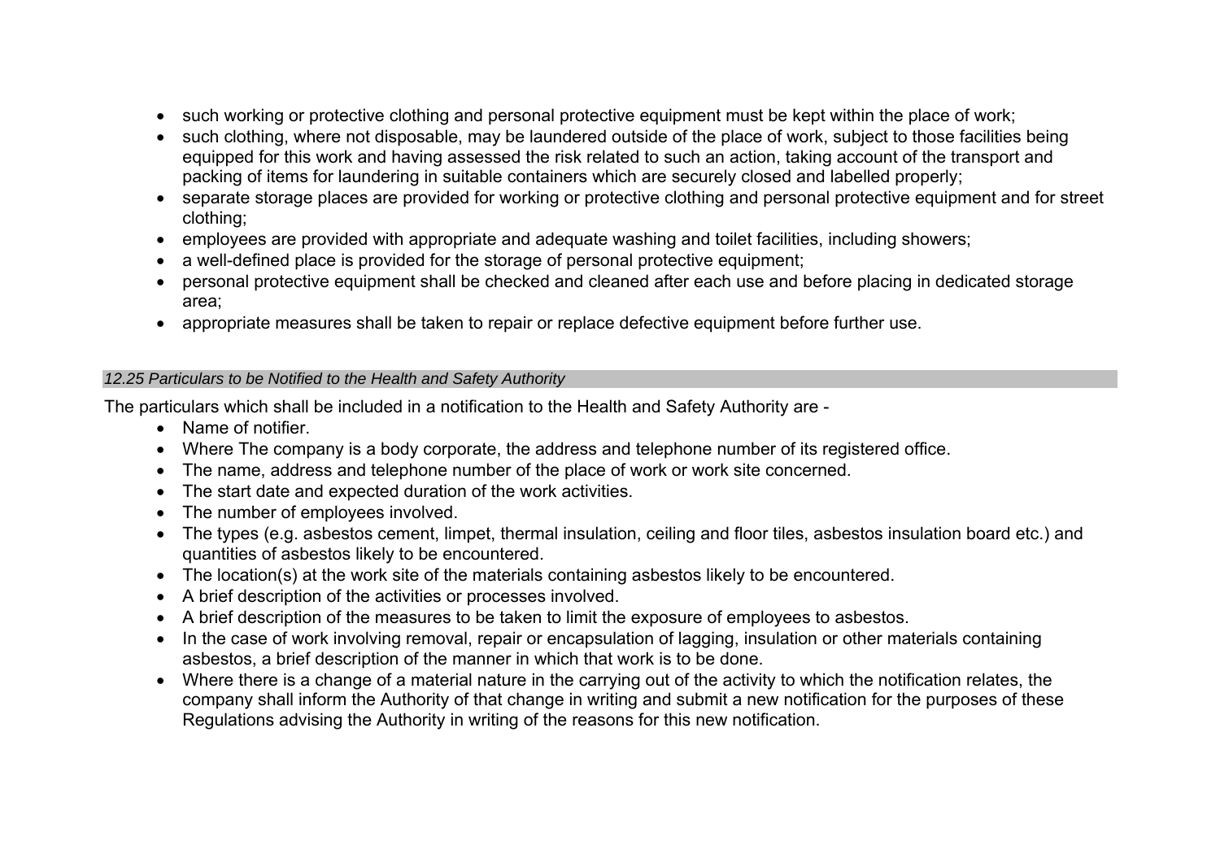- such working or protective clothing and personal protective equipment must be kept within the place of work;
- such clothing, where not disposable, may be laundered outside of the place of work, subject to those facilities being equipped for this work and having assessed the risk related to such an action, taking account of the transport and packing of items for laundering in suitable containers which are securely closed and labelled properly;
- separate storage places are provided for working or protective clothing and personal protective equipment and for street clothing;
- employees are provided with appropriate and adequate washing and toilet facilities, including showers;
- a well-defined place is provided for the storage of personal protective equipment;
- personal protective equipment shall be checked and cleaned after each use and before placing in dedicated storage area;
- appropriate measures shall be taken to repair or replace defective equipment before further use.

### *12.25 Particulars to be Notified to the Health and Safety Authority*

The particulars which shall be included in a notification to the Health and Safety Authority are -

- Name of notifier.
- Where The company is a body corporate, the address and telephone number of its registered office.
- The name, address and telephone number of the place of work or work site concerned.
- The start date and expected duration of the work activities.
- The number of employees involved.
- The types (e.g. asbestos cement, limpet, thermal insulation, ceiling and floor tiles, asbestos insulation board etc.) and quantities of asbestos likely to be encountered.
- The location(s) at the work site of the materials containing asbestos likely to be encountered.
- A brief description of the activities or processes involved.
- A brief description of the measures to be taken to limit the exposure of employees to asbestos.
- In the case of work involving removal, repair or encapsulation of lagging, insulation or other materials containing asbestos, a brief description of the manner in which that work is to be done.
- Where there is a change of a material nature in the carrying out of the activity to which the notification relates, the company shall inform the Authority of that change in writing and submit a new notification for the purposes of these Regulations advising the Authority in writing of the reasons for this new notification.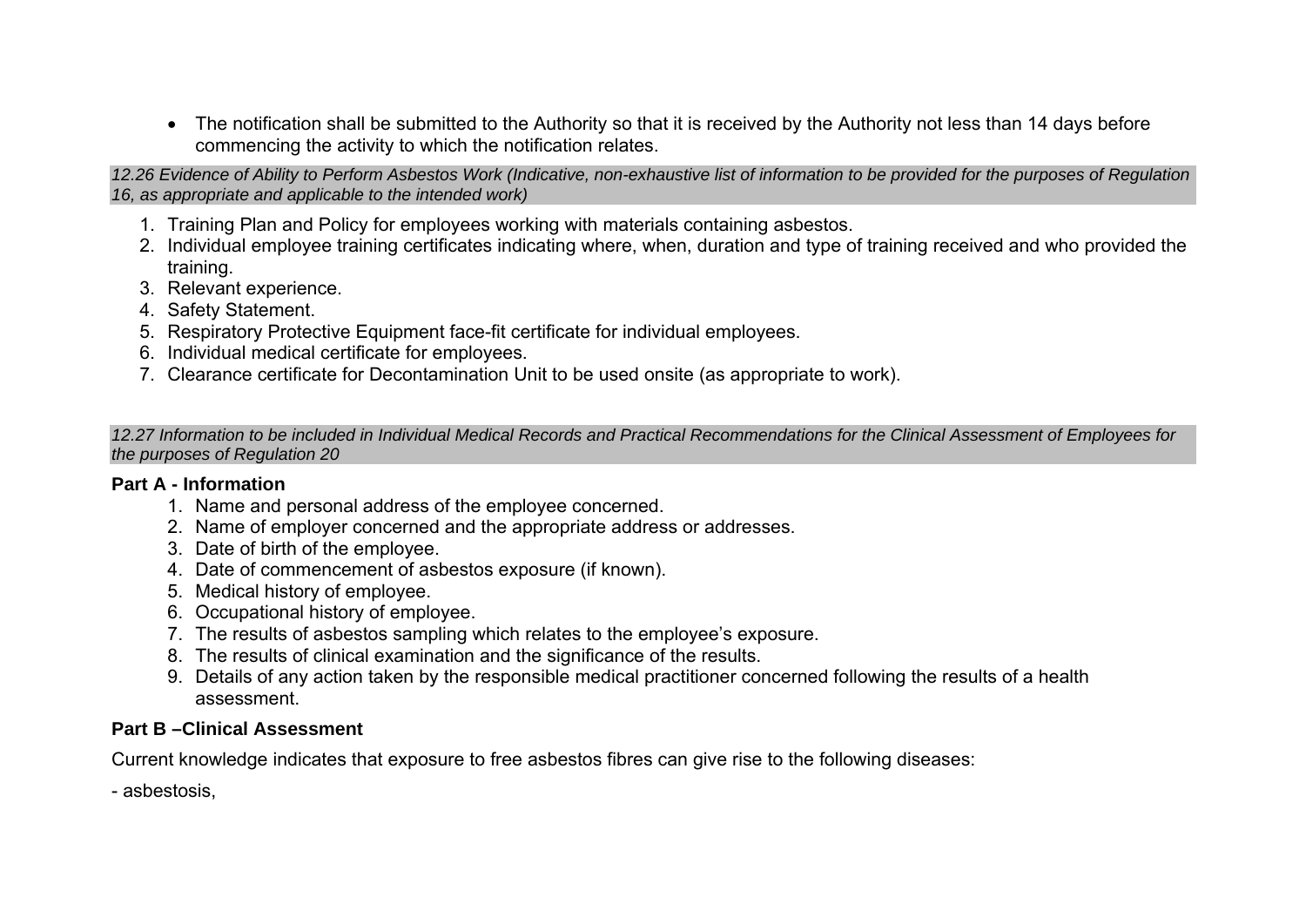- The notification shall be submitted to the Authority so that it is received by the Authority not less than 14 days before commencing the activity to which the notification relates.

*12.26 Evidence of Ability to Perform Asbestos Work (Indicative, non-exhaustive list of information to be provided for the purposes of Regulation 16, as appropriate and applicable to the intended work)*

1. Training Plan and Policy for employees working with materials containing asbestos.
2. Individual employee training certificates indicating where, when, duration and type of training received and who provided the training.
3. Relevant experience.
4. Safety Statement.
5. Respiratory Protective Equipment face-fit certificate for individual employees.
6. Individual medical certificate for employees.
7. Clearance certificate for Decontamination Unit to be used onsite (as appropriate to work).

*12.27 Information to be included in Individual Medical Records and Practical Recommendations for the Clinical Assessment of Employees for the purposes of Regulation 20*

**Part A - Information**

1. Name and personal address of the employee concerned.
2. Name of employer concerned and the appropriate address or addresses.
3. Date of birth of the employee.
4. Date of commencement of asbestos exposure (if known).
5. Medical history of employee.
6. Occupational history of employee.
7. The results of asbestos sampling which relates to the employee's exposure.
8. The results of clinical examination and the significance of the results.
9. Details of any action taken by the responsible medical practitioner concerned following the results of a health assessment.

**Part B –Clinical Assessment**

Current knowledge indicates that exposure to free asbestos fibres can give rise to the following diseases:

- asbestosis,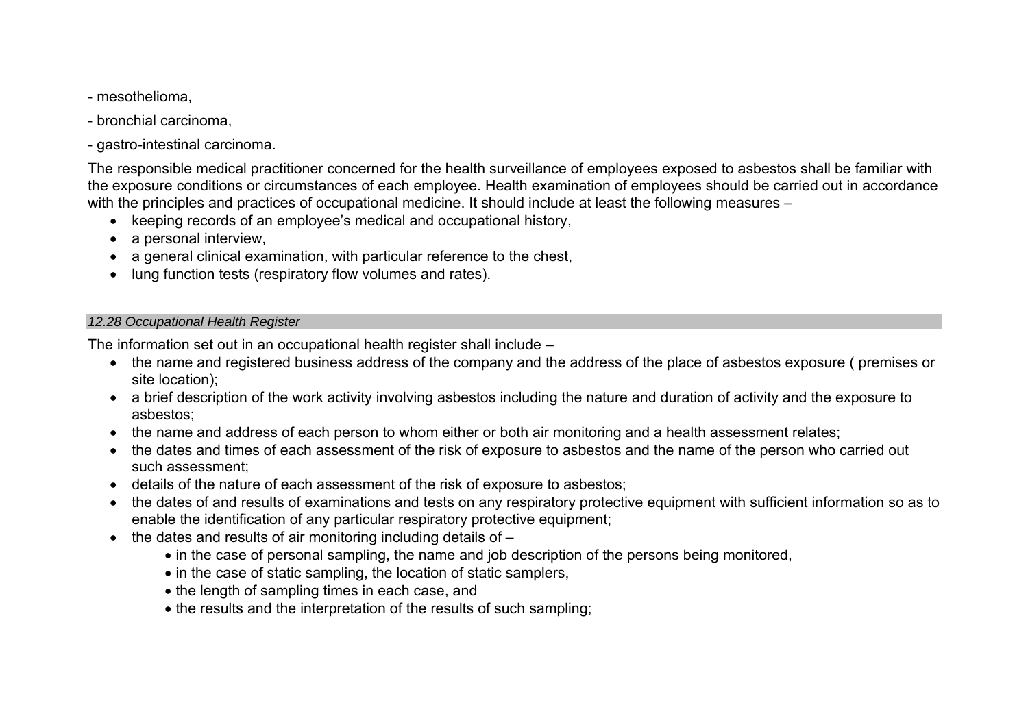- mesothelioma,

- bronchial carcinoma,

- gastro-intestinal carcinoma.

The responsible medical practitioner concerned for the health surveillance of employees exposed to asbestos shall be familiar with the exposure conditions or circumstances of each employee. Health examination of employees should be carried out in accordance with the principles and practices of occupational medicine. It should include at least the following measures –

- keeping records of an employee's medical and occupational history,
- a personal interview,
- a general clinical examination, with particular reference to the chest,
- lung function tests (respiratory flow volumes and rates).

### *12.28 Occupational Health Register*

The information set out in an occupational health register shall include –

- the name and registered business address of the company and the address of the place of asbestos exposure ( premises or site location);
- a brief description of the work activity involving asbestos including the nature and duration of activity and the exposure to asbestos;
- the name and address of each person to whom either or both air monitoring and a health assessment relates;
- the dates and times of each assessment of the risk of exposure to asbestos and the name of the person who carried out such assessment;
- details of the nature of each assessment of the risk of exposure to asbestos;
- the dates of and results of examinations and tests on any respiratory protective equipment with sufficient information so as to enable the identification of any particular respiratory protective equipment;
- the dates and results of air monitoring including details of –
  - in the case of personal sampling, the name and job description of the persons being monitored,
  - in the case of static sampling, the location of static samplers,
  - the length of sampling times in each case, and
  - the results and the interpretation of the results of such sampling;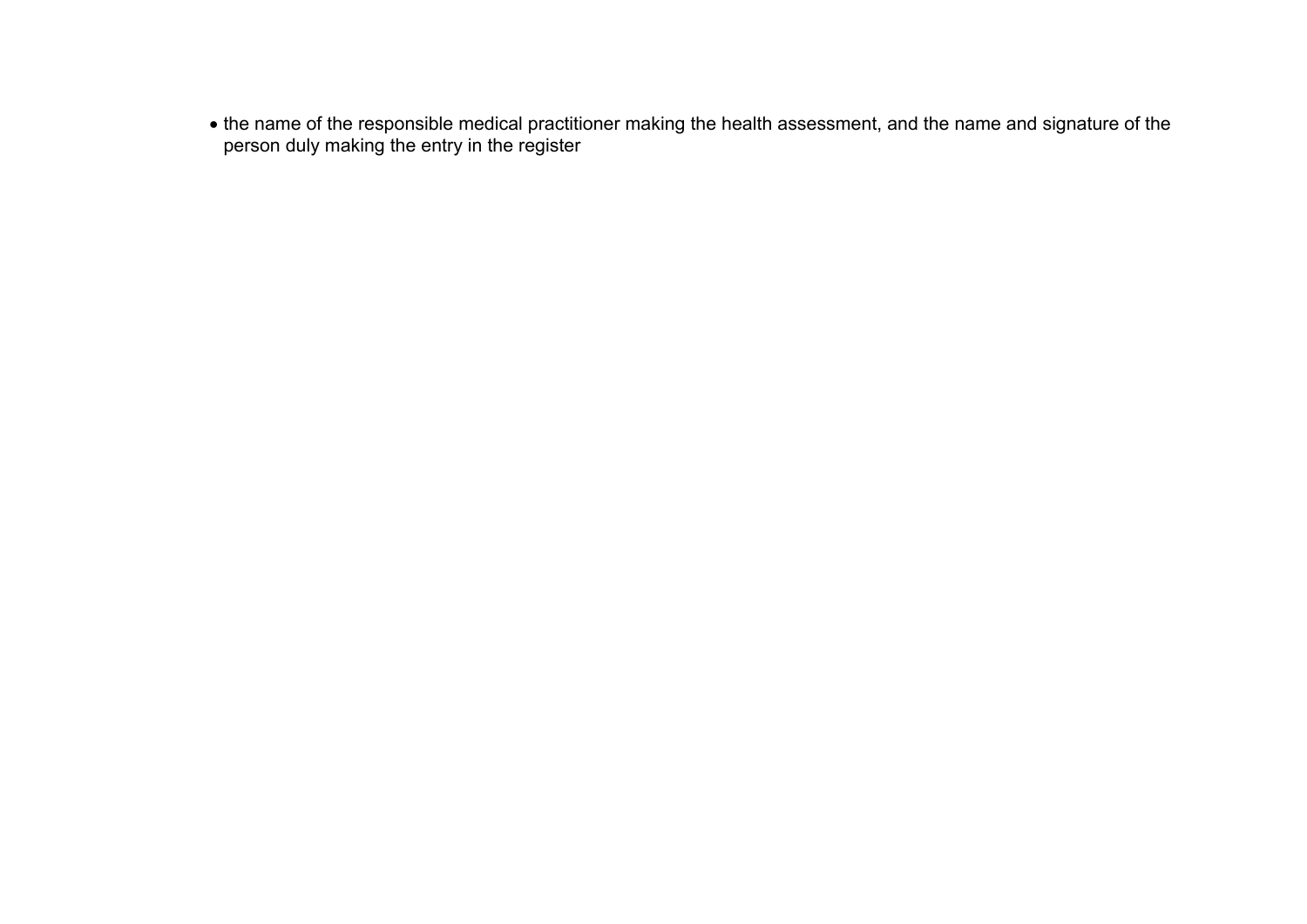- the name of the responsible medical practitioner making the health assessment, and the name and signature of the person duly making the entry in the register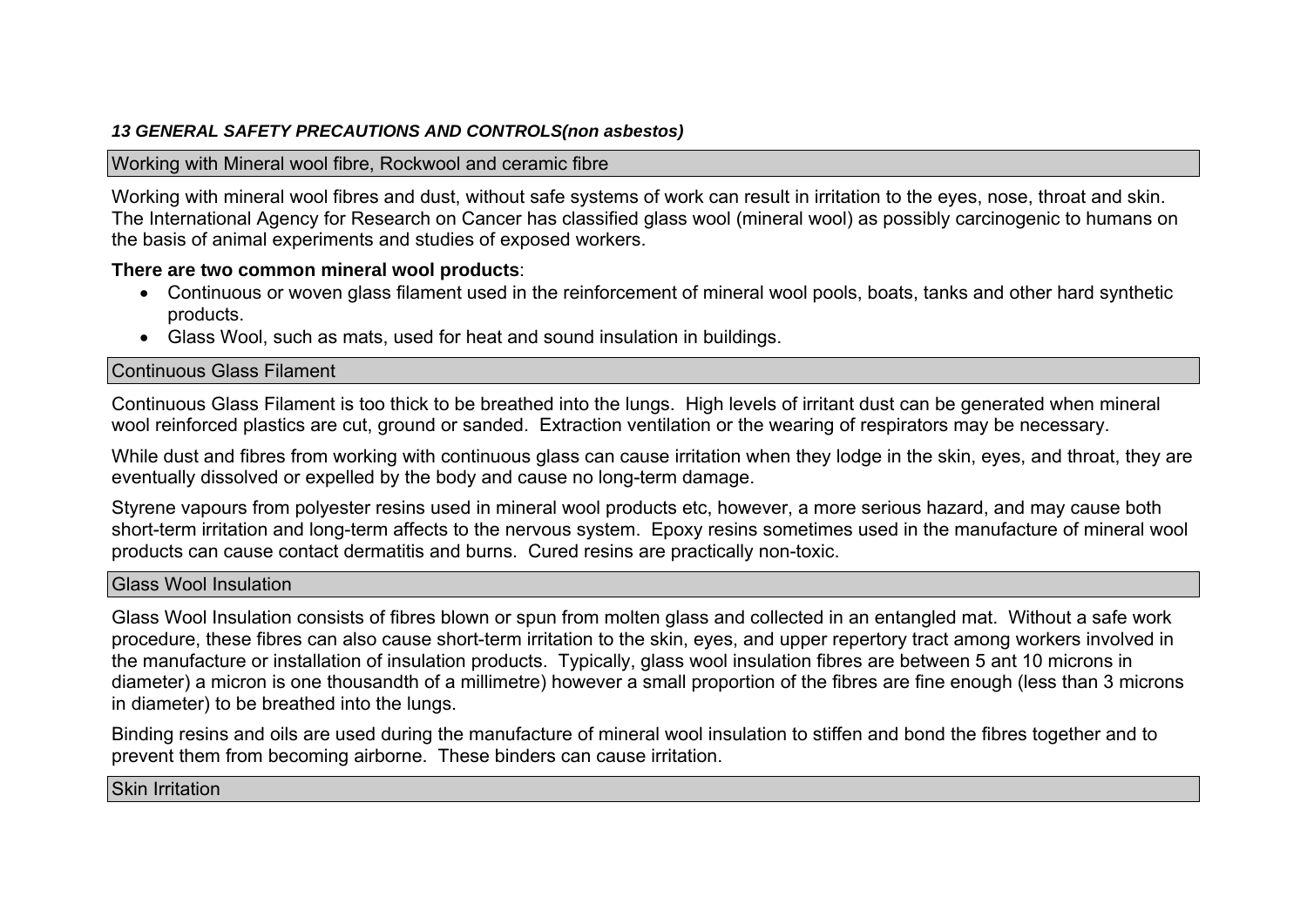### *13 GENERAL SAFETY PRECAUTIONS AND CONTROLS(non asbestos)*

#### Working with Mineral wool fibre, Rockwool and ceramic fibre

Working with mineral wool fibres and dust, without safe systems of work can result in irritation to the eyes, nose, throat and skin. The International Agency for Research on Cancer has classified glass wool (mineral wool) as possibly carcinogenic to humans on the basis of animal experiments and studies of exposed workers.

**There are two common mineral wool products**:

- Continuous or woven glass filament used in the reinforcement of mineral wool pools, boats, tanks and other hard synthetic products.
- Glass Wool, such as mats, used for heat and sound insulation in buildings.

#### Continuous Glass Filament

Continuous Glass Filament is too thick to be breathed into the lungs. High levels of irritant dust can be generated when mineral wool reinforced plastics are cut, ground or sanded. Extraction ventilation or the wearing of respirators may be necessary.

While dust and fibres from working with continuous glass can cause irritation when they lodge in the skin, eyes, and throat, they are eventually dissolved or expelled by the body and cause no long-term damage.

Styrene vapours from polyester resins used in mineral wool products etc, however, a more serious hazard, and may cause both short-term irritation and long-term affects to the nervous system. Epoxy resins sometimes used in the manufacture of mineral wool products can cause contact dermatitis and burns. Cured resins are practically non-toxic.

#### Glass Wool Insulation

Glass Wool Insulation consists of fibres blown or spun from molten glass and collected in an entangled mat. Without a safe work procedure, these fibres can also cause short-term irritation to the skin, eyes, and upper repertory tract among workers involved in the manufacture or installation of insulation products. Typically, glass wool insulation fibres are between 5 ant 10 microns in diameter) a micron is one thousandth of a millimetre) however a small proportion of the fibres are fine enough (less than 3 microns in diameter) to be breathed into the lungs.

Binding resins and oils are used during the manufacture of mineral wool insulation to stiffen and bond the fibres together and to prevent them from becoming airborne. These binders can cause irritation.

#### Skin Irritation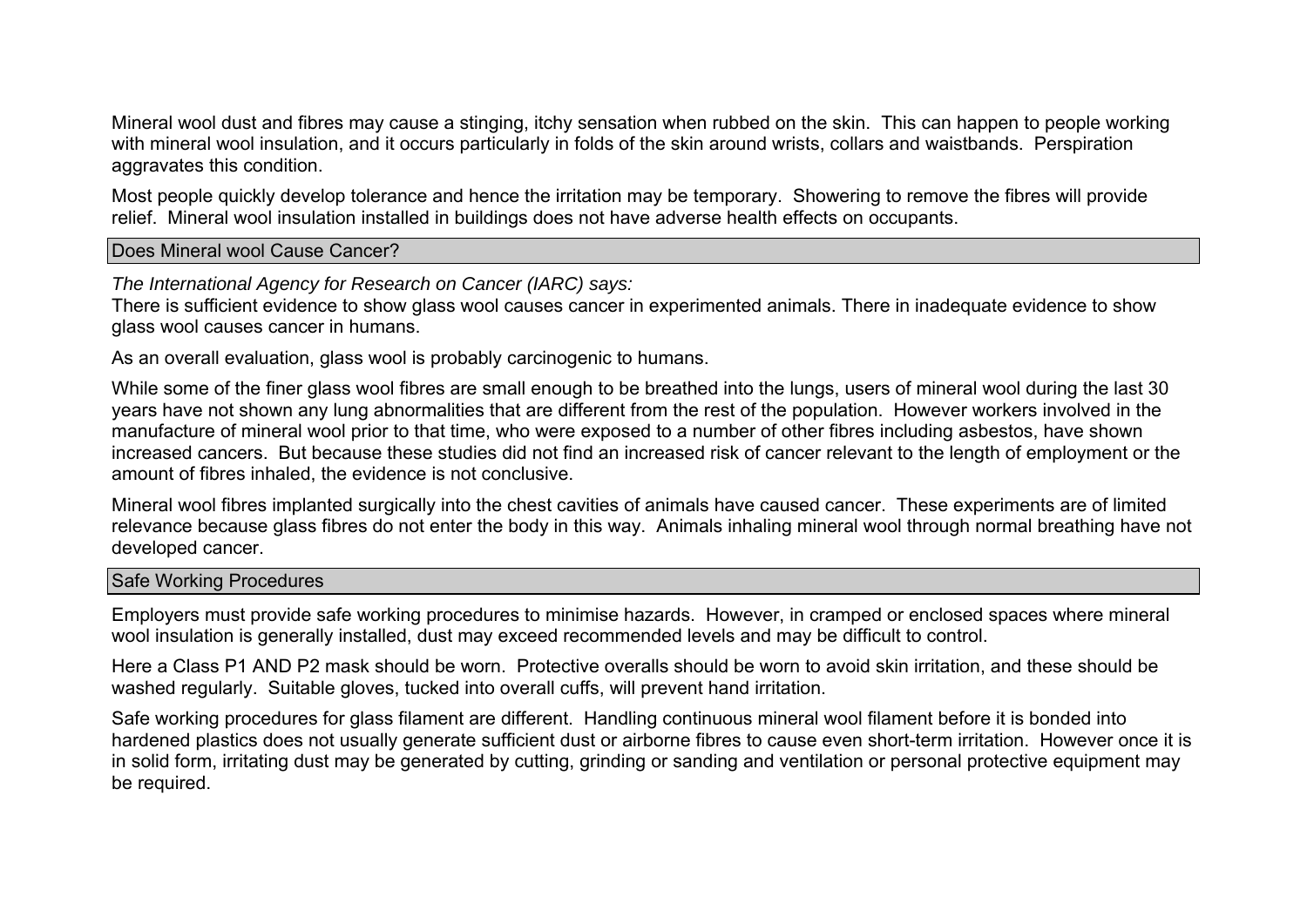Mineral wool dust and fibres may cause a stinging, itchy sensation when rubbed on the skin. This can happen to people working with mineral wool insulation, and it occurs particularly in folds of the skin around wrists, collars and waistbands. Perspiration aggravates this condition.

Most people quickly develop tolerance and hence the irritation may be temporary. Showering to remove the fibres will provide relief. Mineral wool insulation installed in buildings does not have adverse health effects on occupants.

## Does Mineral wool Cause Cancer?

*The International Agency for Research on Cancer (IARC) says:*
There is sufficient evidence to show glass wool causes cancer in experimented animals. There in inadequate evidence to show glass wool causes cancer in humans.

As an overall evaluation, glass wool is probably carcinogenic to humans.

While some of the finer glass wool fibres are small enough to be breathed into the lungs, users of mineral wool during the last 30 years have not shown any lung abnormalities that are different from the rest of the population. However workers involved in the manufacture of mineral wool prior to that time, who were exposed to a number of other fibres including asbestos, have shown increased cancers. But because these studies did not find an increased risk of cancer relevant to the length of employment or the amount of fibres inhaled, the evidence is not conclusive.

Mineral wool fibres implanted surgically into the chest cavities of animals have caused cancer. These experiments are of limited relevance because glass fibres do not enter the body in this way. Animals inhaling mineral wool through normal breathing have not developed cancer.

## Safe Working Procedures

Employers must provide safe working procedures to minimise hazards. However, in cramped or enclosed spaces where mineral wool insulation is generally installed, dust may exceed recommended levels and may be difficult to control.

Here a Class P1 AND P2 mask should be worn. Protective overalls should be worn to avoid skin irritation, and these should be washed regularly. Suitable gloves, tucked into overall cuffs, will prevent hand irritation.

Safe working procedures for glass filament are different. Handling continuous mineral wool filament before it is bonded into hardened plastics does not usually generate sufficient dust or airborne fibres to cause even short-term irritation. However once it is in solid form, irritating dust may be generated by cutting, grinding or sanding and ventilation or personal protective equipment may be required.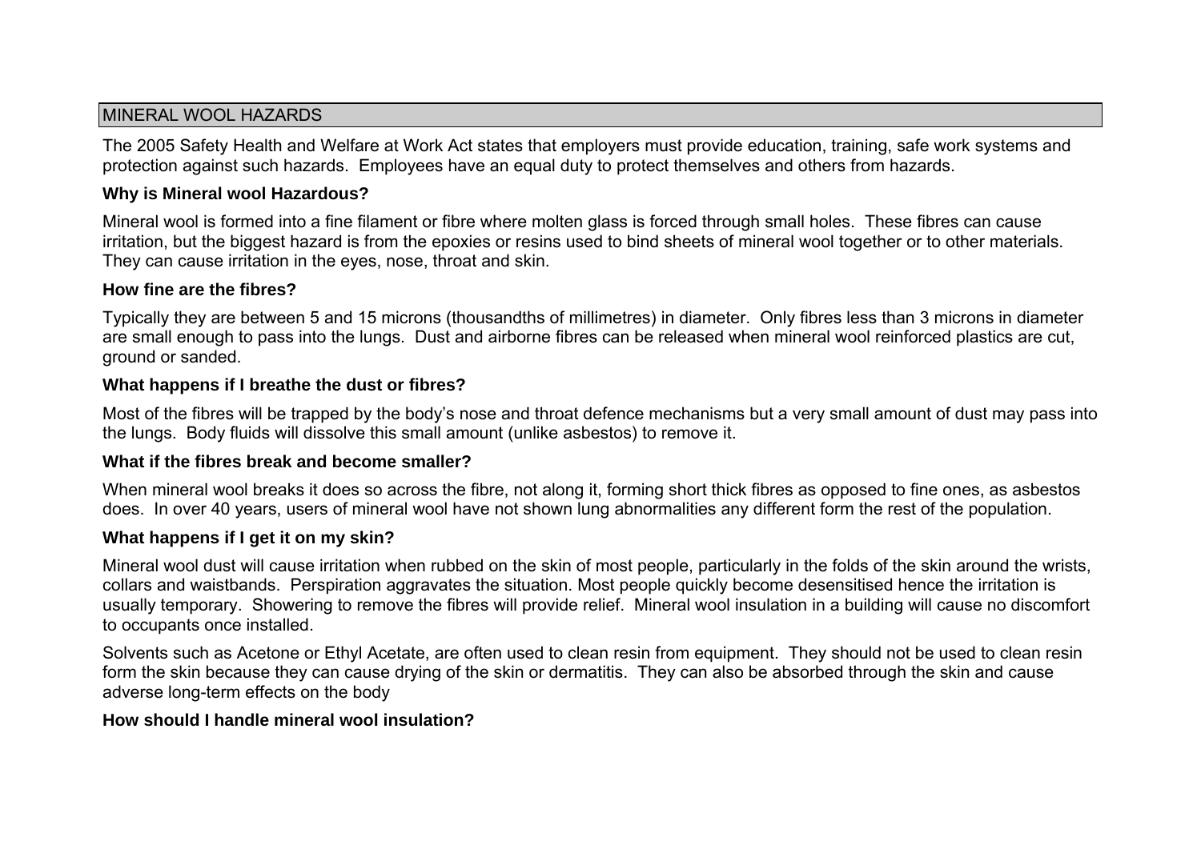## MINERAL WOOL HAZARDS

The 2005 Safety Health and Welfare at Work Act states that employers must provide education, training, safe work systems and protection against such hazards. Employees have an equal duty to protect themselves and others from hazards.

### Why is Mineral wool Hazardous?

Mineral wool is formed into a fine filament or fibre where molten glass is forced through small holes. These fibres can cause irritation, but the biggest hazard is from the epoxies or resins used to bind sheets of mineral wool together or to other materials. They can cause irritation in the eyes, nose, throat and skin.

### How fine are the fibres?

Typically they are between 5 and 15 microns (thousandths of millimetres) in diameter. Only fibres less than 3 microns in diameter are small enough to pass into the lungs. Dust and airborne fibres can be released when mineral wool reinforced plastics are cut, ground or sanded.

### What happens if I breathe the dust or fibres?

Most of the fibres will be trapped by the body's nose and throat defence mechanisms but a very small amount of dust may pass into the lungs. Body fluids will dissolve this small amount (unlike asbestos) to remove it.

### What if the fibres break and become smaller?

When mineral wool breaks it does so across the fibre, not along it, forming short thick fibres as opposed to fine ones, as asbestos does. In over 40 years, users of mineral wool have not shown lung abnormalities any different form the rest of the population.

### What happens if I get it on my skin?

Mineral wool dust will cause irritation when rubbed on the skin of most people, particularly in the folds of the skin around the wrists, collars and waistbands. Perspiration aggravates the situation. Most people quickly become desensitised hence the irritation is usually temporary. Showering to remove the fibres will provide relief. Mineral wool insulation in a building will cause no discomfort to occupants once installed.

Solvents such as Acetone or Ethyl Acetate, are often used to clean resin from equipment. They should not be used to clean resin form the skin because they can cause drying of the skin or dermatitis. They can also be absorbed through the skin and cause adverse long-term effects on the body

### How should I handle mineral wool insulation?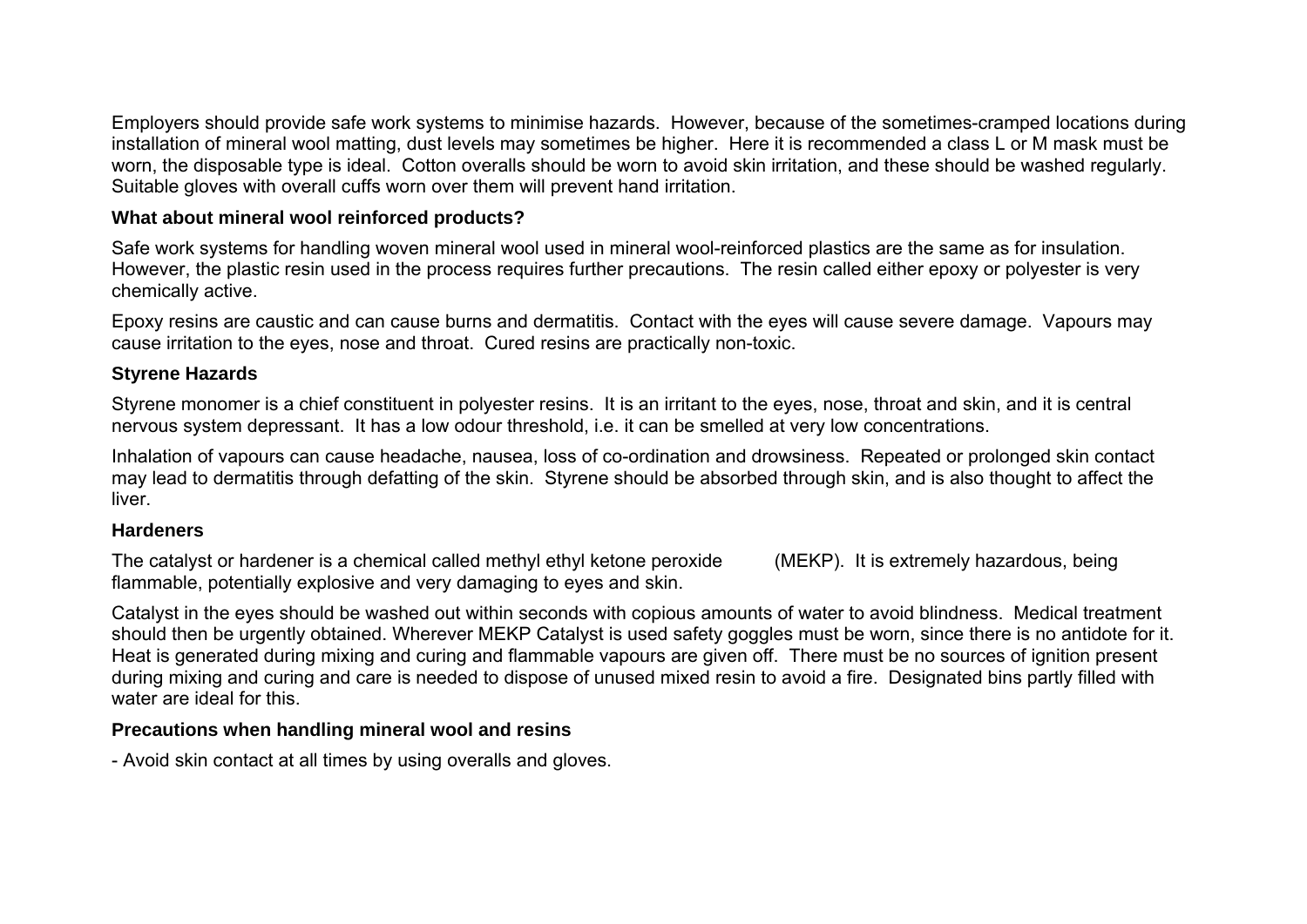Employers should provide safe work systems to minimise hazards. However, because of the sometimes-cramped locations during installation of mineral wool matting, dust levels may sometimes be higher. Here it is recommended a class L or M mask must be worn, the disposable type is ideal. Cotton overalls should be worn to avoid skin irritation, and these should be washed regularly. Suitable gloves with overall cuffs worn over them will prevent hand irritation.

**What about mineral wool reinforced products?**

Safe work systems for handling woven mineral wool used in mineral wool-reinforced plastics are the same as for insulation. However, the plastic resin used in the process requires further precautions. The resin called either epoxy or polyester is very chemically active.

Epoxy resins are caustic and can cause burns and dermatitis. Contact with the eyes will cause severe damage. Vapours may cause irritation to the eyes, nose and throat. Cured resins are practically non-toxic.

**Styrene Hazards**

Styrene monomer is a chief constituent in polyester resins. It is an irritant to the eyes, nose, throat and skin, and it is central nervous system depressant. It has a low odour threshold, i.e. it can be smelled at very low concentrations.

Inhalation of vapours can cause headache, nausea, loss of co-ordination and drowsiness. Repeated or prolonged skin contact may lead to dermatitis through defatting of the skin. Styrene should be absorbed through skin, and is also thought to affect the liver.

**Hardeners**

The catalyst or hardener is a chemical called methyl ethyl ketone peroxide (MEKP). It is extremely hazardous, being flammable, potentially explosive and very damaging to eyes and skin.

Catalyst in the eyes should be washed out within seconds with copious amounts of water to avoid blindness. Medical treatment should then be urgently obtained. Wherever MEKP Catalyst is used safety goggles must be worn, since there is no antidote for it. Heat is generated during mixing and curing and flammable vapours are given off. There must be no sources of ignition present during mixing and curing and care is needed to dispose of unused mixed resin to avoid a fire. Designated bins partly filled with water are ideal for this.

**Precautions when handling mineral wool and resins**

- Avoid skin contact at all times by using overalls and gloves.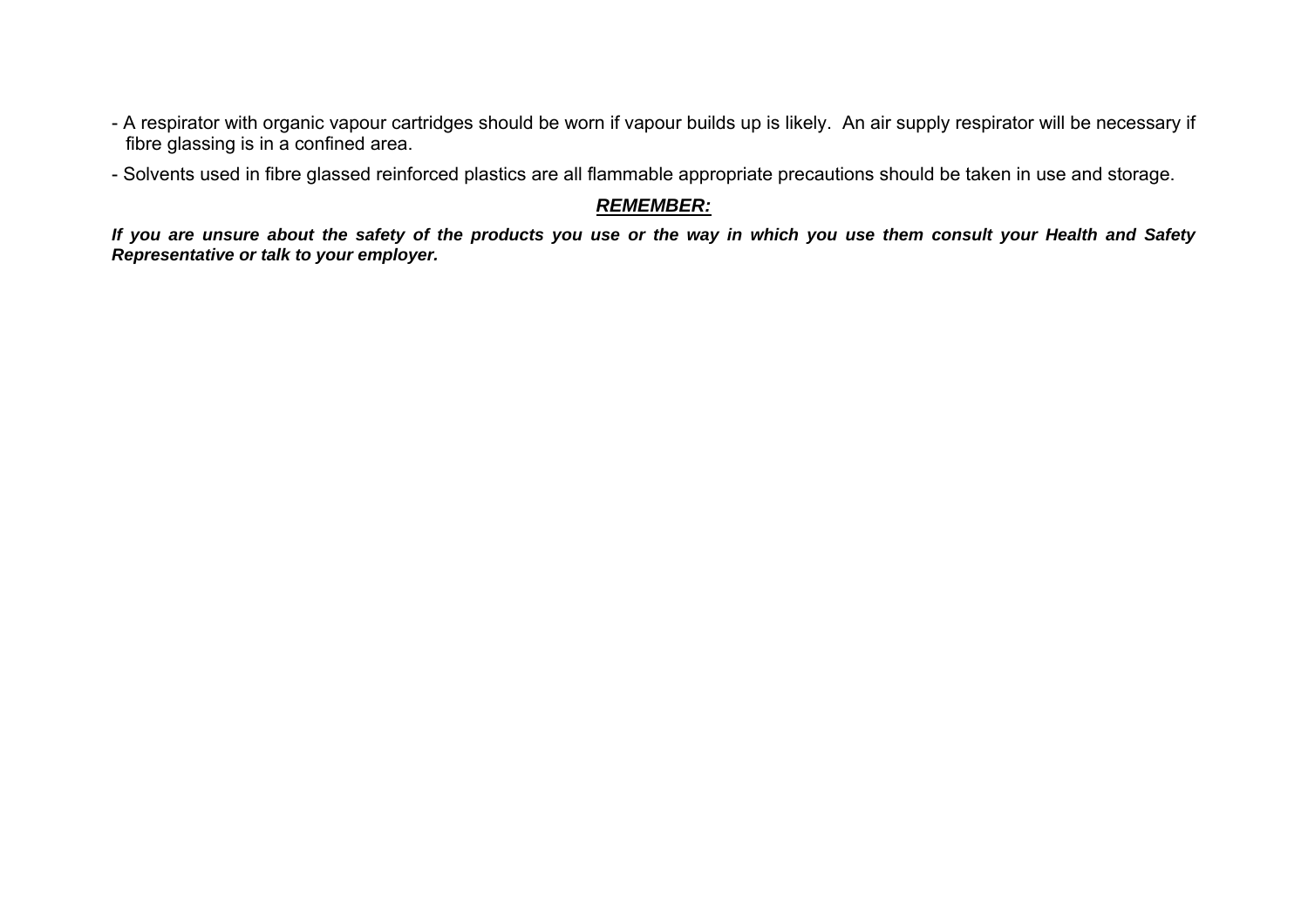- A respirator with organic vapour cartridges should be worn if vapour builds up is likely.  An air supply respirator will be necessary if fibre glassing is in a confined area.
- Solvents used in fibre glassed reinforced plastics are all flammable appropriate precautions should be taken in use and storage.

***<u>REMEMBER:</u>***

***If you are unsure about the safety of the products you use or the way in which you use them consult your Health and Safety Representative or talk to your employer.***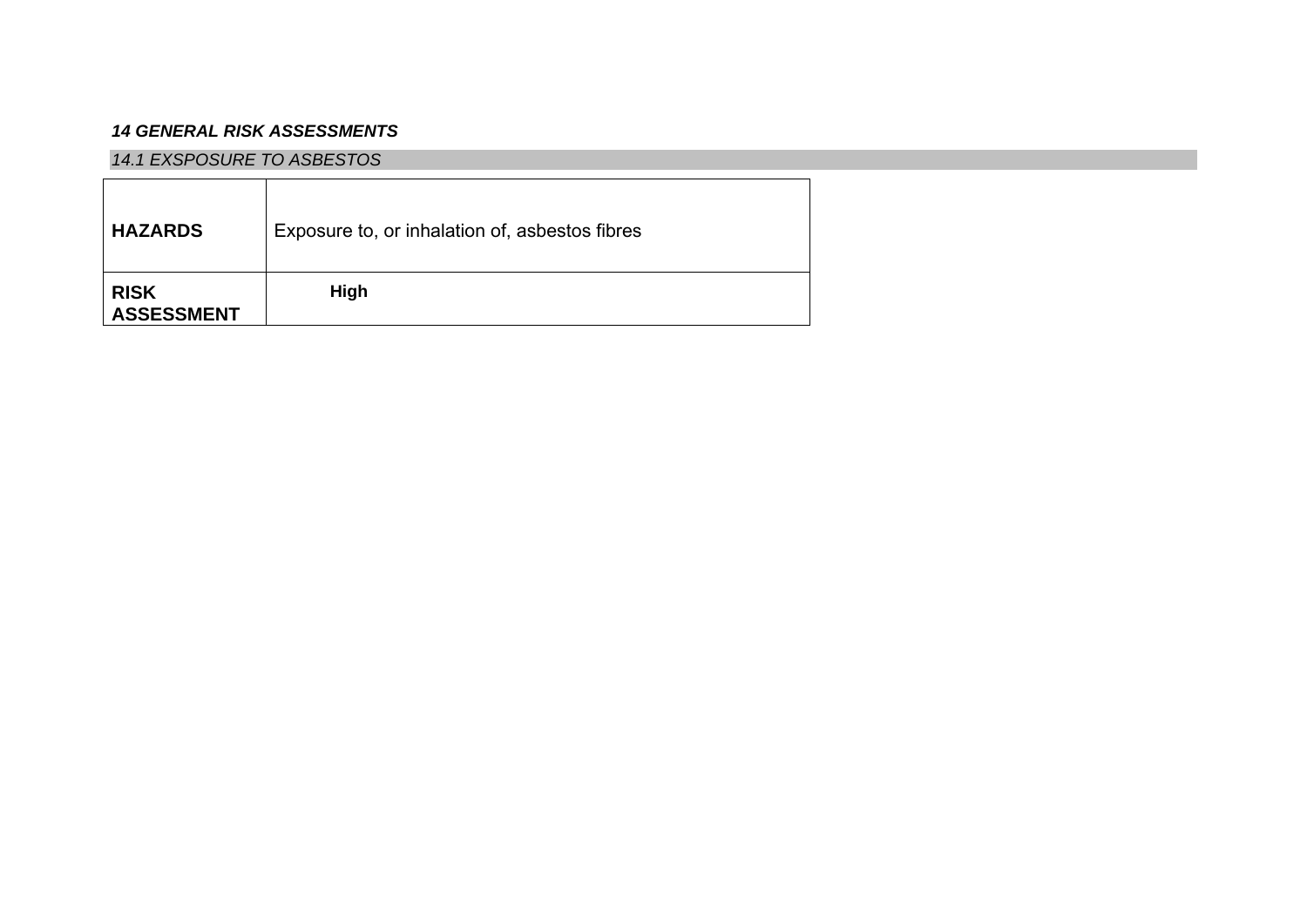***14 GENERAL RISK ASSESSMENTS***

*14.1 EXSPOSURE TO ASBESTOS*

| **HAZARDS** | Exposure to, or inhalation of, asbestos fibres |
|---|---|
| **RISK ASSESSMENT** | **High** |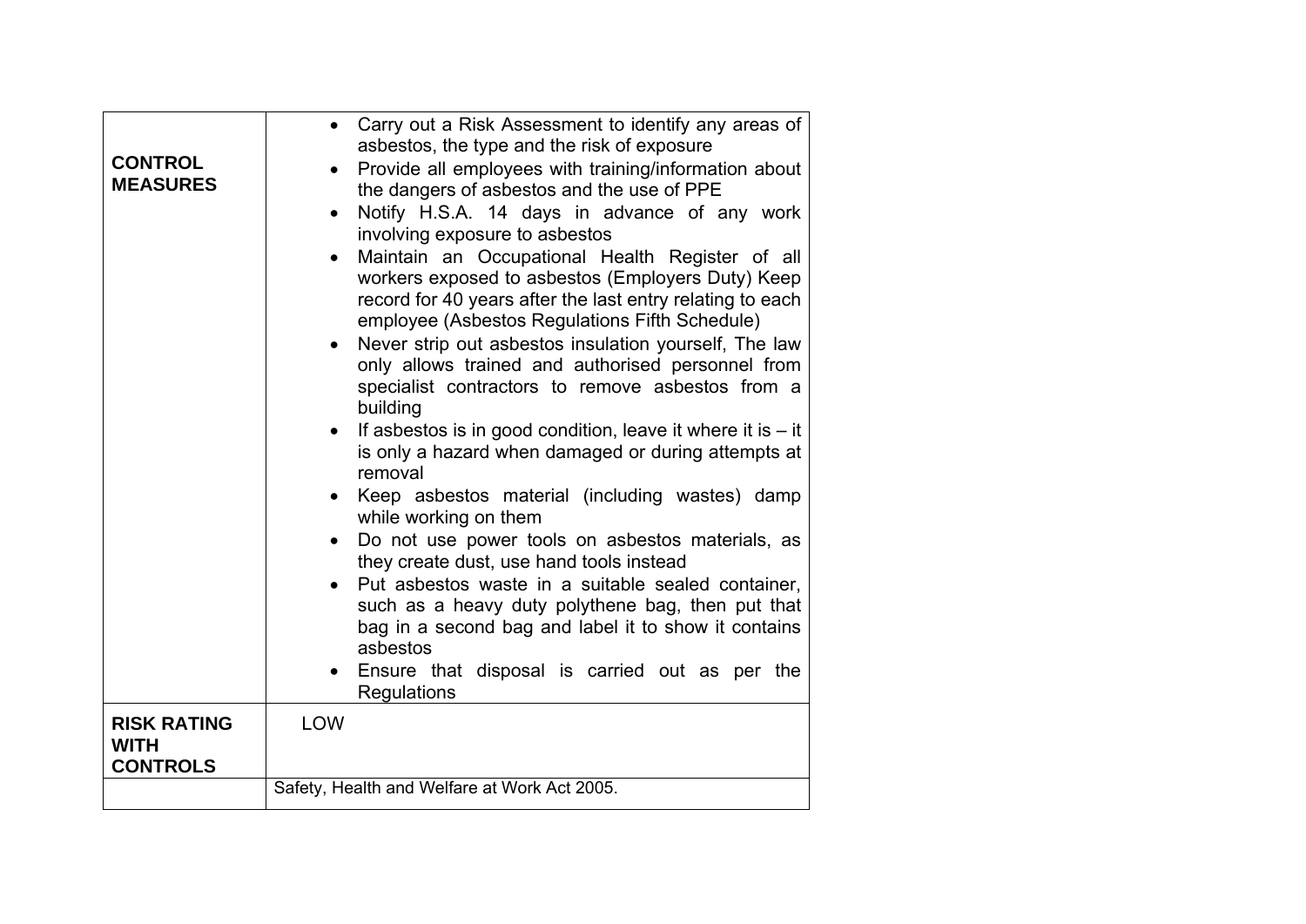| | |
|---|---|
| **CONTROL MEASURES** | • Carry out a Risk Assessment to identify any areas of asbestos, the type and the risk of exposure<br>• Provide all employees with training/information about the dangers of asbestos and the use of PPE<br>• Notify H.S.A. 14 days in advance of any work involving exposure to asbestos<br>• Maintain an Occupational Health Register of all workers exposed to asbestos (Employers Duty) Keep record for 40 years after the last entry relating to each employee (Asbestos Regulations Fifth Schedule)<br>• Never strip out asbestos insulation yourself, The law only allows trained and authorised personnel from specialist contractors to remove asbestos from a building<br>• If asbestos is in good condition, leave it where it is – it is only a hazard when damaged or during attempts at removal<br>• Keep asbestos material (including wastes) damp while working on them<br>• Do not use power tools on asbestos materials, as they create dust, use hand tools instead<br>• Put asbestos waste in a suitable sealed container, such as a heavy duty polythene bag, then put that bag in a second bag and label it to show it contains asbestos<br>• Ensure that disposal is carried out as per the Regulations |
| **RISK RATING WITH CONTROLS** | LOW |
| | Safety, Health and Welfare at Work Act 2005. |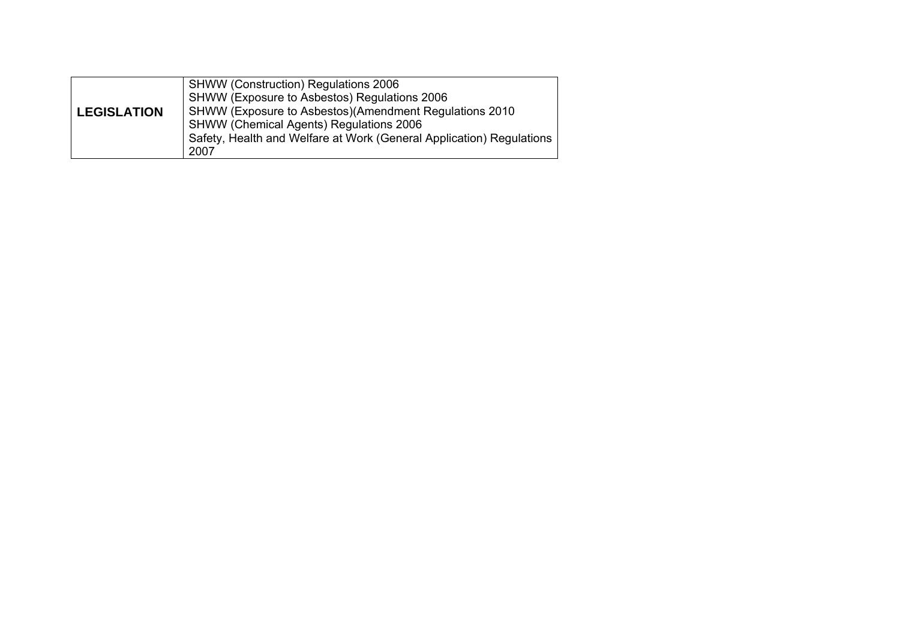| **LEGISLATION** | SHWW (Construction) Regulations 2006<br>SHWW (Exposure to Asbestos) Regulations 2006<br>SHWW (Exposure to Asbestos)(Amendment Regulations 2010<br>SHWW (Chemical Agents) Regulations 2006<br>Safety, Health and Welfare at Work (General Application) Regulations 2007 |
|---|---|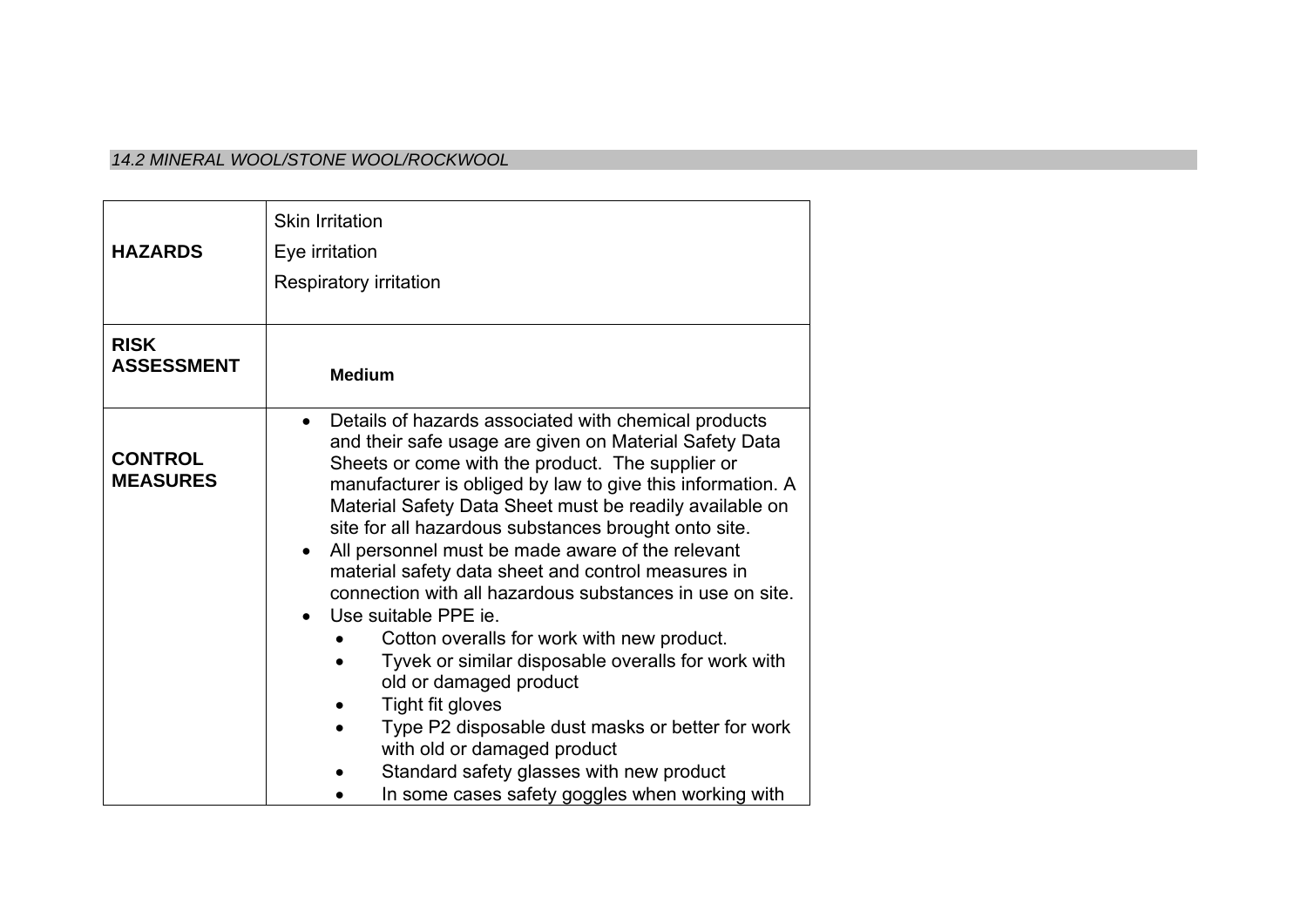*14.2 MINERAL WOOL/STONE WOOL/ROCKWOOL*

| | |
|---|---|
| **HAZARDS** | Skin Irritation<br>Eye irritation<br>Respiratory irritation |
| **RISK ASSESSMENT** | **Medium** |
| **CONTROL MEASURES** | • Details of hazards associated with chemical products and their safe usage are given on Material Safety Data Sheets or come with the product. The supplier or manufacturer is obliged by law to give this information. A Material Safety Data Sheet must be readily available on site for all hazardous substances brought onto site.<br>• All personnel must be made aware of the relevant material safety data sheet and control measures in connection with all hazardous substances in use on site.<br>• Use suitable PPE ie.<br>&nbsp;&nbsp;&nbsp;&nbsp;• Cotton overalls for work with new product.<br>&nbsp;&nbsp;&nbsp;&nbsp;• Tyvek or similar disposable overalls for work with old or damaged product<br>&nbsp;&nbsp;&nbsp;&nbsp;• Tight fit gloves<br>&nbsp;&nbsp;&nbsp;&nbsp;• Type P2 disposable dust masks or better for work with old or damaged product<br>&nbsp;&nbsp;&nbsp;&nbsp;• Standard safety glasses with new product<br>&nbsp;&nbsp;&nbsp;&nbsp;• In some cases safety goggles when working with |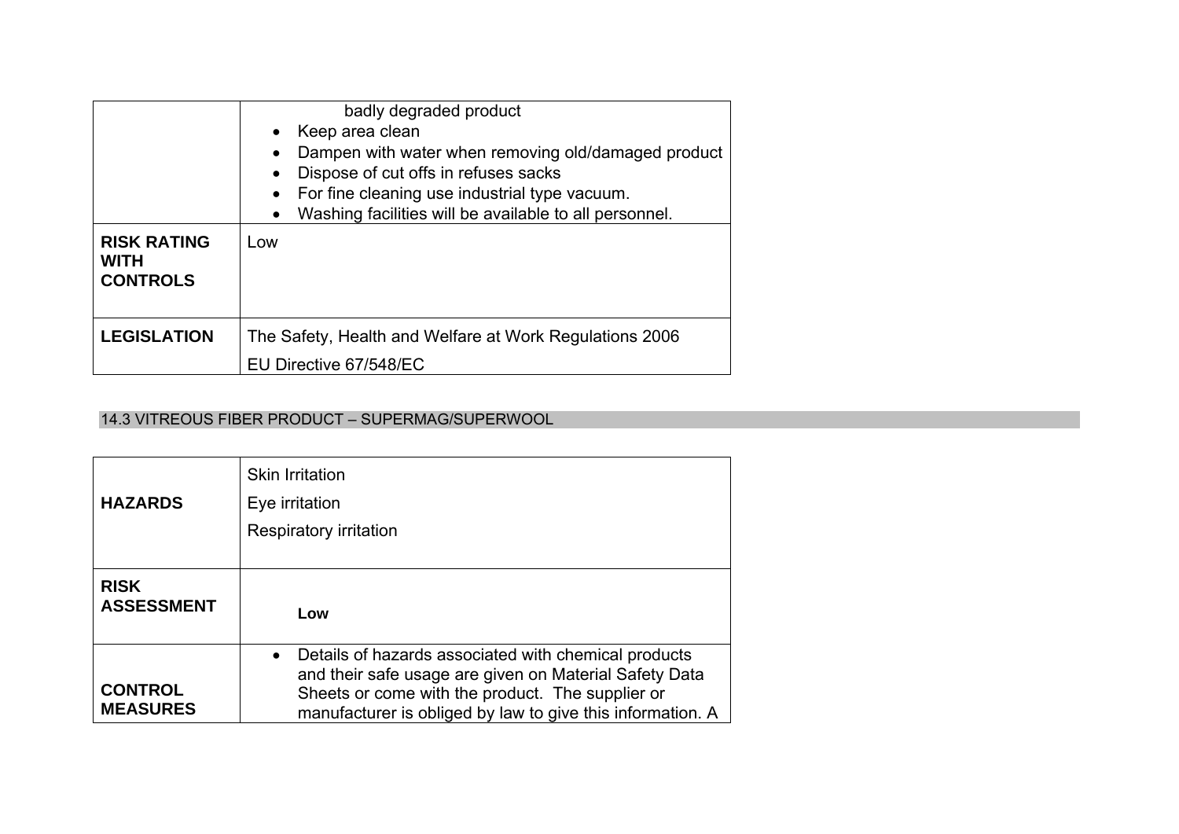|  |  |
|---|---|
|  | badly degraded product<br>• Keep area clean<br>• Dampen with water when removing old/damaged product<br>• Dispose of cut offs in refuses sacks<br>• For fine cleaning use industrial type vacuum.<br>• Washing facilities will be available to all personnel. |
| **RISK RATING WITH CONTROLS** | Low |
| **LEGISLATION** | The Safety, Health and Welfare at Work Regulations 2006<br>EU Directive 67/548/EC |

## 14.3 VITREOUS FIBER PRODUCT – SUPERMAG/SUPERWOOL

|  |  |
|---|---|
| **HAZARDS** | Skin Irritation<br>Eye irritation<br>Respiratory irritation |
| **RISK ASSESSMENT** | **Low** |
| **CONTROL MEASURES** | • Details of hazards associated with chemical products and their safe usage are given on Material Safety Data Sheets or come with the product. The supplier or manufacturer is obliged by law to give this information. A |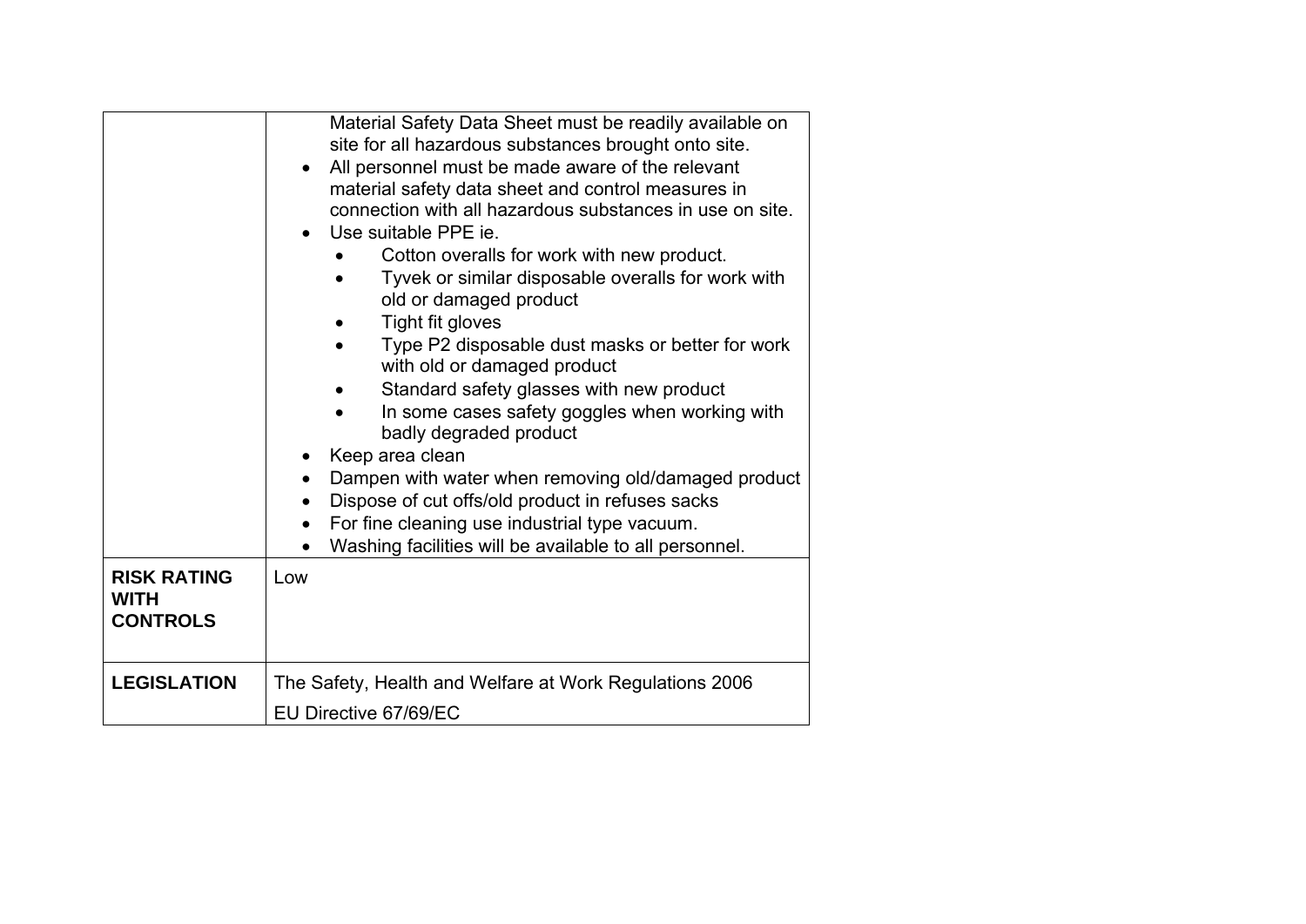| | |
|---|---|
| | Material Safety Data Sheet must be readily available on site for all hazardous substances brought onto site.<br>• All personnel must be made aware of the relevant material safety data sheet and control measures in connection with all hazardous substances in use on site.<br>• Use suitable PPE ie.<br>&nbsp;&nbsp;&nbsp;&nbsp;• Cotton overalls for work with new product.<br>&nbsp;&nbsp;&nbsp;&nbsp;• Tyvek or similar disposable overalls for work with old or damaged product<br>&nbsp;&nbsp;&nbsp;&nbsp;• Tight fit gloves<br>&nbsp;&nbsp;&nbsp;&nbsp;• Type P2 disposable dust masks or better for work with old or damaged product<br>&nbsp;&nbsp;&nbsp;&nbsp;• Standard safety glasses with new product<br>&nbsp;&nbsp;&nbsp;&nbsp;• In some cases safety goggles when working with badly degraded product<br>• Keep area clean<br>• Dampen with water when removing old/damaged product<br>• Dispose of cut offs/old product in refuses sacks<br>• For fine cleaning use industrial type vacuum.<br>• Washing facilities will be available to all personnel. |
| **RISK RATING WITH CONTROLS** | Low |
| **LEGISLATION** | The Safety, Health and Welfare at Work Regulations 2006<br>EU Directive 67/69/EC |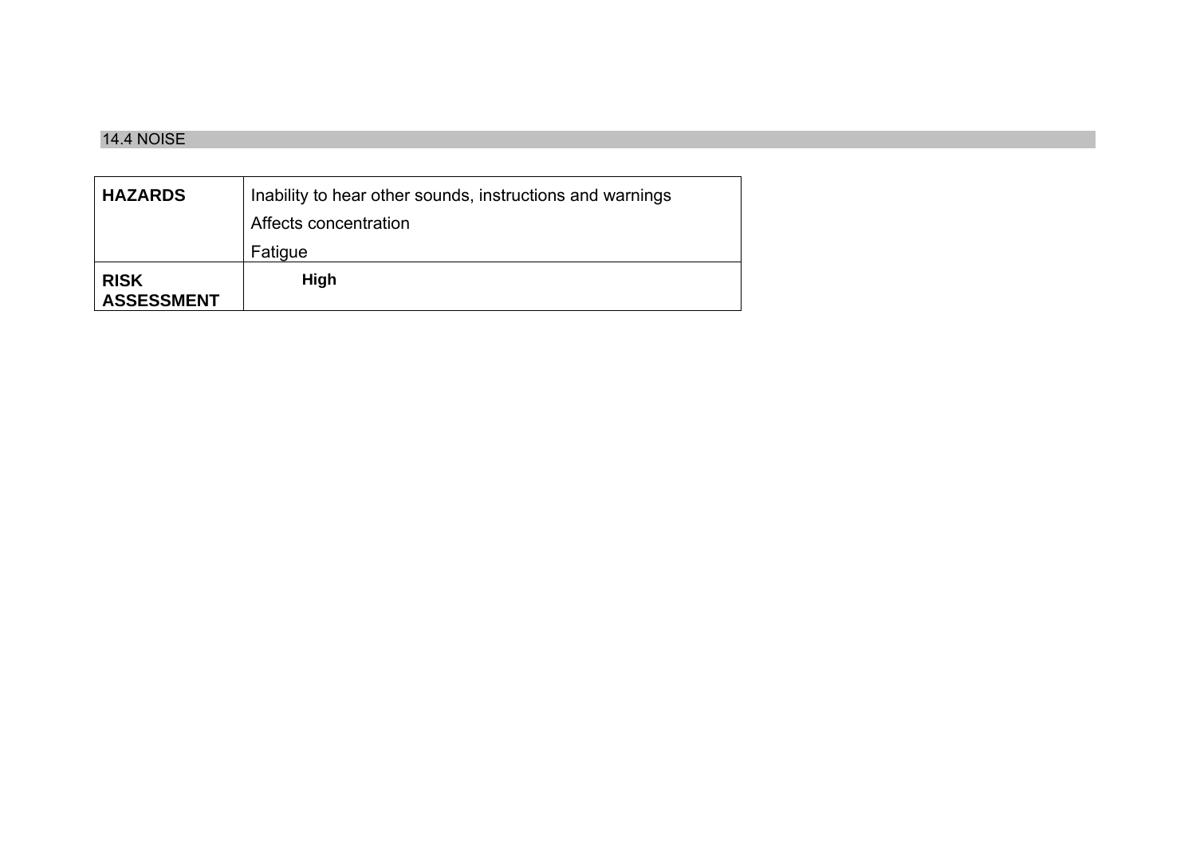## 14.4 NOISE

| | |
|---|---|
| **HAZARDS** | Inability to hear other sounds, instructions and warnings<br>Affects concentration<br>Fatigue |
| **RISK ASSESSMENT** | **High** |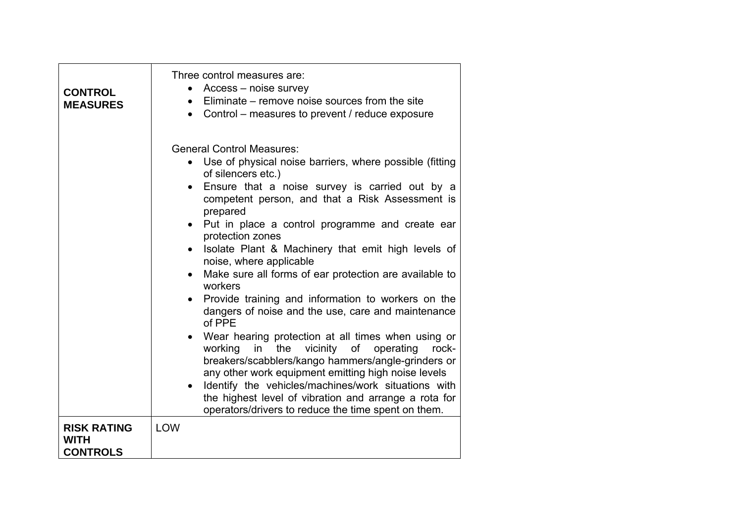| | |
|---|---|
| **CONTROL MEASURES** | Three control measures are:<br>• Access – noise survey<br>• Eliminate – remove noise sources from the site<br>• Control – measures to prevent / reduce exposure<br><br>General Control Measures:<br>• Use of physical noise barriers, where possible (fitting of silencers etc.)<br>• Ensure that a noise survey is carried out by a competent person, and that a Risk Assessment is prepared<br>• Put in place a control programme and create ear protection zones<br>• Isolate Plant & Machinery that emit high levels of noise, where applicable<br>• Make sure all forms of ear protection are available to workers<br>• Provide training and information to workers on the dangers of noise and the use, care and maintenance of PPE<br>• Wear hearing protection at all times when using or working in the vicinity of operating rock-breakers/scabblers/kango hammers/angle-grinders or any other work equipment emitting high noise levels<br>• Identify the vehicles/machines/work situations with the highest level of vibration and arrange a rota for operators/drivers to reduce the time spent on them. |
| **RISK RATING WITH CONTROLS** | LOW |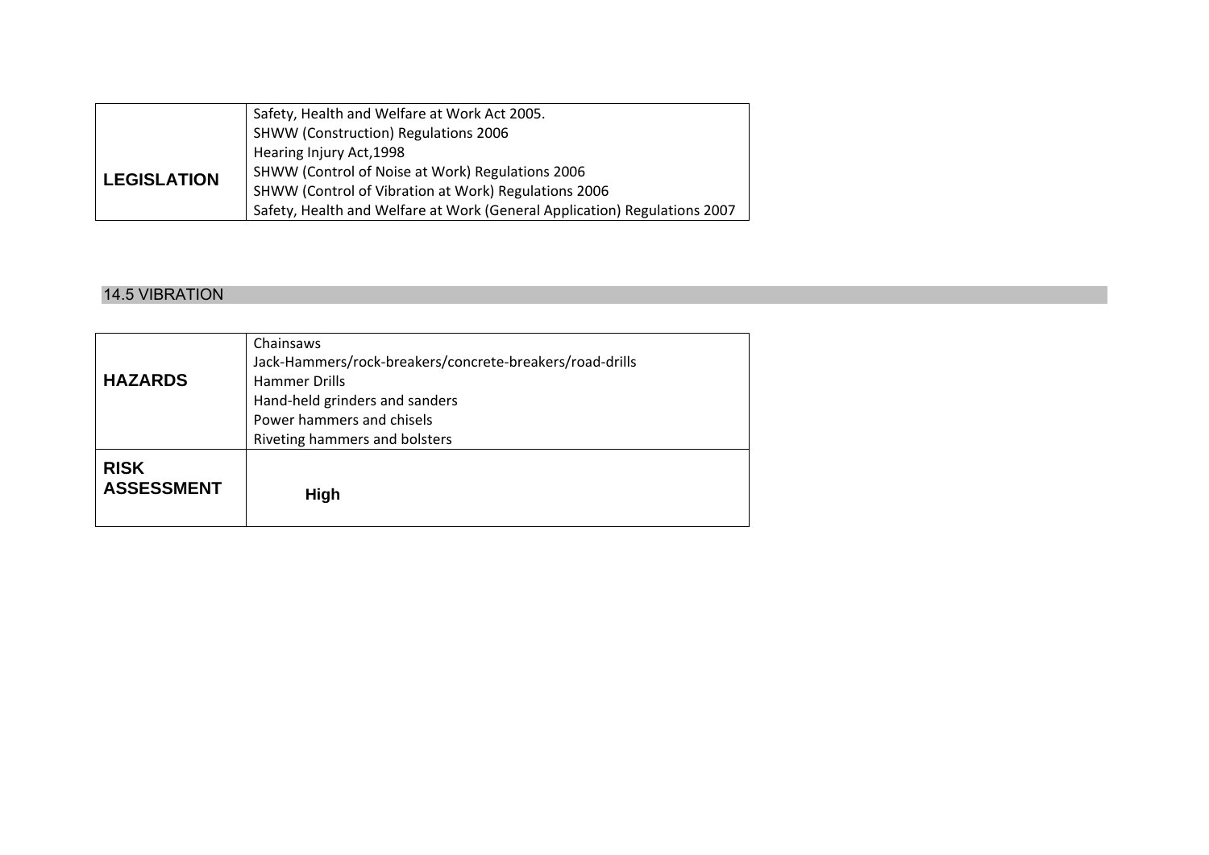| | |
|---|---|
| **LEGISLATION** | Safety, Health and Welfare at Work Act 2005.<br>SHWW (Construction) Regulations 2006<br>Hearing Injury Act,1998<br>SHWW (Control of Noise at Work) Regulations 2006<br>SHWW (Control of Vibration at Work) Regulations 2006<br>Safety, Health and Welfare at Work (General Application) Regulations 2007 |

## 14.5 VIBRATION

| | |
|---|---|
| **HAZARDS** | Chainsaws<br>Jack-Hammers/rock-breakers/concrete-breakers/road-drills<br>Hammer Drills<br>Hand-held grinders and sanders<br>Power hammers and chisels<br>Riveting hammers and bolsters |
| **RISK ASSESSMENT** | **High** |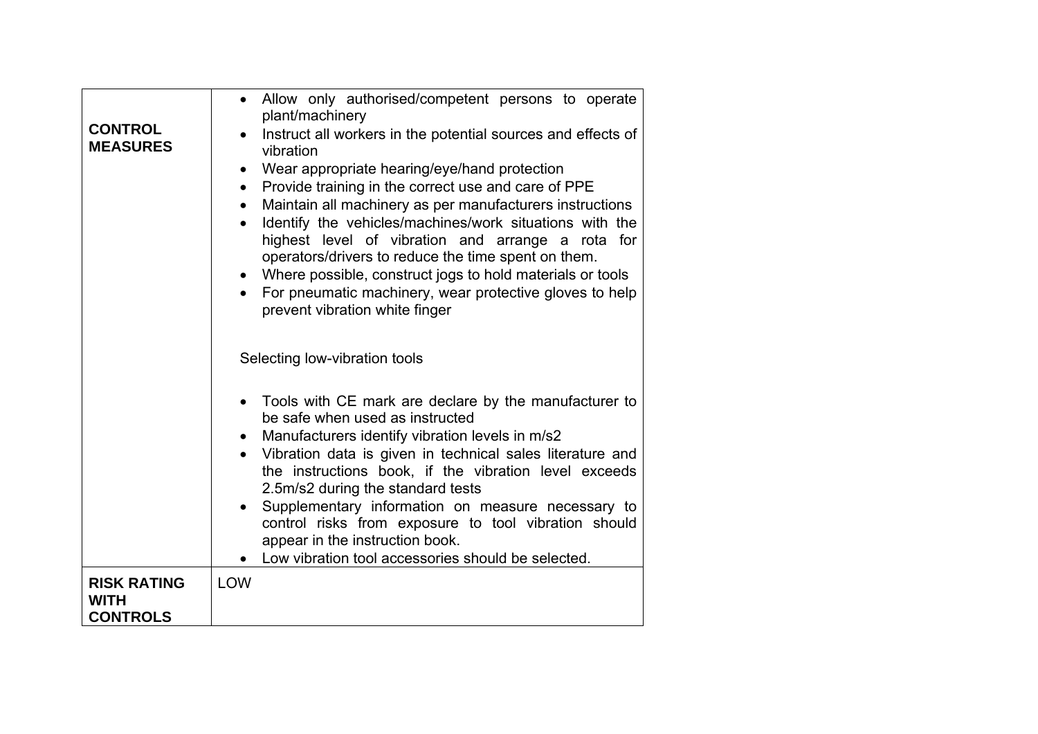| | |
|---|---|
| **CONTROL MEASURES** | • Allow only authorised/competent persons to operate plant/machinery<br>• Instruct all workers in the potential sources and effects of vibration<br>• Wear appropriate hearing/eye/hand protection<br>• Provide training in the correct use and care of PPE<br>• Maintain all machinery as per manufacturers instructions<br>• Identify the vehicles/machines/work situations with the highest level of vibration and arrange a rota for operators/drivers to reduce the time spent on them.<br>• Where possible, construct jogs to hold materials or tools<br>• For pneumatic machinery, wear protective gloves to help prevent vibration white finger<br><br>Selecting low-vibration tools<br><br>• Tools with CE mark are declare by the manufacturer to be safe when used as instructed<br>• Manufacturers identify vibration levels in m/s2<br>• Vibration data is given in technical sales literature and the instructions book, if the vibration level exceeds 2.5m/s2 during the standard tests<br>• Supplementary information on measure necessary to control risks from exposure to tool vibration should appear in the instruction book.<br>• Low vibration tool accessories should be selected. |
| **RISK RATING WITH CONTROLS** | LOW |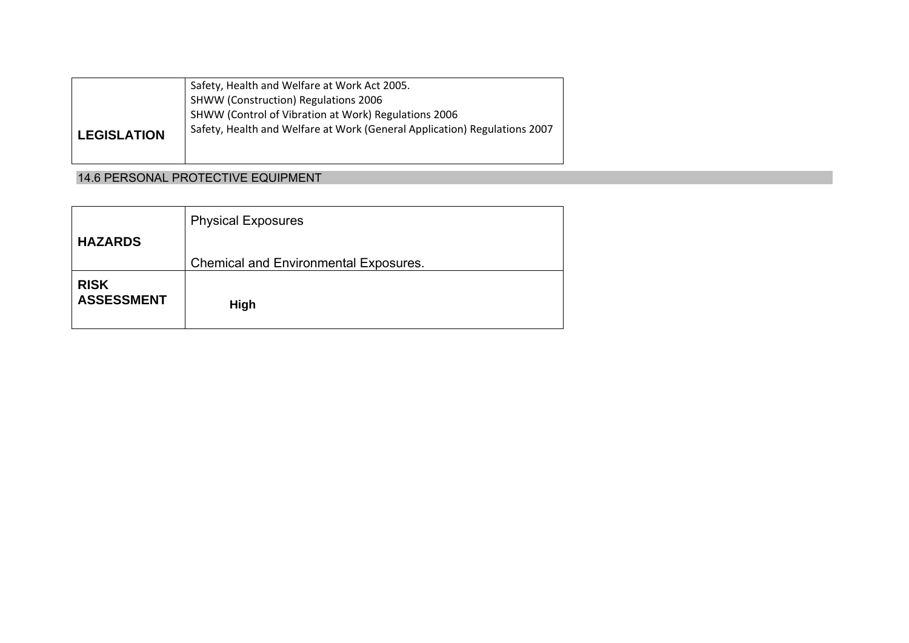| | |
|---|---|
| **LEGISLATION** | Safety, Health and Welfare at Work Act 2005.<br>SHWW (Construction) Regulations 2006<br>SHWW (Control of Vibration at Work) Regulations 2006<br>Safety, Health and Welfare at Work (General Application) Regulations 2007 |

## 14.6 PERSONAL PROTECTIVE EQUIPMENT

| | |
|---|---|
| **HAZARDS** | Physical Exposures<br><br>Chemical and Environmental Exposures. |
| **RISK ASSESSMENT** | **High** |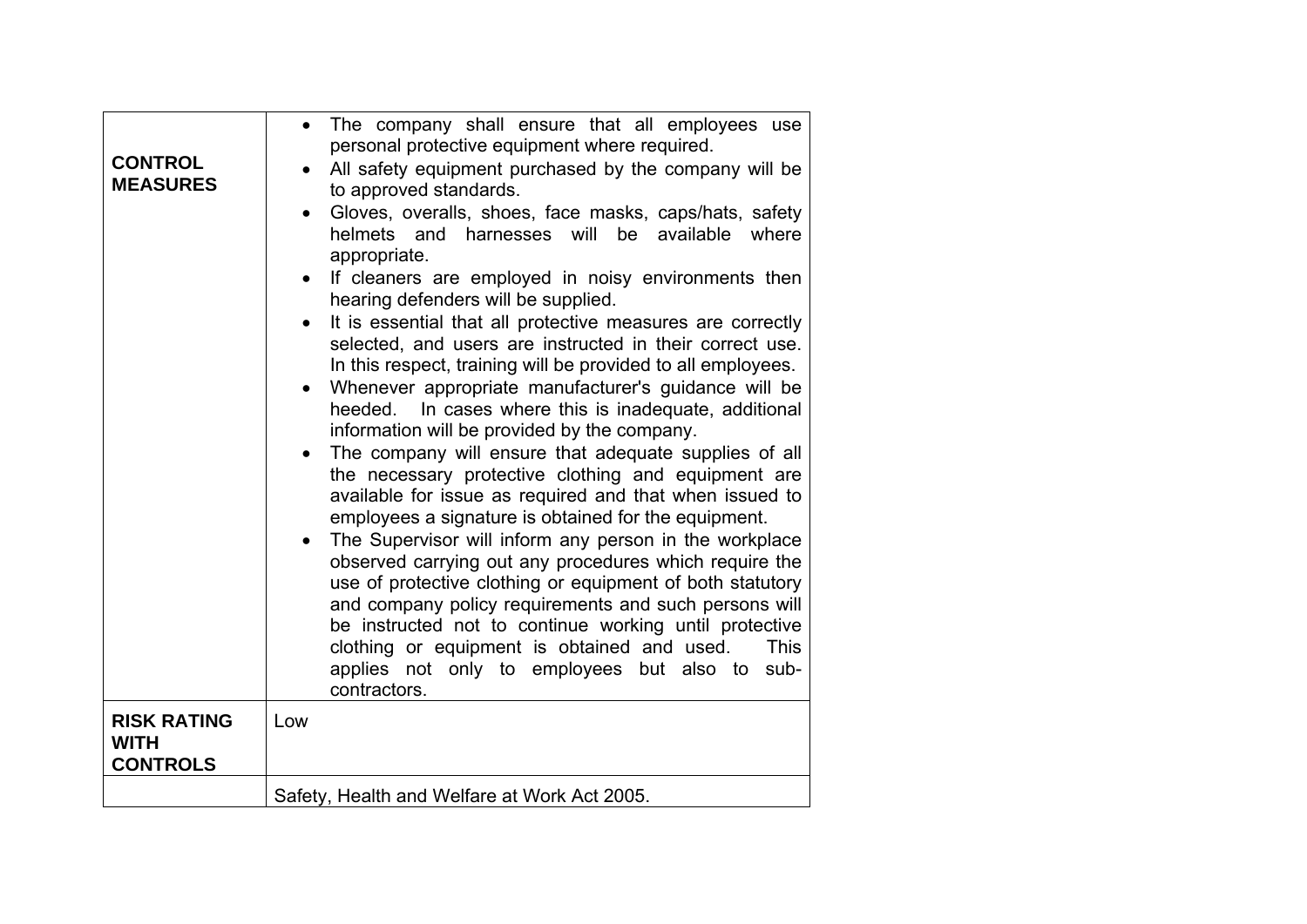| | |
|---|---|
| **CONTROL MEASURES** | • The company shall ensure that all employees use personal protective equipment where required.<br>• All safety equipment purchased by the company will be to approved standards.<br>• Gloves, overalls, shoes, face masks, caps/hats, safety helmets and harnesses will be available where appropriate.<br>• If cleaners are employed in noisy environments then hearing defenders will be supplied.<br>• It is essential that all protective measures are correctly selected, and users are instructed in their correct use. In this respect, training will be provided to all employees.<br>• Whenever appropriate manufacturer's guidance will be heeded. In cases where this is inadequate, additional information will be provided by the company.<br>• The company will ensure that adequate supplies of all the necessary protective clothing and equipment are available for issue as required and that when issued to employees a signature is obtained for the equipment.<br>• The Supervisor will inform any person in the workplace observed carrying out any procedures which require the use of protective clothing or equipment of both statutory and company policy requirements and such persons will be instructed not to continue working until protective clothing or equipment is obtained and used. This applies not only to employees but also to sub-contractors. |
| **RISK RATING WITH CONTROLS** | Low |
| | Safety, Health and Welfare at Work Act 2005. |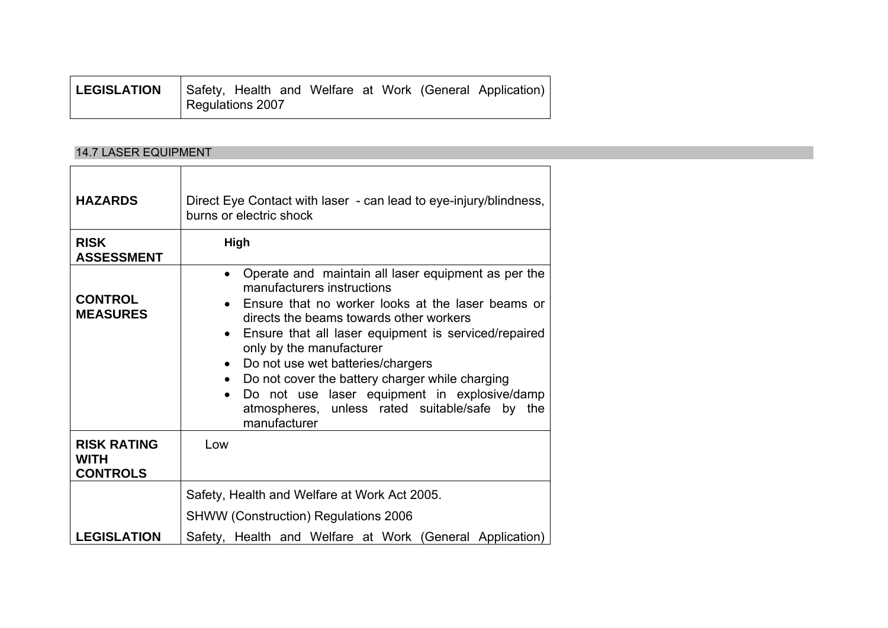| LEGISLATION | Safety, Health and Welfare at Work (General Application) Regulations 2007 |
|---|---|

## 14.7 LASER EQUIPMENT

| | |
|---|---|
| **HAZARDS** | Direct Eye Contact with laser - can lead to eye-injury/blindness, burns or electric shock |
| **RISK ASSESSMENT** | **High** |
| **CONTROL MEASURES** | • Operate and maintain all laser equipment as per the manufacturers instructions<br>• Ensure that no worker looks at the laser beams or directs the beams towards other workers<br>• Ensure that all laser equipment is serviced/repaired only by the manufacturer<br>• Do not use wet batteries/chargers<br>• Do not cover the battery charger while charging<br>• Do not use laser equipment in explosive/damp atmospheres, unless rated suitable/safe by the manufacturer |
| **RISK RATING WITH CONTROLS** | Low |
| **LEGISLATION** | Safety, Health and Welfare at Work Act 2005.<br>SHWW (Construction) Regulations 2006<br>Safety, Health and Welfare at Work (General Application) |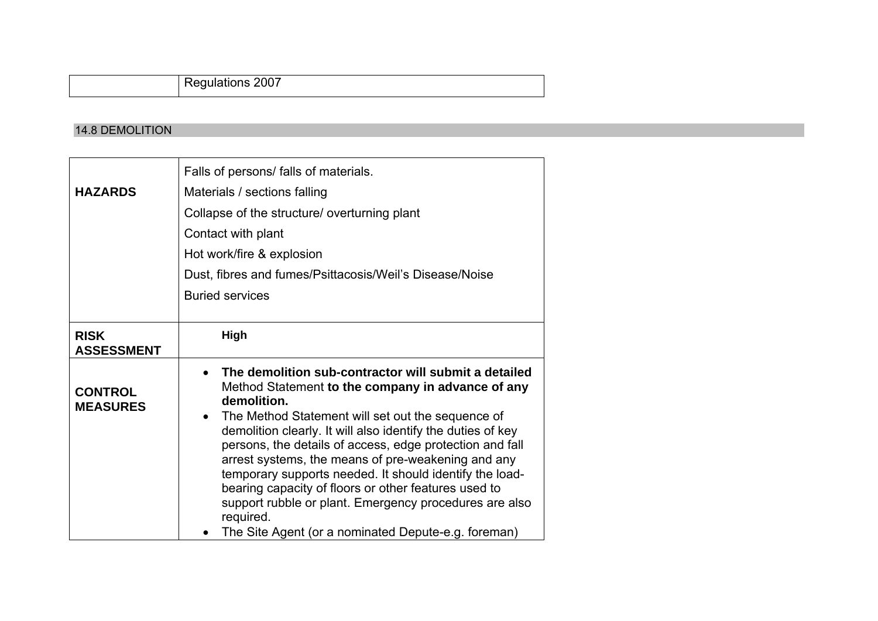| | Regulations 2007 |
|---|---|

## 14.8 DEMOLITION

| | |
|---|---|
| **HAZARDS** | Falls of persons/ falls of materials.<br>Materials / sections falling<br>Collapse of the structure/ overturning plant<br>Contact with plant<br>Hot work/fire & explosion<br>Dust, fibres and fumes/Psittacosis/Weil's Disease/Noise<br>Buried services |
| **RISK ASSESSMENT** | **High** |
| **CONTROL MEASURES** | • **The demolition sub-contractor will submit a detailed** Method Statement **to the company in advance of any demolition.**<br>• The Method Statement will set out the sequence of demolition clearly. It will also identify the duties of key persons, the details of access, edge protection and fall arrest systems, the means of pre-weakening and any temporary supports needed. It should identify the load-bearing capacity of floors or other features used to support rubble or plant. Emergency procedures are also required.<br>• The Site Agent (or a nominated Depute-e.g. foreman) |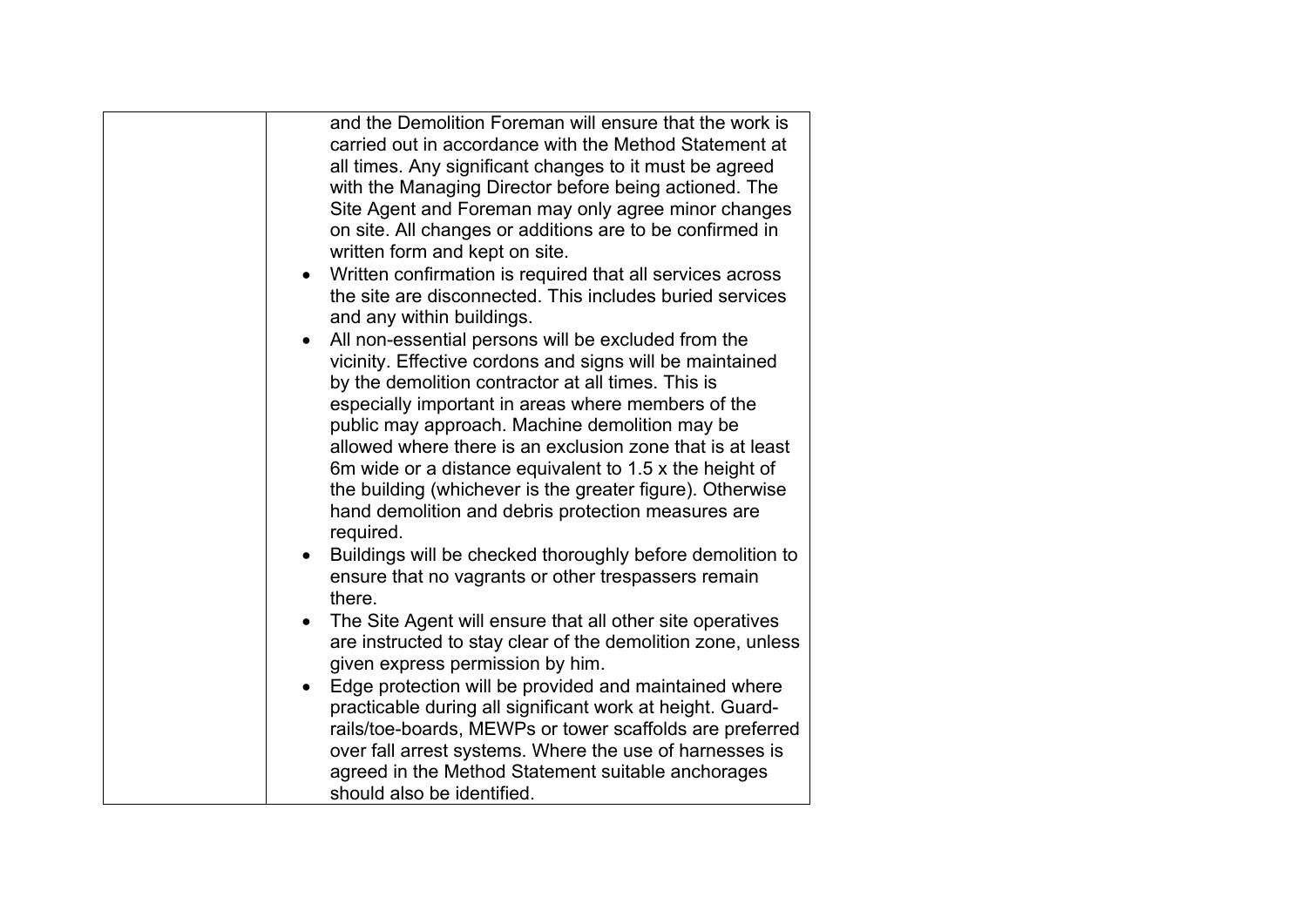| | |
|---|---|
| | and the Demolition Foreman will ensure that the work is carried out in accordance with the Method Statement at all times. Any significant changes to it must be agreed with the Managing Director before being actioned. The Site Agent and Foreman may only agree minor changes on site. All changes or additions are to be confirmed in written form and kept on site.<br>• Written confirmation is required that all services across the site are disconnected. This includes buried services and any within buildings.<br>• All non-essential persons will be excluded from the vicinity. Effective cordons and signs will be maintained by the demolition contractor at all times. This is especially important in areas where members of the public may approach. Machine demolition may be allowed where there is an exclusion zone that is at least 6m wide or a distance equivalent to 1.5 x the height of the building (whichever is the greater figure). Otherwise hand demolition and debris protection measures are required.<br>• Buildings will be checked thoroughly before demolition to ensure that no vagrants or other trespassers remain there.<br>• The Site Agent will ensure that all other site operatives are instructed to stay clear of the demolition zone, unless given express permission by him.<br>• Edge protection will be provided and maintained where practicable during all significant work at height. Guard-rails/toe-boards, MEWPs or tower scaffolds are preferred over fall arrest systems. Where the use of harnesses is agreed in the Method Statement suitable anchorages should also be identified. |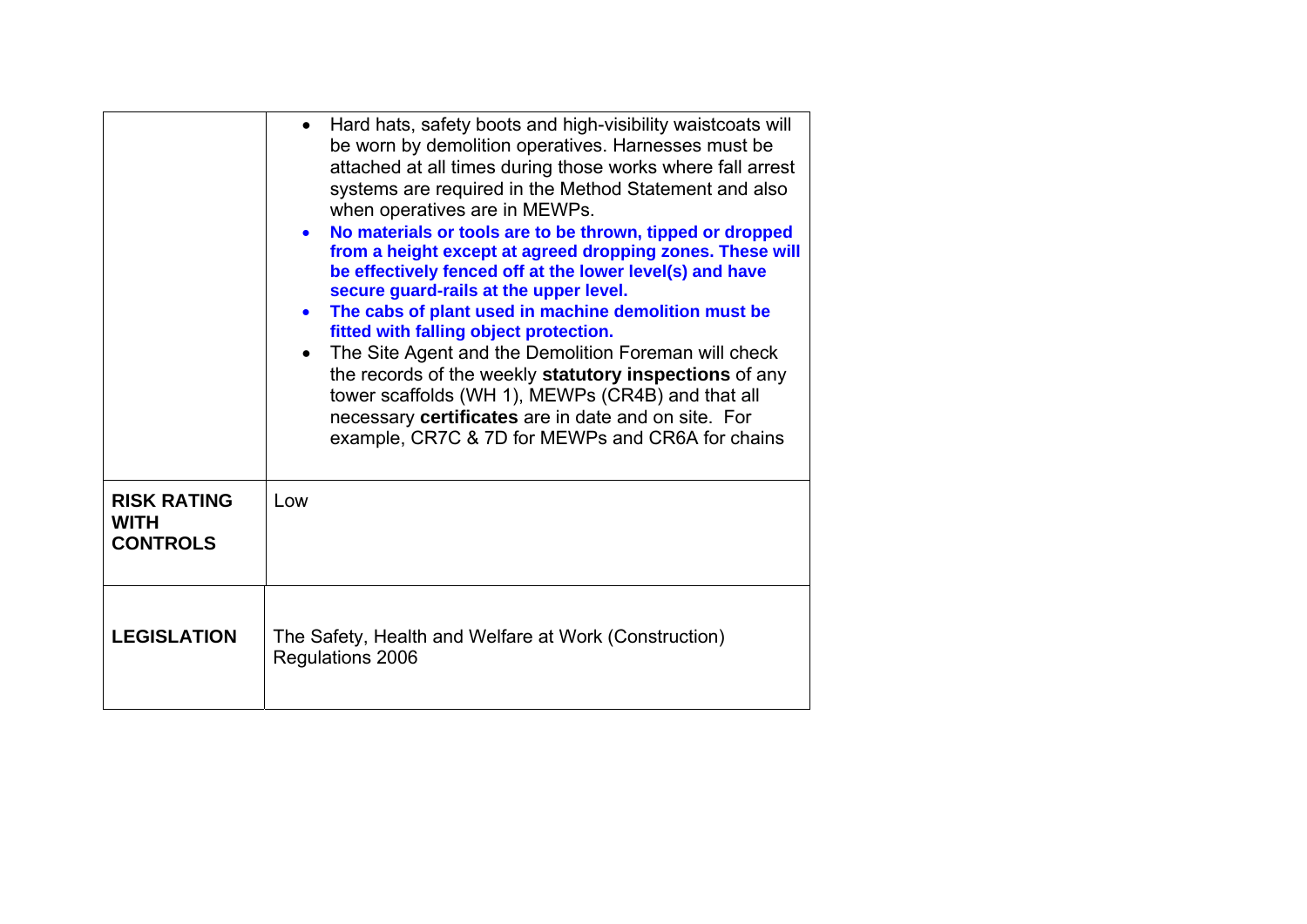| | |
|---|---|
| | • Hard hats, safety boots and high-visibility waistcoats will be worn by demolition operatives. Harnesses must be attached at all times during those works where fall arrest systems are required in the Method Statement and also when operatives are in MEWPs.<br>• **No materials or tools are to be thrown, tipped or dropped from a height except at agreed dropping zones. These will be effectively fenced off at the lower level(s) and have secure guard-rails at the upper level.**<br>• **The cabs of plant used in machine demolition must be fitted with falling object protection.**<br>• The Site Agent and the Demolition Foreman will check the records of the weekly **statutory inspections** of any tower scaffolds (WH 1), MEWPs (CR4B) and that all necessary **certificates** are in date and on site. For example, CR7C & 7D for MEWPs and CR6A for chains |
| **RISK RATING WITH CONTROLS** | Low |
| **LEGISLATION** | The Safety, Health and Welfare at Work (Construction) Regulations 2006 |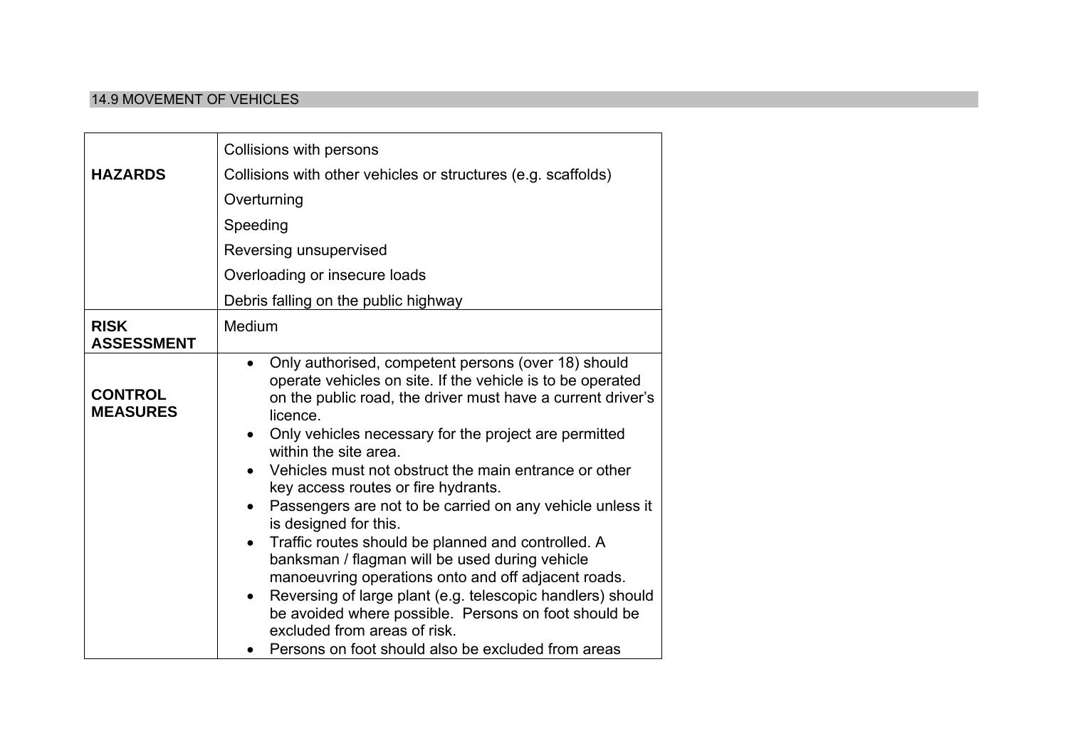## 14.9 MOVEMENT OF VEHICLES

| | |
|---|---|
| **HAZARDS** | Collisions with persons<br>Collisions with other vehicles or structures (e.g. scaffolds)<br>Overturning<br>Speeding<br>Reversing unsupervised<br>Overloading or insecure loads<br>Debris falling on the public highway |
| **RISK ASSESSMENT** | Medium |
| **CONTROL MEASURES** | • Only authorised, competent persons (over 18) should operate vehicles on site. If the vehicle is to be operated on the public road, the driver must have a current driver's licence.<br>• Only vehicles necessary for the project are permitted within the site area.<br>• Vehicles must not obstruct the main entrance or other key access routes or fire hydrants.<br>• Passengers are not to be carried on any vehicle unless it is designed for this.<br>• Traffic routes should be planned and controlled. A banksman / flagman will be used during vehicle manoeuvring operations onto and off adjacent roads.<br>• Reversing of large plant (e.g. telescopic handlers) should be avoided where possible. Persons on foot should be excluded from areas of risk.<br>• Persons on foot should also be excluded from areas |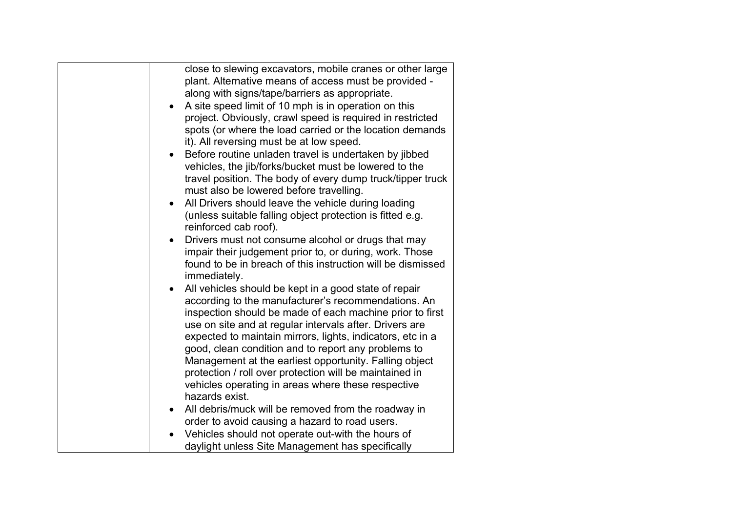| | |
|---|---|
| | close to slewing excavators, mobile cranes or other large plant. Alternative means of access must be provided - along with signs/tape/barriers as appropriate.<br>• A site speed limit of 10 mph is in operation on this project. Obviously, crawl speed is required in restricted spots (or where the load carried or the location demands it). All reversing must be at low speed.<br>• Before routine unladen travel is undertaken by jibbed vehicles, the jib/forks/bucket must be lowered to the travel position. The body of every dump truck/tipper truck must also be lowered before travelling.<br>• All Drivers should leave the vehicle during loading (unless suitable falling object protection is fitted e.g. reinforced cab roof).<br>• Drivers must not consume alcohol or drugs that may impair their judgement prior to, or during, work. Those found to be in breach of this instruction will be dismissed immediately.<br>• All vehicles should be kept in a good state of repair according to the manufacturer's recommendations. An inspection should be made of each machine prior to first use on site and at regular intervals after. Drivers are expected to maintain mirrors, lights, indicators, etc in a good, clean condition and to report any problems to Management at the earliest opportunity. Falling object protection / roll over protection will be maintained in vehicles operating in areas where these respective hazards exist.<br>• All debris/muck will be removed from the roadway in order to avoid causing a hazard to road users.<br>• Vehicles should not operate out-with the hours of daylight unless Site Management has specifically |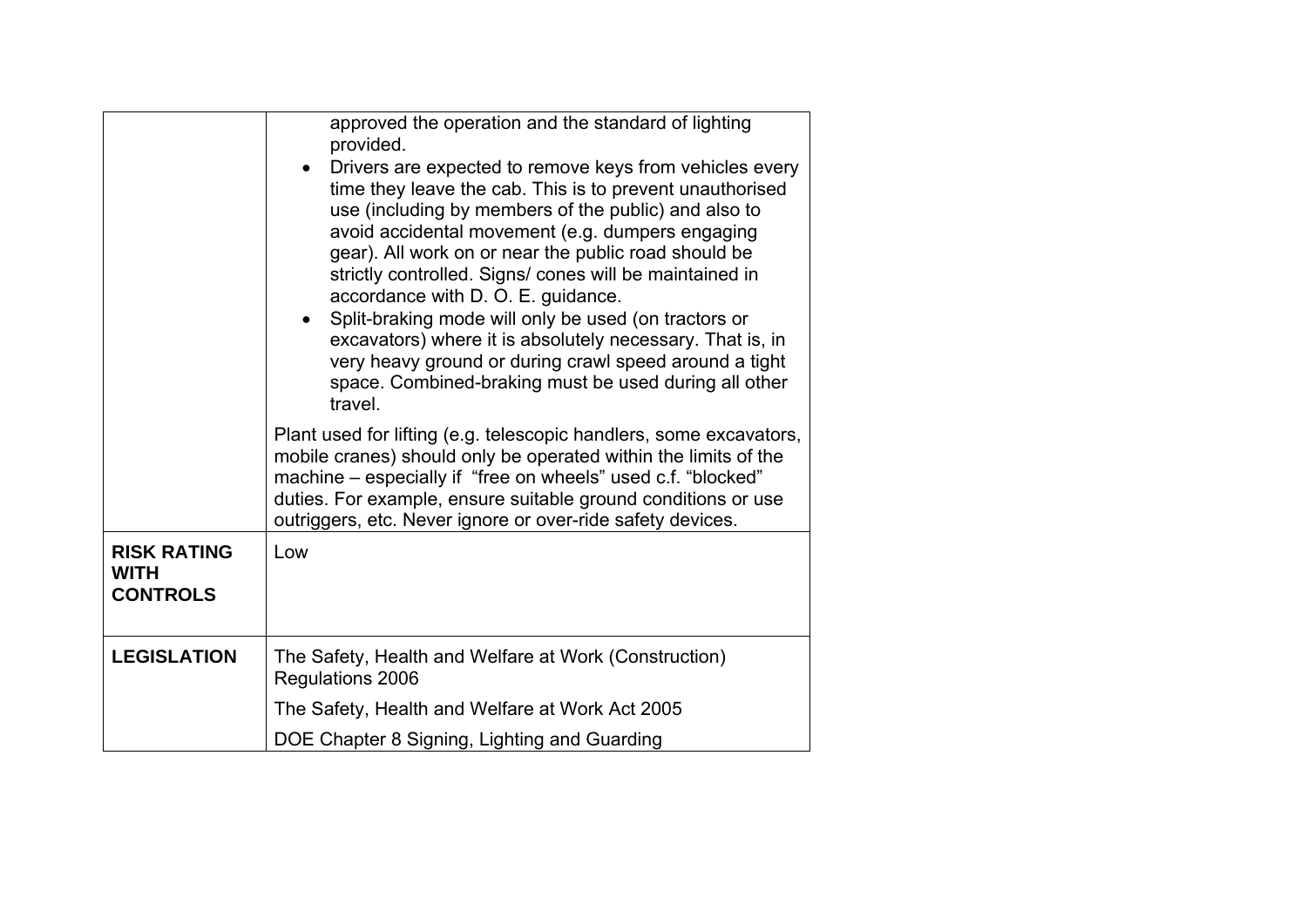| | |
|---|---|
| | approved the operation and the standard of lighting provided.<br>• Drivers are expected to remove keys from vehicles every time they leave the cab. This is to prevent unauthorised use (including by members of the public) and also to avoid accidental movement (e.g. dumpers engaging gear). All work on or near the public road should be strictly controlled. Signs/ cones will be maintained in accordance with D. O. E. guidance.<br>• Split-braking mode will only be used (on tractors or excavators) where it is absolutely necessary. That is, in very heavy ground or during crawl speed around a tight space. Combined-braking must be used during all other travel.<br><br>Plant used for lifting (e.g. telescopic handlers, some excavators, mobile cranes) should only be operated within the limits of the machine – especially if "free on wheels" used c.f. "blocked" duties. For example, ensure suitable ground conditions or use outriggers, etc. Never ignore or over-ride safety devices. |
| **RISK RATING WITH CONTROLS** | Low |
| **LEGISLATION** | The Safety, Health and Welfare at Work (Construction) Regulations 2006<br><br>The Safety, Health and Welfare at Work Act 2005<br><br>DOE Chapter 8 Signing, Lighting and Guarding |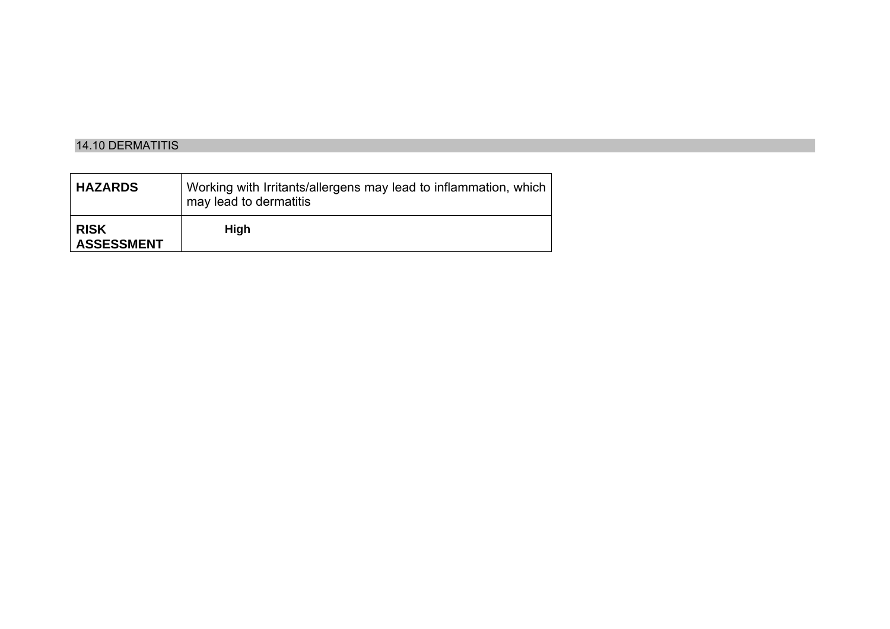## 14.10 DERMATITIS

| **HAZARDS** | Working with Irritants/allergens may lead to inflammation, which may lead to dermatitis |
|---|---|
| **RISK ASSESSMENT** | **High** |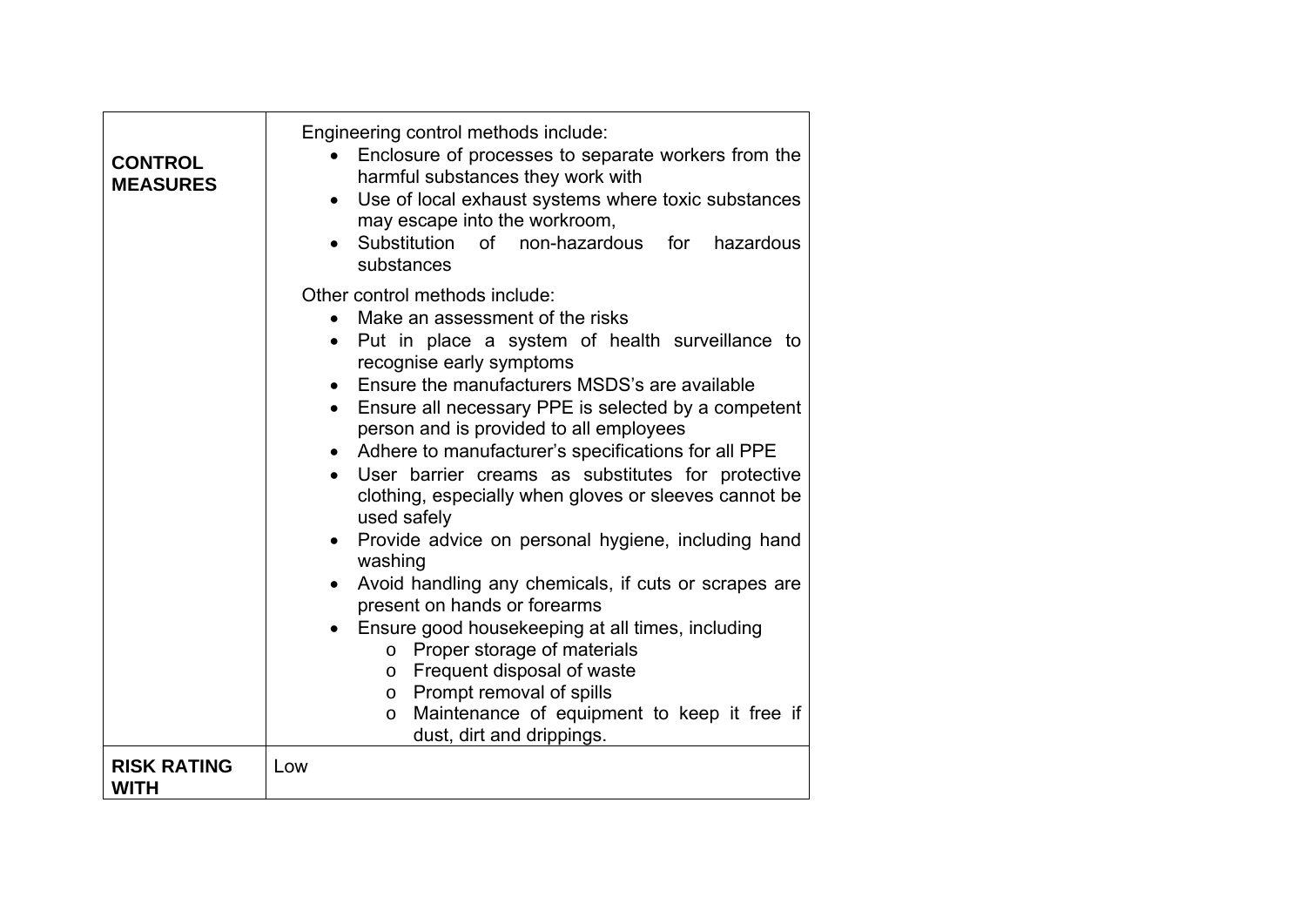| | |
|---|---|
| **CONTROL MEASURES** | Engineering control methods include:<br>• Enclosure of processes to separate workers from the harmful substances they work with<br>• Use of local exhaust systems where toxic substances may escape into the workroom,<br>• Substitution of non-hazardous for hazardous substances<br><br>Other control methods include:<br>• Make an assessment of the risks<br>• Put in place a system of health surveillance to recognise early symptoms<br>• Ensure the manufacturers MSDS's are available<br>• Ensure all necessary PPE is selected by a competent person and is provided to all employees<br>• Adhere to manufacturer's specifications for all PPE<br>• User barrier creams as substitutes for protective clothing, especially when gloves or sleeves cannot be used safely<br>• Provide advice on personal hygiene, including hand washing<br>• Avoid handling any chemicals, if cuts or scrapes are present on hands or forearms<br>• Ensure good housekeeping at all times, including<br>  o Proper storage of materials<br>  o Frequent disposal of waste<br>  o Prompt removal of spills<br>  o Maintenance of equipment to keep it free if dust, dirt and drippings. |
| **RISK RATING WITH** | Low |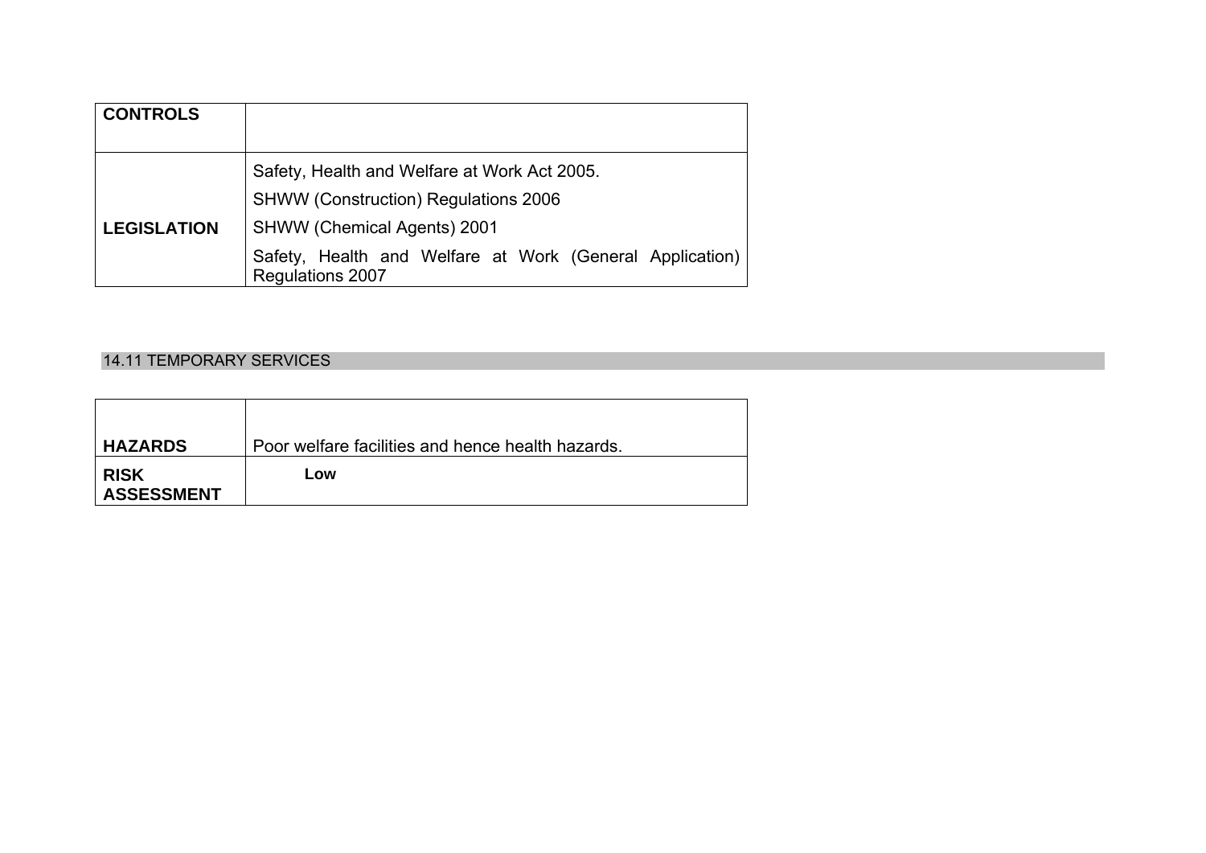| CONTROLS | |
|---|---|
| LEGISLATION | Safety, Health and Welfare at Work Act 2005.<br>SHWW (Construction) Regulations 2006<br>SHWW (Chemical Agents) 2001<br>Safety, Health and Welfare at Work (General Application) Regulations 2007 |

## 14.11 TEMPORARY SERVICES

| HAZARDS | Poor welfare facilities and hence health hazards. |
|---|---|
| RISK ASSESSMENT | **Low** |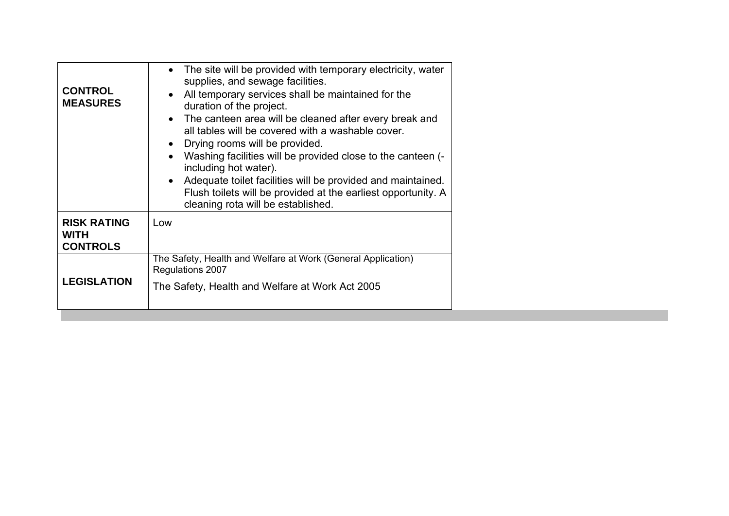| | |
|---|---|
| **CONTROL MEASURES** | • The site will be provided with temporary electricity, water supplies, and sewage facilities.<br>• All temporary services shall be maintained for the duration of the project.<br>• The canteen area will be cleaned after every break and all tables will be covered with a washable cover.<br>• Drying rooms will be provided.<br>• Washing facilities will be provided close to the canteen (-including hot water).<br>• Adequate toilet facilities will be provided and maintained. Flush toilets will be provided at the earliest opportunity. A cleaning rota will be established. |
| **RISK RATING WITH CONTROLS** | Low |
| **LEGISLATION** | The Safety, Health and Welfare at Work (General Application) Regulations 2007<br>The Safety, Health and Welfare at Work Act 2005 |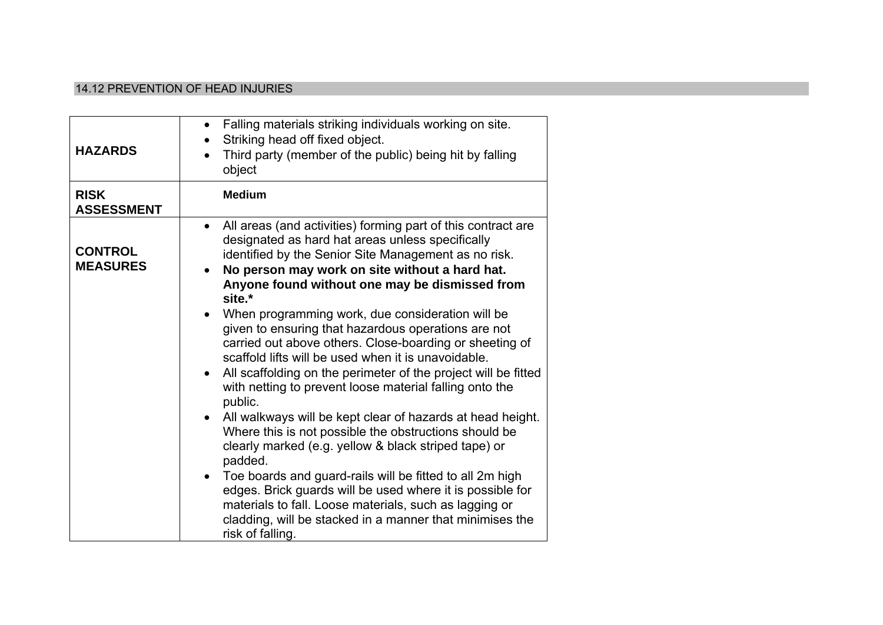## 14.12 PREVENTION OF HEAD INJURIES

| | |
|---|---|
| **HAZARDS** | • Falling materials striking individuals working on site.<br>• Striking head off fixed object.<br>• Third party (member of the public) being hit by falling object |
| **RISK ASSESSMENT** | **Medium** |
| **CONTROL MEASURES** | • All areas (and activities) forming part of this contract are designated as hard hat areas unless specifically identified by the Senior Site Management as no risk.<br>• **No person may work on site without a hard hat. Anyone found without one may be dismissed from site.***<br>• When programming work, due consideration will be given to ensuring that hazardous operations are not carried out above others. Close-boarding or sheeting of scaffold lifts will be used when it is unavoidable.<br>• All scaffolding on the perimeter of the project will be fitted with netting to prevent loose material falling onto the public.<br>• All walkways will be kept clear of hazards at head height. Where this is not possible the obstructions should be clearly marked (e.g. yellow & black striped tape) or padded.<br>• Toe boards and guard-rails will be fitted to all 2m high edges. Brick guards will be used where it is possible for materials to fall. Loose materials, such as lagging or cladding, will be stacked in a manner that minimises the risk of falling. |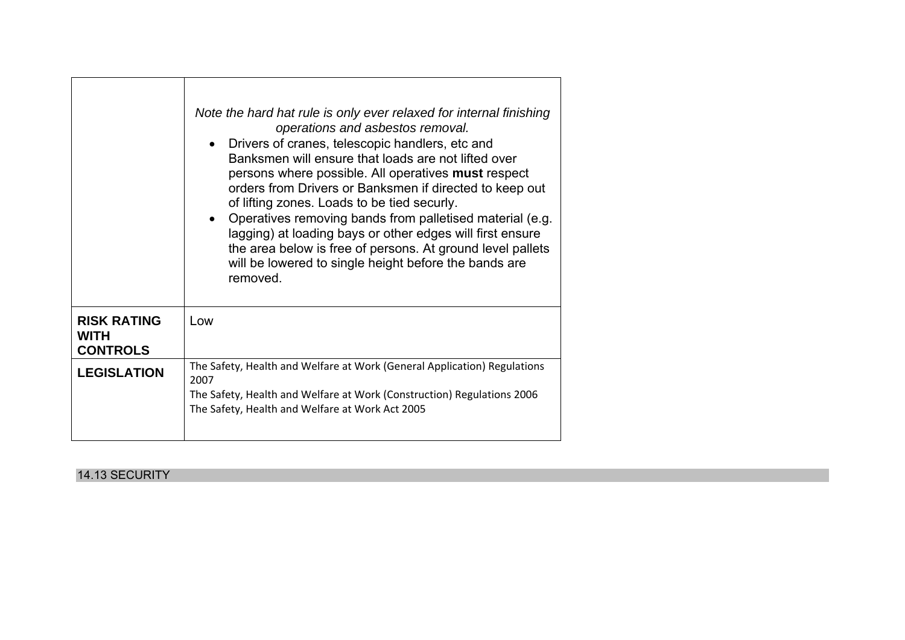| | |
|---|---|
| | *Note the hard hat rule is only ever relaxed for internal finishing operations and asbestos removal.*<br>• Drivers of cranes, telescopic handlers, etc and Banksmen will ensure that loads are not lifted over persons where possible. All operatives **must** respect orders from Drivers or Banksmen if directed to keep out of lifting zones. Loads to be tied securly.<br>• Operatives removing bands from palletised material (e.g. lagging) at loading bays or other edges will first ensure the area below is free of persons. At ground level pallets will be lowered to single height before the bands are removed. |
| **RISK RATING WITH CONTROLS** | Low |
| **LEGISLATION** | The Safety, Health and Welfare at Work (General Application) Regulations 2007<br>The Safety, Health and Welfare at Work (Construction) Regulations 2006<br>The Safety, Health and Welfare at Work Act 2005 |

## 14.13 SECURITY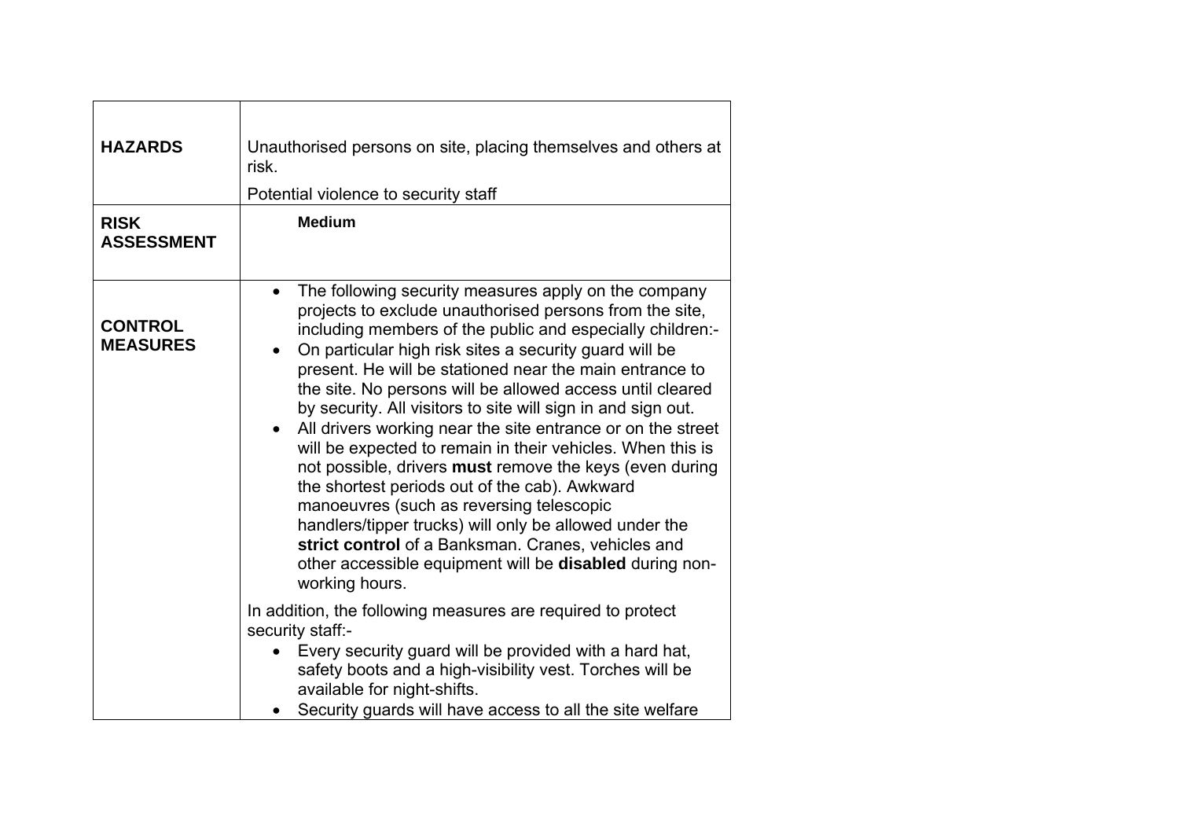| | |
|---|---|
| **HAZARDS** | Unauthorised persons on site, placing themselves and others at risk.<br><br>Potential violence to security staff |
| **RISK ASSESSMENT** | **Medium** |
| **CONTROL MEASURES** | • The following security measures apply on the company projects to exclude unauthorised persons from the site, including members of the public and especially children:-<br>• On particular high risk sites a security guard will be present. He will be stationed near the main entrance to the site. No persons will be allowed access until cleared by security. All visitors to site will sign in and sign out.<br>• All drivers working near the site entrance or on the street will be expected to remain in their vehicles. When this is not possible, drivers **must** remove the keys (even during the shortest periods out of the cab). Awkward manoeuvres (such as reversing telescopic handlers/tipper trucks) will only be allowed under the **strict control** of a Banksman. Cranes, vehicles and other accessible equipment will be **disabled** during non-working hours.<br><br>In addition, the following measures are required to protect security staff:-<br>• Every security guard will be provided with a hard hat, safety boots and a high-visibility vest. Torches will be available for night-shifts.<br>• Security guards will have access to all the site welfare |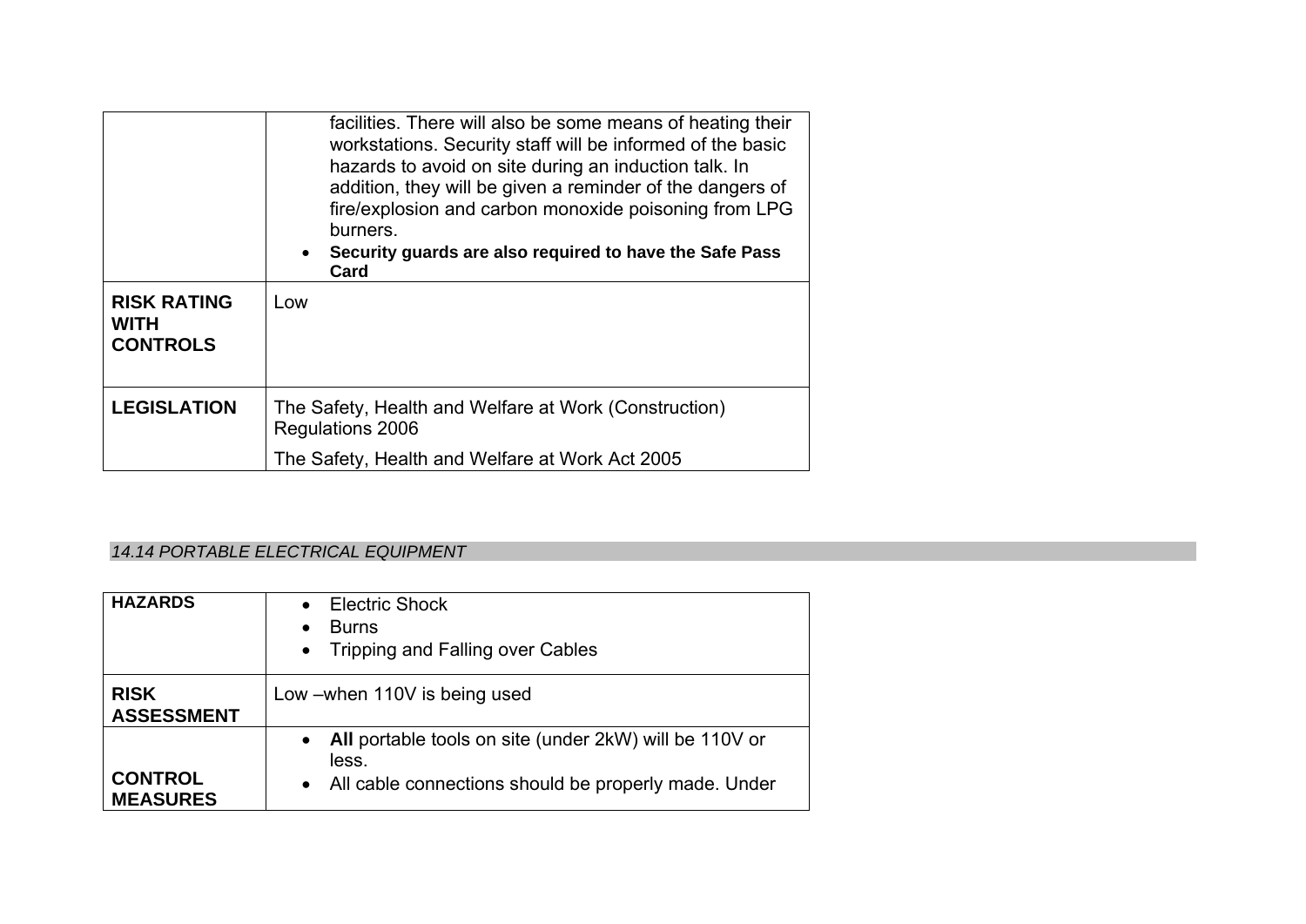| | |
|---|---|
| | facilities. There will also be some means of heating their workstations. Security staff will be informed of the basic hazards to avoid on site during an induction talk. In addition, they will be given a reminder of the dangers of fire/explosion and carbon monoxide poisoning from LPG burners.<br>• **Security guards are also required to have the Safe Pass Card** |
| **RISK RATING WITH CONTROLS** | Low |
| **LEGISLATION** | The Safety, Health and Welfare at Work (Construction) Regulations 2006<br><br>The Safety, Health and Welfare at Work Act 2005 |

### *14.14 PORTABLE ELECTRICAL EQUIPMENT*

| | |
|---|---|
| **HAZARDS** | • Electric Shock<br>• Burns<br>• Tripping and Falling over Cables |
| **RISK ASSESSMENT** | Low –when 110V is being used |
| **CONTROL MEASURES** | • **All** portable tools on site (under 2kW) will be 110V or less.<br>• All cable connections should be properly made. Under |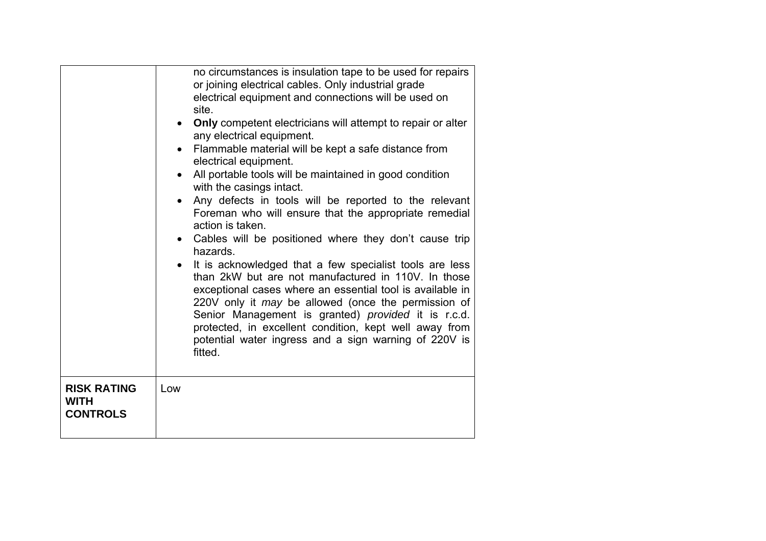| | |
|---|---|
| | no circumstances is insulation tape to be used for repairs or joining electrical cables. Only industrial grade electrical equipment and connections will be used on site.<br>• **Only** competent electricians will attempt to repair or alter any electrical equipment.<br>• Flammable material will be kept a safe distance from electrical equipment.<br>• All portable tools will be maintained in good condition with the casings intact.<br>• Any defects in tools will be reported to the relevant Foreman who will ensure that the appropriate remedial action is taken.<br>• Cables will be positioned where they don't cause trip hazards.<br>• It is acknowledged that a few specialist tools are less than 2kW but are not manufactured in 110V. In those exceptional cases where an essential tool is available in 220V only it *may* be allowed (once the permission of Senior Management is granted) *provided* it is r.c.d. protected, in excellent condition, kept well away from potential water ingress and a sign warning of 220V is fitted. |
| **RISK RATING WITH CONTROLS** | Low |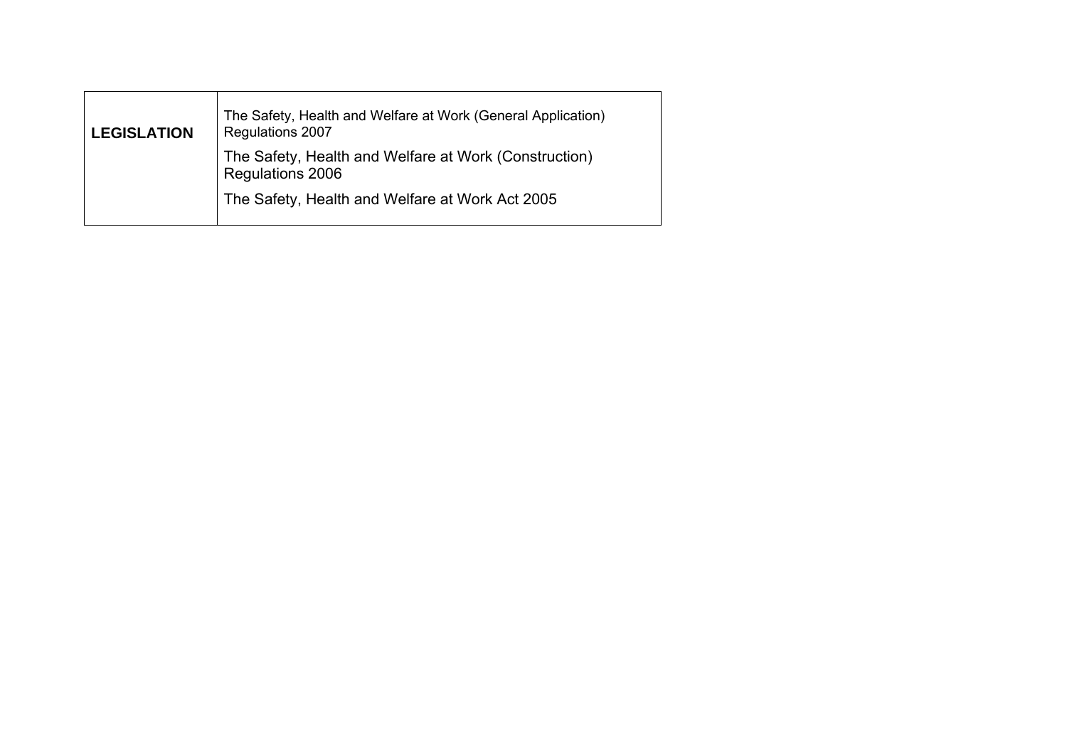| **LEGISLATION** | The Safety, Health and Welfare at Work (General Application) Regulations 2007<br>The Safety, Health and Welfare at Work (Construction) Regulations 2006<br>The Safety, Health and Welfare at Work Act 2005 |
|---|---|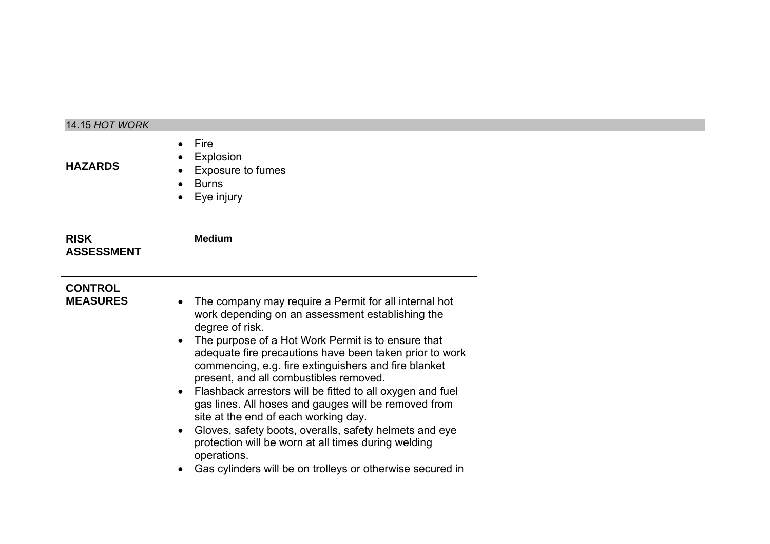## 14.15 *HOT WORK*

| | |
|---|---|
| **HAZARDS** | • Fire<br>• Explosion<br>• Exposure to fumes<br>• Burns<br>• Eye injury |
| **RISK ASSESSMENT** | **Medium** |
| **CONTROL MEASURES** | • The company may require a Permit for all internal hot work depending on an assessment establishing the degree of risk.<br>• The purpose of a Hot Work Permit is to ensure that adequate fire precautions have been taken prior to work commencing, e.g. fire extinguishers and fire blanket present, and all combustibles removed.<br>• Flashback arrestors will be fitted to all oxygen and fuel gas lines. All hoses and gauges will be removed from site at the end of each working day.<br>• Gloves, safety boots, overalls, safety helmets and eye protection will be worn at all times during welding operations.<br>• Gas cylinders will be on trolleys or otherwise secured in |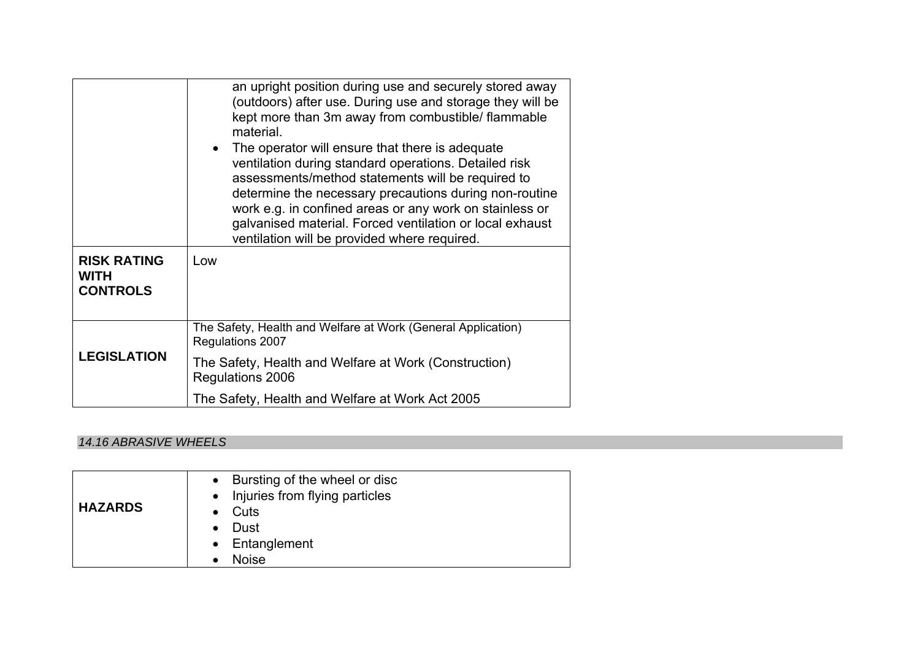| | |
|---|---|
| | an upright position during use and securely stored away (outdoors) after use. During use and storage they will be kept more than 3m away from combustible/ flammable material.<br>• The operator will ensure that there is adequate ventilation during standard operations. Detailed risk assessments/method statements will be required to determine the necessary precautions during non-routine work e.g. in confined areas or any work on stainless or galvanised material. Forced ventilation or local exhaust ventilation will be provided where required. |
| **RISK RATING WITH CONTROLS** | Low |
| **LEGISLATION** | The Safety, Health and Welfare at Work (General Application) Regulations 2007<br>The Safety, Health and Welfare at Work (Construction) Regulations 2006<br>The Safety, Health and Welfare at Work Act 2005 |

### *14.16 ABRASIVE WHEELS*

| | |
|---|---|
| **HAZARDS** | • Bursting of the wheel or disc<br>• Injuries from flying particles<br>• Cuts<br>• Dust<br>• Entanglement<br>• Noise |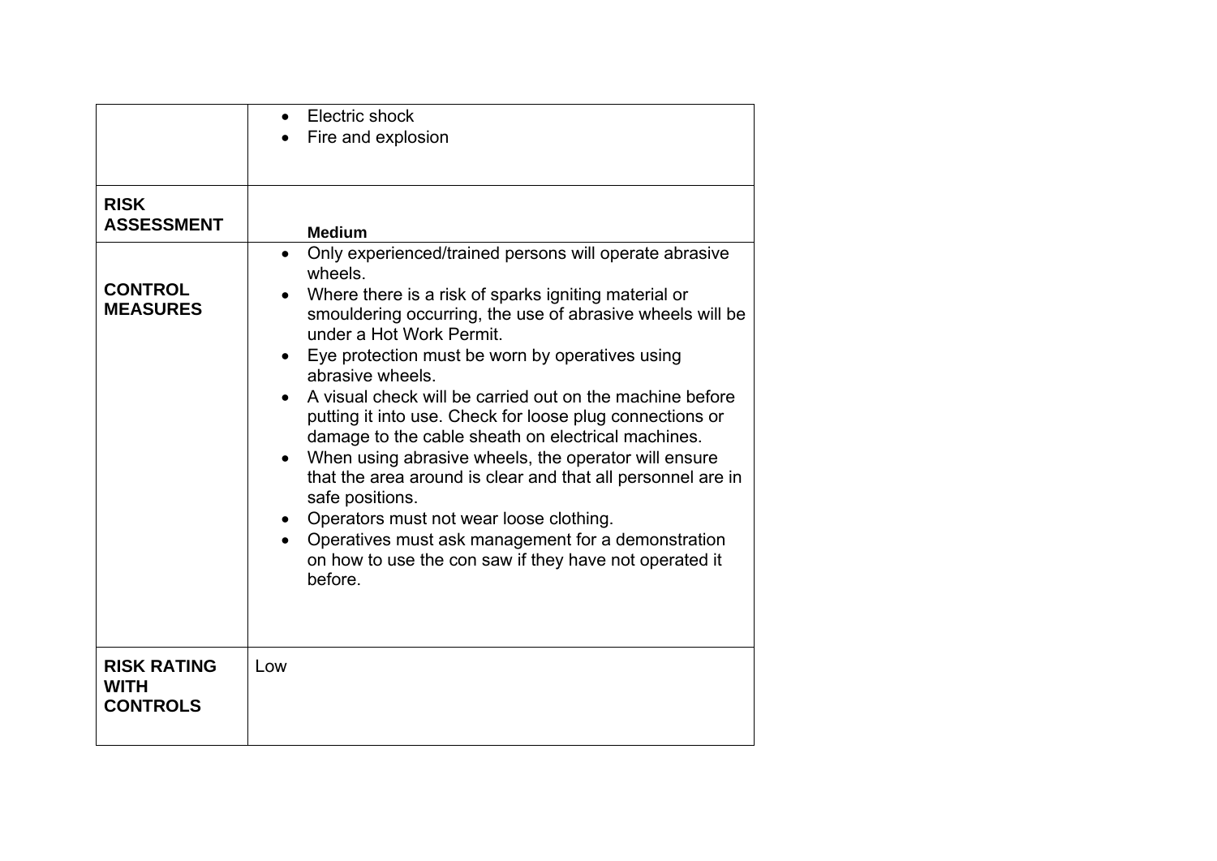| | |
|---|---|
| | • Electric shock<br>• Fire and explosion |
| **RISK ASSESSMENT** | **Medium** |
| **CONTROL MEASURES** | • Only experienced/trained persons will operate abrasive wheels.<br>• Where there is a risk of sparks igniting material or smouldering occurring, the use of abrasive wheels will be under a Hot Work Permit.<br>• Eye protection must be worn by operatives using abrasive wheels.<br>• A visual check will be carried out on the machine before putting it into use. Check for loose plug connections or damage to the cable sheath on electrical machines.<br>• When using abrasive wheels, the operator will ensure that the area around is clear and that all personnel are in safe positions.<br>• Operators must not wear loose clothing.<br>• Operatives must ask management for a demonstration on how to use the con saw if they have not operated it before. |
| **RISK RATING WITH CONTROLS** | Low |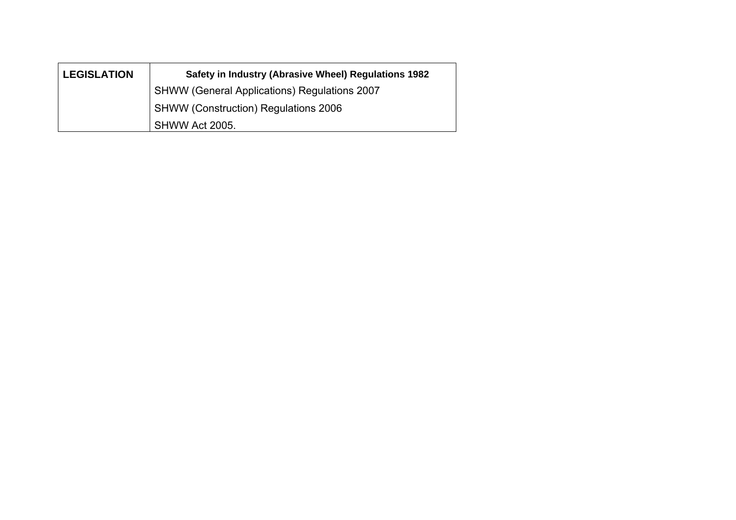| **LEGISLATION** | **Safety in Industry (Abrasive Wheel) Regulations 1982** |
|---|---|
| | SHWW (General Applications) Regulations 2007 |
| | SHWW (Construction) Regulations 2006 |
| | SHWW Act 2005. |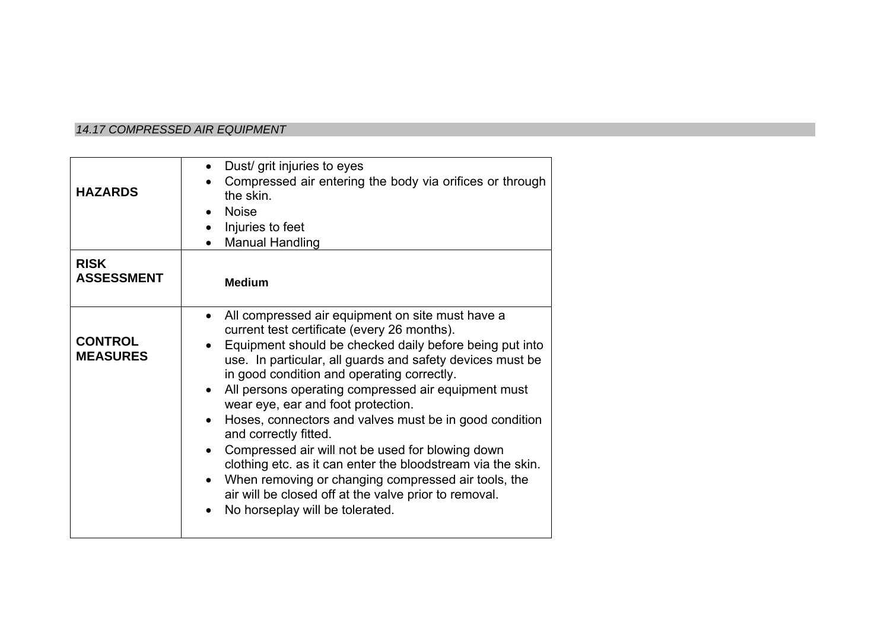### *14.17 COMPRESSED AIR EQUIPMENT*

| | |
|---|---|
| **HAZARDS** | • Dust/ grit injuries to eyes<br>• Compressed air entering the body via orifices or through the skin.<br>• Noise<br>• Injuries to feet<br>• Manual Handling |
| **RISK ASSESSMENT** | **Medium** |
| **CONTROL MEASURES** | • All compressed air equipment on site must have a current test certificate (every 26 months).<br>• Equipment should be checked daily before being put into use. In particular, all guards and safety devices must be in good condition and operating correctly.<br>• All persons operating compressed air equipment must wear eye, ear and foot protection.<br>• Hoses, connectors and valves must be in good condition and correctly fitted.<br>• Compressed air will not be used for blowing down clothing etc. as it can enter the bloodstream via the skin.<br>• When removing or changing compressed air tools, the air will be closed off at the valve prior to removal.<br>• No horseplay will be tolerated. |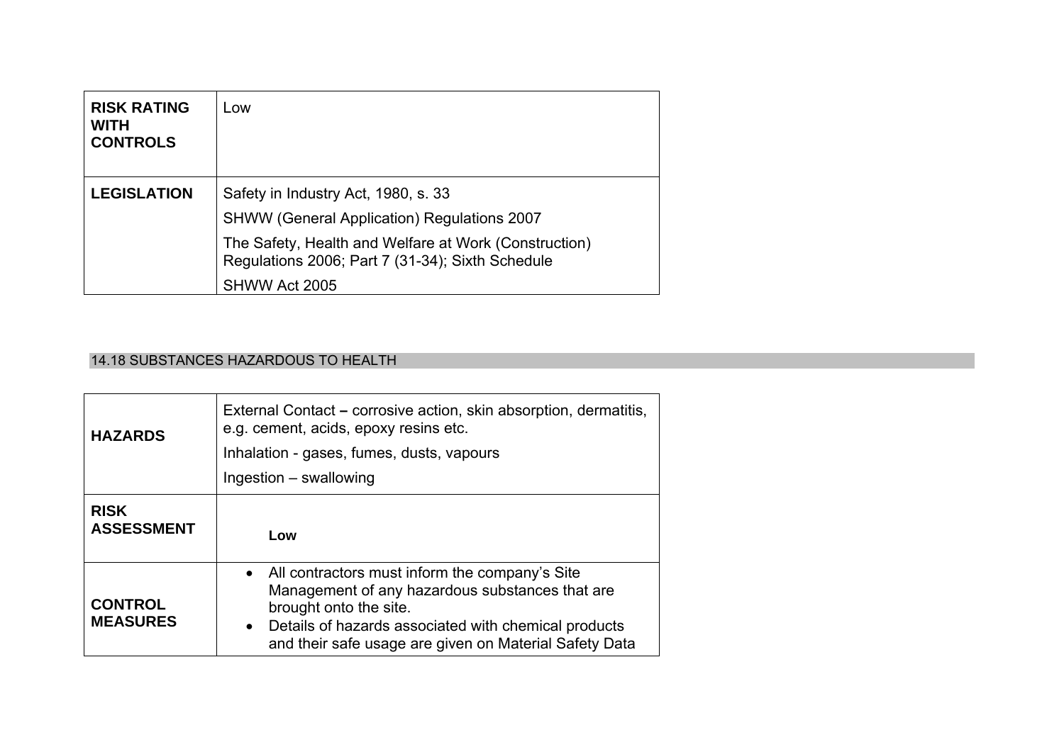| **RISK RATING WITH CONTROLS** | Low |
|---|---|
| **LEGISLATION** | Safety in Industry Act, 1980, s. 33<br>SHWW (General Application) Regulations 2007<br>The Safety, Health and Welfare at Work (Construction) Regulations 2006; Part 7 (31-34); Sixth Schedule<br>SHWW Act 2005 |

## 14.18 SUBSTANCES HAZARDOUS TO HEALTH

| **HAZARDS** | External Contact **–** corrosive action, skin absorption, dermatitis, e.g. cement, acids, epoxy resins etc.<br>Inhalation - gases, fumes, dusts, vapours<br>Ingestion – swallowing |
|---|---|
| **RISK ASSESSMENT** | **Low** |
| **CONTROL MEASURES** | • All contractors must inform the company's Site Management of any hazardous substances that are brought onto the site.<br>• Details of hazards associated with chemical products and their safe usage are given on Material Safety Data |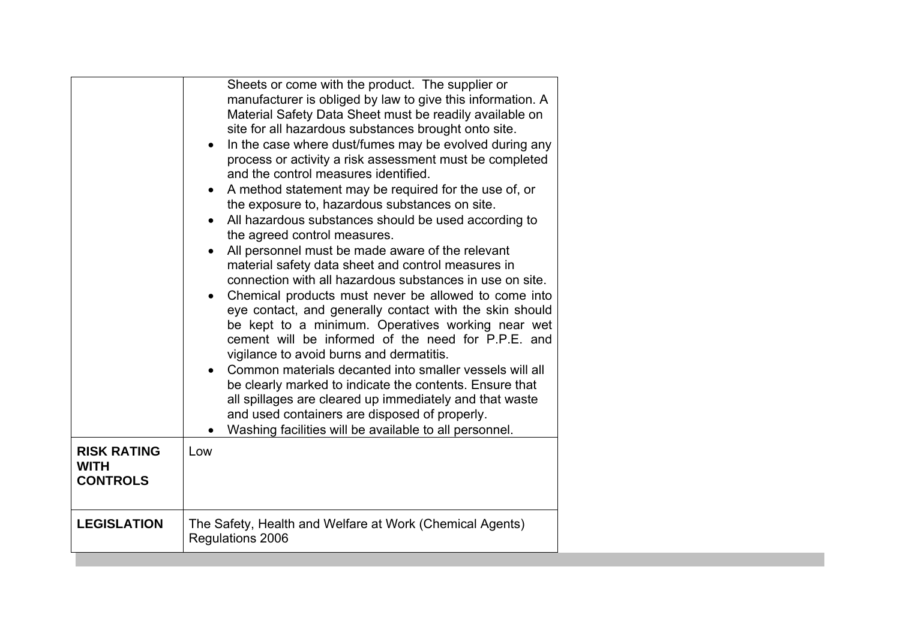| | |
|---|---|
| | Sheets or come with the product. The supplier or manufacturer is obliged by law to give this information. A Material Safety Data Sheet must be readily available on site for all hazardous substances brought onto site.<br>• In the case where dust/fumes may be evolved during any process or activity a risk assessment must be completed and the control measures identified.<br>• A method statement may be required for the use of, or the exposure to, hazardous substances on site.<br>• All hazardous substances should be used according to the agreed control measures.<br>• All personnel must be made aware of the relevant material safety data sheet and control measures in connection with all hazardous substances in use on site.<br>• Chemical products must never be allowed to come into eye contact, and generally contact with the skin should be kept to a minimum. Operatives working near wet cement will be informed of the need for P.P.E. and vigilance to avoid burns and dermatitis.<br>• Common materials decanted into smaller vessels will all be clearly marked to indicate the contents. Ensure that all spillages are cleared up immediately and that waste and used containers are disposed of properly.<br>• Washing facilities will be available to all personnel. |
| **RISK RATING WITH CONTROLS** | Low |
| **LEGISLATION** | The Safety, Health and Welfare at Work (Chemical Agents) Regulations 2006 |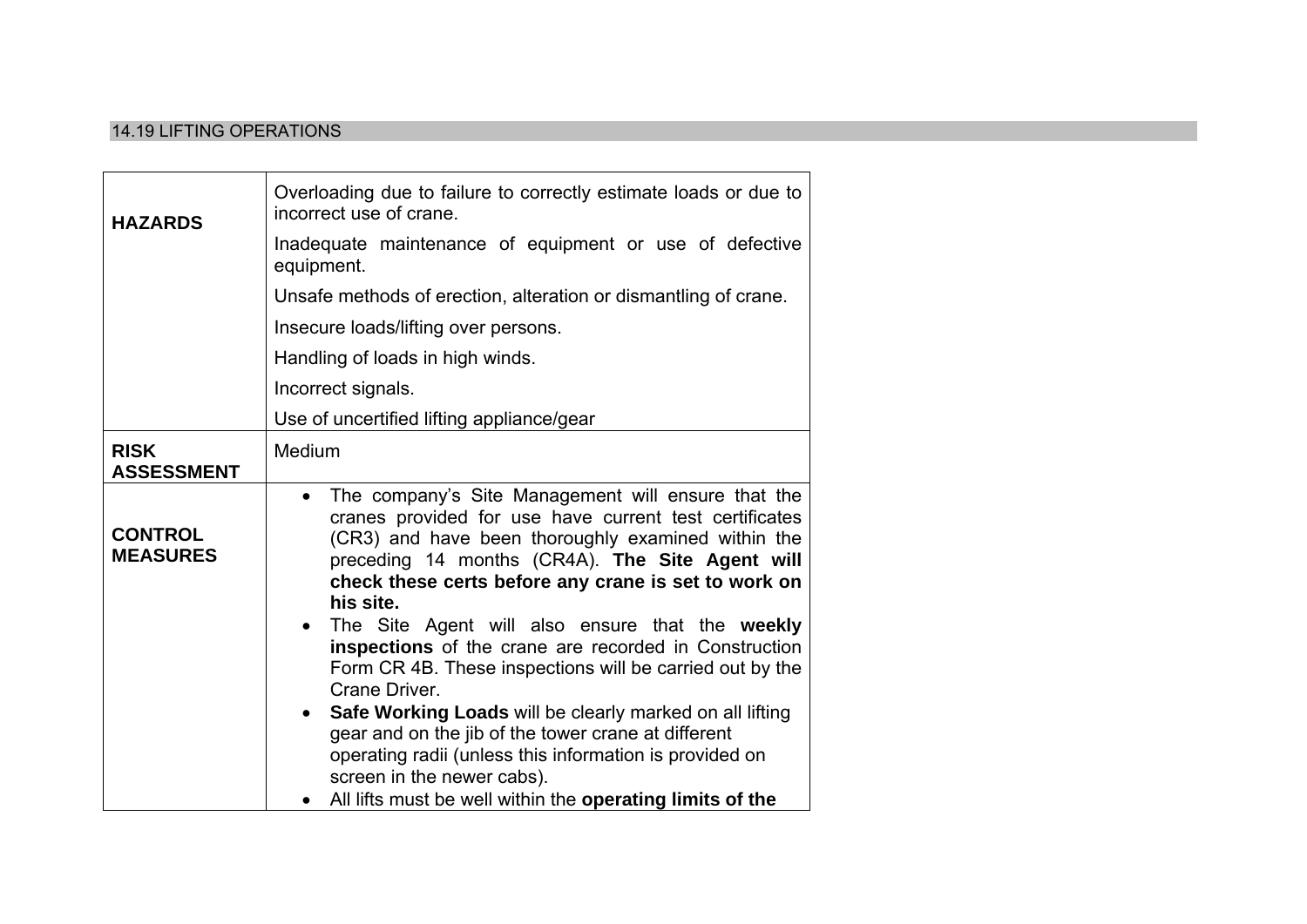## 14.19 LIFTING OPERATIONS

| | |
|---|---|
| **HAZARDS** | Overloading due to failure to correctly estimate loads or due to incorrect use of crane.<br><br>Inadequate maintenance of equipment or use of defective equipment.<br><br>Unsafe methods of erection, alteration or dismantling of crane.<br><br>Insecure loads/lifting over persons.<br><br>Handling of loads in high winds.<br><br>Incorrect signals.<br><br>Use of uncertified lifting appliance/gear |
| **RISK ASSESSMENT** | Medium |
| **CONTROL MEASURES** | • The company's Site Management will ensure that the cranes provided for use have current test certificates (CR3) and have been thoroughly examined within the preceding 14 months (CR4A). **The Site Agent will check these certs before any crane is set to work on his site.**<br>• The Site Agent will also ensure that the **weekly inspections** of the crane are recorded in Construction Form CR 4B. These inspections will be carried out by the Crane Driver.<br>• **Safe Working Loads** will be clearly marked on all lifting gear and on the jib of the tower crane at different operating radii (unless this information is provided on screen in the newer cabs).<br>• All lifts must be well within the **operating limits of the** |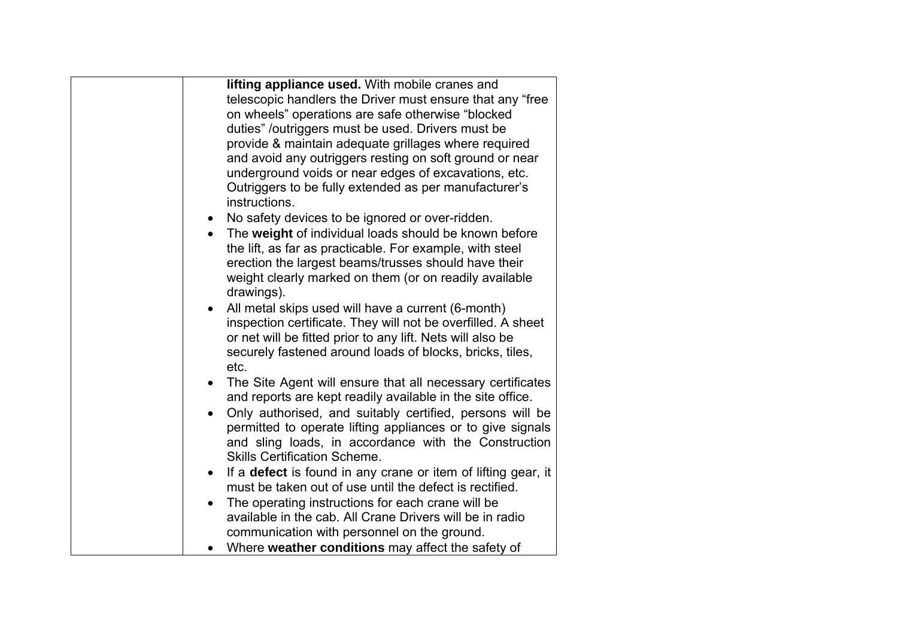| | |
|---|---|
| | **lifting appliance used.** With mobile cranes and telescopic handlers the Driver must ensure that any "free on wheels" operations are safe otherwise "blocked duties" /outriggers must be used. Drivers must be provide & maintain adequate grillages where required and avoid any outriggers resting on soft ground or near underground voids or near edges of excavations, etc. Outriggers to be fully extended as per manufacturer's instructions.<br>• No safety devices to be ignored or over-ridden.<br>• The **weight** of individual loads should be known before the lift, as far as practicable. For example, with steel erection the largest beams/trusses should have their weight clearly marked on them (or on readily available drawings).<br>• All metal skips used will have a current (6-month) inspection certificate. They will not be overfilled. A sheet or net will be fitted prior to any lift. Nets will also be securely fastened around loads of blocks, bricks, tiles, etc.<br>• The Site Agent will ensure that all necessary certificates and reports are kept readily available in the site office.<br>• Only authorised, and suitably certified, persons will be permitted to operate lifting appliances or to give signals and sling loads, in accordance with the Construction Skills Certification Scheme.<br>• If a **defect** is found in any crane or item of lifting gear, it must be taken out of use until the defect is rectified.<br>• The operating instructions for each crane will be available in the cab. All Crane Drivers will be in radio communication with personnel on the ground.<br>• Where **weather conditions** may affect the safety of |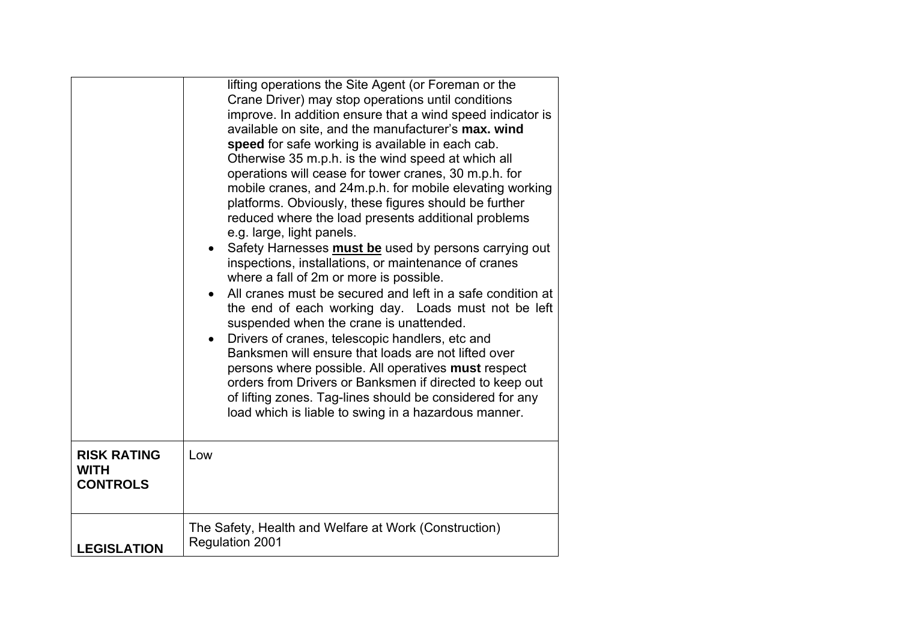| | |
|---|---|
| | lifting operations the Site Agent (or Foreman or the Crane Driver) may stop operations until conditions improve. In addition ensure that a wind speed indicator is available on site, and the manufacturer's **max. wind speed** for safe working is available in each cab. Otherwise 35 m.p.h. is the wind speed at which all operations will cease for tower cranes, 30 m.p.h. for mobile cranes, and 24m.p.h. for mobile elevating working platforms. Obviously, these figures should be further reduced where the load presents additional problems e.g. large, light panels.<br>• Safety Harnesses **<u>must be</u>** used by persons carrying out inspections, installations, or maintenance of cranes where a fall of 2m or more is possible.<br>• All cranes must be secured and left in a safe condition at the end of each working day. Loads must not be left suspended when the crane is unattended.<br>• Drivers of cranes, telescopic handlers, etc and Banksmen will ensure that loads are not lifted over persons where possible. All operatives **must** respect orders from Drivers or Banksmen if directed to keep out of lifting zones. Tag-lines should be considered for any load which is liable to swing in a hazardous manner. |
| **RISK RATING WITH CONTROLS** | Low |
| **LEGISLATION** | The Safety, Health and Welfare at Work (Construction) Regulation 2001 |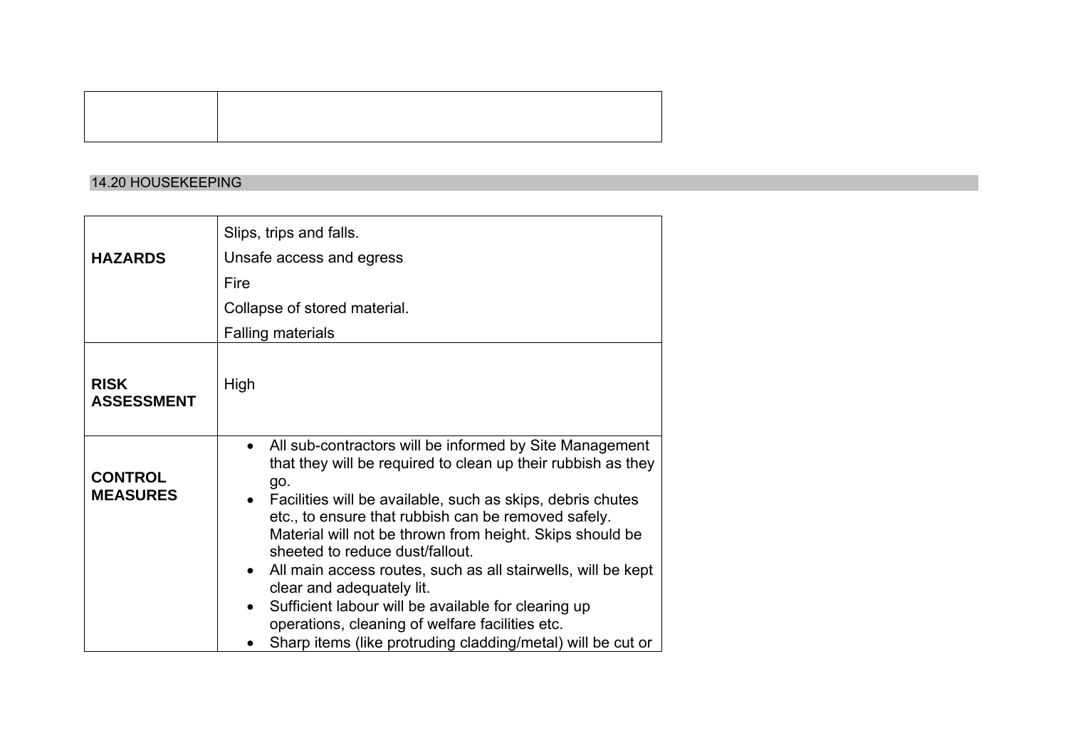| | |
|---|---|
| | |

## 14.20 HOUSEKEEPING

| | |
|---|---|
| **HAZARDS** | Slips, trips and falls.<br>Unsafe access and egress<br>Fire<br>Collapse of stored material.<br>Falling materials |
| **RISK ASSESSMENT** | High |
| **CONTROL MEASURES** | • All sub-contractors will be informed by Site Management that they will be required to clean up their rubbish as they go.<br>• Facilities will be available, such as skips, debris chutes etc., to ensure that rubbish can be removed safely. Material will not be thrown from height. Skips should be sheeted to reduce dust/fallout.<br>• All main access routes, such as all stairwells, will be kept clear and adequately lit.<br>• Sufficient labour will be available for clearing up operations, cleaning of welfare facilities etc.<br>• Sharp items (like protruding cladding/metal) will be cut or |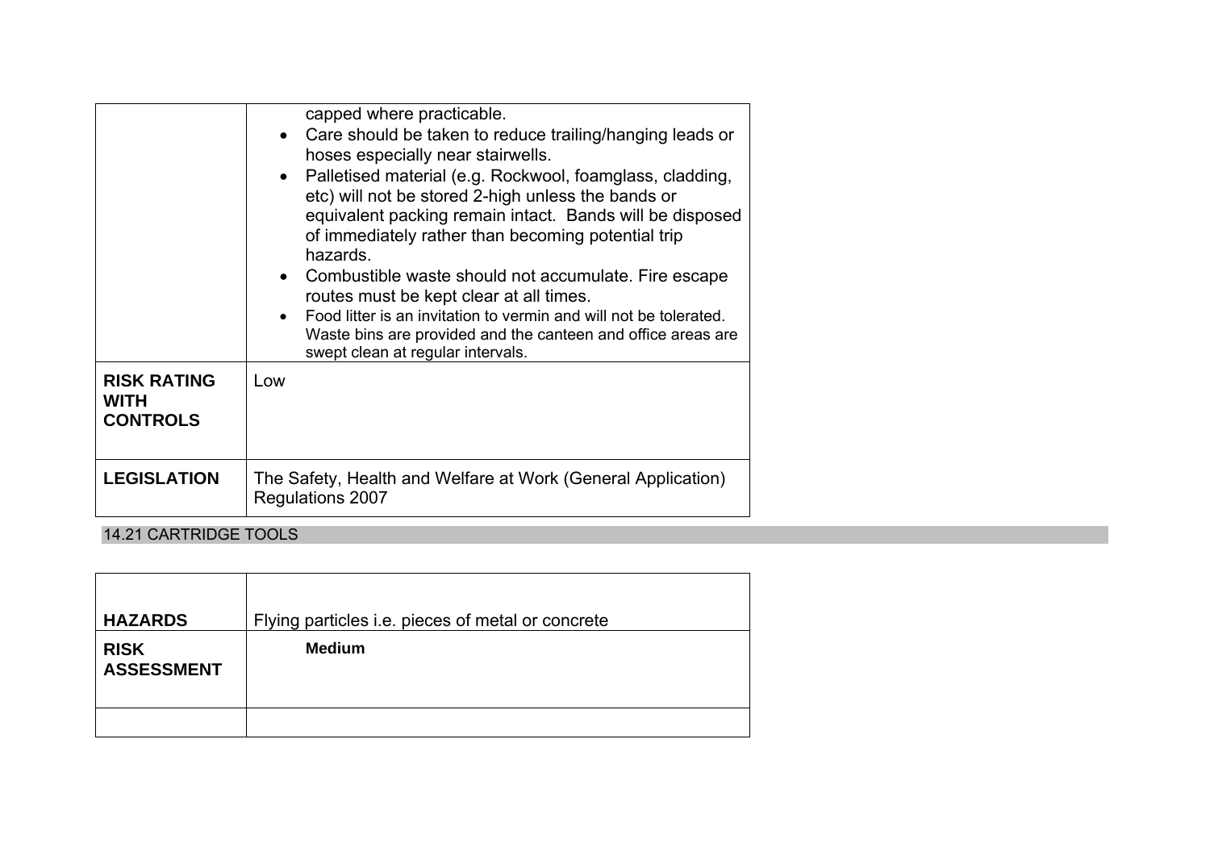| | |
|---|---|
| | capped where practicable.<br>• Care should be taken to reduce trailing/hanging leads or hoses especially near stairwells.<br>• Palletised material (e.g. Rockwool, foamglass, cladding, etc) will not be stored 2-high unless the bands or equivalent packing remain intact. Bands will be disposed of immediately rather than becoming potential trip hazards.<br>• Combustible waste should not accumulate. Fire escape routes must be kept clear at all times.<br>• Food litter is an invitation to vermin and will not be tolerated. Waste bins are provided and the canteen and office areas are swept clean at regular intervals. |
| **RISK RATING WITH CONTROLS** | Low |
| **LEGISLATION** | The Safety, Health and Welfare at Work (General Application) Regulations 2007 |

## 14.21 CARTRIDGE TOOLS

| | |
|---|---|
| **HAZARDS** | Flying particles i.e. pieces of metal or concrete |
| **RISK ASSESSMENT** | **Medium** |
| | |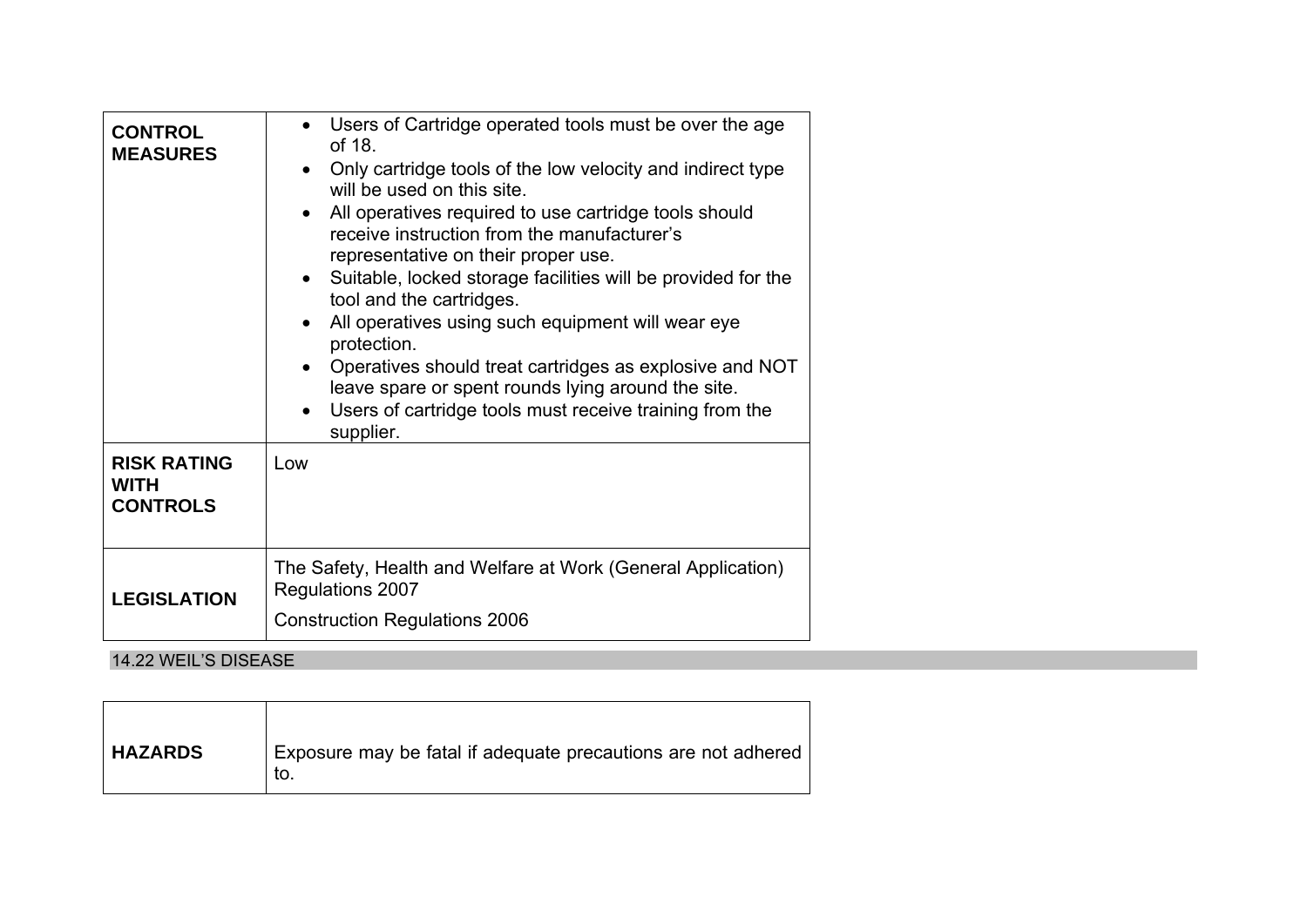| | |
|---|---|
| **CONTROL MEASURES** | • Users of Cartridge operated tools must be over the age of 18.<br>• Only cartridge tools of the low velocity and indirect type will be used on this site.<br>• All operatives required to use cartridge tools should receive instruction from the manufacturer's representative on their proper use.<br>• Suitable, locked storage facilities will be provided for the tool and the cartridges.<br>• All operatives using such equipment will wear eye protection.<br>• Operatives should treat cartridges as explosive and NOT leave spare or spent rounds lying around the site.<br>• Users of cartridge tools must receive training from the supplier. |
| **RISK RATING WITH CONTROLS** | Low |
| **LEGISLATION** | The Safety, Health and Welfare at Work (General Application) Regulations 2007<br>Construction Regulations 2006 |

## 14.22 WEIL'S DISEASE

| | |
|---|---|
| **HAZARDS** | Exposure may be fatal if adequate precautions are not adhered to. |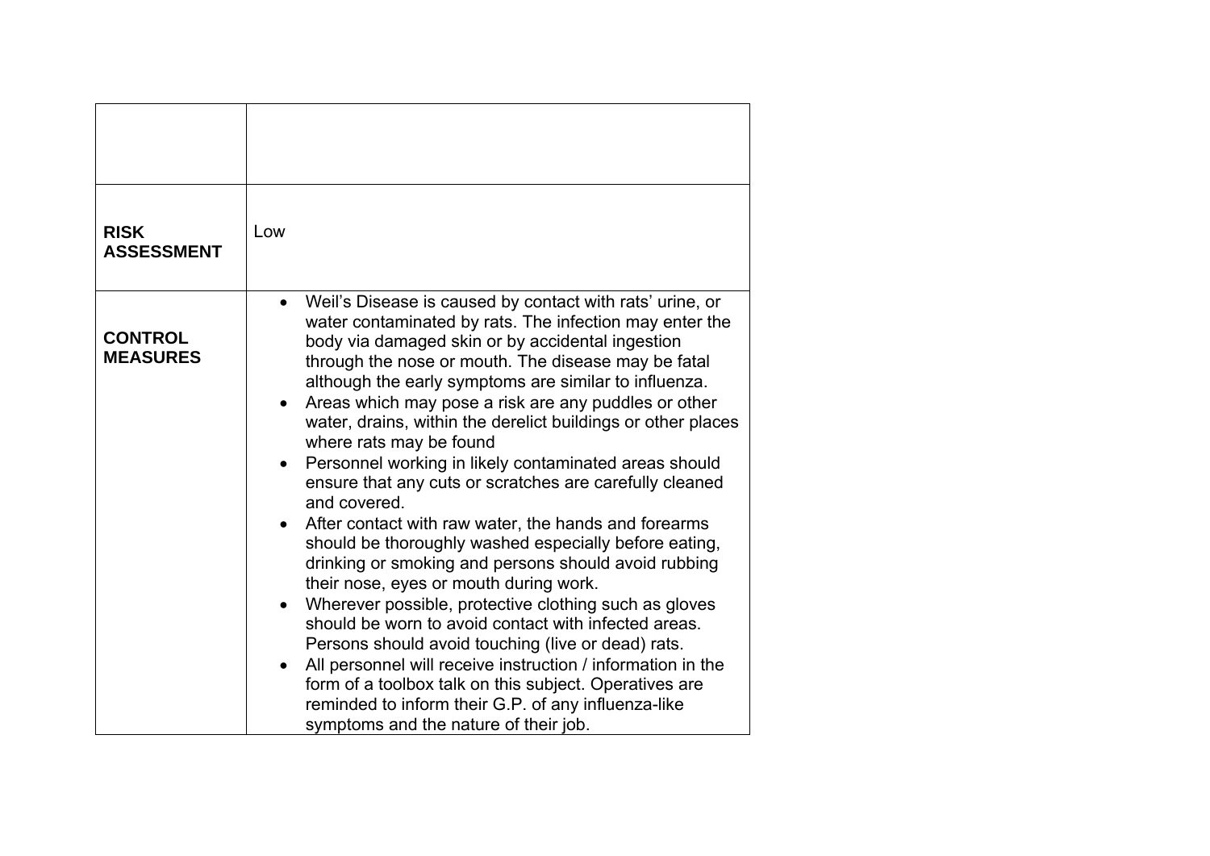| | |
|---|---|
| | |
| **RISK ASSESSMENT** | Low |
| **CONTROL MEASURES** | • Weil's Disease is caused by contact with rats' urine, or water contaminated by rats. The infection may enter the body via damaged skin or by accidental ingestion through the nose or mouth. The disease may be fatal although the early symptoms are similar to influenza.<br>• Areas which may pose a risk are any puddles or other water, drains, within the derelict buildings or other places where rats may be found<br>• Personnel working in likely contaminated areas should ensure that any cuts or scratches are carefully cleaned and covered.<br>• After contact with raw water, the hands and forearms should be thoroughly washed especially before eating, drinking or smoking and persons should avoid rubbing their nose, eyes or mouth during work.<br>• Wherever possible, protective clothing such as gloves should be worn to avoid contact with infected areas. Persons should avoid touching (live or dead) rats.<br>• All personnel will receive instruction / information in the form of a toolbox talk on this subject. Operatives are reminded to inform their G.P. of any influenza-like symptoms and the nature of their job. |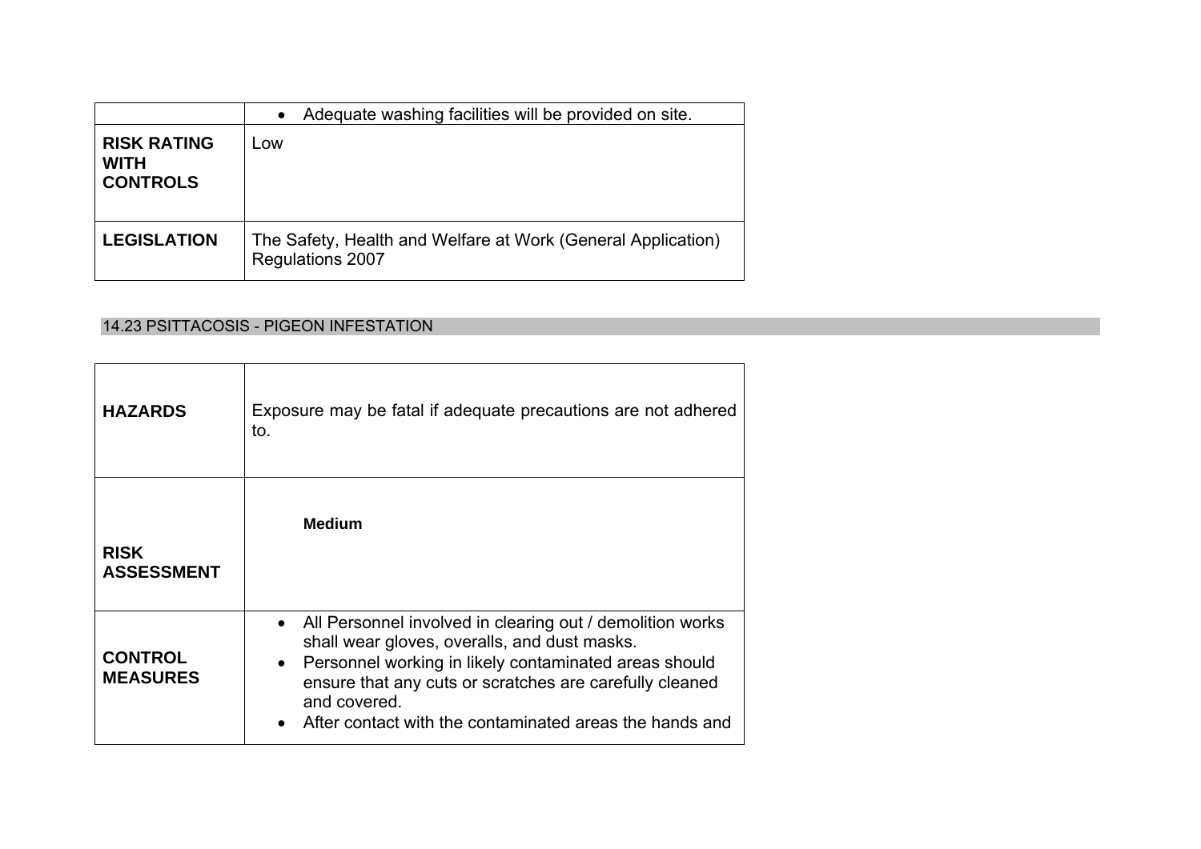| | |
|---|---|
| | • Adequate washing facilities will be provided on site. |
| **RISK RATING WITH CONTROLS** | Low |
| **LEGISLATION** | The Safety, Health and Welfare at Work (General Application) Regulations 2007 |

## 14.23 PSITTACOSIS - PIGEON INFESTATION

| | |
|---|---|
| **HAZARDS** | Exposure may be fatal if adequate precautions are not adhered to. |
| **RISK ASSESSMENT** | **Medium** |
| **CONTROL MEASURES** | • All Personnel involved in clearing out / demolition works shall wear gloves, overalls, and dust masks.<br>• Personnel working in likely contaminated areas should ensure that any cuts or scratches are carefully cleaned and covered.<br>• After contact with the contaminated areas the hands and |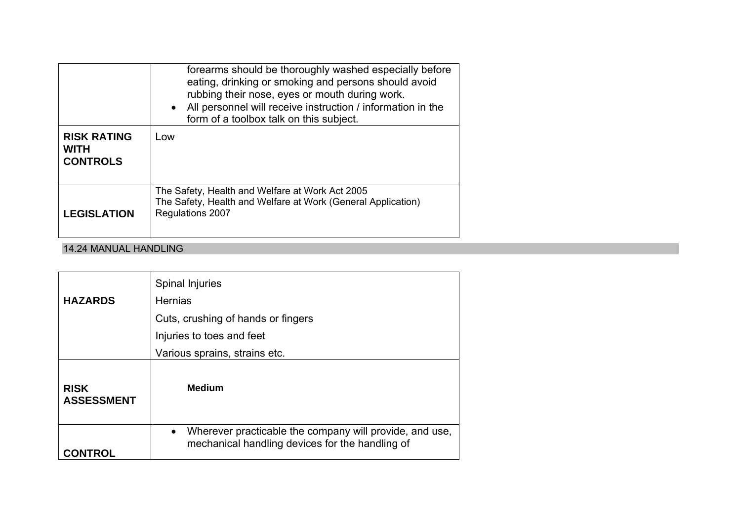|  |  |
|---|---|
|  | forearms should be thoroughly washed especially before eating, drinking or smoking and persons should avoid rubbing their nose, eyes or mouth during work.<br>• All personnel will receive instruction / information in the form of a toolbox talk on this subject. |
| **RISK RATING WITH CONTROLS** | Low |
| **LEGISLATION** | The Safety, Health and Welfare at Work Act 2005<br>The Safety, Health and Welfare at Work (General Application) Regulations 2007 |

## 14.24 MANUAL HANDLING

|  |  |
|---|---|
| **HAZARDS** | Spinal Injuries<br>Hernias<br>Cuts, crushing of hands or fingers<br>Injuries to toes and feet<br>Various sprains, strains etc. |
| **RISK ASSESSMENT** | **Medium** |
| **CONTROL** | • Wherever practicable the company will provide, and use, mechanical handling devices for the handling of |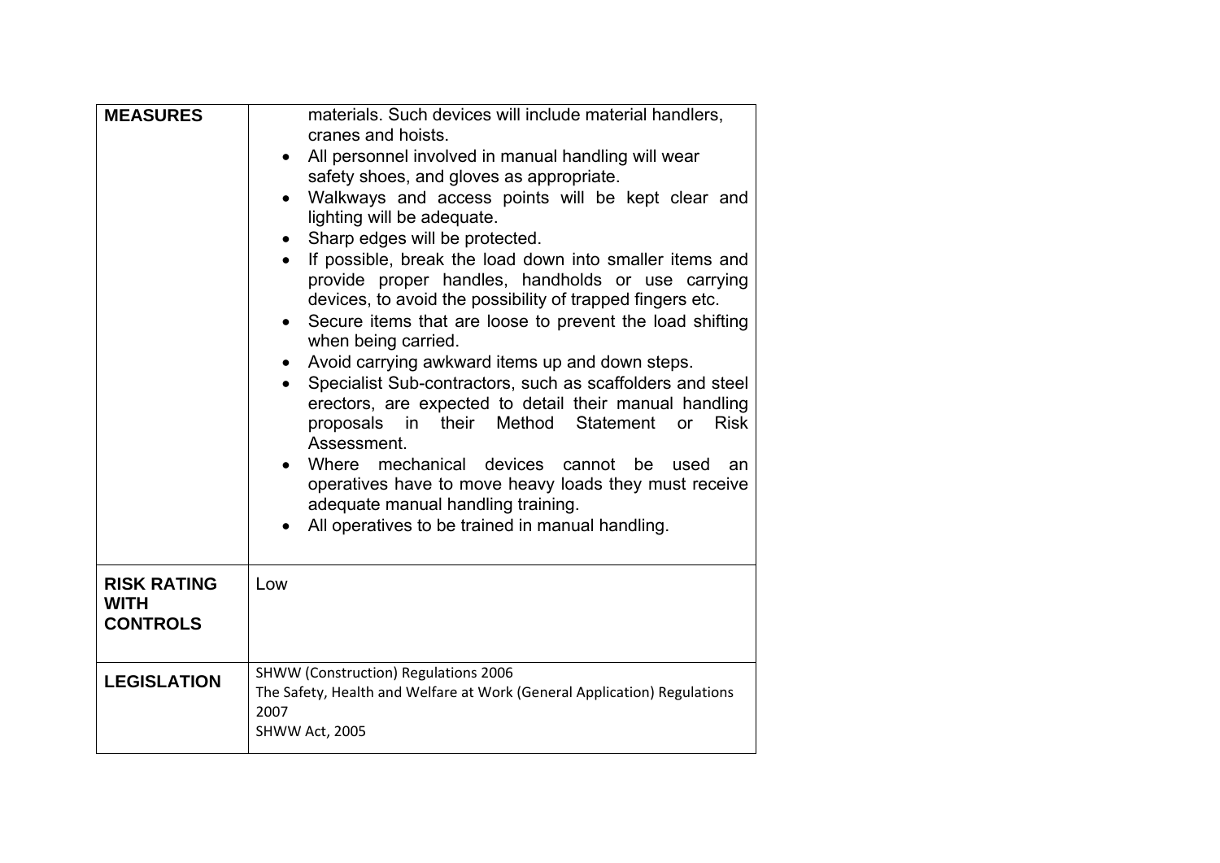| **MEASURES** | materials. Such devices will include material handlers, cranes and hoists.<br>• All personnel involved in manual handling will wear safety shoes, and gloves as appropriate.<br>• Walkways and access points will be kept clear and lighting will be adequate.<br>• Sharp edges will be protected.<br>• If possible, break the load down into smaller items and provide proper handles, handholds or use carrying devices, to avoid the possibility of trapped fingers etc.<br>• Secure items that are loose to prevent the load shifting when being carried.<br>• Avoid carrying awkward items up and down steps.<br>• Specialist Sub-contractors, such as scaffolders and steel erectors, are expected to detail their manual handling proposals in their Method Statement or Risk Assessment.<br>• Where mechanical devices cannot be used an operatives have to move heavy loads they must receive adequate manual handling training.<br>• All operatives to be trained in manual handling. |
|---|---|
| **RISK RATING WITH CONTROLS** | Low |
| **LEGISLATION** | SHWW (Construction) Regulations 2006<br>The Safety, Health and Welfare at Work (General Application) Regulations 2007<br>SHWW Act, 2005 |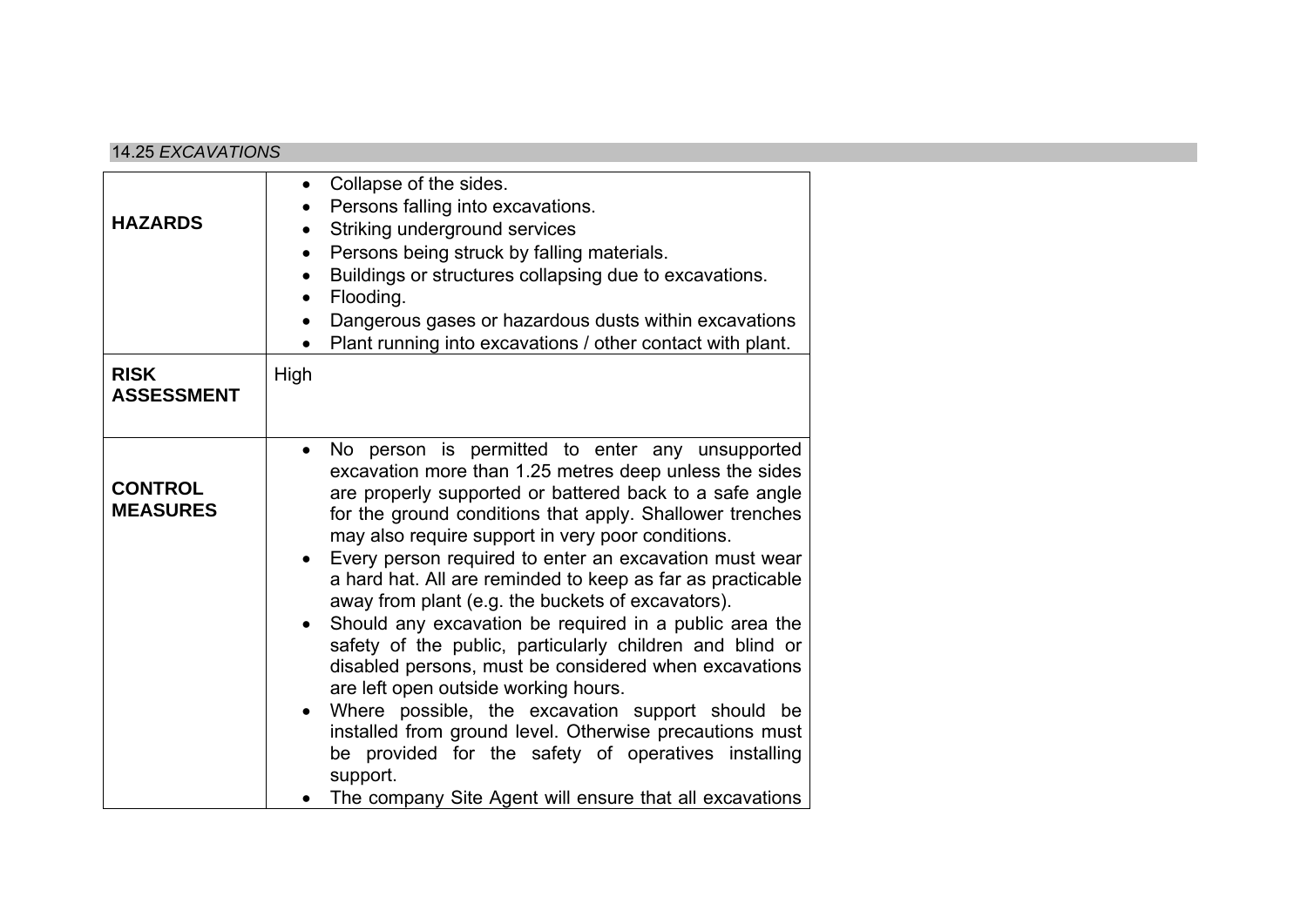## 14.25 *EXCAVATIONS*

| | |
|---|---|
| **HAZARDS** | • Collapse of the sides.<br>• Persons falling into excavations.<br>• Striking underground services<br>• Persons being struck by falling materials.<br>• Buildings or structures collapsing due to excavations.<br>• Flooding.<br>• Dangerous gases or hazardous dusts within excavations<br>• Plant running into excavations / other contact with plant. |
| **RISK ASSESSMENT** | High |
| **CONTROL MEASURES** | • No person is permitted to enter any unsupported excavation more than 1.25 metres deep unless the sides are properly supported or battered back to a safe angle for the ground conditions that apply. Shallower trenches may also require support in very poor conditions.<br>• Every person required to enter an excavation must wear a hard hat. All are reminded to keep as far as practicable away from plant (e.g. the buckets of excavators).<br>• Should any excavation be required in a public area the safety of the public, particularly children and blind or disabled persons, must be considered when excavations are left open outside working hours.<br>• Where possible, the excavation support should be installed from ground level. Otherwise precautions must be provided for the safety of operatives installing support.<br>• The company Site Agent will ensure that all excavations |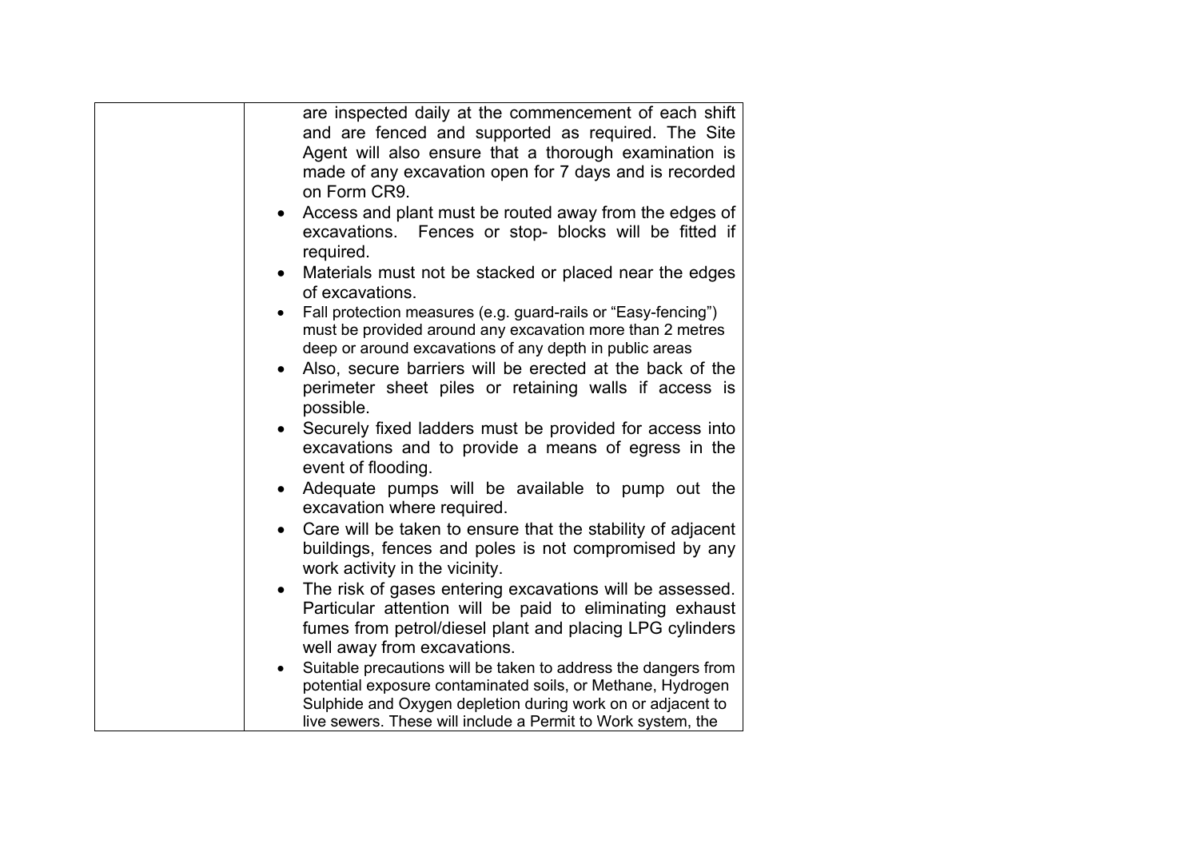| | |
|---|---|
| | are inspected daily at the commencement of each shift and are fenced and supported as required. The Site Agent will also ensure that a thorough examination is made of any excavation open for 7 days and is recorded on Form CR9.<br>• Access and plant must be routed away from the edges of excavations. Fences or stop- blocks will be fitted if required.<br>• Materials must not be stacked or placed near the edges of excavations.<br>• Fall protection measures (e.g. guard-rails or "Easy-fencing") must be provided around any excavation more than 2 metres deep or around excavations of any depth in public areas<br>• Also, secure barriers will be erected at the back of the perimeter sheet piles or retaining walls if access is possible.<br>• Securely fixed ladders must be provided for access into excavations and to provide a means of egress in the event of flooding.<br>• Adequate pumps will be available to pump out the excavation where required.<br>• Care will be taken to ensure that the stability of adjacent buildings, fences and poles is not compromised by any work activity in the vicinity.<br>• The risk of gases entering excavations will be assessed. Particular attention will be paid to eliminating exhaust fumes from petrol/diesel plant and placing LPG cylinders well away from excavations.<br>• Suitable precautions will be taken to address the dangers from potential exposure contaminated soils, or Methane, Hydrogen Sulphide and Oxygen depletion during work on or adjacent to live sewers. These will include a Permit to Work system, the |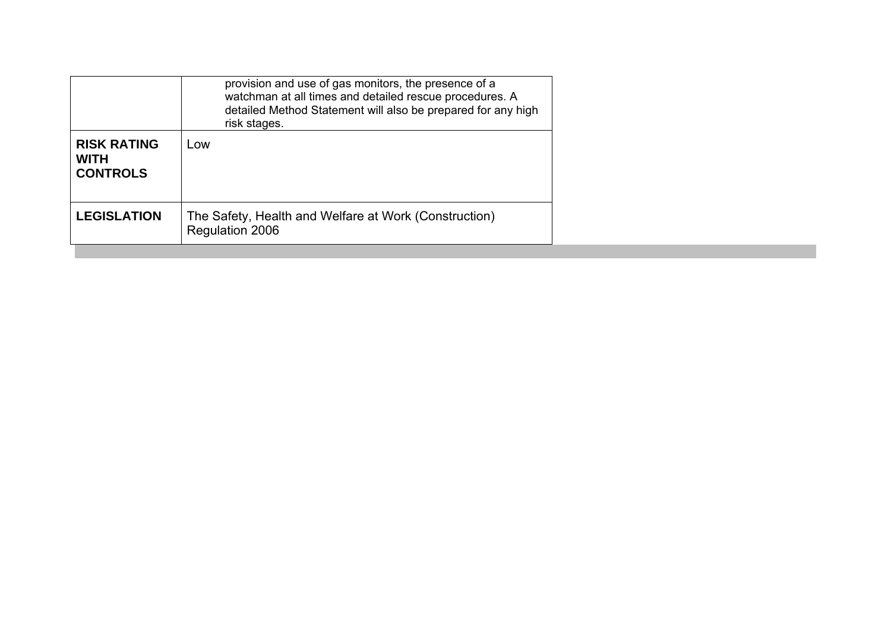| | |
|---|---|
| | provision and use of gas monitors, the presence of a watchman at all times and detailed rescue procedures. A detailed Method Statement will also be prepared for any high risk stages. |
| **RISK RATING WITH CONTROLS** | Low |
| **LEGISLATION** | The Safety, Health and Welfare at Work (Construction) Regulation 2006 |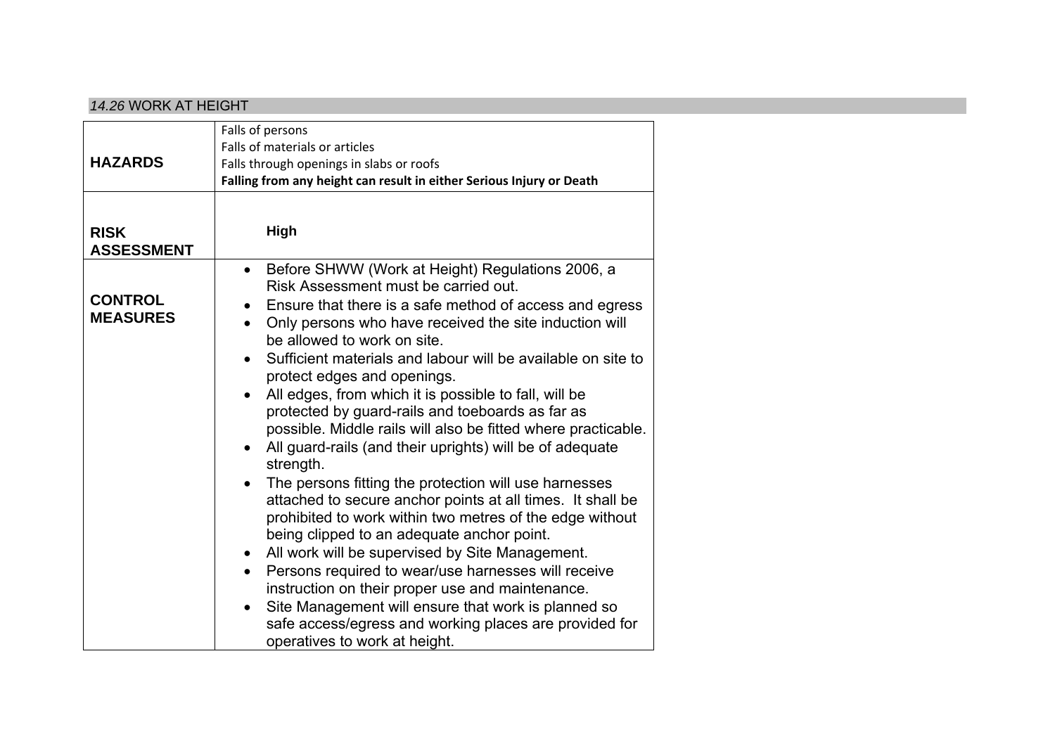## *14.26* WORK AT HEIGHT

| | |
|---|---|
| **HAZARDS** | Falls of persons<br>Falls of materials or articles<br>Falls through openings in slabs or roofs<br>**Falling from any height can result in either Serious Injury or Death** |
| **RISK ASSESSMENT** | **High** |
| **CONTROL MEASURES** | • Before SHWW (Work at Height) Regulations 2006, a Risk Assessment must be carried out.<br>• Ensure that there is a safe method of access and egress<br>• Only persons who have received the site induction will be allowed to work on site.<br>• Sufficient materials and labour will be available on site to protect edges and openings.<br>• All edges, from which it is possible to fall, will be protected by guard-rails and toeboards as far as possible. Middle rails will also be fitted where practicable.<br>• All guard-rails (and their uprights) will be of adequate strength.<br>• The persons fitting the protection will use harnesses attached to secure anchor points at all times. It shall be prohibited to work within two metres of the edge without being clipped to an adequate anchor point.<br>• All work will be supervised by Site Management.<br>• Persons required to wear/use harnesses will receive instruction on their proper use and maintenance.<br>• Site Management will ensure that work is planned so safe access/egress and working places are provided for operatives to work at height. |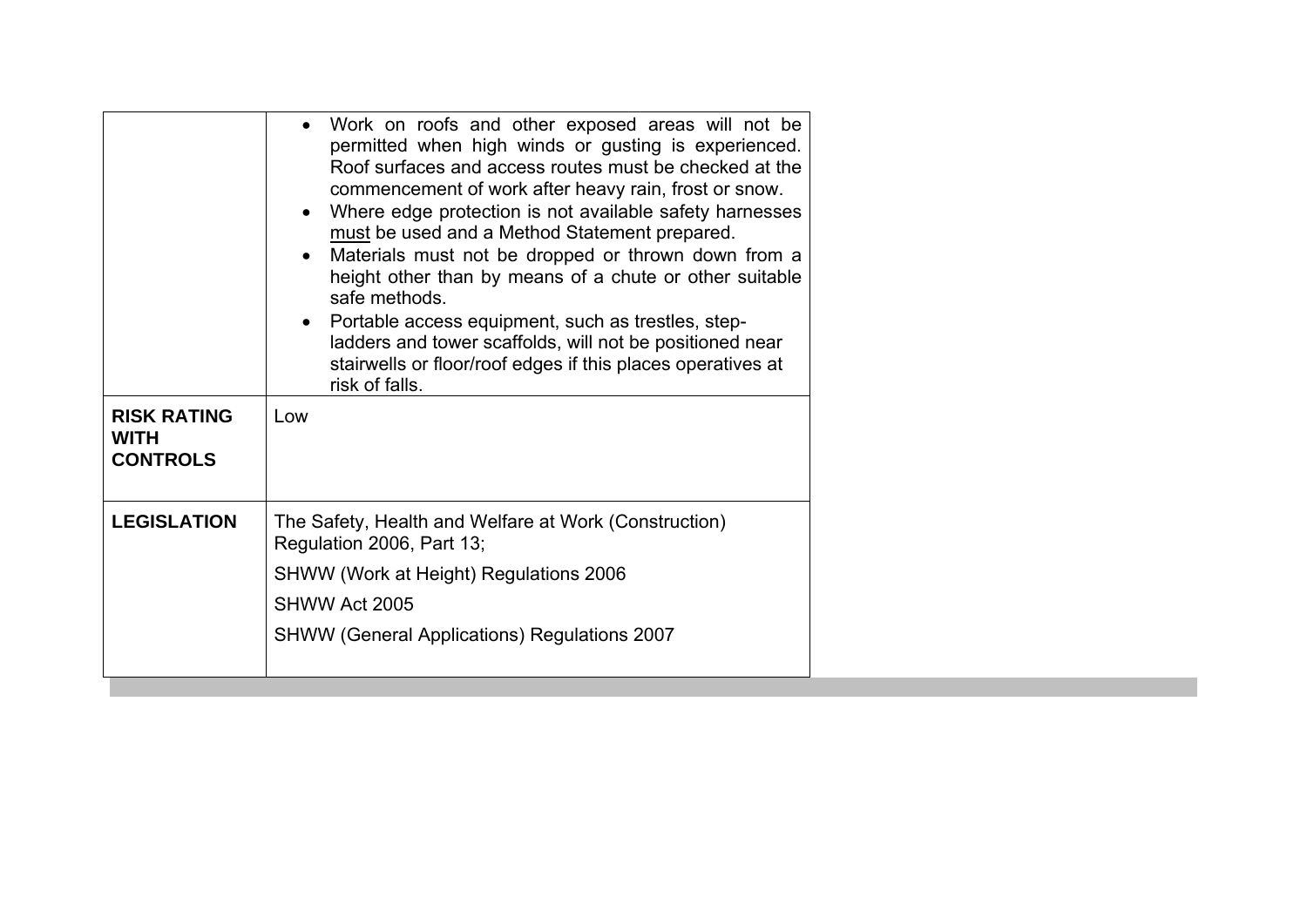| | |
|---|---|
| | • Work on roofs and other exposed areas will not be permitted when high winds or gusting is experienced. Roof surfaces and access routes must be checked at the commencement of work after heavy rain, frost or snow.<br>• Where edge protection is not available safety harnesses must be used and a Method Statement prepared.<br>• Materials must not be dropped or thrown down from a height other than by means of a chute or other suitable safe methods.<br>• Portable access equipment, such as trestles, step-ladders and tower scaffolds, will not be positioned near stairwells or floor/roof edges if this places operatives at risk of falls. |
| **RISK RATING WITH CONTROLS** | Low |
| **LEGISLATION** | The Safety, Health and Welfare at Work (Construction) Regulation 2006, Part 13;<br>SHWW (Work at Height) Regulations 2006<br>SHWW Act 2005<br>SHWW (General Applications) Regulations 2007 |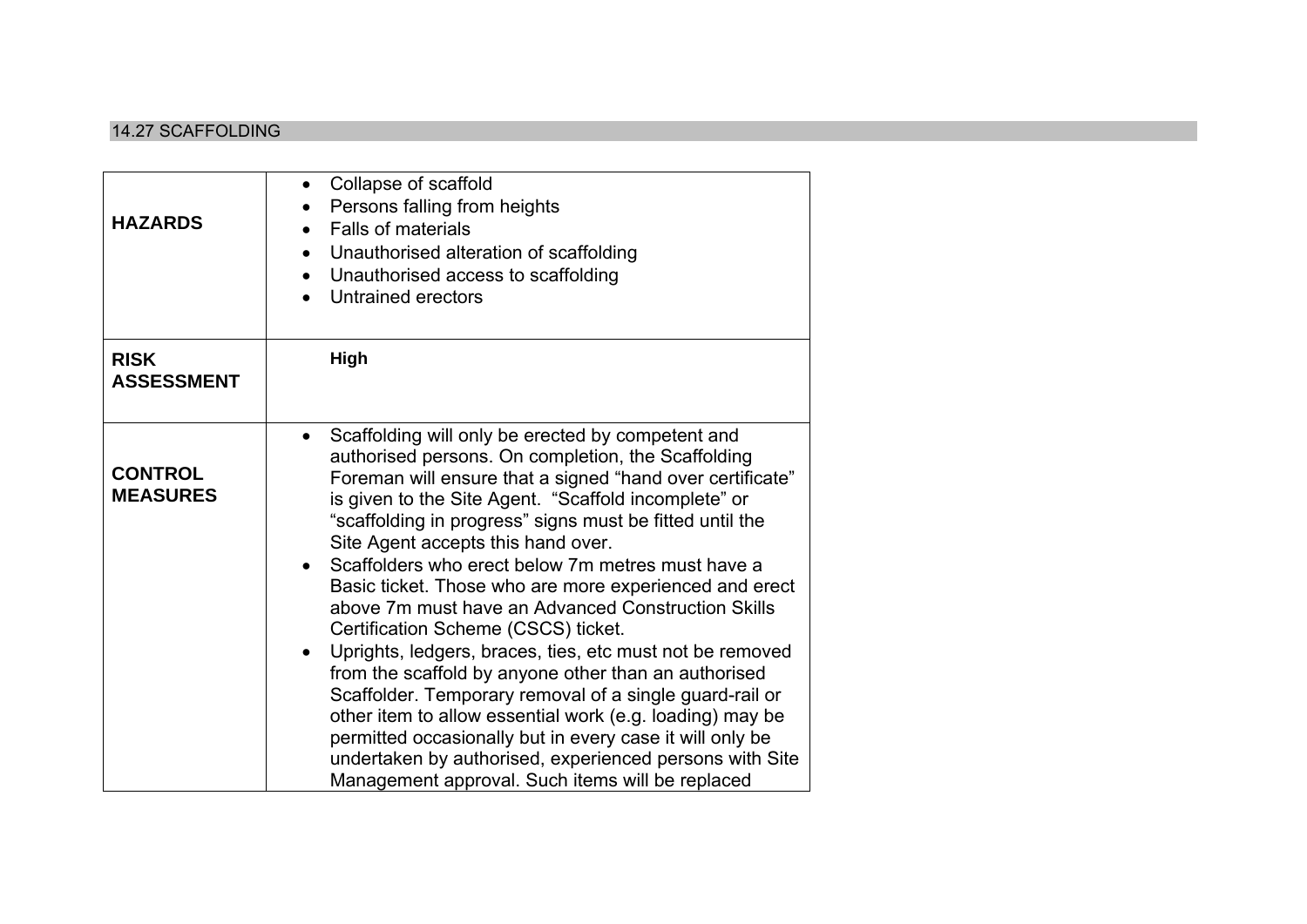## 14.27 SCAFFOLDING

| | |
|---|---|
| **HAZARDS** | • Collapse of scaffold<br>• Persons falling from heights<br>• Falls of materials<br>• Unauthorised alteration of scaffolding<br>• Unauthorised access to scaffolding<br>• Untrained erectors |
| **RISK ASSESSMENT** | **High** |
| **CONTROL MEASURES** | • Scaffolding will only be erected by competent and authorised persons. On completion, the Scaffolding Foreman will ensure that a signed "hand over certificate" is given to the Site Agent. "Scaffold incomplete" or "scaffolding in progress" signs must be fitted until the Site Agent accepts this hand over.<br>• Scaffolders who erect below 7m metres must have a Basic ticket. Those who are more experienced and erect above 7m must have an Advanced Construction Skills Certification Scheme (CSCS) ticket.<br>• Uprights, ledgers, braces, ties, etc must not be removed from the scaffold by anyone other than an authorised Scaffolder. Temporary removal of a single guard-rail or other item to allow essential work (e.g. loading) may be permitted occasionally but in every case it will only be undertaken by authorised, experienced persons with Site Management approval. Such items will be replaced |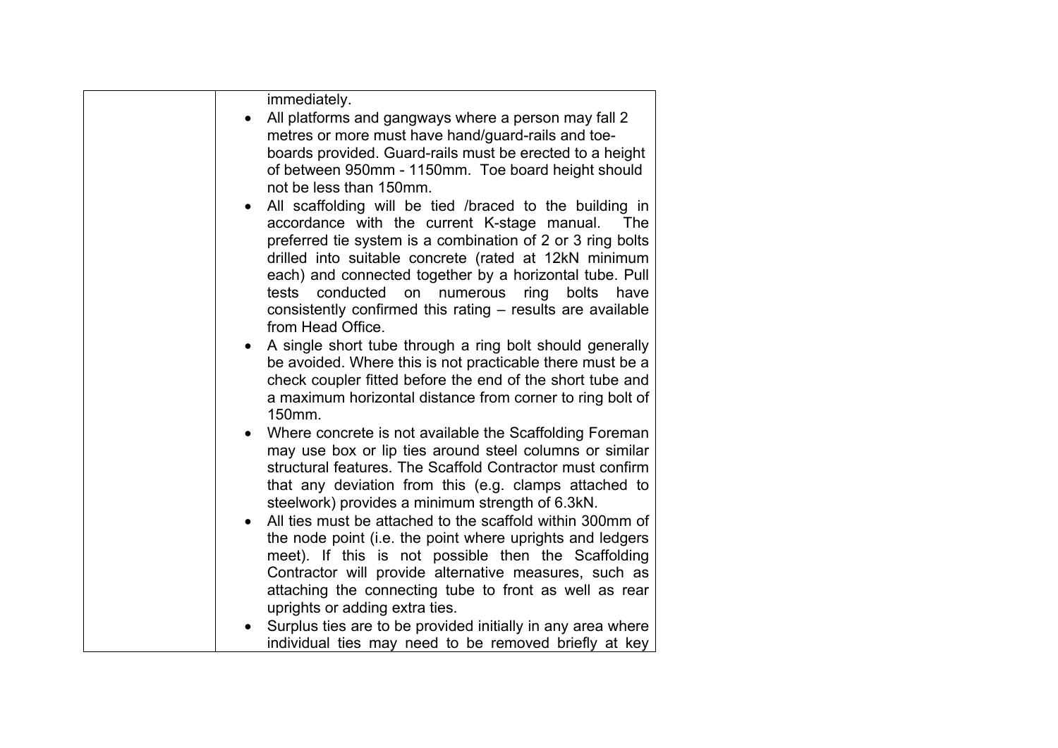| | immediately.<br>• All platforms and gangways where a person may fall 2 metres or more must have hand/guard-rails and toe-boards provided. Guard-rails must be erected to a height of between 950mm - 1150mm. Toe board height should not be less than 150mm.<br>• All scaffolding will be tied /braced to the building in accordance with the current K-stage manual. The preferred tie system is a combination of 2 or 3 ring bolts drilled into suitable concrete (rated at 12kN minimum each) and connected together by a horizontal tube. Pull tests conducted on numerous ring bolts have consistently confirmed this rating – results are available from Head Office.<br>• A single short tube through a ring bolt should generally be avoided. Where this is not practicable there must be a check coupler fitted before the end of the short tube and a maximum horizontal distance from corner to ring bolt of 150mm.<br>• Where concrete is not available the Scaffolding Foreman may use box or lip ties around steel columns or similar structural features. The Scaffold Contractor must confirm that any deviation from this (e.g. clamps attached to steelwork) provides a minimum strength of 6.3kN.<br>• All ties must be attached to the scaffold within 300mm of the node point (i.e. the point where uprights and ledgers meet). If this is not possible then the Scaffolding Contractor will provide alternative measures, such as attaching the connecting tube to front as well as rear uprights or adding extra ties.<br>• Surplus ties are to be provided initially in any area where individual ties may need to be removed briefly at key |
|---|---|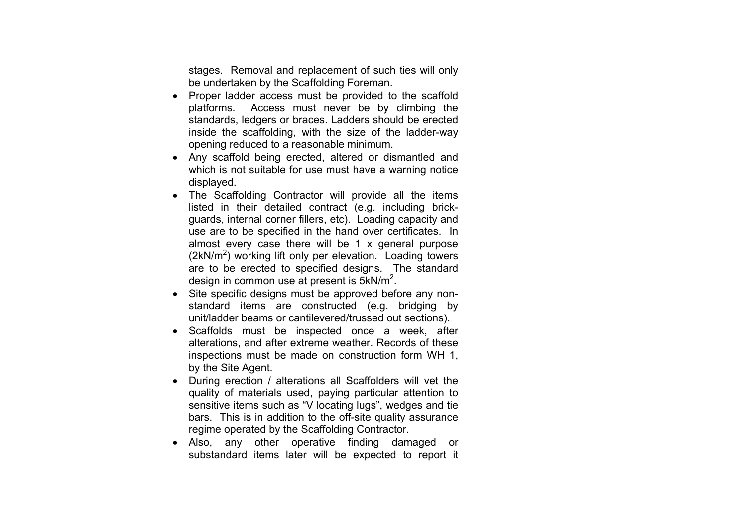| | |
|---|---|
| | stages. Removal and replacement of such ties will only be undertaken by the Scaffolding Foreman.<br>• Proper ladder access must be provided to the scaffold platforms. Access must never be by climbing the standards, ledgers or braces. Ladders should be erected inside the scaffolding, with the size of the ladder-way opening reduced to a reasonable minimum.<br>• Any scaffold being erected, altered or dismantled and which is not suitable for use must have a warning notice displayed.<br>• The Scaffolding Contractor will provide all the items listed in their detailed contract (e.g. including brick-guards, internal corner fillers, etc). Loading capacity and use are to be specified in the hand over certificates. In almost every case there will be 1 x general purpose ($2kN/m^2$) working lift only per elevation. Loading towers are to be erected to specified designs. The standard design in common use at present is $5kN/m^2$.<br>• Site specific designs must be approved before any non-standard items are constructed (e.g. bridging by unit/ladder beams or cantilevered/trussed out sections).<br>• Scaffolds must be inspected once a week, after alterations, and after extreme weather. Records of these inspections must be made on construction form WH 1, by the Site Agent.<br>• During erection / alterations all Scaffolders will vet the quality of materials used, paying particular attention to sensitive items such as "V locating lugs", wedges and tie bars. This is in addition to the off-site quality assurance regime operated by the Scaffolding Contractor.<br>• Also, any other operative finding damaged or substandard items later will be expected to report it |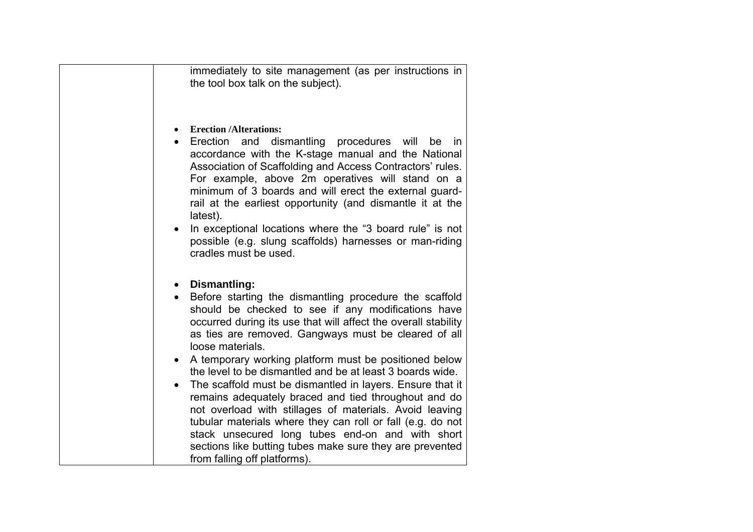| | |
|---|---|
| | immediately to site management (as per instructions in the tool box talk on the subject).<br><br>• **Erection /Alterations:**<br>• Erection and dismantling procedures will be in accordance with the K-stage manual and the National Association of Scaffolding and Access Contractors' rules. For example, above 2m operatives will stand on a minimum of 3 boards and will erect the external guard-rail at the earliest opportunity (and dismantle it at the latest).<br>• In exceptional locations where the "3 board rule" is not possible (e.g. slung scaffolds) harnesses or man-riding cradles must be used.<br><br>• **Dismantling:**<br>• Before starting the dismantling procedure the scaffold should be checked to see if any modifications have occurred during its use that will affect the overall stability as ties are removed. Gangways must be cleared of all loose materials.<br>• A temporary working platform must be positioned below the level to be dismantled and be at least 3 boards wide.<br>• The scaffold must be dismantled in layers. Ensure that it remains adequately braced and tied throughout and do not overload with stillages of materials. Avoid leaving tubular materials where they can roll or fall (e.g. do not stack unsecured long tubes end-on and with short sections like butting tubes make sure they are prevented from falling off platforms). |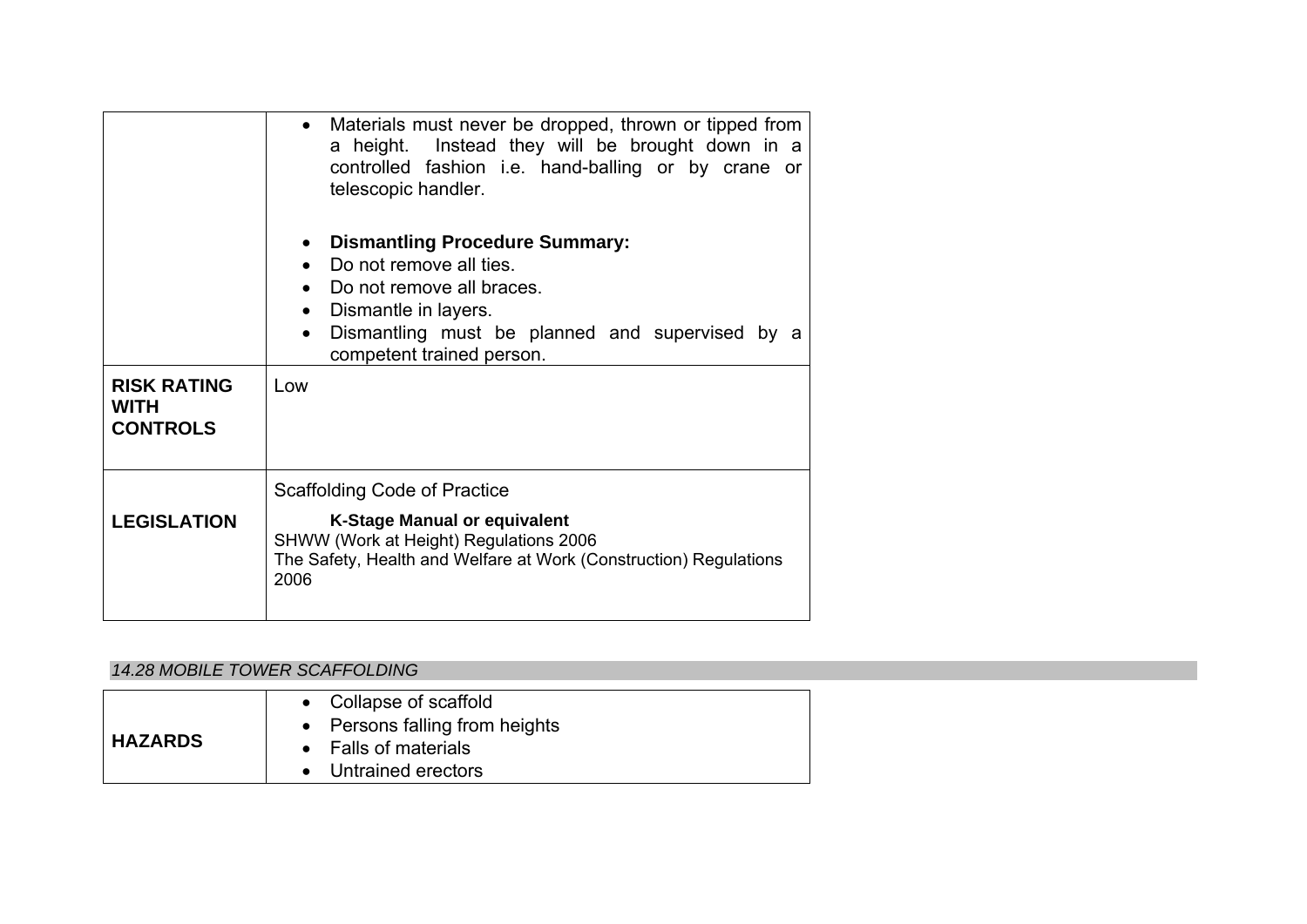| | |
|---|---|
| | • Materials must never be dropped, thrown or tipped from a height. Instead they will be brought down in a controlled fashion i.e. hand-balling or by crane or telescopic handler.<br><br>• **Dismantling Procedure Summary:**<br>• Do not remove all ties.<br>• Do not remove all braces.<br>• Dismantle in layers.<br>• Dismantling must be planned and supervised by a competent trained person. |
| **RISK RATING WITH CONTROLS** | Low |
| **LEGISLATION** | Scaffolding Code of Practice<br>**K-Stage Manual or equivalent**<br>SHWW (Work at Height) Regulations 2006<br>The Safety, Health and Welfare at Work (Construction) Regulations 2006 |

*14.28 MOBILE TOWER SCAFFOLDING*

| | |
|---|---|
| **HAZARDS** | • Collapse of scaffold<br>• Persons falling from heights<br>• Falls of materials<br>• Untrained erectors |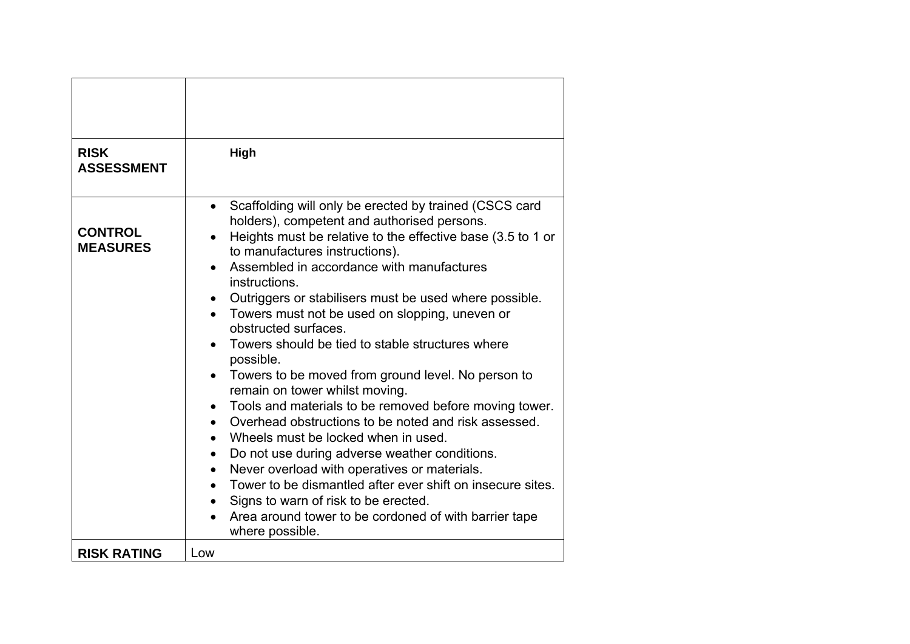| | |
|---|---|
| | |
| **RISK ASSESSMENT** | **High** |
| **CONTROL MEASURES** | • Scaffolding will only be erected by trained (CSCS card holders), competent and authorised persons.<br>• Heights must be relative to the effective base (3.5 to 1 or to manufactures instructions).<br>• Assembled in accordance with manufactures instructions.<br>• Outriggers or stabilisers must be used where possible.<br>• Towers must not be used on slopping, uneven or obstructed surfaces.<br>• Towers should be tied to stable structures where possible.<br>• Towers to be moved from ground level. No person to remain on tower whilst moving.<br>• Tools and materials to be removed before moving tower.<br>• Overhead obstructions to be noted and risk assessed.<br>• Wheels must be locked when in used.<br>• Do not use during adverse weather conditions.<br>• Never overload with operatives or materials.<br>• Tower to be dismantled after ever shift on insecure sites.<br>• Signs to warn of risk to be erected.<br>• Area around tower to be cordoned of with barrier tape where possible. |
| **RISK RATING** | Low |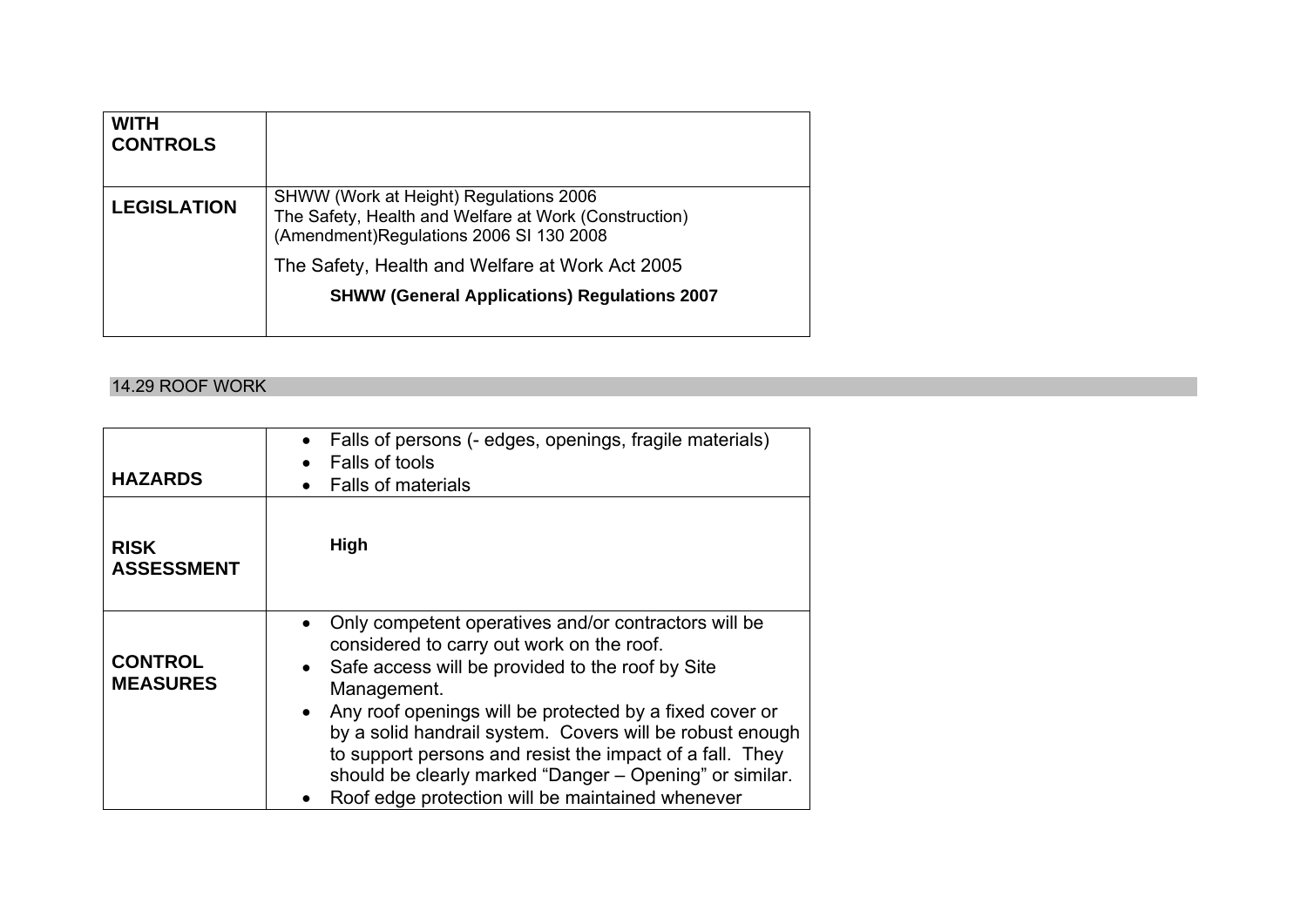| **WITH CONTROLS** | |
|---|---|
| **LEGISLATION** | SHWW (Work at Height) Regulations 2006<br>The Safety, Health and Welfare at Work (Construction) (Amendment)Regulations 2006 SI 130 2008<br>The Safety, Health and Welfare at Work Act 2005<br>**SHWW (General Applications) Regulations 2007** |

## 14.29 ROOF WORK

| **HAZARDS** | • Falls of persons (- edges, openings, fragile materials)<br>• Falls of tools<br>• Falls of materials |
|---|---|
| **RISK ASSESSMENT** | **High** |
| **CONTROL MEASURES** | • Only competent operatives and/or contractors will be considered to carry out work on the roof.<br>• Safe access will be provided to the roof by Site Management.<br>• Any roof openings will be protected by a fixed cover or by a solid handrail system. Covers will be robust enough to support persons and resist the impact of a fall. They should be clearly marked "Danger – Opening" or similar.<br>• Roof edge protection will be maintained whenever |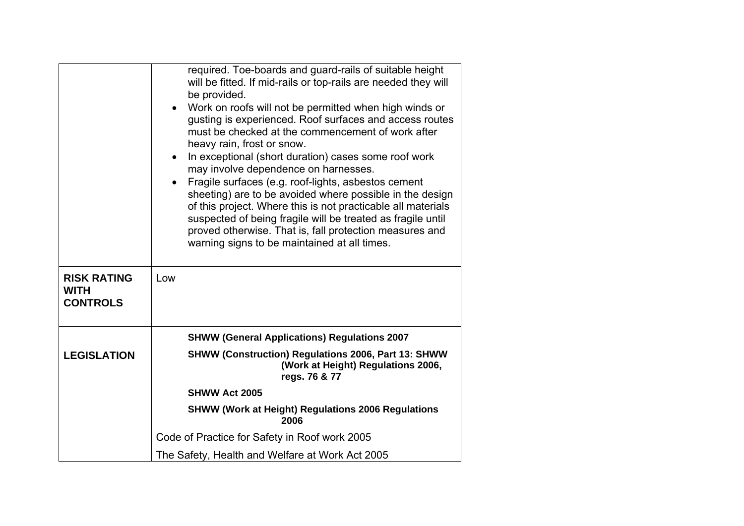| | |
|---|---|
| | required. Toe-boards and guard-rails of suitable height will be fitted. If mid-rails or top-rails are needed they will be provided.<br>• Work on roofs will not be permitted when high winds or gusting is experienced. Roof surfaces and access routes must be checked at the commencement of work after heavy rain, frost or snow.<br>• In exceptional (short duration) cases some roof work may involve dependence on harnesses.<br>• Fragile surfaces (e.g. roof-lights, asbestos cement sheeting) are to be avoided where possible in the design of this project. Where this is not practicable all materials suspected of being fragile will be treated as fragile until proved otherwise. That is, fall protection measures and warning signs to be maintained at all times. |
| **RISK RATING WITH CONTROLS** | Low |
| **LEGISLATION** | **SHWW (General Applications) Regulations 2007**<br>**SHWW (Construction) Regulations 2006, Part 13: SHWW (Work at Height) Regulations 2006, regs. 76 & 77**<br>**SHWW Act 2005**<br>**SHWW (Work at Height) Regulations 2006 Regulations 2006**<br>Code of Practice for Safety in Roof work 2005<br>The Safety, Health and Welfare at Work Act 2005 |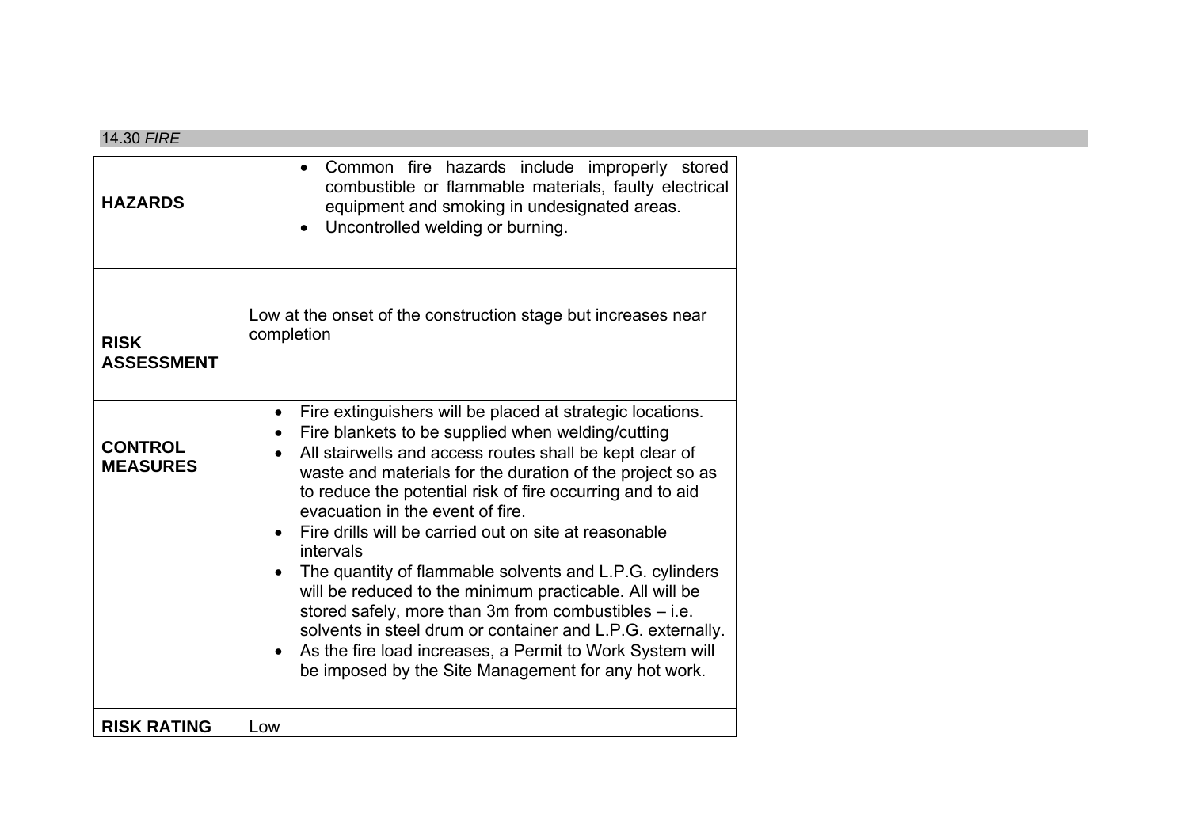## 14.30 *FIRE*

| | |
|---|---|
| **HAZARDS** | • Common fire hazards include improperly stored combustible or flammable materials, faulty electrical equipment and smoking in undesignated areas.<br>• Uncontrolled welding or burning. |
| **RISK ASSESSMENT** | Low at the onset of the construction stage but increases near completion |
| **CONTROL MEASURES** | • Fire extinguishers will be placed at strategic locations.<br>• Fire blankets to be supplied when welding/cutting<br>• All stairwells and access routes shall be kept clear of waste and materials for the duration of the project so as to reduce the potential risk of fire occurring and to aid evacuation in the event of fire.<br>• Fire drills will be carried out on site at reasonable intervals<br>• The quantity of flammable solvents and L.P.G. cylinders will be reduced to the minimum practicable. All will be stored safely, more than 3m from combustibles – i.e. solvents in steel drum or container and L.P.G. externally.<br>• As the fire load increases, a Permit to Work System will be imposed by the Site Management for any hot work. |
| **RISK RATING** | Low |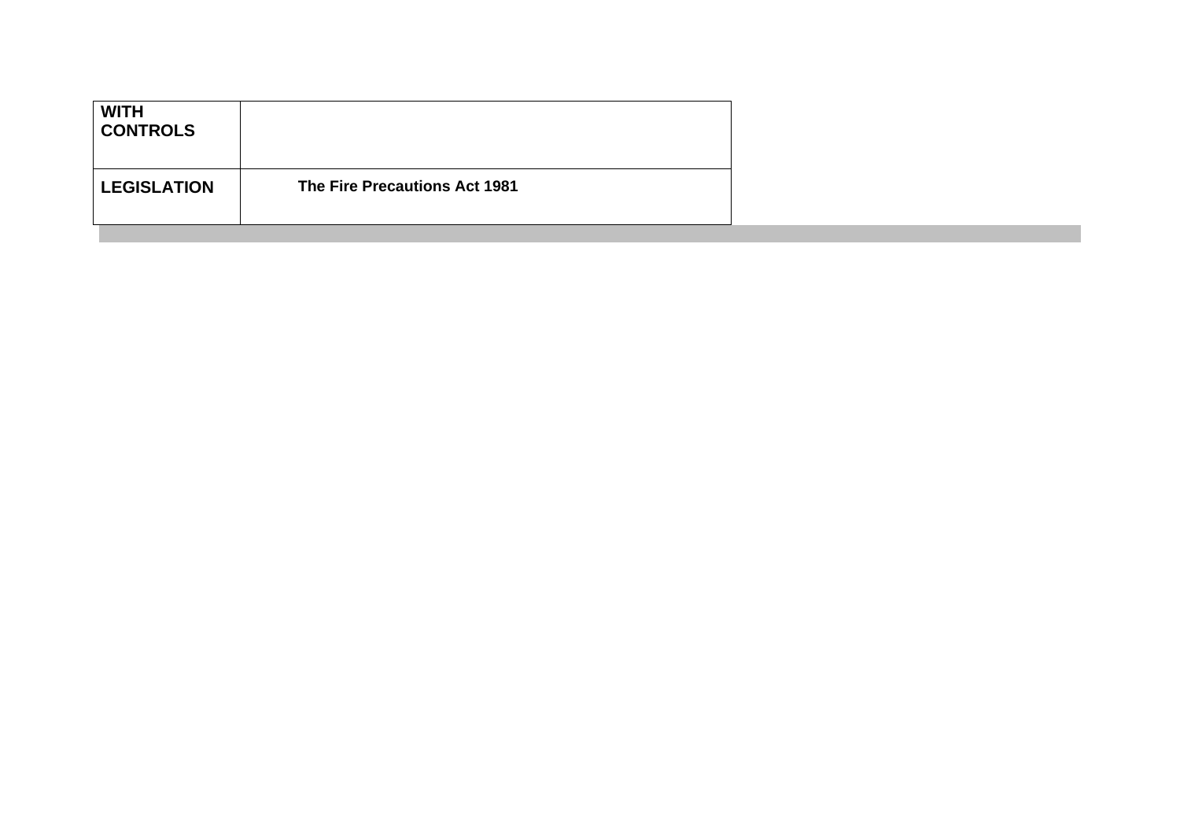| **WITH CONTROLS** | |
|---|---|
| **LEGISLATION** | **The Fire Precautions Act 1981** |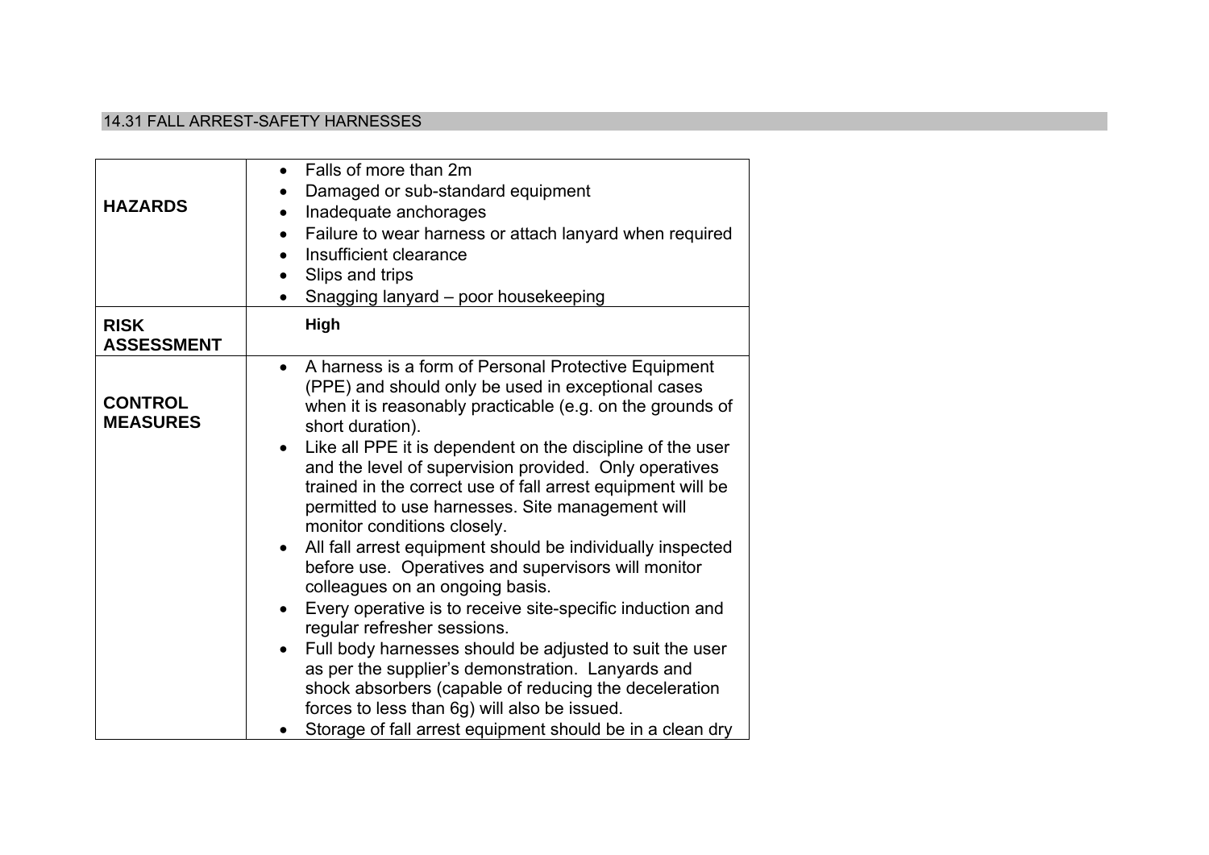## 14.31 FALL ARREST-SAFETY HARNESSES

| | |
|---|---|
| **HAZARDS** | • Falls of more than 2m<br>• Damaged or sub-standard equipment<br>• Inadequate anchorages<br>• Failure to wear harness or attach lanyard when required<br>• Insufficient clearance<br>• Slips and trips<br>• Snagging lanyard – poor housekeeping |
| **RISK ASSESSMENT** | **High** |
| **CONTROL MEASURES** | • A harness is a form of Personal Protective Equipment (PPE) and should only be used in exceptional cases when it is reasonably practicable (e.g. on the grounds of short duration).<br>• Like all PPE it is dependent on the discipline of the user and the level of supervision provided. Only operatives trained in the correct use of fall arrest equipment will be permitted to use harnesses. Site management will monitor conditions closely.<br>• All fall arrest equipment should be individually inspected before use. Operatives and supervisors will monitor colleagues on an ongoing basis.<br>• Every operative is to receive site-specific induction and regular refresher sessions.<br>• Full body harnesses should be adjusted to suit the user as per the supplier's demonstration. Lanyards and shock absorbers (capable of reducing the deceleration forces to less than 6g) will also be issued.<br>• Storage of fall arrest equipment should be in a clean dry |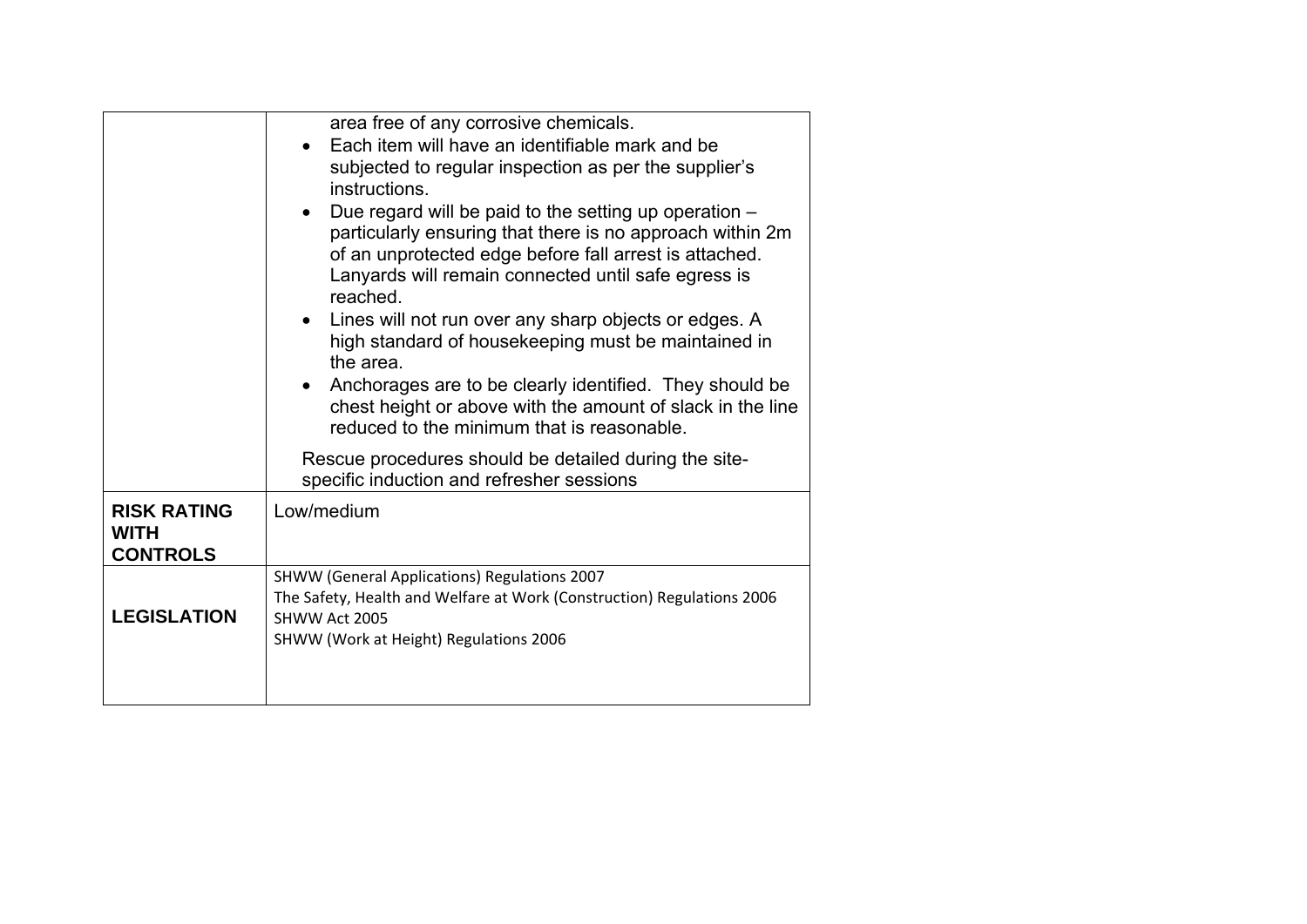| | |
|---|---|
| | area free of any corrosive chemicals.<br>• Each item will have an identifiable mark and be subjected to regular inspection as per the supplier's instructions.<br>• Due regard will be paid to the setting up operation – particularly ensuring that there is no approach within 2m of an unprotected edge before fall arrest is attached. Lanyards will remain connected until safe egress is reached.<br>• Lines will not run over any sharp objects or edges. A high standard of housekeeping must be maintained in the area.<br>• Anchorages are to be clearly identified. They should be chest height or above with the amount of slack in the line reduced to the minimum that is reasonable.<br><br>Rescue procedures should be detailed during the site-specific induction and refresher sessions |
| **RISK RATING WITH CONTROLS** | Low/medium |
| **LEGISLATION** | SHWW (General Applications) Regulations 2007<br>The Safety, Health and Welfare at Work (Construction) Regulations 2006<br>SHWW Act 2005<br>SHWW (Work at Height) Regulations 2006 |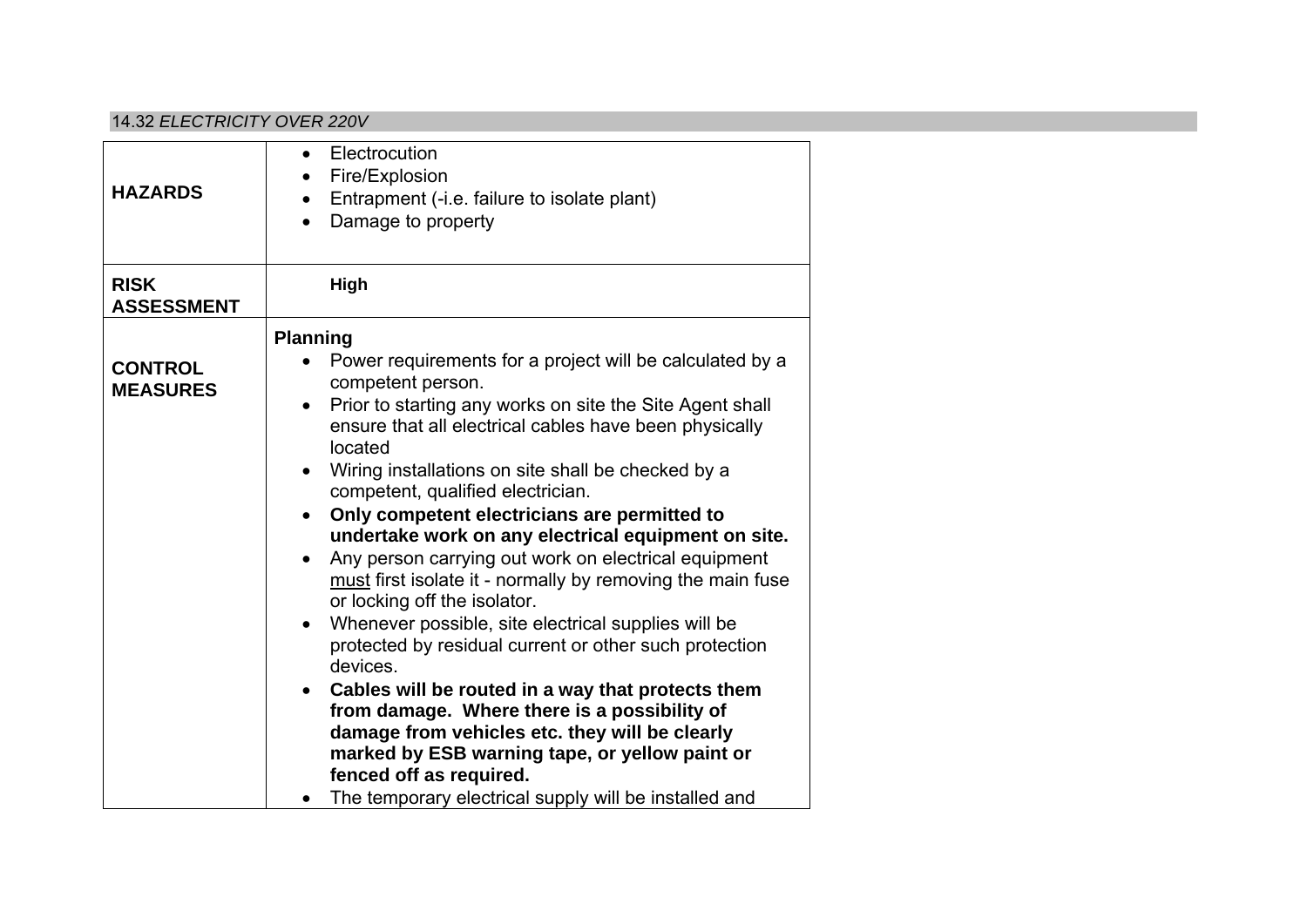## 14.32 *ELECTRICITY OVER 220V*

| | |
|---|---|
| **HAZARDS** | • Electrocution<br>• Fire/Explosion<br>• Entrapment (-i.e. failure to isolate plant)<br>• Damage to property |
| **RISK ASSESSMENT** | **High** |
| **CONTROL MEASURES** | **Planning**<br>• Power requirements for a project will be calculated by a competent person.<br>• Prior to starting any works on site the Site Agent shall ensure that all electrical cables have been physically located<br>• Wiring installations on site shall be checked by a competent, qualified electrician.<br>• **Only competent electricians are permitted to undertake work on any electrical equipment on site.**<br>• Any person carrying out work on electrical equipment <u>must</u> first isolate it - normally by removing the main fuse or locking off the isolator.<br>• Whenever possible, site electrical supplies will be protected by residual current or other such protection devices.<br>• **Cables will be routed in a way that protects them from damage. Where there is a possibility of damage from vehicles etc. they will be clearly marked by ESB warning tape, or yellow paint or fenced off as required.**<br>• The temporary electrical supply will be installed and |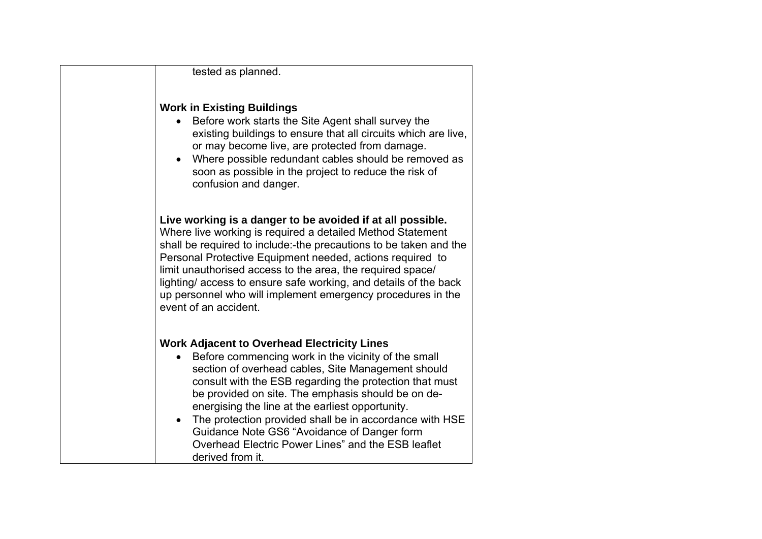| | |
|---|---|
| | tested as planned.<br><br>**Work in Existing Buildings**<br>• Before work starts the Site Agent shall survey the existing buildings to ensure that all circuits which are live, or may become live, are protected from damage.<br>• Where possible redundant cables should be removed as soon as possible in the project to reduce the risk of confusion and danger.<br><br>**Live working is a danger to be avoided if at all possible.** Where live working is required a detailed Method Statement shall be required to include:-the precautions to be taken and the Personal Protective Equipment needed, actions required to limit unauthorised access to the area, the required space/ lighting/ access to ensure safe working, and details of the back up personnel who will implement emergency procedures in the event of an accident.<br><br>**Work Adjacent to Overhead Electricity Lines**<br>• Before commencing work in the vicinity of the small section of overhead cables, Site Management should consult with the ESB regarding the protection that must be provided on site. The emphasis should be on de-energising the line at the earliest opportunity.<br>• The protection provided shall be in accordance with HSE Guidance Note GS6 "Avoidance of Danger form Overhead Electric Power Lines" and the ESB leaflet derived from it. |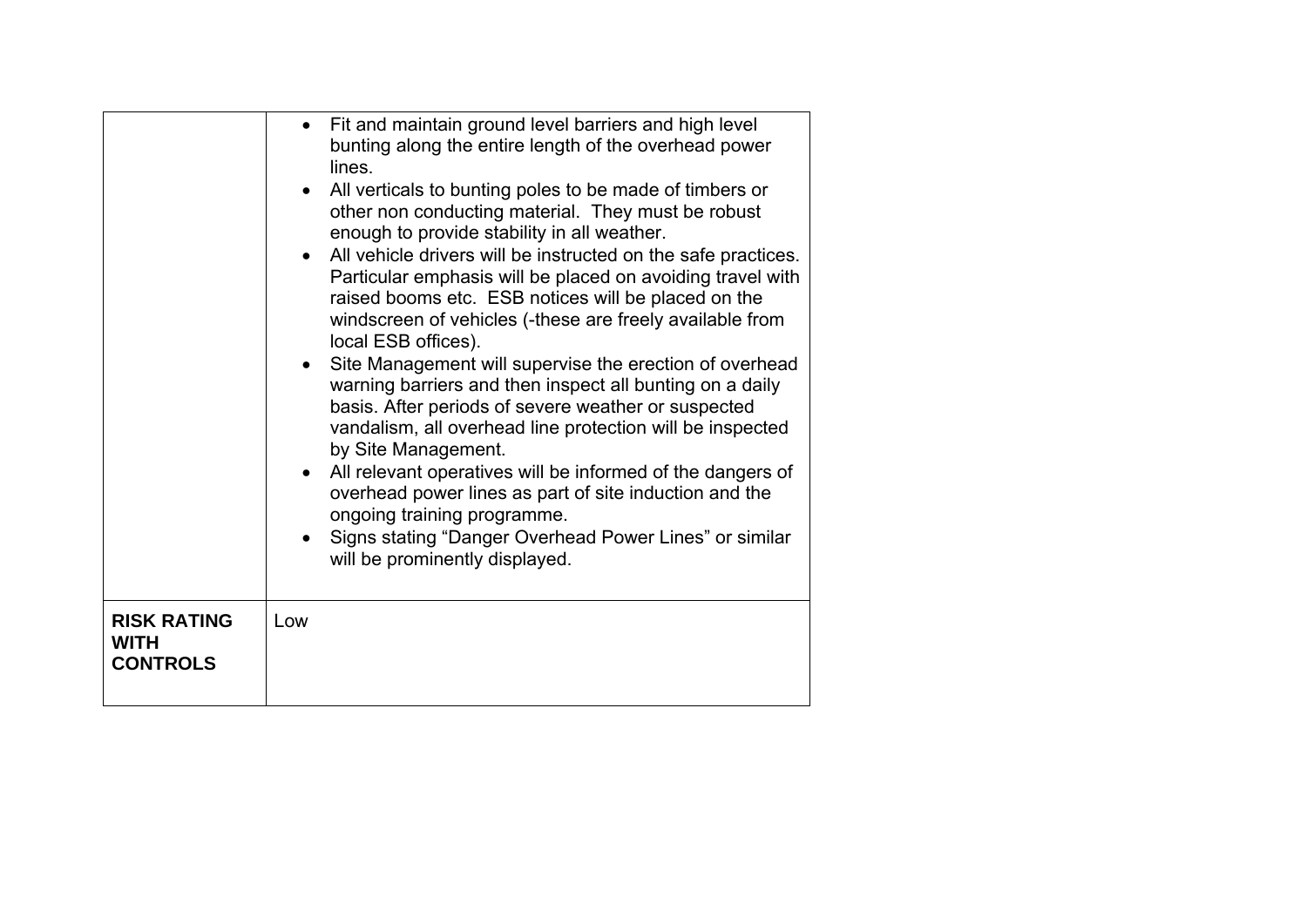|  |  |
|---|---|
|  | • Fit and maintain ground level barriers and high level bunting along the entire length of the overhead power lines.<br>• All verticals to bunting poles to be made of timbers or other non conducting material. They must be robust enough to provide stability in all weather.<br>• All vehicle drivers will be instructed on the safe practices. Particular emphasis will be placed on avoiding travel with raised booms etc. ESB notices will be placed on the windscreen of vehicles (-these are freely available from local ESB offices).<br>• Site Management will supervise the erection of overhead warning barriers and then inspect all bunting on a daily basis. After periods of severe weather or suspected vandalism, all overhead line protection will be inspected by Site Management.<br>• All relevant operatives will be informed of the dangers of overhead power lines as part of site induction and the ongoing training programme.<br>• Signs stating "Danger Overhead Power Lines" or similar will be prominently displayed. |
| **RISK RATING WITH CONTROLS** | Low |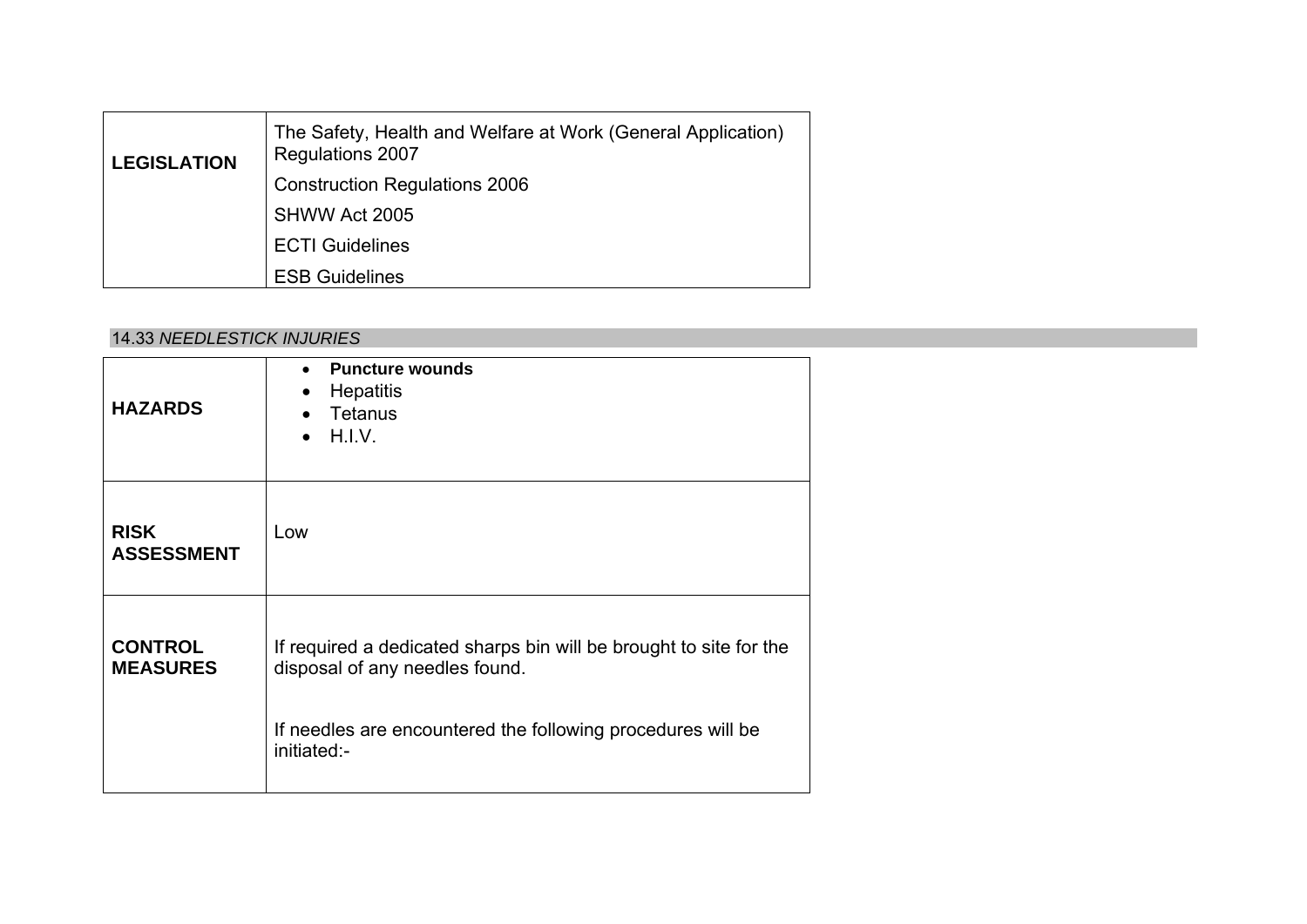| LEGISLATION | The Safety, Health and Welfare at Work (General Application) Regulations 2007<br>Construction Regulations 2006<br>SHWW Act 2005<br>ECTI Guidelines<br>ESB Guidelines |
|---|---|

### 14.33 *NEEDLESTICK INJURIES*

| **HAZARDS** | • **Puncture wounds**<br>• Hepatitis<br>• Tetanus<br>• H.I.V. |
|---|---|
| **RISK ASSESSMENT** | Low |
| **CONTROL MEASURES** | If required a dedicated sharps bin will be brought to site for the disposal of any needles found.<br><br>If needles are encountered the following procedures will be initiated:- |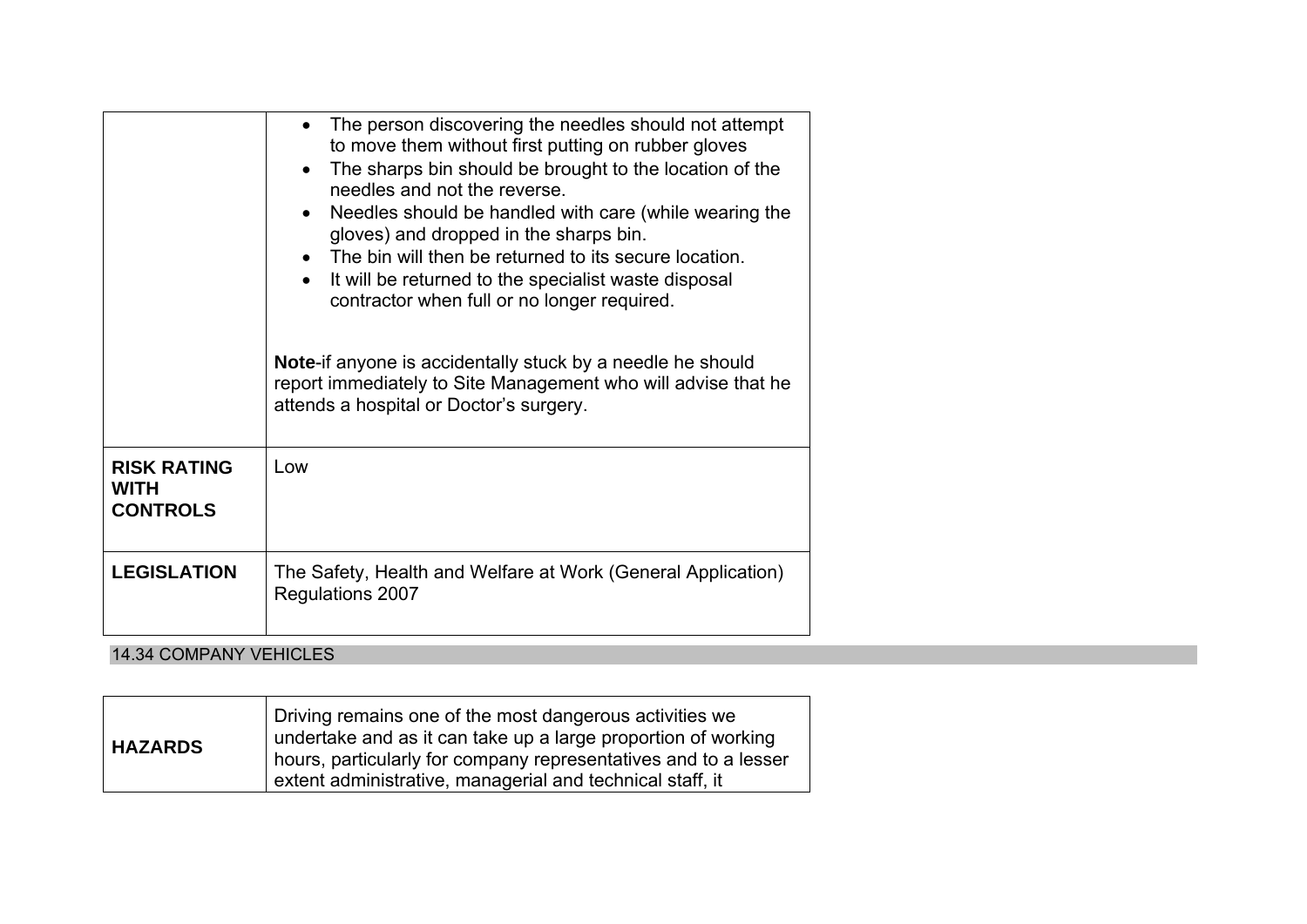| | |
|---|---|
| | • The person discovering the needles should not attempt to move them without first putting on rubber gloves<br>• The sharps bin should be brought to the location of the needles and not the reverse.<br>• Needles should be handled with care (while wearing the gloves) and dropped in the sharps bin.<br>• The bin will then be returned to its secure location.<br>• It will be returned to the specialist waste disposal contractor when full or no longer required.<br><br>**Note**-if anyone is accidentally stuck by a needle he should report immediately to Site Management who will advise that he attends a hospital or Doctor's surgery. |
| **RISK RATING WITH CONTROLS** | Low |
| **LEGISLATION** | The Safety, Health and Welfare at Work (General Application) Regulations 2007 |

## 14.34 COMPANY VEHICLES

| | |
|---|---|
| **HAZARDS** | Driving remains one of the most dangerous activities we undertake and as it can take up a large proportion of working hours, particularly for company representatives and to a lesser extent administrative, managerial and technical staff, it |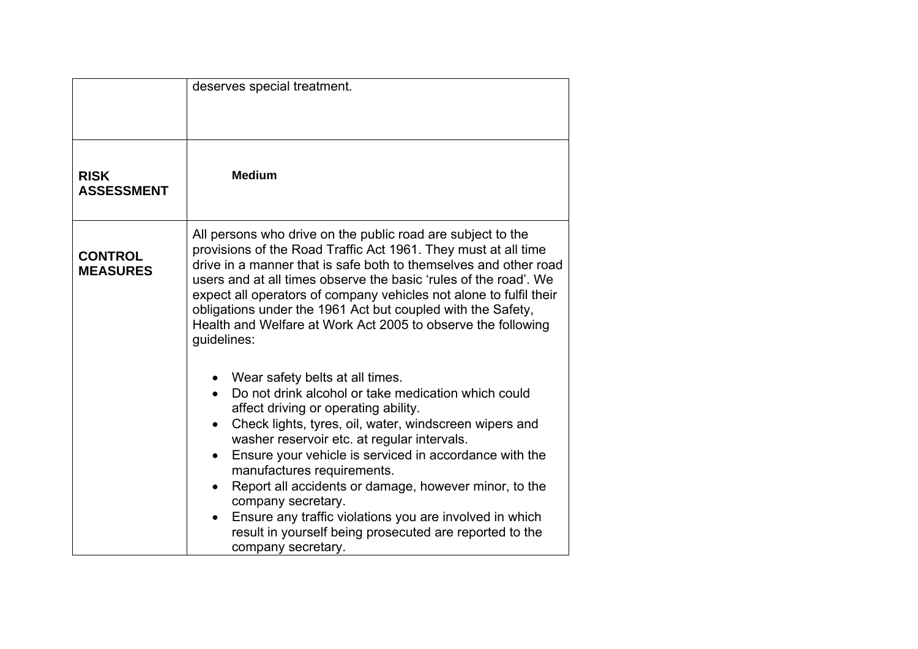| | deserves special treatment. |
|---|---|
| **RISK ASSESSMENT** | **Medium** |
| **CONTROL MEASURES** | All persons who drive on the public road are subject to the provisions of the Road Traffic Act 1961. They must at all time drive in a manner that is safe both to themselves and other road users and at all times observe the basic 'rules of the road'. We expect all operators of company vehicles not alone to fulfil their obligations under the 1961 Act but coupled with the Safety, Health and Welfare at Work Act 2005 to observe the following guidelines:<br><br>• Wear safety belts at all times.<br>• Do not drink alcohol or take medication which could affect driving or operating ability.<br>• Check lights, tyres, oil, water, windscreen wipers and washer reservoir etc. at regular intervals.<br>• Ensure your vehicle is serviced in accordance with the manufactures requirements.<br>• Report all accidents or damage, however minor, to the company secretary.<br>• Ensure any traffic violations you are involved in which result in yourself being prosecuted are reported to the company secretary. |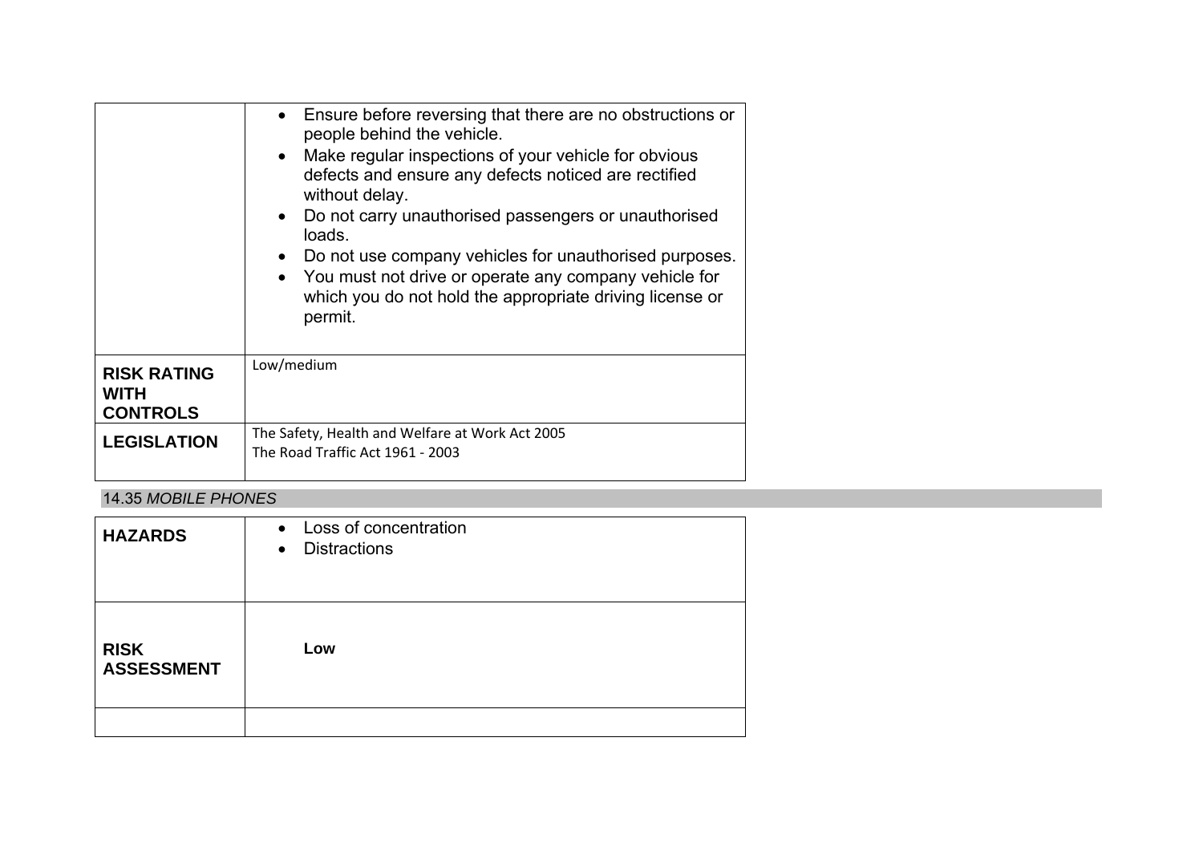| | |
|---|---|
| | • Ensure before reversing that there are no obstructions or people behind the vehicle.<br>• Make regular inspections of your vehicle for obvious defects and ensure any defects noticed are rectified without delay.<br>• Do not carry unauthorised passengers or unauthorised loads.<br>• Do not use company vehicles for unauthorised purposes.<br>• You must not drive or operate any company vehicle for which you do not hold the appropriate driving license or permit. |
| **RISK RATING WITH CONTROLS** | Low/medium |
| **LEGISLATION** | The Safety, Health and Welfare at Work Act 2005<br>The Road Traffic Act 1961 - 2003 |

## 14.35 *MOBILE PHONES*

| | |
|---|---|
| **HAZARDS** | • Loss of concentration<br>• Distractions |
| **RISK ASSESSMENT** | **Low** |
| | |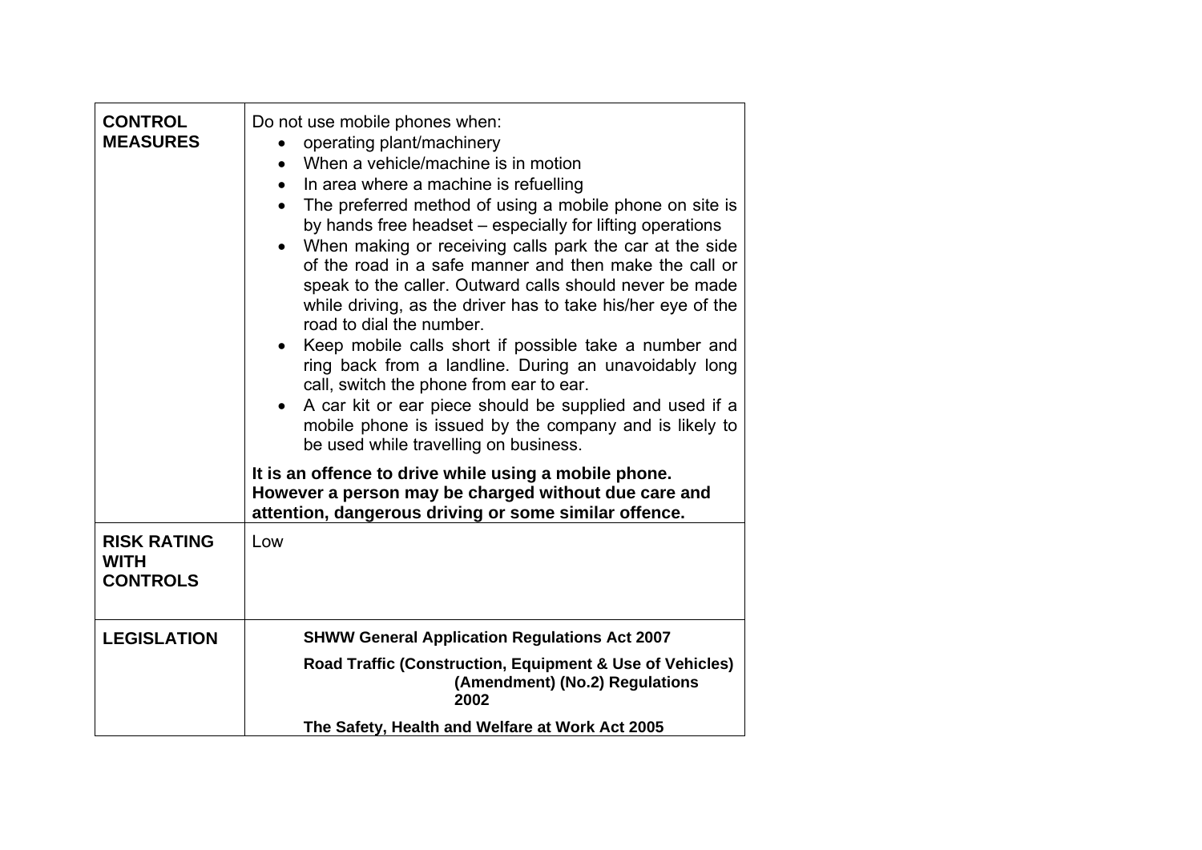| | |
|---|---|
| **CONTROL MEASURES** | Do not use mobile phones when:<br>• operating plant/machinery<br>• When a vehicle/machine is in motion<br>• In area where a machine is refuelling<br>• The preferred method of using a mobile phone on site is by hands free headset – especially for lifting operations<br>• When making or receiving calls park the car at the side of the road in a safe manner and then make the call or speak to the caller. Outward calls should never be made while driving, as the driver has to take his/her eye of the road to dial the number.<br>• Keep mobile calls short if possible take a number and ring back from a landline. During an unavoidably long call, switch the phone from ear to ear.<br>• A car kit or ear piece should be supplied and used if a mobile phone is issued by the company and is likely to be used while travelling on business.<br><br>**It is an offence to drive while using a mobile phone. However a person may be charged without due care and attention, dangerous driving or some similar offence.** |
| **RISK RATING WITH CONTROLS** | Low |
| **LEGISLATION** | **SHWW General Application Regulations Act 2007**<br><br>**Road Traffic (Construction, Equipment & Use of Vehicles) (Amendment) (No.2) Regulations 2002**<br><br>**The Safety, Health and Welfare at Work Act 2005** |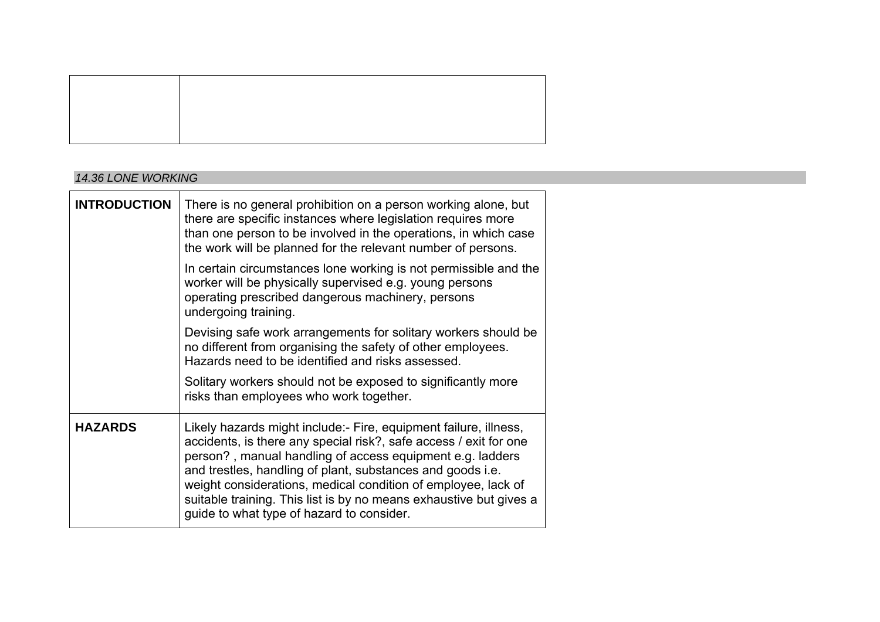*14.36 LONE WORKING*

| | |
|---|---|
| **INTRODUCTION** | There is no general prohibition on a person working alone, but there are specific instances where legislation requires more than one person to be involved in the operations, in which case the work will be planned for the relevant number of persons.<br><br>In certain circumstances lone working is not permissible and the worker will be physically supervised e.g. young persons operating prescribed dangerous machinery, persons undergoing training.<br><br>Devising safe work arrangements for solitary workers should be no different from organising the safety of other employees. Hazards need to be identified and risks assessed.<br><br>Solitary workers should not be exposed to significantly more risks than employees who work together. |
| **HAZARDS** | Likely hazards might include:- Fire, equipment failure, illness, accidents, is there any special risk?, safe access / exit for one person? , manual handling of access equipment e.g. ladders and trestles, handling of plant, substances and goods i.e. weight considerations, medical condition of employee, lack of suitable training. This list is by no means exhaustive but gives a guide to what type of hazard to consider. |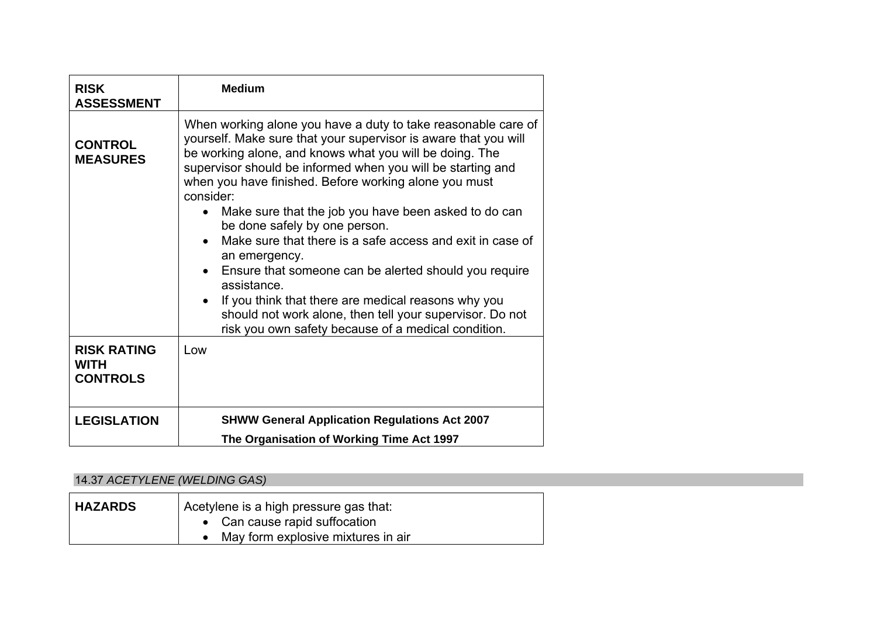| RISK ASSESSMENT | **Medium** |
|---|---|
| **CONTROL MEASURES** | When working alone you have a duty to take reasonable care of yourself. Make sure that your supervisor is aware that you will be working alone, and knows what you will be doing. The supervisor should be informed when you will be starting and when you have finished. Before working alone you must consider:<br>• Make sure that the job you have been asked to do can be done safely by one person.<br>• Make sure that there is a safe access and exit in case of an emergency.<br>• Ensure that someone can be alerted should you require assistance.<br>• If you think that there are medical reasons why you should not work alone, then tell your supervisor. Do not risk you own safety because of a medical condition. |
| **RISK RATING WITH CONTROLS** | Low |
| **LEGISLATION** | **SHWW General Application Regulations Act 2007**<br>**The Organisation of Working Time Act 1997** |

### 14.37 *ACETYLENE (WELDING GAS)*

| HAZARDS | Acetylene is a high pressure gas that:<br>• Can cause rapid suffocation<br>• May form explosive mixtures in air |
|---|---|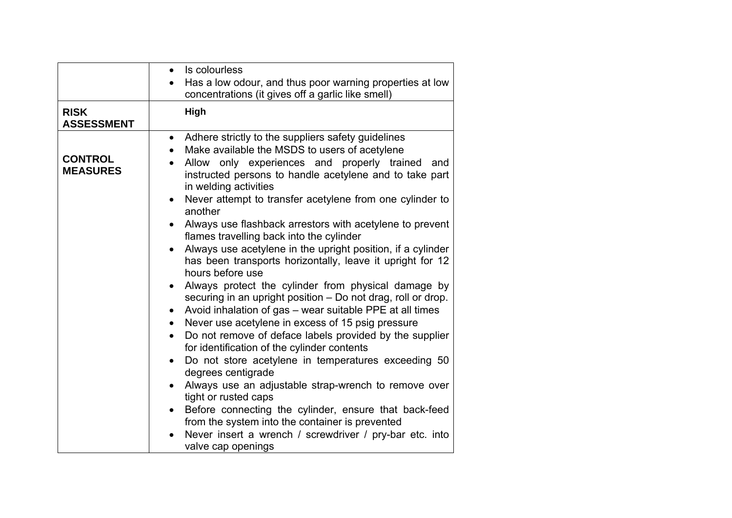| | |
|---|---|
| | • Is colourless<br>• Has a low odour, and thus poor warning properties at low concentrations (it gives off a garlic like smell) |
| **RISK ASSESSMENT** | **High** |
| **CONTROL MEASURES** | • Adhere strictly to the suppliers safety guidelines<br>• Make available the MSDS to users of acetylene<br>• Allow only experiences and properly trained and instructed persons to handle acetylene and to take part in welding activities<br>• Never attempt to transfer acetylene from one cylinder to another<br>• Always use flashback arrestors with acetylene to prevent flames travelling back into the cylinder<br>• Always use acetylene in the upright position, if a cylinder has been transports horizontally, leave it upright for 12 hours before use<br>• Always protect the cylinder from physical damage by securing in an upright position – Do not drag, roll or drop.<br>• Avoid inhalation of gas – wear suitable PPE at all times<br>• Never use acetylene in excess of 15 psig pressure<br>• Do not remove of deface labels provided by the supplier for identification of the cylinder contents<br>• Do not store acetylene in temperatures exceeding 50 degrees centigrade<br>• Always use an adjustable strap-wrench to remove over tight or rusted caps<br>• Before connecting the cylinder, ensure that back-feed from the system into the container is prevented<br>• Never insert a wrench / screwdriver / pry-bar etc. into valve cap openings |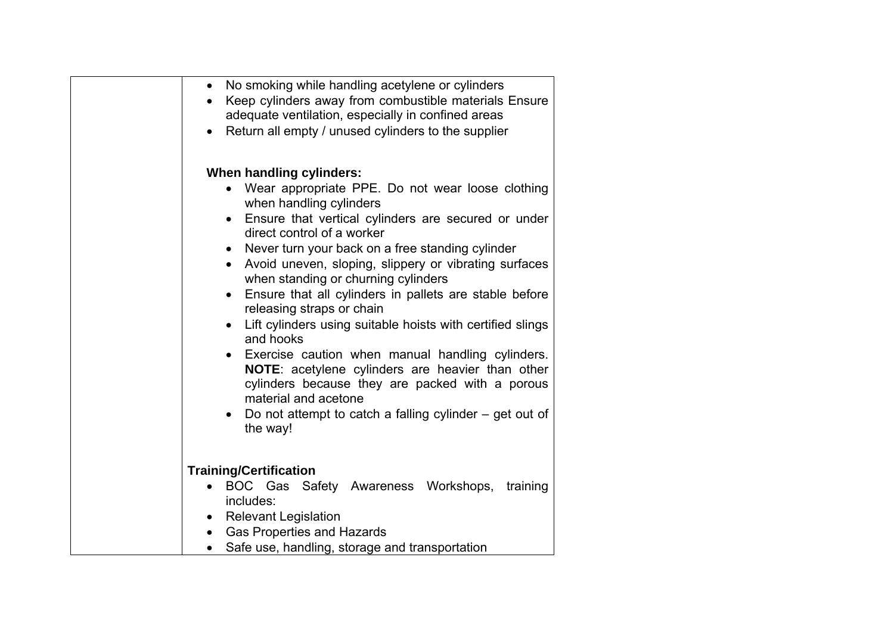| | • No smoking while handling acetylene or cylinders<br>• Keep cylinders away from combustible materials Ensure adequate ventilation, especially in confined areas<br>• Return all empty / unused cylinders to the supplier<br><br>**When handling cylinders:**<br>• Wear appropriate PPE. Do not wear loose clothing when handling cylinders<br>• Ensure that vertical cylinders are secured or under direct control of a worker<br>• Never turn your back on a free standing cylinder<br>• Avoid uneven, sloping, slippery or vibrating surfaces when standing or churning cylinders<br>• Ensure that all cylinders in pallets are stable before releasing straps or chain<br>• Lift cylinders using suitable hoists with certified slings and hooks<br>• Exercise caution when manual handling cylinders. **NOTE**: acetylene cylinders are heavier than other cylinders because they are packed with a porous material and acetone<br>• Do not attempt to catch a falling cylinder – get out of the way!<br><br>**Training/Certification**<br>• BOC Gas Safety Awareness Workshops, training includes:<br>• Relevant Legislation<br>• Gas Properties and Hazards<br>• Safe use, handling, storage and transportation |
|---|---|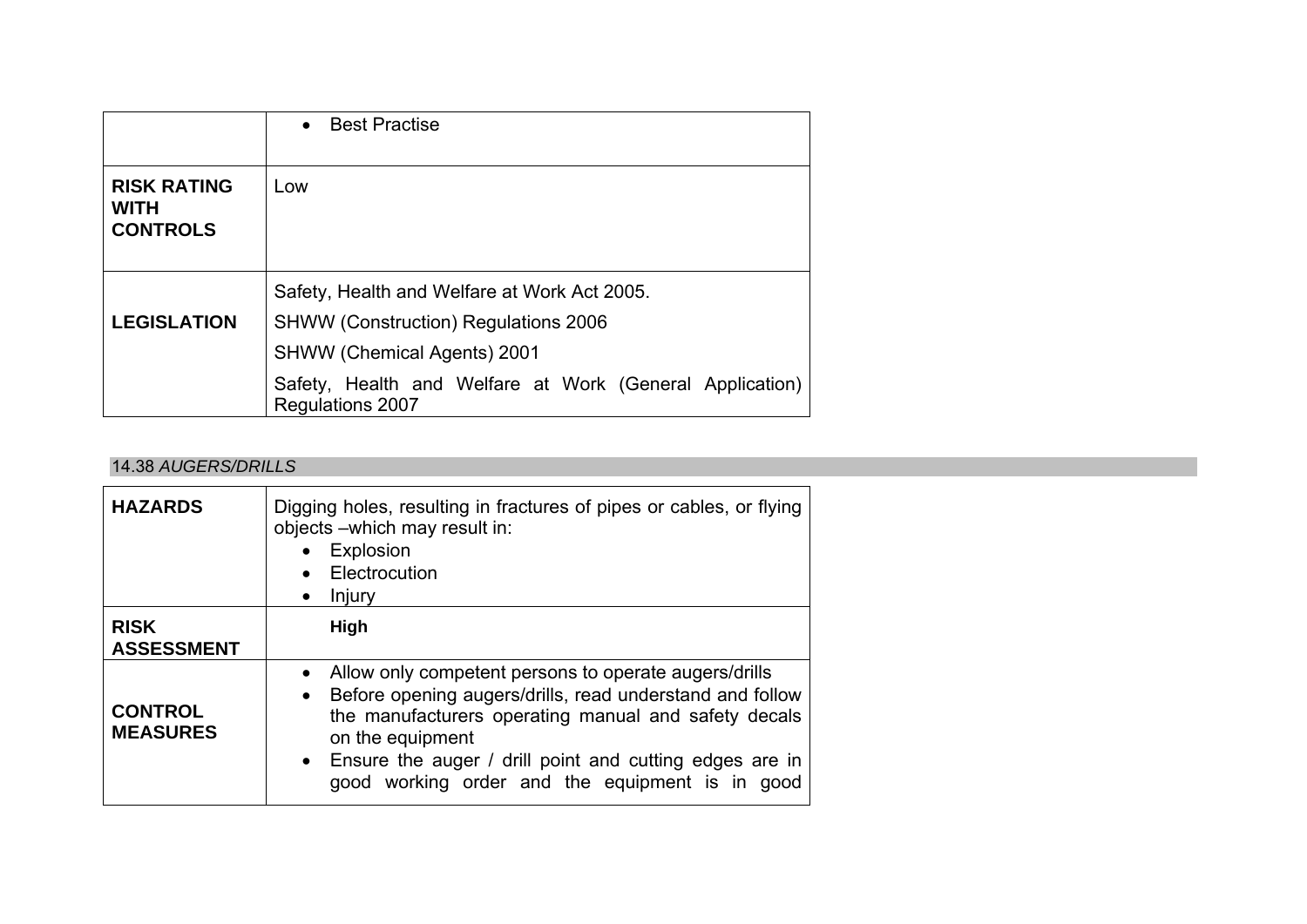| | |
|---|---|
| | • Best Practise |
| **RISK RATING WITH CONTROLS** | Low |
| **LEGISLATION** | Safety, Health and Welfare at Work Act 2005.<br>SHWW (Construction) Regulations 2006<br>SHWW (Chemical Agents) 2001<br>Safety, Health and Welfare at Work (General Application) Regulations 2007 |

## 14.38 *AUGERS/DRILLS*

| | |
|---|---|
| **HAZARDS** | Digging holes, resulting in fractures of pipes or cables, or flying objects –which may result in:<br>• Explosion<br>• Electrocution<br>• Injury |
| **RISK ASSESSMENT** | **High** |
| **CONTROL MEASURES** | • Allow only competent persons to operate augers/drills<br>• Before opening augers/drills, read understand and follow the manufacturers operating manual and safety decals on the equipment<br>• Ensure the auger / drill point and cutting edges are in good working order and the equipment is in good |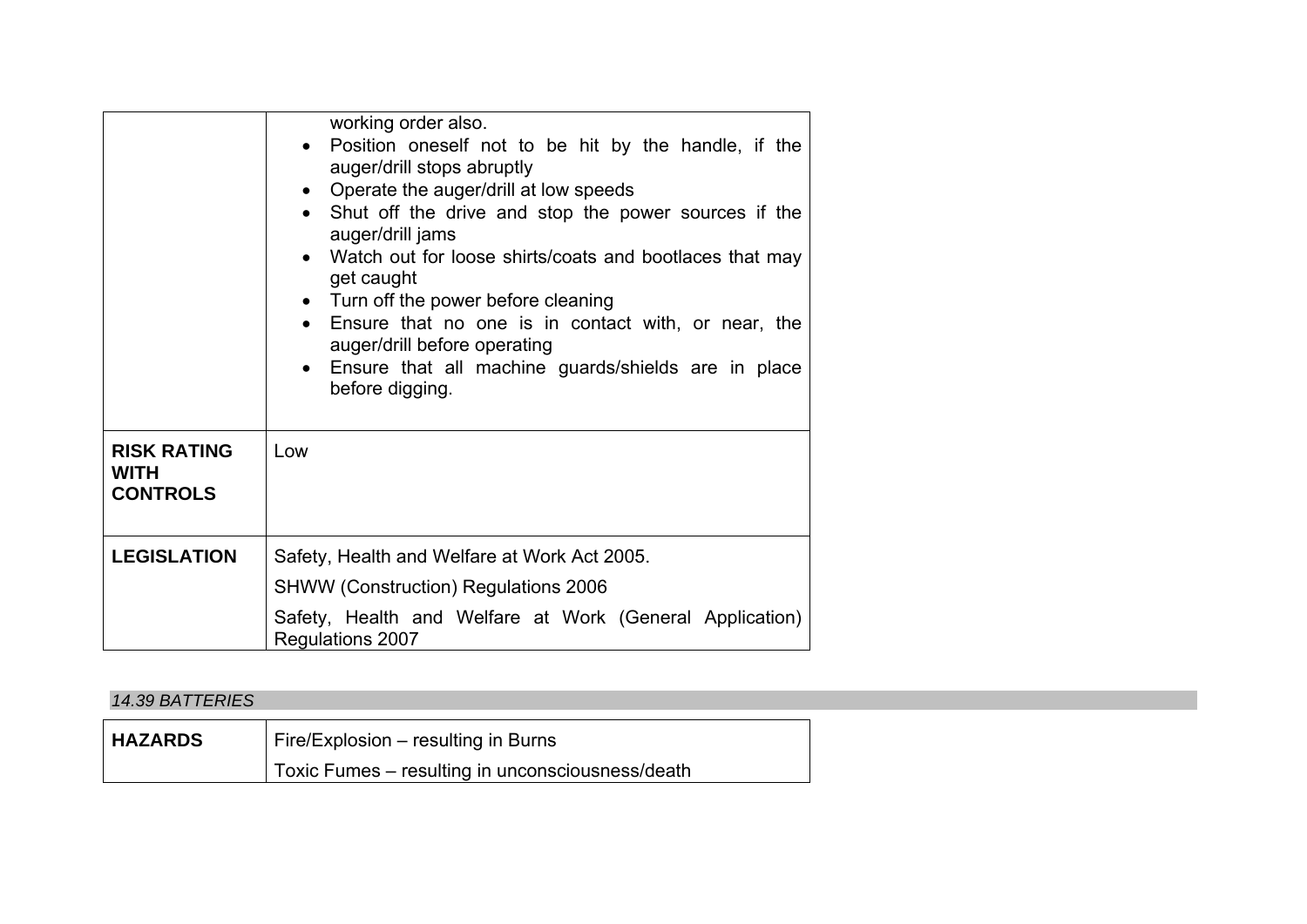| | |
|---|---|
| | working order also.<br>• Position oneself not to be hit by the handle, if the auger/drill stops abruptly<br>• Operate the auger/drill at low speeds<br>• Shut off the drive and stop the power sources if the auger/drill jams<br>• Watch out for loose shirts/coats and bootlaces that may get caught<br>• Turn off the power before cleaning<br>• Ensure that no one is in contact with, or near, the auger/drill before operating<br>• Ensure that all machine guards/shields are in place before digging. |
| **RISK RATING WITH CONTROLS** | Low |
| **LEGISLATION** | Safety, Health and Welfare at Work Act 2005.<br>SHWW (Construction) Regulations 2006<br>Safety, Health and Welfare at Work (General Application) Regulations 2007 |

*14.39 BATTERIES*

| | |
|---|---|
| **HAZARDS** | Fire/Explosion – resulting in Burns<br>Toxic Fumes – resulting in unconsciousness/death |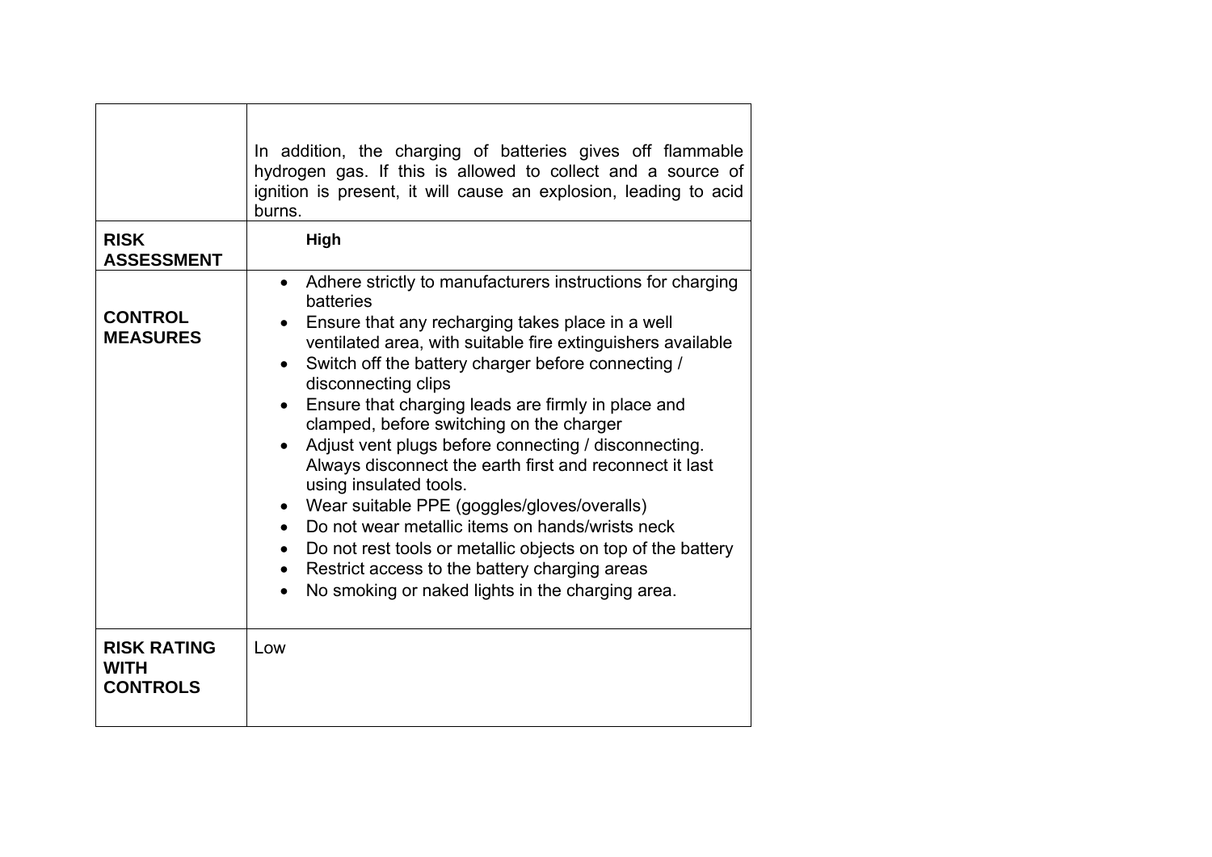| | |
|---|---|
| | In addition, the charging of batteries gives off flammable hydrogen gas. If this is allowed to collect and a source of ignition is present, it will cause an explosion, leading to acid burns. |
| **RISK ASSESSMENT** | **High** |
| **CONTROL MEASURES** | • Adhere strictly to manufacturers instructions for charging batteries<br>• Ensure that any recharging takes place in a well ventilated area, with suitable fire extinguishers available<br>• Switch off the battery charger before connecting / disconnecting clips<br>• Ensure that charging leads are firmly in place and clamped, before switching on the charger<br>• Adjust vent plugs before connecting / disconnecting. Always disconnect the earth first and reconnect it last using insulated tools.<br>• Wear suitable PPE (goggles/gloves/overalls)<br>• Do not wear metallic items on hands/wrists neck<br>• Do not rest tools or metallic objects on top of the battery<br>• Restrict access to the battery charging areas<br>• No smoking or naked lights in the charging area. |
| **RISK RATING WITH CONTROLS** | Low |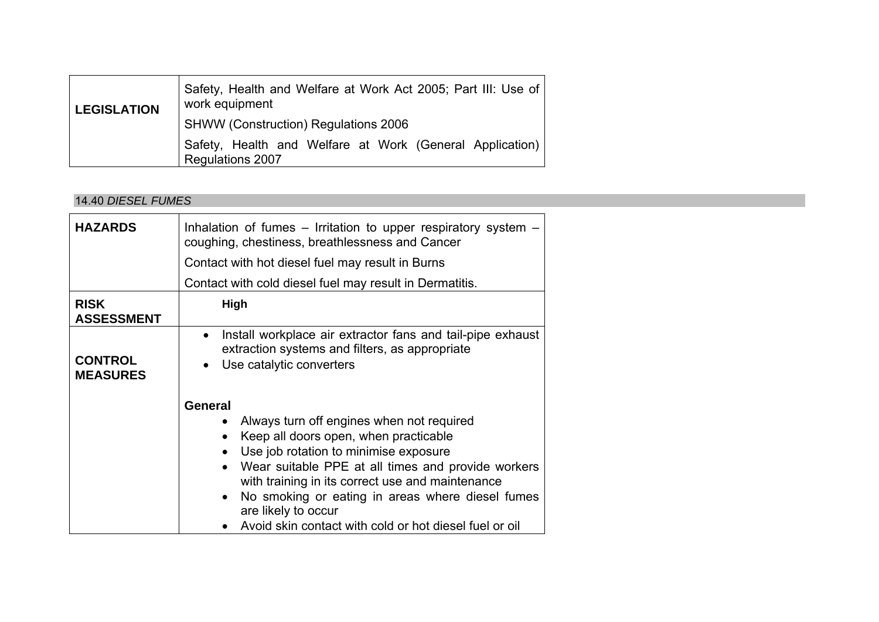| LEGISLATION | Safety, Health and Welfare at Work Act 2005; Part III: Use of work equipment<br>SHWW (Construction) Regulations 2006<br>Safety, Health and Welfare at Work (General Application) Regulations 2007 |
|---|---|

### 14.40 *DIESEL FUMES*

| HAZARDS | Inhalation of fumes – Irritation to upper respiratory system – coughing, chestiness, breathlessness and Cancer<br>Contact with hot diesel fuel may result in Burns<br>Contact with cold diesel fuel may result in Dermatitis. |
|---|---|
| **RISK ASSESSMENT** | **High** |
| **CONTROL MEASURES** | • Install workplace air extractor fans and tail-pipe exhaust extraction systems and filters, as appropriate<br>• Use catalytic converters<br><br>**General**<br>• Always turn off engines when not required<br>• Keep all doors open, when practicable<br>• Use job rotation to minimise exposure<br>• Wear suitable PPE at all times and provide workers with training in its correct use and maintenance<br>• No smoking or eating in areas where diesel fumes are likely to occur<br>• Avoid skin contact with cold or hot diesel fuel or oil |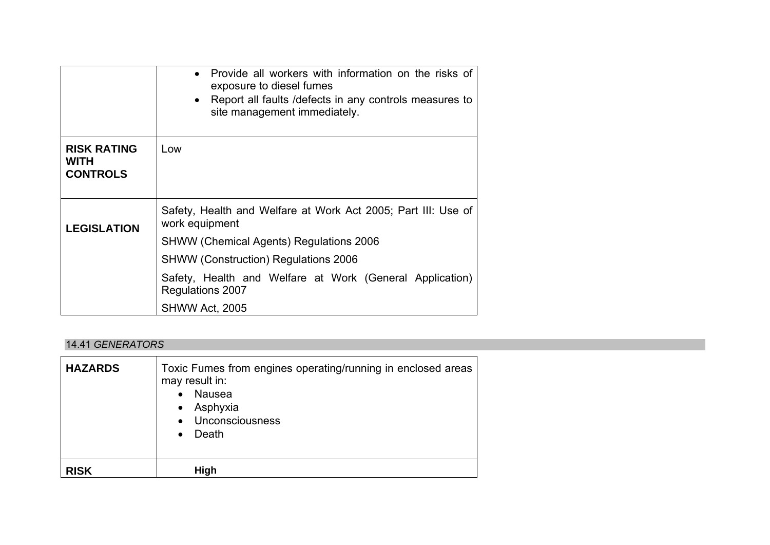| | |
|---|---|
| | • Provide all workers with information on the risks of exposure to diesel fumes<br>• Report all faults /defects in any controls measures to site management immediately. |
| **RISK RATING WITH CONTROLS** | Low |
| **LEGISLATION** | Safety, Health and Welfare at Work Act 2005; Part III: Use of work equipment<br>SHWW (Chemical Agents) Regulations 2006<br>SHWW (Construction) Regulations 2006<br>Safety, Health and Welfare at Work (General Application) Regulations 2007<br>SHWW Act, 2005 |

### 14.41 *GENERATORS*

| | |
|---|---|
| **HAZARDS** | Toxic Fumes from engines operating/running in enclosed areas may result in:<br>• Nausea<br>• Asphyxia<br>• Unconsciousness<br>• Death |
| **RISK** | **High** |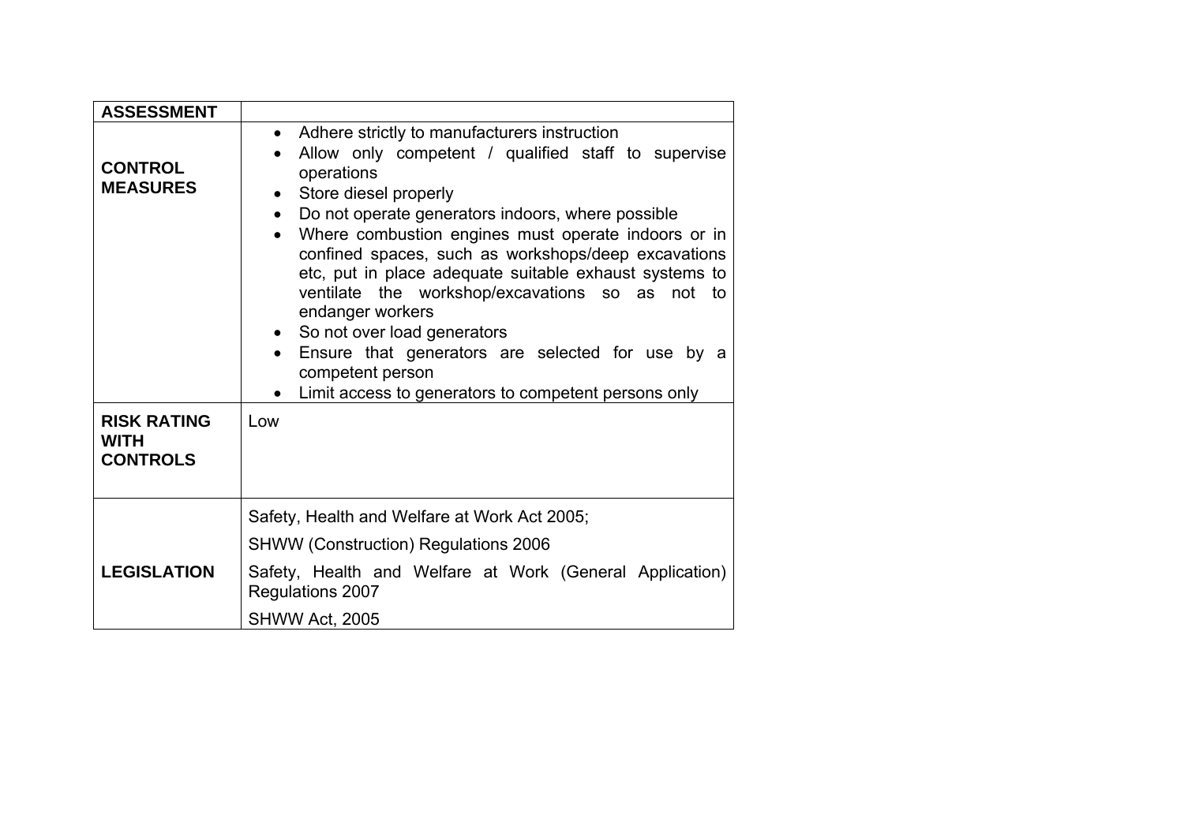| ASSESSMENT | |
| --- | --- |
| **CONTROL MEASURES** | • Adhere strictly to manufacturers instruction<br>• Allow only competent / qualified staff to supervise operations<br>• Store diesel properly<br>• Do not operate generators indoors, where possible<br>• Where combustion engines must operate indoors or in confined spaces, such as workshops/deep excavations etc, put in place adequate suitable exhaust systems to ventilate the workshop/excavations so as not to endanger workers<br>• So not over load generators<br>• Ensure that generators are selected for use by a competent person<br>• Limit access to generators to competent persons only |
| **RISK RATING WITH CONTROLS** | Low |
| **LEGISLATION** | Safety, Health and Welfare at Work Act 2005;<br>SHWW (Construction) Regulations 2006<br>Safety, Health and Welfare at Work (General Application) Regulations 2007<br>SHWW Act, 2005 |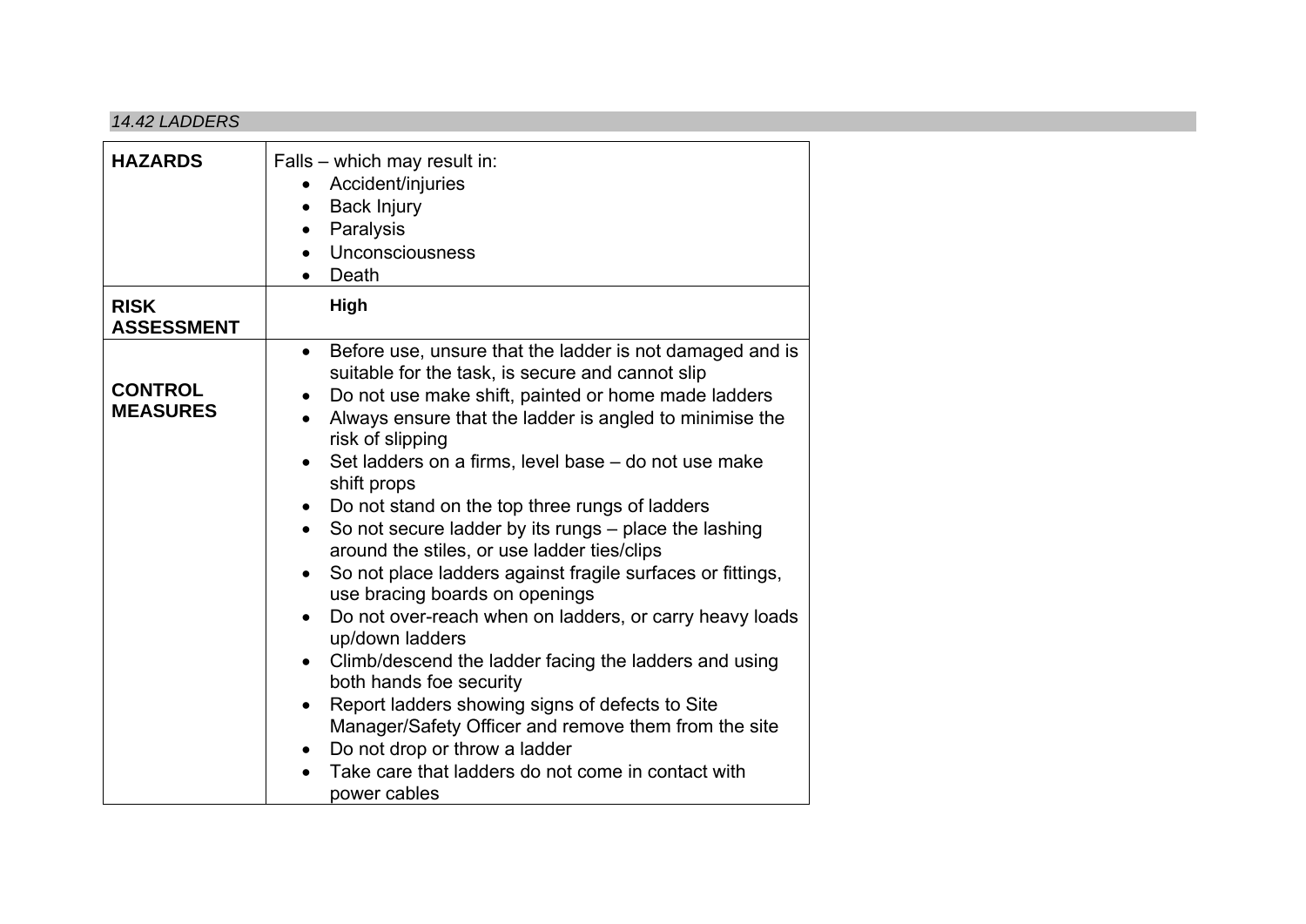*14.42 LADDERS*

| | |
|---|---|
| **HAZARDS** | Falls – which may result in:<br>• Accident/injuries<br>• Back Injury<br>• Paralysis<br>• Unconsciousness<br>• Death |
| **RISK ASSESSMENT** | **High** |
| **CONTROL MEASURES** | • Before use, unsure that the ladder is not damaged and is suitable for the task, is secure and cannot slip<br>• Do not use make shift, painted or home made ladders<br>• Always ensure that the ladder is angled to minimise the risk of slipping<br>• Set ladders on a firms, level base – do not use make shift props<br>• Do not stand on the top three rungs of ladders<br>• So not secure ladder by its rungs – place the lashing around the stiles, or use ladder ties/clips<br>• So not place ladders against fragile surfaces or fittings, use bracing boards on openings<br>• Do not over-reach when on ladders, or carry heavy loads up/down ladders<br>• Climb/descend the ladder facing the ladders and using both hands foe security<br>• Report ladders showing signs of defects to Site Manager/Safety Officer and remove them from the site<br>• Do not drop or throw a ladder<br>• Take care that ladders do not come in contact with power cables |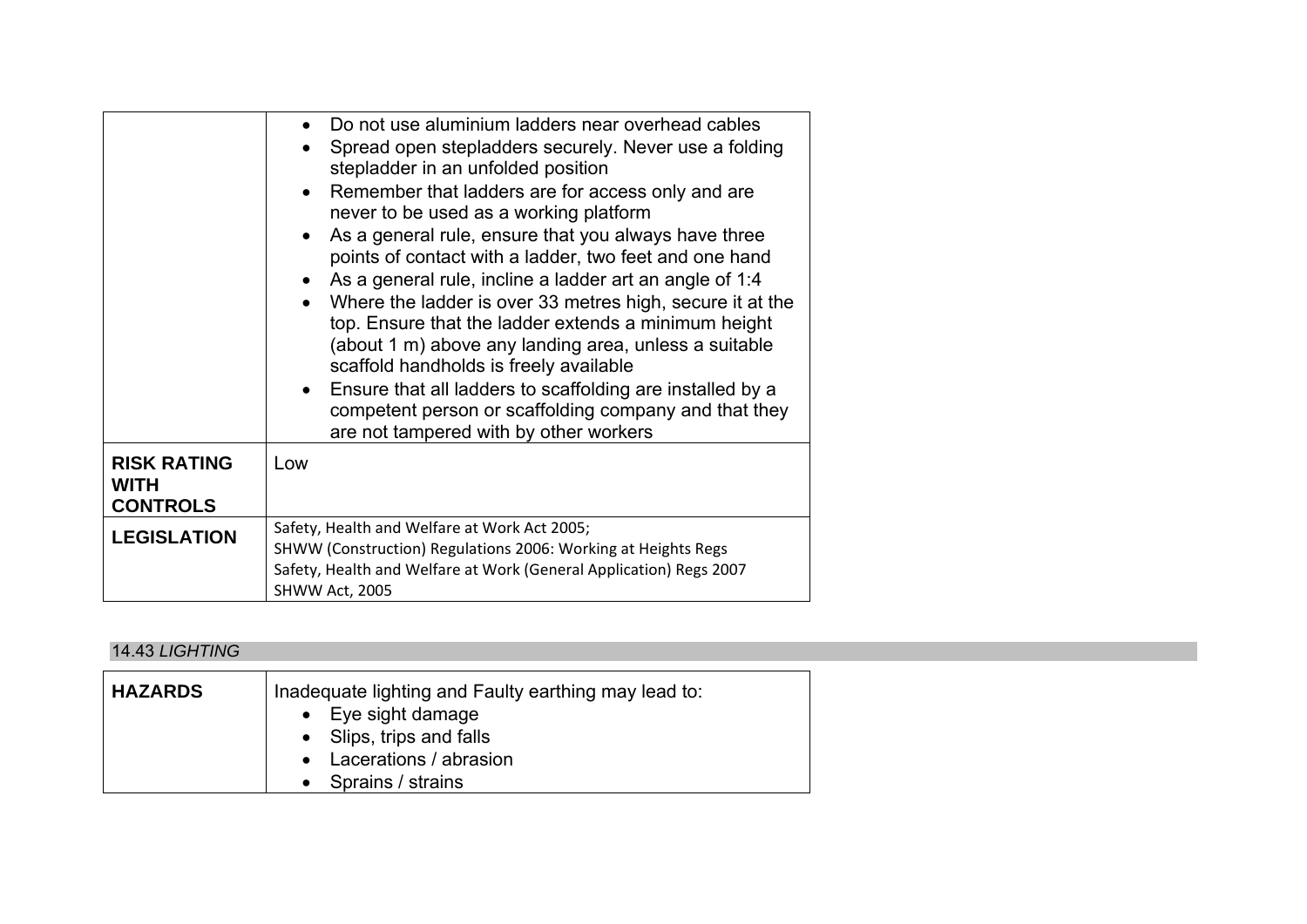| | |
|---|---|
| | • Do not use aluminium ladders near overhead cables<br>• Spread open stepladders securely. Never use a folding stepladder in an unfolded position<br>• Remember that ladders are for access only and are never to be used as a working platform<br>• As a general rule, ensure that you always have three points of contact with a ladder, two feet and one hand<br>• As a general rule, incline a ladder art an angle of 1:4<br>• Where the ladder is over 33 metres high, secure it at the top. Ensure that the ladder extends a minimum height (about 1 m) above any landing area, unless a suitable scaffold handholds is freely available<br>• Ensure that all ladders to scaffolding are installed by a competent person or scaffolding company and that they are not tampered with by other workers |
| **RISK RATING WITH CONTROLS** | Low |
| **LEGISLATION** | Safety, Health and Welfare at Work Act 2005;<br>SHWW (Construction) Regulations 2006: Working at Heights Regs<br>Safety, Health and Welfare at Work (General Application) Regs 2007<br>SHWW Act, 2005 |

### 14.43 *LIGHTING*

| | |
|---|---|
| **HAZARDS** | Inadequate lighting and Faulty earthing may lead to:<br>• Eye sight damage<br>• Slips, trips and falls<br>• Lacerations / abrasion<br>• Sprains / strains |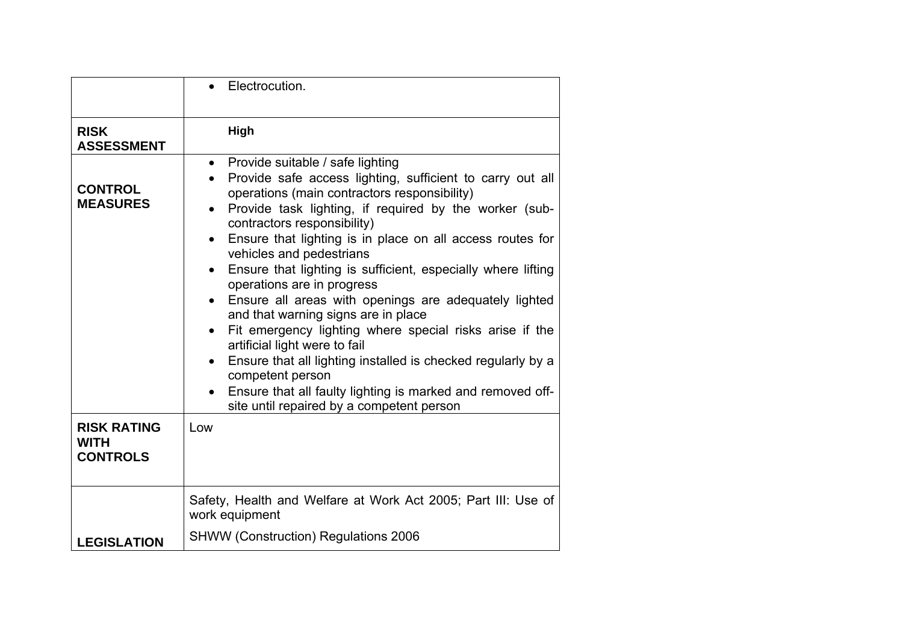| | |
|---|---|
| | • Electrocution. |
| **RISK ASSESSMENT** | **High** |
| **CONTROL MEASURES** | • Provide suitable / safe lighting<br>• Provide safe access lighting, sufficient to carry out all operations (main contractors responsibility)<br>• Provide task lighting, if required by the worker (sub-contractors responsibility)<br>• Ensure that lighting is in place on all access routes for vehicles and pedestrians<br>• Ensure that lighting is sufficient, especially where lifting operations are in progress<br>• Ensure all areas with openings are adequately lighted and that warning signs are in place<br>• Fit emergency lighting where special risks arise if the artificial light were to fail<br>• Ensure that all lighting installed is checked regularly by a competent person<br>• Ensure that all faulty lighting is marked and removed off-site until repaired by a competent person |
| **RISK RATING WITH CONTROLS** | Low |
| **LEGISLATION** | Safety, Health and Welfare at Work Act 2005; Part III: Use of work equipment<br>SHWW (Construction) Regulations 2006 |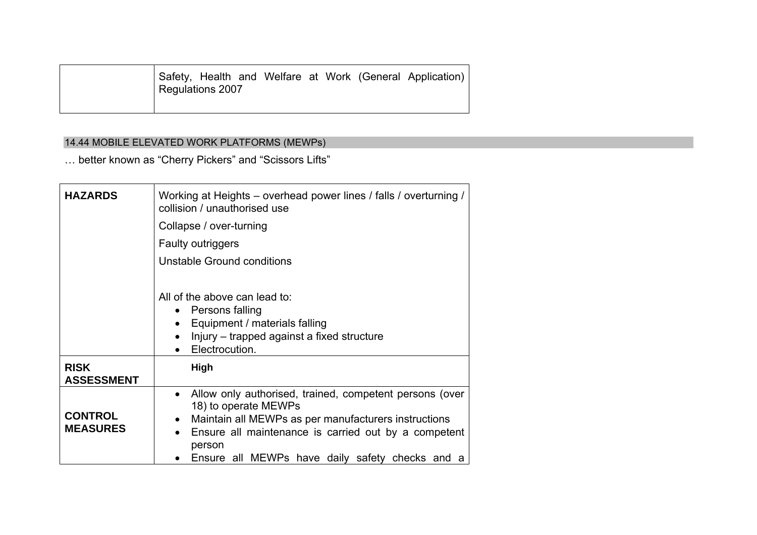|  | Safety, Health and Welfare at Work (General Application) Regulations 2007 |
|---|---|

## 14.44 MOBILE ELEVATED WORK PLATFORMS (MEWPs)

… better known as "Cherry Pickers" and "Scissors Lifts"

| **HAZARDS** | Working at Heights – overhead power lines / falls / overturning / collision / unauthorised use<br>Collapse / over-turning<br>Faulty outriggers<br>Unstable Ground conditions<br><br>All of the above can lead to:<br>• Persons falling<br>• Equipment / materials falling<br>• Injury – trapped against a fixed structure<br>• Electrocution. |
|---|---|
| **RISK ASSESSMENT** | **High** |
| **CONTROL MEASURES** | • Allow only authorised, trained, competent persons (over 18) to operate MEWPs<br>• Maintain all MEWPs as per manufacturers instructions<br>• Ensure all maintenance is carried out by a competent person<br>• Ensure all MEWPs have daily safety checks and a |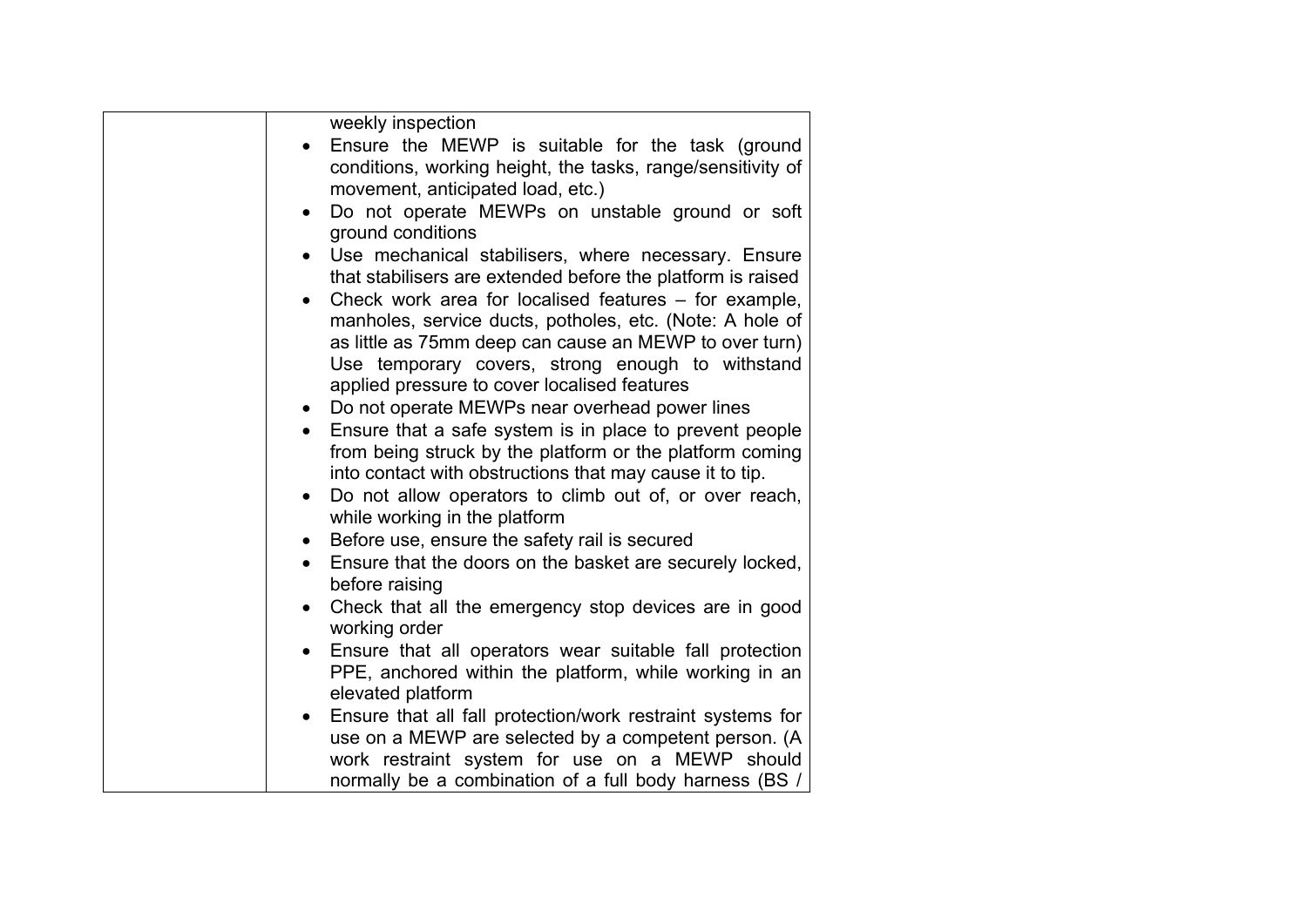| | weekly inspection<br>• Ensure the MEWP is suitable for the task (ground conditions, working height, the tasks, range/sensitivity of movement, anticipated load, etc.)<br>• Do not operate MEWPs on unstable ground or soft ground conditions<br>• Use mechanical stabilisers, where necessary. Ensure that stabilisers are extended before the platform is raised<br>• Check work area for localised features – for example, manholes, service ducts, potholes, etc. (Note: A hole of as little as 75mm deep can cause an MEWP to over turn) Use temporary covers, strong enough to withstand applied pressure to cover localised features<br>• Do not operate MEWPs near overhead power lines<br>• Ensure that a safe system is in place to prevent people from being struck by the platform or the platform coming into contact with obstructions that may cause it to tip.<br>• Do not allow operators to climb out of, or over reach, while working in the platform<br>• Before use, ensure the safety rail is secured<br>• Ensure that the doors on the basket are securely locked, before raising<br>• Check that all the emergency stop devices are in good working order<br>• Ensure that all operators wear suitable fall protection PPE, anchored within the platform, while working in an elevated platform<br>• Ensure that all fall protection/work restraint systems for use on a MEWP are selected by a competent person. (A work restraint system for use on a MEWP should normally be a combination of a full body harness (BS / |
|---|---|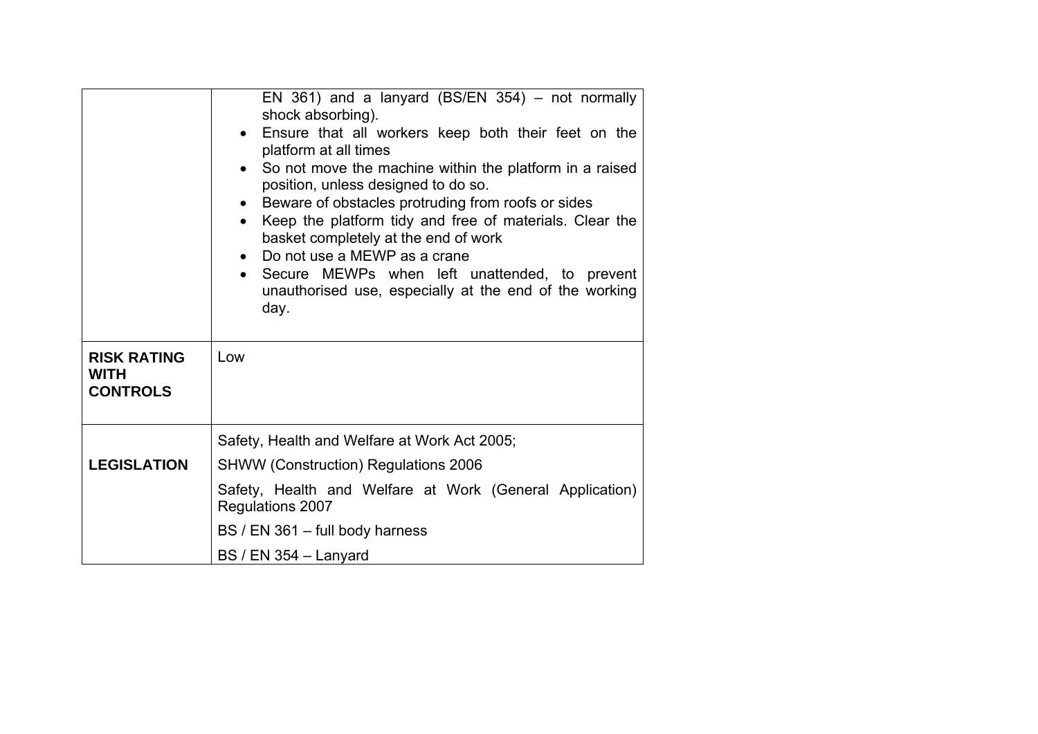| | |
|---|---|
| | EN 361) and a lanyard (BS/EN 354) – not normally shock absorbing).<br>• Ensure that all workers keep both their feet on the platform at all times<br>• So not move the machine within the platform in a raised position, unless designed to do so.<br>• Beware of obstacles protruding from roofs or sides<br>• Keep the platform tidy and free of materials. Clear the basket completely at the end of work<br>• Do not use a MEWP as a crane<br>• Secure MEWPs when left unattended, to prevent unauthorised use, especially at the end of the working day. |
| **RISK RATING WITH CONTROLS** | Low |
| **LEGISLATION** | Safety, Health and Welfare at Work Act 2005;<br>SHWW (Construction) Regulations 2006<br>Safety, Health and Welfare at Work (General Application) Regulations 2007<br>BS / EN 361 – full body harness<br>BS / EN 354 – Lanyard |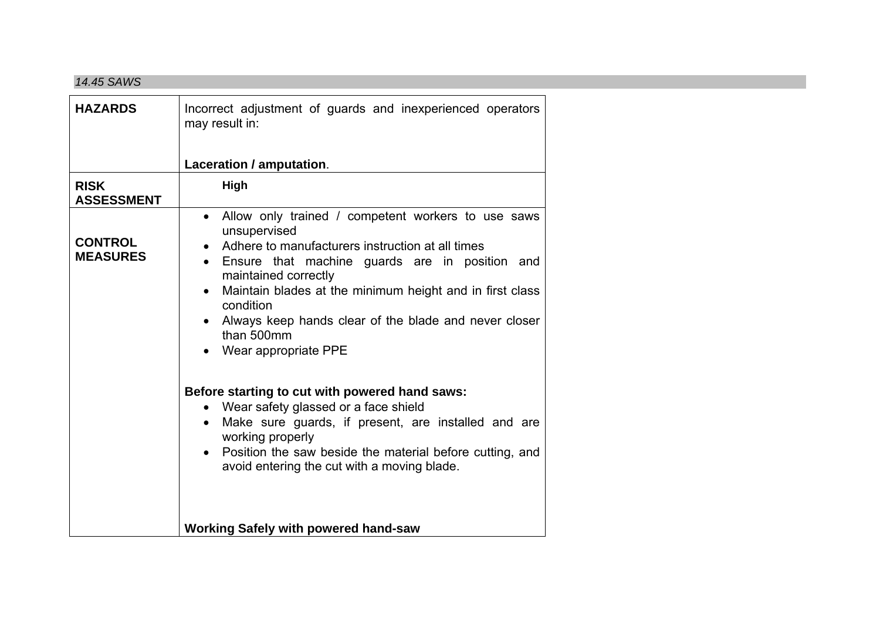*14.45 SAWS*

| | |
|---|---|
| **HAZARDS** | Incorrect adjustment of guards and inexperienced operators may result in:<br><br>**Laceration / amputation**. |
| **RISK ASSESSMENT** | **High** |
| **CONTROL MEASURES** | • Allow only trained / competent workers to use saws unsupervised<br>• Adhere to manufacturers instruction at all times<br>• Ensure that machine guards are in position and maintained correctly<br>• Maintain blades at the minimum height and in first class condition<br>• Always keep hands clear of the blade and never closer than 500mm<br>• Wear appropriate PPE<br><br>**Before starting to cut with powered hand saws:**<br>• Wear safety glassed or a face shield<br>• Make sure guards, if present, are installed and are working properly<br>• Position the saw beside the material before cutting, and avoid entering the cut with a moving blade.<br><br>**Working Safely with powered hand-saw** |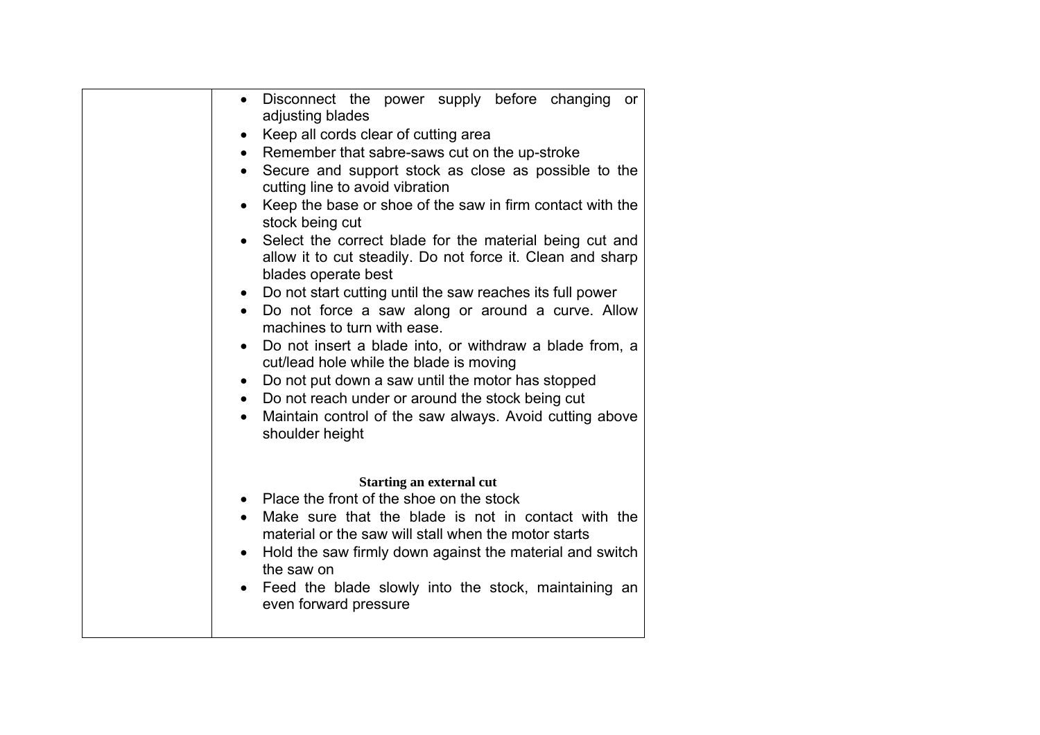|  |  |
| --- | --- |
|  | • Disconnect the power supply before changing or adjusting blades<br>• Keep all cords clear of cutting area<br>• Remember that sabre-saws cut on the up-stroke<br>• Secure and support stock as close as possible to the cutting line to avoid vibration<br>• Keep the base or shoe of the saw in firm contact with the stock being cut<br>• Select the correct blade for the material being cut and allow it to cut steadily. Do not force it. Clean and sharp blades operate best<br>• Do not start cutting until the saw reaches its full power<br>• Do not force a saw along or around a curve. Allow machines to turn with ease.<br>• Do not insert a blade into, or withdraw a blade from, a cut/lead hole while the blade is moving<br>• Do not put down a saw until the motor has stopped<br>• Do not reach under or around the stock being cut<br>• Maintain control of the saw always. Avoid cutting above shoulder height<br><br>**Starting an external cut**<br>• Place the front of the shoe on the stock<br>• Make sure that the blade is not in contact with the material or the saw will stall when the motor starts<br>• Hold the saw firmly down against the material and switch the saw on<br>• Feed the blade slowly into the stock, maintaining an even forward pressure |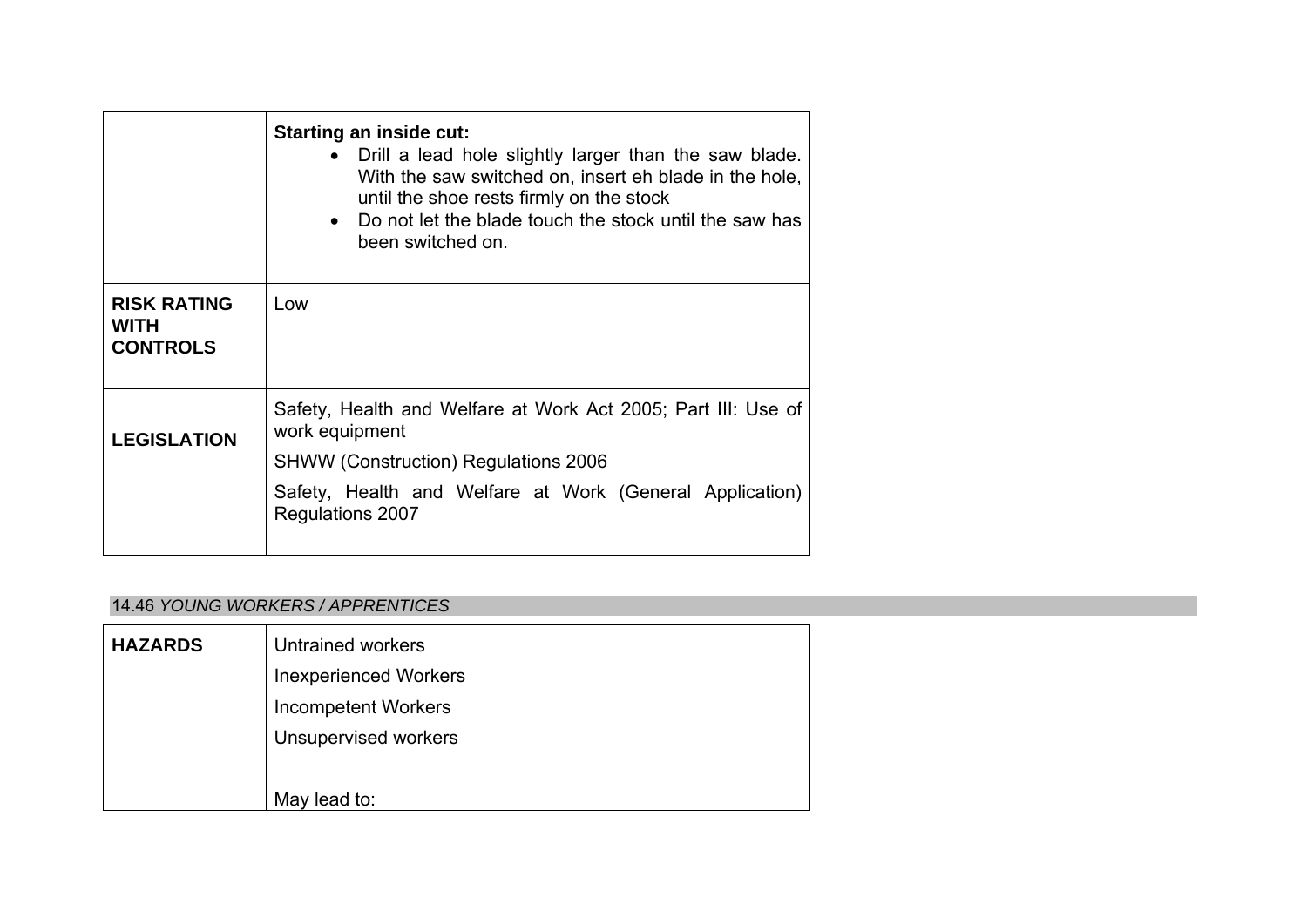| | |
|---|---|
| | **Starting an inside cut:**<br>• Drill a lead hole slightly larger than the saw blade. With the saw switched on, insert eh blade in the hole, until the shoe rests firmly on the stock<br>• Do not let the blade touch the stock until the saw has been switched on. |
| **RISK RATING WITH CONTROLS** | Low |
| **LEGISLATION** | Safety, Health and Welfare at Work Act 2005; Part III: Use of work equipment<br>SHWW (Construction) Regulations 2006<br>Safety, Health and Welfare at Work (General Application) Regulations 2007 |

14.46 *YOUNG WORKERS / APPRENTICES*

| | |
|---|---|
| **HAZARDS** | Untrained workers<br>Inexperienced Workers<br>Incompetent Workers<br>Unsupervised workers<br><br>May lead to: |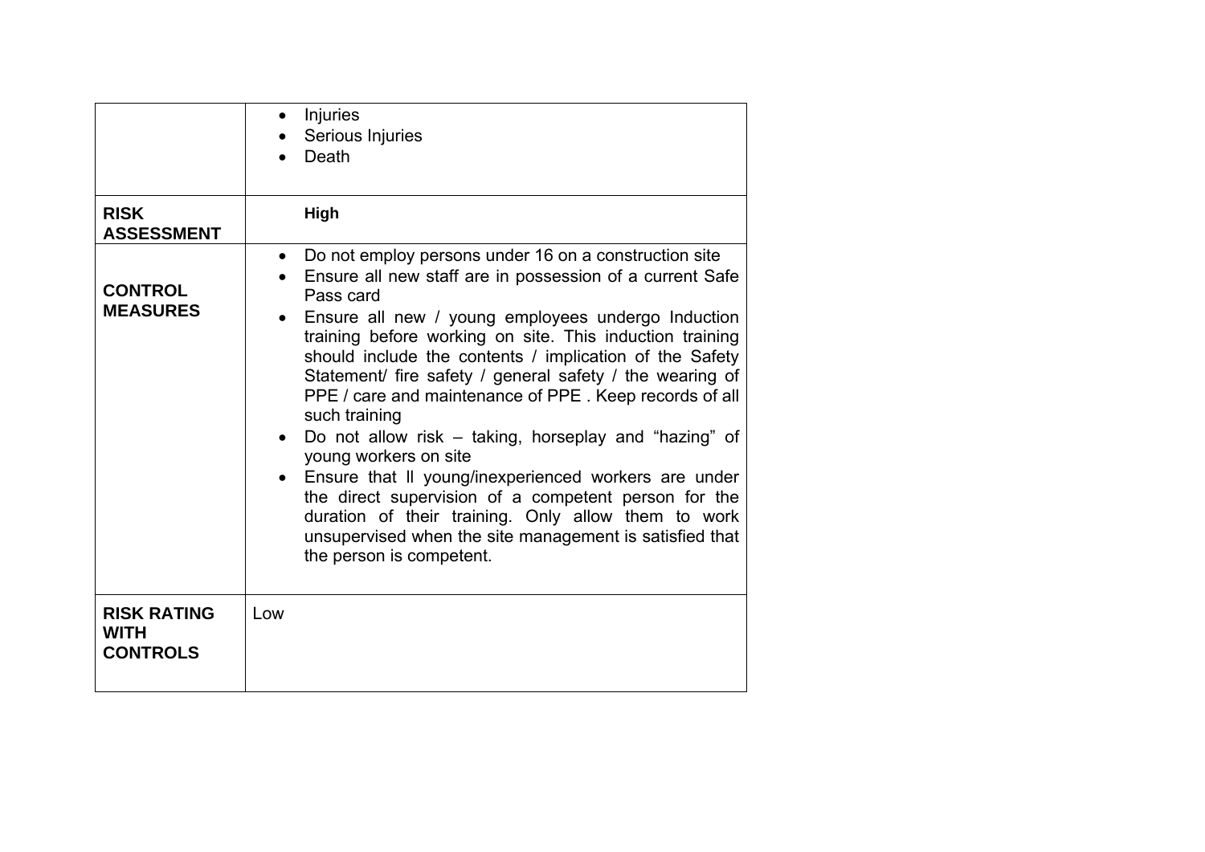| | |
|---|---|
| | • Injuries<br>• Serious Injuries<br>• Death |
| **RISK ASSESSMENT** | **High** |
| **CONTROL MEASURES** | • Do not employ persons under 16 on a construction site<br>• Ensure all new staff are in possession of a current Safe Pass card<br>• Ensure all new / young employees undergo Induction training before working on site. This induction training should include the contents / implication of the Safety Statement/ fire safety / general safety / the wearing of PPE / care and maintenance of PPE . Keep records of all such training<br>• Do not allow risk – taking, horseplay and "hazing" of young workers on site<br>• Ensure that ll young/inexperienced workers are under the direct supervision of a competent person for the duration of their training. Only allow them to work unsupervised when the site management is satisfied that the person is competent. |
| **RISK RATING WITH CONTROLS** | Low |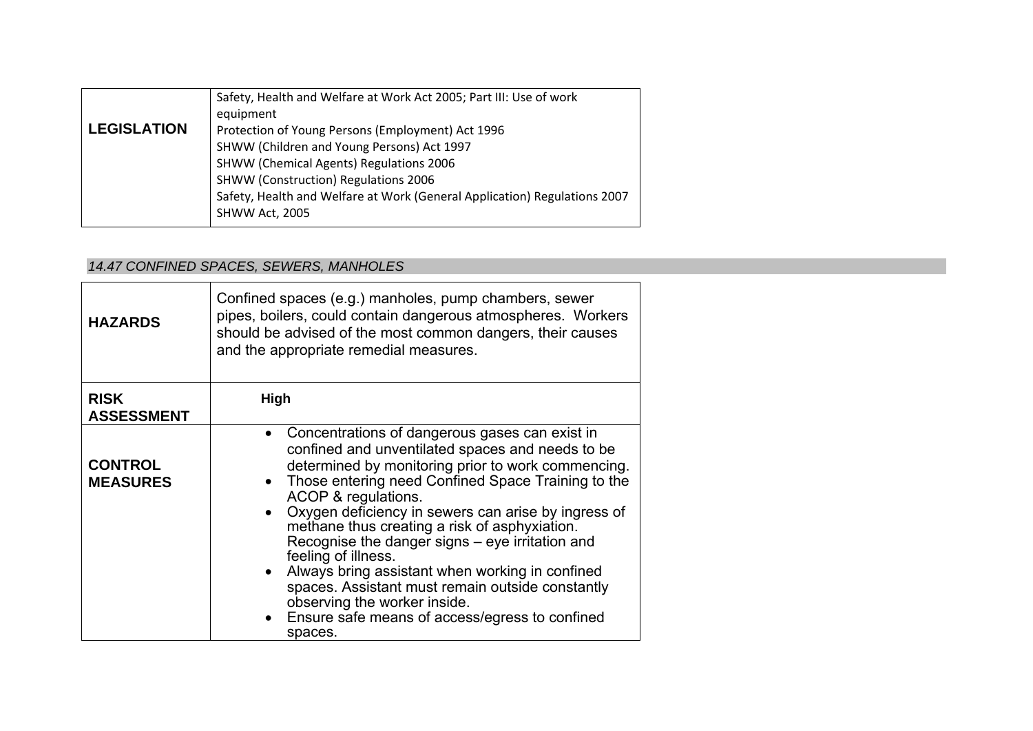| | |
|---|---|
| **LEGISLATION** | Safety, Health and Welfare at Work Act 2005; Part III: Use of work equipment<br>Protection of Young Persons (Employment) Act 1996<br>SHWW (Children and Young Persons) Act 1997<br>SHWW (Chemical Agents) Regulations 2006<br>SHWW (Construction) Regulations 2006<br>Safety, Health and Welfare at Work (General Application) Regulations 2007<br>SHWW Act, 2005 |

### *14.47 CONFINED SPACES, SEWERS, MANHOLES*

| | |
|---|---|
| **HAZARDS** | Confined spaces (e.g.) manholes, pump chambers, sewer pipes, boilers, could contain dangerous atmospheres. Workers should be advised of the most common dangers, their causes and the appropriate remedial measures. |
| **RISK ASSESSMENT** | **High** |
| **CONTROL MEASURES** | • Concentrations of dangerous gases can exist in confined and unventilated spaces and needs to be determined by monitoring prior to work commencing.<br>• Those entering need Confined Space Training to the ACOP & regulations.<br>• Oxygen deficiency in sewers can arise by ingress of methane thus creating a risk of asphyxiation. Recognise the danger signs – eye irritation and feeling of illness.<br>• Always bring assistant when working in confined spaces. Assistant must remain outside constantly observing the worker inside.<br>• Ensure safe means of access/egress to confined spaces. |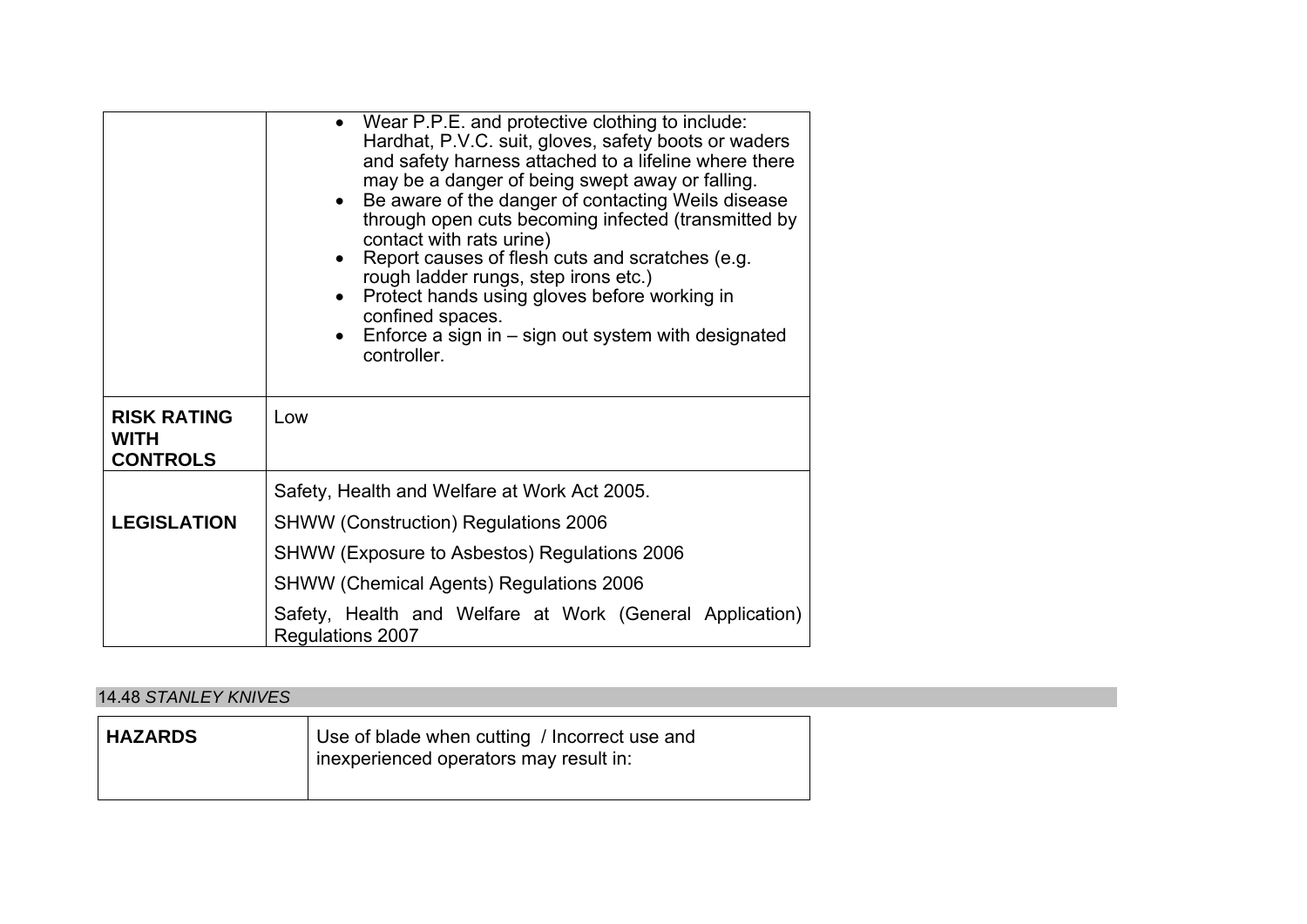| | |
|---|---|
| | • Wear P.P.E. and protective clothing to include: Hardhat, P.V.C. suit, gloves, safety boots or waders and safety harness attached to a lifeline where there may be a danger of being swept away or falling.<br>• Be aware of the danger of contacting Weils disease through open cuts becoming infected (transmitted by contact with rats urine)<br>• Report causes of flesh cuts and scratches (e.g. rough ladder rungs, step irons etc.)<br>• Protect hands using gloves before working in confined spaces.<br>• Enforce a sign in – sign out system with designated controller. |
| **RISK RATING WITH CONTROLS** | Low |
| **LEGISLATION** | Safety, Health and Welfare at Work Act 2005.<br>SHWW (Construction) Regulations 2006<br>SHWW (Exposure to Asbestos) Regulations 2006<br>SHWW (Chemical Agents) Regulations 2006<br>Safety, Health and Welfare at Work (General Application) Regulations 2007 |

### 14.48 *STANLEY KNIVES*

| | |
|---|---|
| **HAZARDS** | Use of blade when cutting / Incorrect use and inexperienced operators may result in: |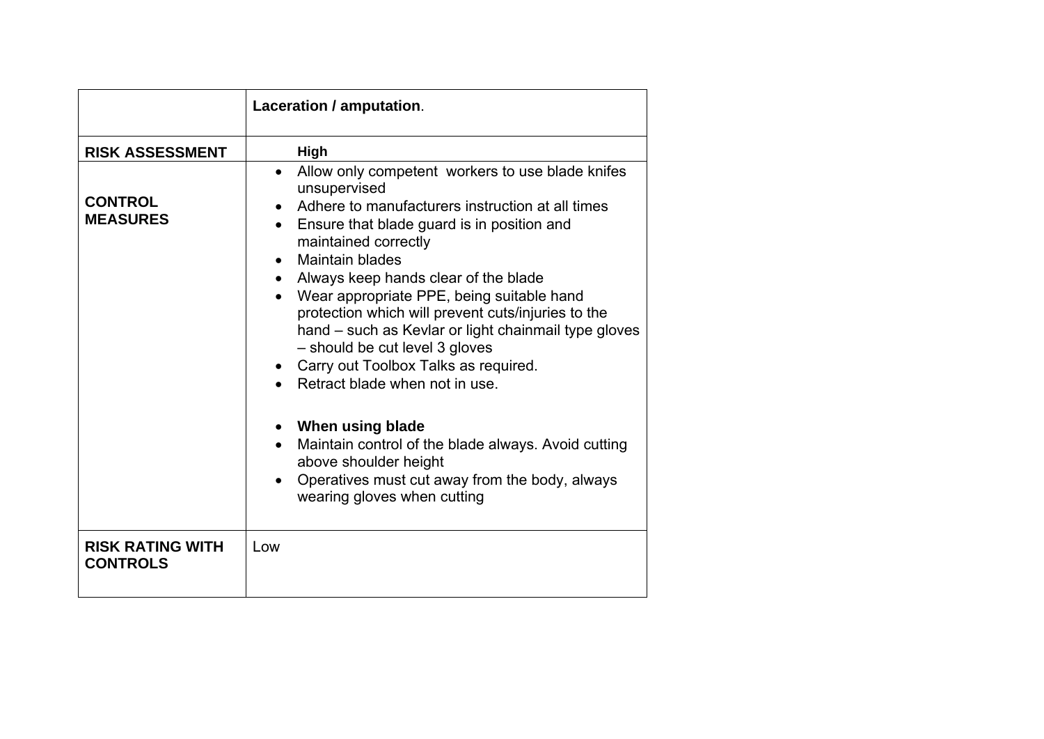| | **Laceration / amputation**. |
|---|---|
| **RISK ASSESSMENT** | **High** |
| **CONTROL MEASURES** | • Allow only competent workers to use blade knifes unsupervised<br>• Adhere to manufacturers instruction at all times<br>• Ensure that blade guard is in position and maintained correctly<br>• Maintain blades<br>• Always keep hands clear of the blade<br>• Wear appropriate PPE, being suitable hand protection which will prevent cuts/injuries to the hand – such as Kevlar or light chainmail type gloves – should be cut level 3 gloves<br>• Carry out Toolbox Talks as required.<br>• Retract blade when not in use.<br><br>• **When using blade**<br>• Maintain control of the blade always. Avoid cutting above shoulder height<br>• Operatives must cut away from the body, always wearing gloves when cutting |
| **RISK RATING WITH CONTROLS** | Low |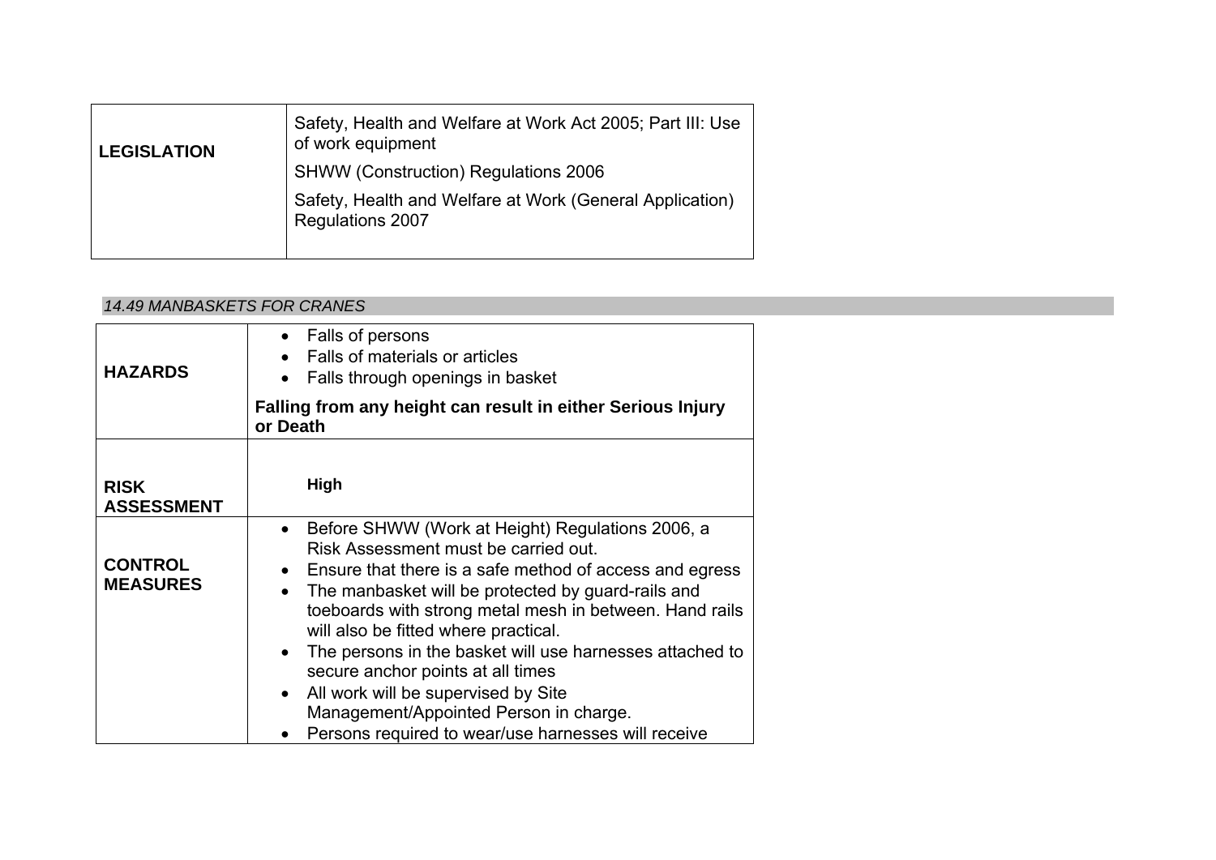| | |
|---|---|
| **LEGISLATION** | Safety, Health and Welfare at Work Act 2005; Part III: Use of work equipment<br>SHWW (Construction) Regulations 2006<br>Safety, Health and Welfare at Work (General Application) Regulations 2007 |

### *14.49 MANBASKETS FOR CRANES*

| | |
|---|---|
| **HAZARDS** | • Falls of persons<br>• Falls of materials or articles<br>• Falls through openings in basket<br>**Falling from any height can result in either Serious Injury or Death** |
| **RISK ASSESSMENT** | **High** |
| **CONTROL MEASURES** | • Before SHWW (Work at Height) Regulations 2006, a Risk Assessment must be carried out.<br>• Ensure that there is a safe method of access and egress<br>• The manbasket will be protected by guard-rails and toeboards with strong metal mesh in between. Hand rails will also be fitted where practical.<br>• The persons in the basket will use harnesses attached to secure anchor points at all times<br>• All work will be supervised by Site Management/Appointed Person in charge.<br>• Persons required to wear/use harnesses will receive |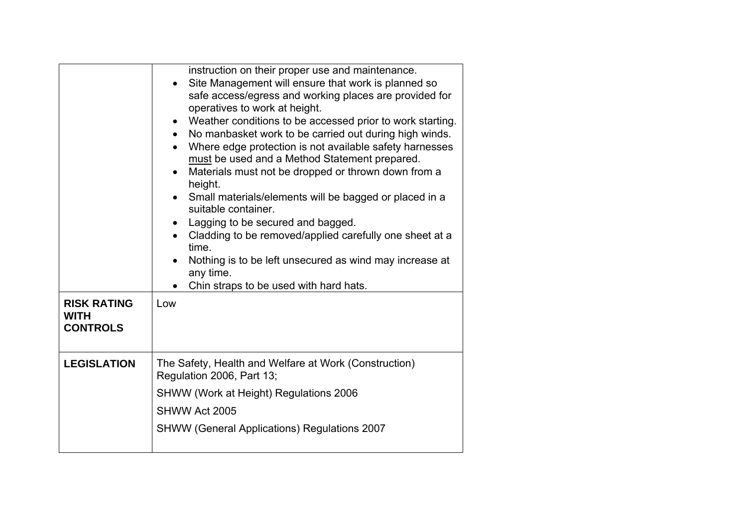| | |
|---|---|
| | instruction on their proper use and maintenance.<br>• Site Management will ensure that work is planned so safe access/egress and working places are provided for operatives to work at height.<br>• Weather conditions to be accessed prior to work starting.<br>• No manbasket work to be carried out during high winds.<br>• Where edge protection is not available safety harnesses <u>must</u> be used and a Method Statement prepared.<br>• Materials must not be dropped or thrown down from a height.<br>• Small materials/elements will be bagged or placed in a suitable container.<br>• Lagging to be secured and bagged.<br>• Cladding to be removed/applied carefully one sheet at a time.<br>• Nothing is to be left unsecured as wind may increase at any time.<br>• Chin straps to be used with hard hats. |
| **RISK RATING WITH CONTROLS** | Low |
| **LEGISLATION** | The Safety, Health and Welfare at Work (Construction) Regulation 2006, Part 13;<br>SHWW (Work at Height) Regulations 2006<br>SHWW Act 2005<br>SHWW (General Applications) Regulations 2007 |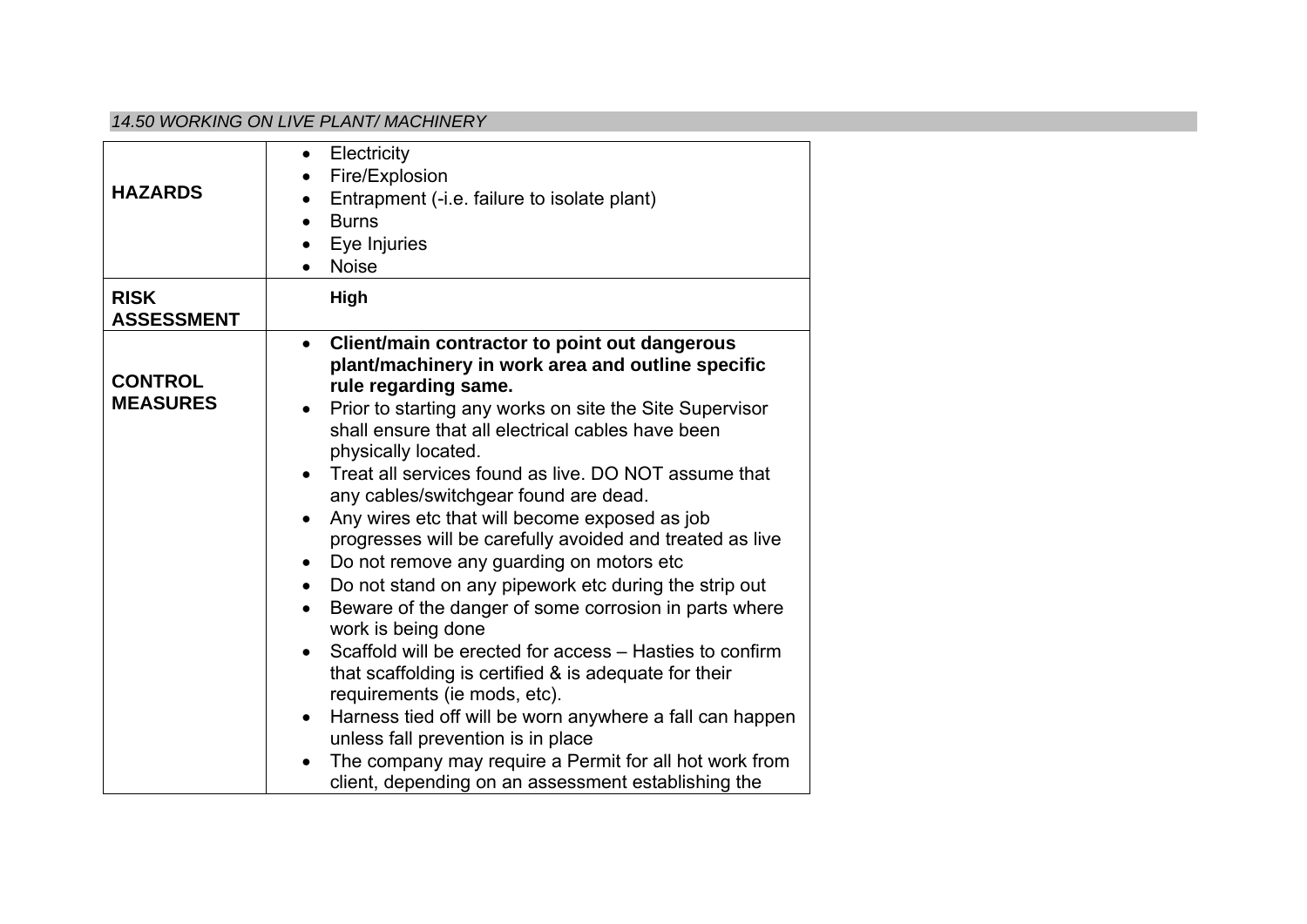*14.50 WORKING ON LIVE PLANT/ MACHINERY*

| | |
|---|---|
| **HAZARDS** | • Electricity<br>• Fire/Explosion<br>• Entrapment (-i.e. failure to isolate plant)<br>• Burns<br>• Eye Injuries<br>• Noise |
| **RISK ASSESSMENT** | **High** |
| **CONTROL MEASURES** | • **Client/main contractor to point out dangerous plant/machinery in work area and outline specific rule regarding same.**<br>• Prior to starting any works on site the Site Supervisor shall ensure that all electrical cables have been physically located.<br>• Treat all services found as live. DO NOT assume that any cables/switchgear found are dead.<br>• Any wires etc that will become exposed as job progresses will be carefully avoided and treated as live<br>• Do not remove any guarding on motors etc<br>• Do not stand on any pipework etc during the strip out<br>• Beware of the danger of some corrosion in parts where work is being done<br>• Scaffold will be erected for access – Hasties to confirm that scaffolding is certified & is adequate for their requirements (ie mods, etc).<br>• Harness tied off will be worn anywhere a fall can happen unless fall prevention is in place<br>• The company may require a Permit for all hot work from client, depending on an assessment establishing the |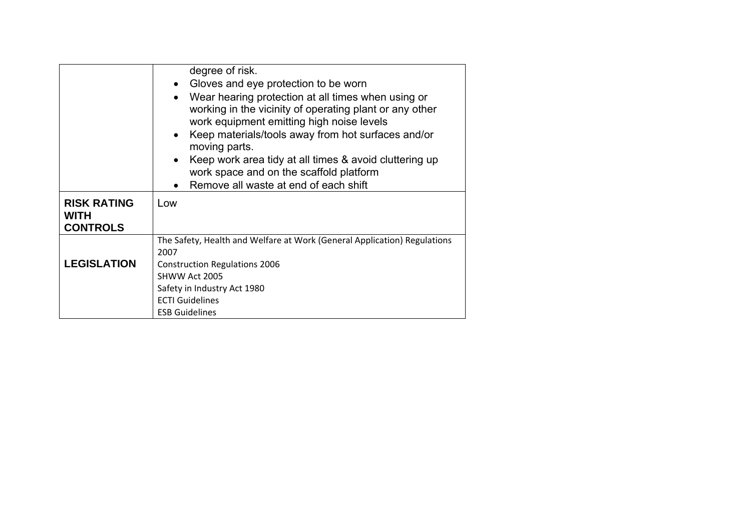| | |
|---|---|
| | degree of risk.<br>• Gloves and eye protection to be worn<br>• Wear hearing protection at all times when using or working in the vicinity of operating plant or any other work equipment emitting high noise levels<br>• Keep materials/tools away from hot surfaces and/or moving parts.<br>• Keep work area tidy at all times & avoid cluttering up work space and on the scaffold platform<br>• Remove all waste at end of each shift |
| **RISK RATING WITH CONTROLS** | Low |
| **LEGISLATION** | The Safety, Health and Welfare at Work (General Application) Regulations 2007<br>Construction Regulations 2006<br>SHWW Act 2005<br>Safety in Industry Act 1980<br>ECTI Guidelines<br>ESB Guidelines |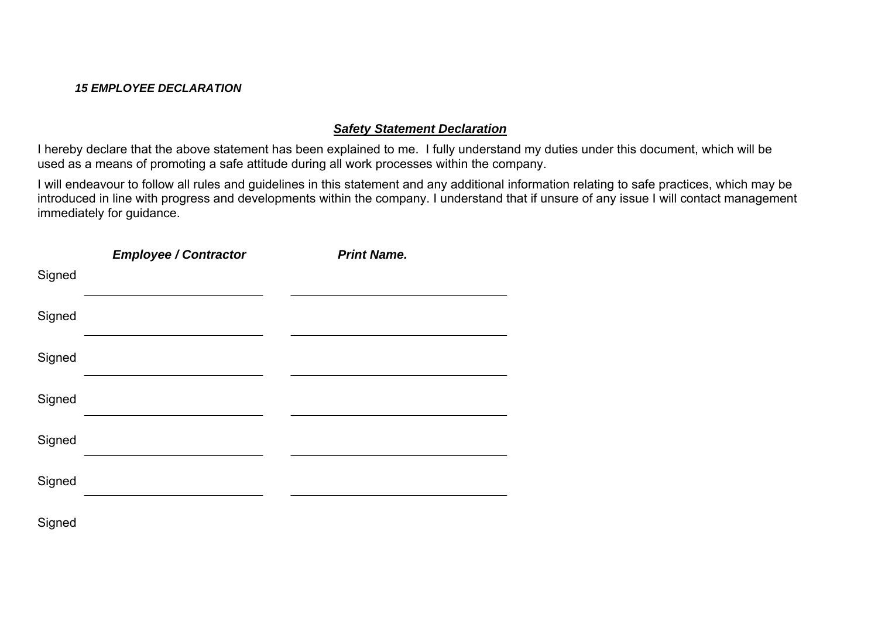***15 EMPLOYEE DECLARATION***

***<u>Safety Statement Declaration</u>***

I hereby declare that the above statement has been explained to me. I fully understand my duties under this document, which will be used as a means of promoting a safe attitude during all work processes within the company.

I will endeavour to follow all rules and guidelines in this statement and any additional information relating to safe practices, which may be introduced in line with progress and developments within the company. I understand that if unsure of any issue I will contact management immediately for guidance.

| | ***Employee / Contractor*** | ***Print Name.*** |
|---|---|---|
| Signed | ______________________ | ______________________ |
| Signed | ______________________ | ______________________ |
| Signed | ______________________ | ______________________ |
| Signed | ______________________ | ______________________ |
| Signed | ______________________ | ______________________ |
| Signed | ______________________ | ______________________ |
| Signed | | |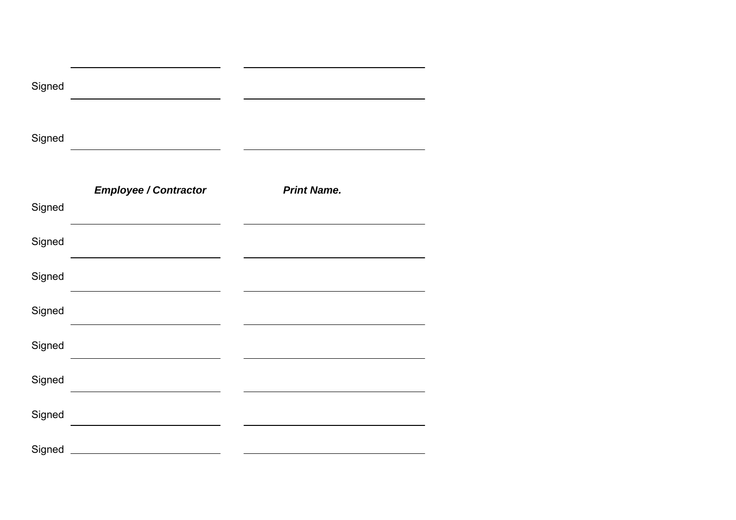Signed \_\_\_\_\_\_\_\_\_\_\_\_\_\_\_\_\_\_\_\_\_\_\_\_ \_\_\_\_\_\_\_\_\_\_\_\_\_\_\_\_\_\_\_\_\_\_\_\_\_\_\_\_

Signed \_\_\_\_\_\_\_\_\_\_\_\_\_\_\_\_\_\_\_\_\_\_\_\_ \_\_\_\_\_\_\_\_\_\_\_\_\_\_\_\_\_\_\_\_\_\_\_\_\_\_\_\_

| | ***Employee / Contractor*** | ***Print Name.*** |
| --- | --- | --- |
| Signed | | |
| Signed | | |
| Signed | | |
| Signed | | |
| Signed | | |
| Signed | | |
| Signed | | |
| Signed | | |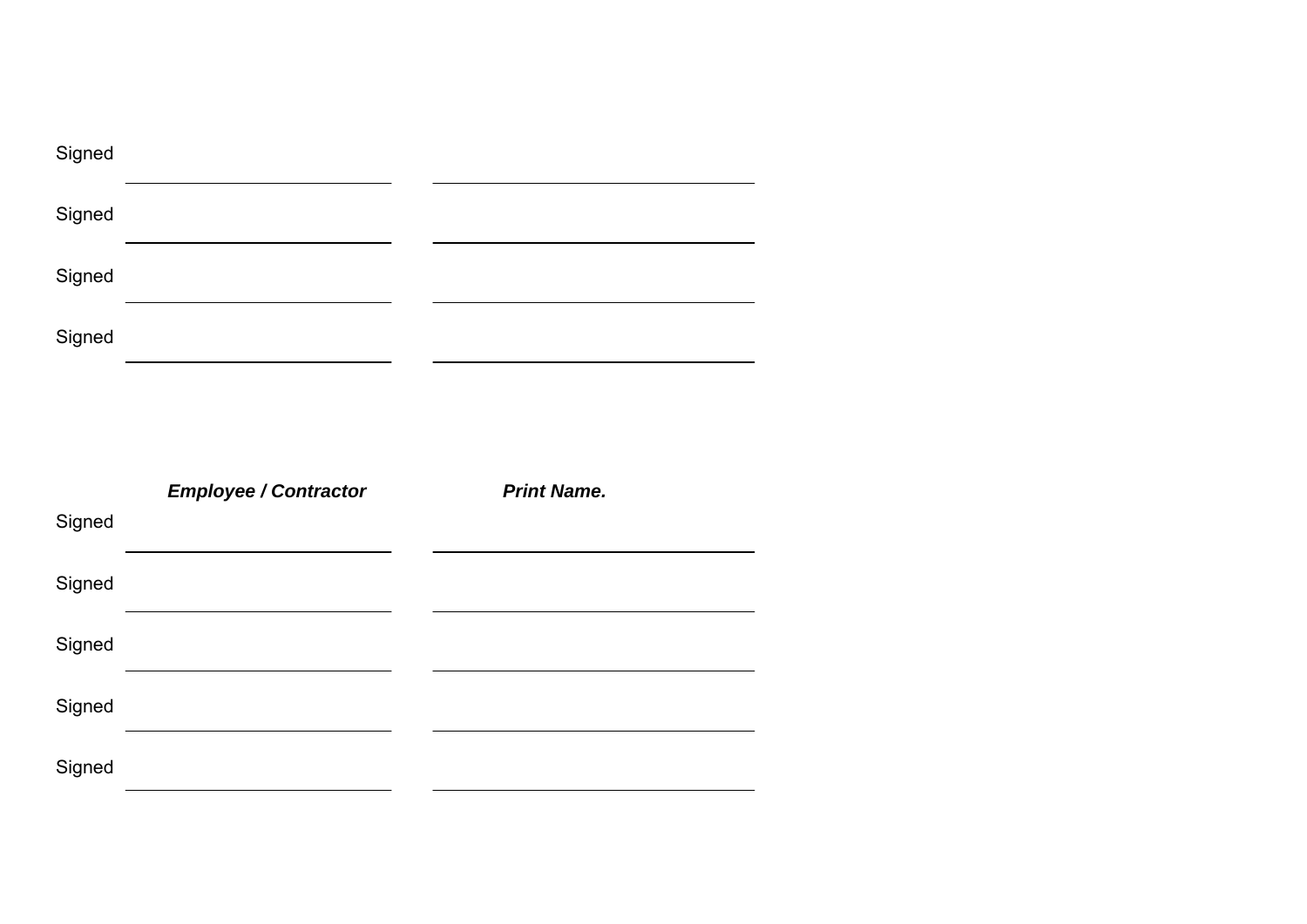Signed ______________________ ______________________

Signed ______________________ ______________________

Signed ______________________ ______________________

Signed ______________________ ______________________

| | ***Employee / Contractor*** | ***Print Name.*** |
|---|---|---|
| Signed | | |
| Signed | | |
| Signed | | |
| Signed | | |
| Signed | | |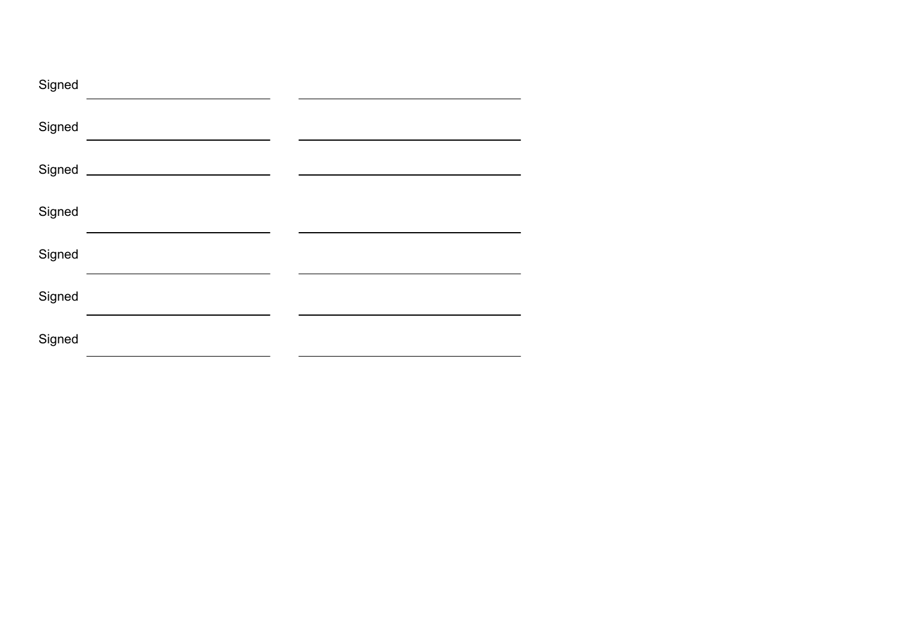Signed ______________________ ______________________

Signed ______________________ ______________________

Signed ______________________ ______________________

Signed ______________________ ______________________

Signed ______________________ ______________________

Signed ______________________ ______________________

Signed ______________________ ______________________